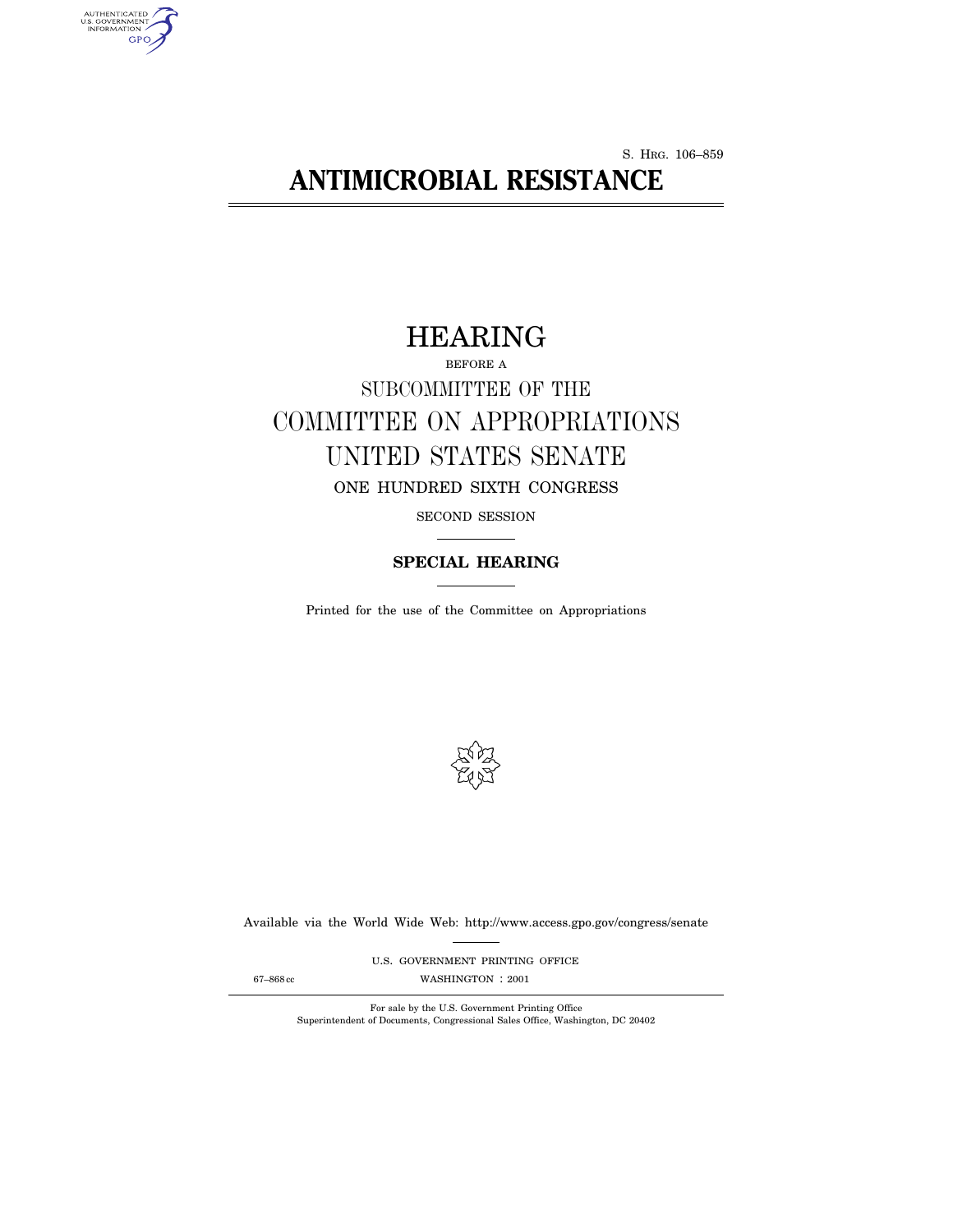S. HRG. 106–859

# ANTIMICROBIAL RESISTANCE

## HEARING

BEFORE A

SUBCOMMITTEE OF THE

COMMITTEE ON APPROPRIATIONS

UNITED STATES SENATE

ONE HUNDRED SIXTH CONGRESS

SECOND SESSION

**SPECIAL HEARING**

Printed for the use of the Committee on Appropriations

Available via the World Wide Web: http://www.access.gpo.gov/congress/senate

U.S. GOVERNMENT PRINTING OFFICE

67–868 cc WASHINGTON : 2001

For sale by the U.S. Government Printing Office
Superintendent of Documents, Congressional Sales Office, Washington, DC 20402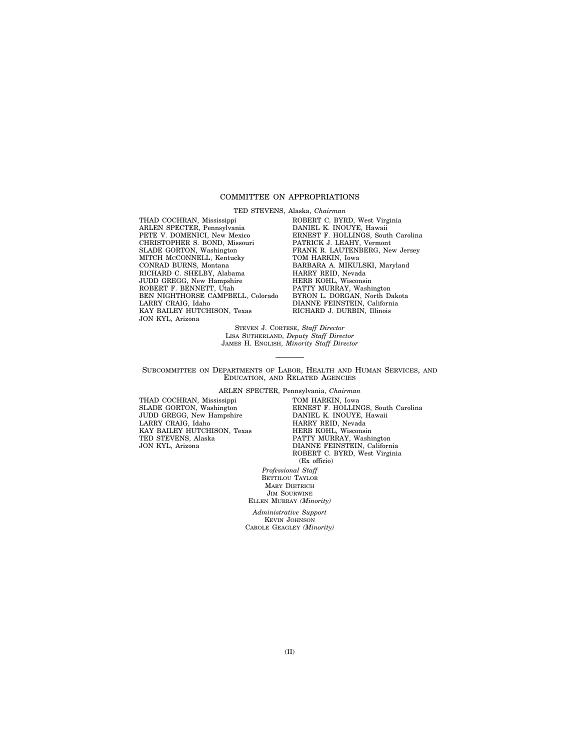## COMMITTEE ON APPROPRIATIONS

TED STEVENS, Alaska, *Chairman*

THAD COCHRAN, Mississippi
ARLEN SPECTER, Pennsylvania
PETE V. DOMENICI, New Mexico
CHRISTOPHER S. BOND, Missouri
SLADE GORTON, Washington
MITCH MCCONNELL, Kentucky
CONRAD BURNS, Montana
RICHARD C. SHELBY, Alabama
JUDD GREGG, New Hampshire
ROBERT F. BENNETT, Utah
BEN NIGHTHORSE CAMPBELL, Colorado
LARRY CRAIG, Idaho
KAY BAILEY HUTCHISON, Texas
JON KYL, Arizona

ROBERT C. BYRD, West Virginia
DANIEL K. INOUYE, Hawaii
ERNEST F. HOLLINGS, South Carolina
PATRICK J. LEAHY, Vermont
FRANK R. LAUTENBERG, New Jersey
TOM HARKIN, Iowa
BARBARA A. MIKULSKI, Maryland
HARRY REID, Nevada
HERB KOHL, Wisconsin
PATTY MURRAY, Washington
BYRON L. DORGAN, North Dakota
DIANNE FEINSTEIN, California
RICHARD J. DURBIN, Illinois

STEVEN J. CORTESE, *Staff Director*
LISA SUTHERLAND, *Deputy Staff Director*
JAMES H. ENGLISH, *Minority Staff Director*

---

## SUBCOMMITTEE ON DEPARTMENTS OF LABOR, HEALTH AND HUMAN SERVICES, AND EDUCATION, AND RELATED AGENCIES

ARLEN SPECTER, Pennsylvania, *Chairman*

THAD COCHRAN, Mississippi
SLADE GORTON, Washington
JUDD GREGG, New Hampshire
LARRY CRAIG, Idaho
KAY BAILEY HUTCHISON, Texas
TED STEVENS, Alaska
JON KYL, Arizona

TOM HARKIN, Iowa
ERNEST F. HOLLINGS, South Carolina
DANIEL K. INOUYE, Hawaii
HARRY REID, Nevada
HERB KOHL, Wisconsin
PATTY MURRAY, Washington
DIANNE FEINSTEIN, California
ROBERT C. BYRD, West Virginia
(Ex officio)

*Professional Staff*
BETTILOU TAYLOR
MARY DIETRICH
JIM SOURWINE
ELLEN MURRAY *(Minority)*

*Administrative Support*
KEVIN JOHNSON
CAROLE GEAGLEY *(Minority)*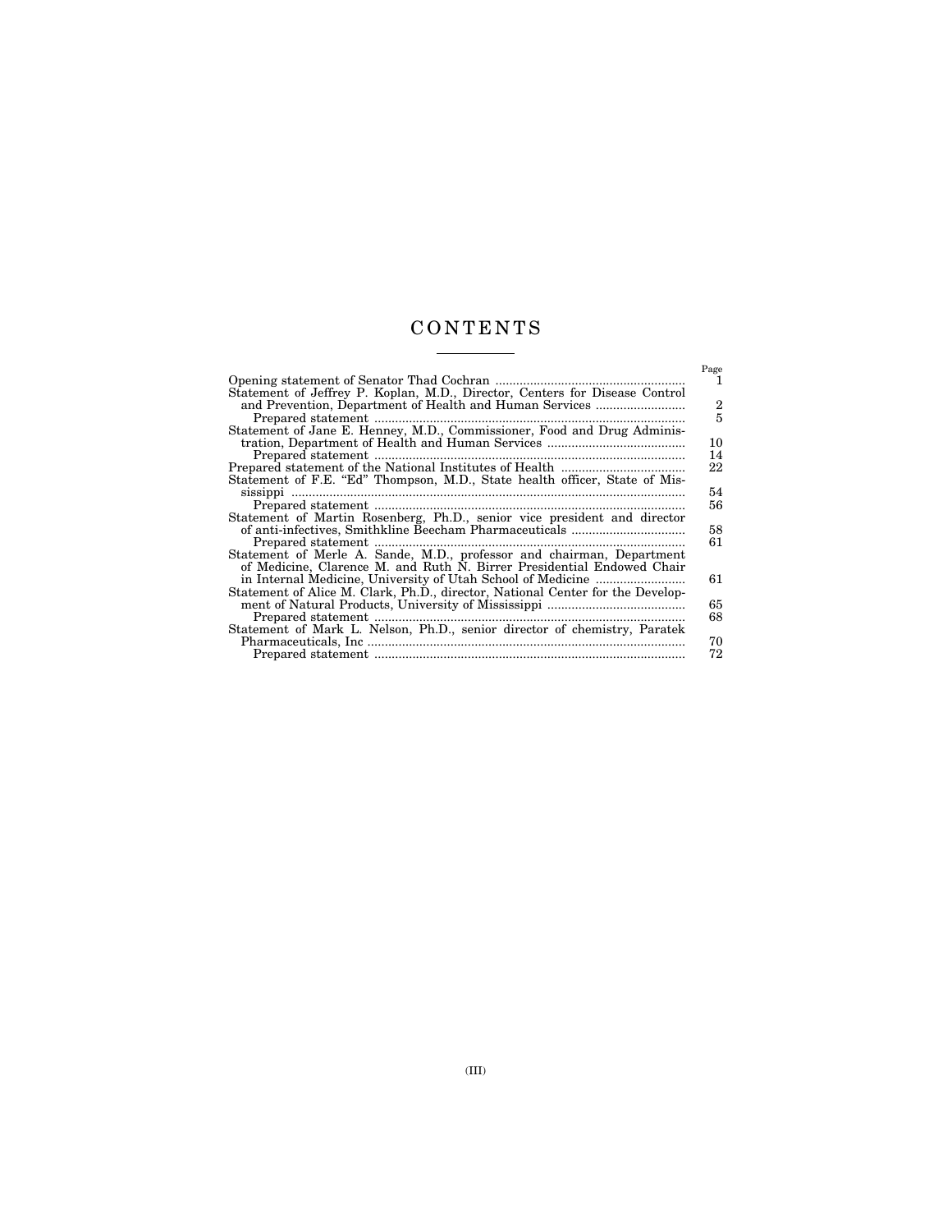# CONTENTS

| | Page |
|---|---|
| Opening statement of Senator Thad Cochran | 1 |
| Statement of Jeffrey P. Koplan, M.D., Director, Centers for Disease Control and Prevention, Department of Health and Human Services | 2 |
| Prepared statement | 5 |
| Statement of Jane E. Henney, M.D., Commissioner, Food and Drug Administration, Department of Health and Human Services | 10 |
| Prepared statement | 14 |
| Prepared statement of the National Institutes of Health | 22 |
| Statement of F.E. "Ed" Thompson, M.D., State health officer, State of Mississippi | 54 |
| Prepared statement | 56 |
| Statement of Martin Rosenberg, Ph.D., senior vice president and director of anti-infectives, Smithkline Beecham Pharmaceuticals | 58 |
| Prepared statement | 61 |
| Statement of Merle A. Sande, M.D., professor and chairman, Department of Medicine, Clarence M. and Ruth N. Birrer Presidential Endowed Chair in Internal Medicine, University of Utah School of Medicine | 61 |
| Statement of Alice M. Clark, Ph.D., director, National Center for the Development of Natural Products, University of Mississippi | 65 |
| Prepared statement | 68 |
| Statement of Mark L. Nelson, Ph.D., senior director of chemistry, Paratek Pharmaceuticals, Inc | 70 |
| Prepared statement | 72 |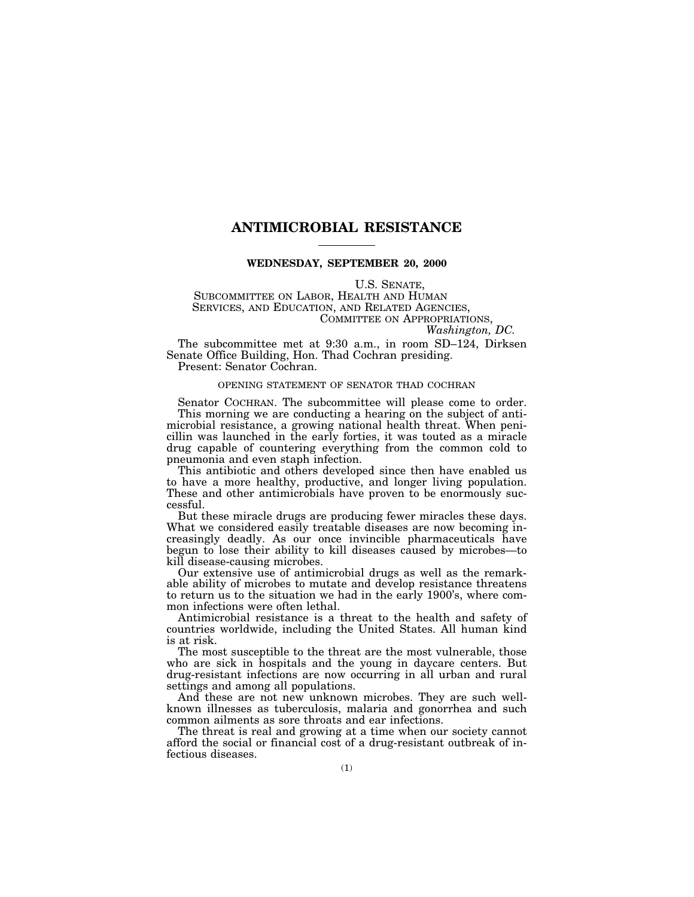# ANTIMICROBIAL RESISTANCE

**WEDNESDAY, SEPTEMBER 20, 2000**

U.S. SENATE,
SUBCOMMITTEE ON LABOR, HEALTH AND HUMAN SERVICES, AND EDUCATION, AND RELATED AGENCIES,
COMMITTEE ON APPROPRIATIONS,
*Washington, DC.*

The subcommittee met at 9:30 a.m., in room SD–124, Dirksen Senate Office Building, Hon. Thad Cochran presiding.

Present: Senator Cochran.

## OPENING STATEMENT OF SENATOR THAD COCHRAN

Senator COCHRAN. The subcommittee will please come to order.

This morning we are conducting a hearing on the subject of antimicrobial resistance, a growing national health threat. When penicillin was launched in the early forties, it was touted as a miracle drug capable of countering everything from the common cold to pneumonia and even staph infection.

This antibiotic and others developed since then have enabled us to have a more healthy, productive, and longer living population. These and other antimicrobials have proven to be enormously successful.

But these miracle drugs are producing fewer miracles these days. What we considered easily treatable diseases are now becoming increasingly deadly. As our once invincible pharmaceuticals have begun to lose their ability to kill diseases caused by microbes—to kill disease-causing microbes.

Our extensive use of antimicrobial drugs as well as the remarkable ability of microbes to mutate and develop resistance threatens to return us to the situation we had in the early 1900's, where common infections were often lethal.

Antimicrobial resistance is a threat to the health and safety of countries worldwide, including the United States. All human kind is at risk.

The most susceptible to the threat are the most vulnerable, those who are sick in hospitals and the young in daycare centers. But drug-resistant infections are now occurring in all urban and rural settings and among all populations.

And these are not new unknown microbes. They are such well-known illnesses as tuberculosis, malaria and gonorrhea and such common ailments as sore throats and ear infections.

The threat is real and growing at a time when our society cannot afford the social or financial cost of a drug-resistant outbreak of infectious diseases.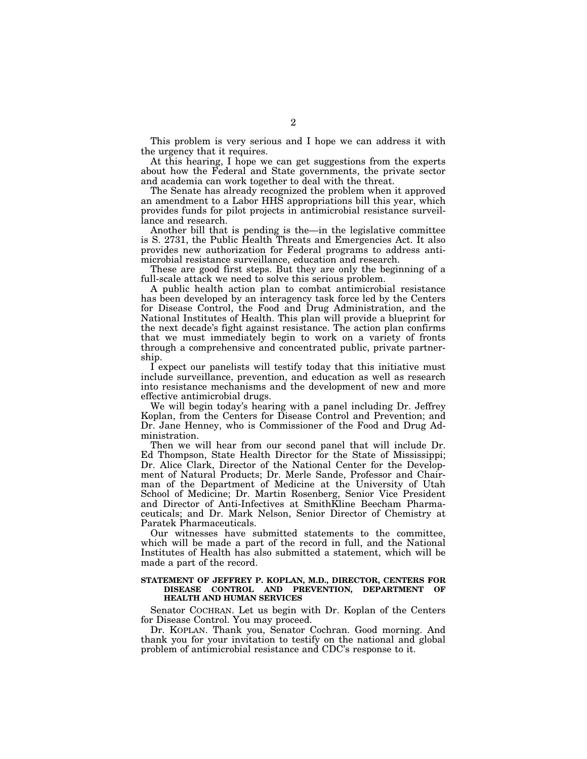This problem is very serious and I hope we can address it with the urgency that it requires.

At this hearing, I hope we can get suggestions from the experts about how the Federal and State governments, the private sector and academia can work together to deal with the threat.

The Senate has already recognized the problem when it approved an amendment to a Labor HHS appropriations bill this year, which provides funds for pilot projects in antimicrobial resistance surveillance and research.

Another bill that is pending is the—in the legislative committee is S. 2731, the Public Health Threats and Emergencies Act. It also provides new authorization for Federal programs to address antimicrobial resistance surveillance, education and research.

These are good first steps. But they are only the beginning of a full-scale attack we need to solve this serious problem.

A public health action plan to combat antimicrobial resistance has been developed by an interagency task force led by the Centers for Disease Control, the Food and Drug Administration, and the National Institutes of Health. This plan will provide a blueprint for the next decade's fight against resistance. The action plan confirms that we must immediately begin to work on a variety of fronts through a comprehensive and concentrated public, private partnership.

I expect our panelists will testify today that this initiative must include surveillance, prevention, and education as well as research into resistance mechanisms and the development of new and more effective antimicrobial drugs.

We will begin today's hearing with a panel including Dr. Jeffrey Koplan, from the Centers for Disease Control and Prevention; and Dr. Jane Henney, who is Commissioner of the Food and Drug Administration.

Then we will hear from our second panel that will include Dr. Ed Thompson, State Health Director for the State of Mississippi; Dr. Alice Clark, Director of the National Center for the Development of Natural Products; Dr. Merle Sande, Professor and Chairman of the Department of Medicine at the University of Utah School of Medicine; Dr. Martin Rosenberg, Senior Vice President and Director of Anti-Infectives at SmithKline Beecham Pharmaceuticals; and Dr. Mark Nelson, Senior Director of Chemistry at Paratek Pharmaceuticals.

Our witnesses have submitted statements to the committee, which will be made a part of the record in full, and the National Institutes of Health has also submitted a statement, which will be made a part of the record.

**STATEMENT OF JEFFREY P. KOPLAN, M.D., DIRECTOR, CENTERS FOR DISEASE CONTROL AND PREVENTION, DEPARTMENT OF HEALTH AND HUMAN SERVICES**

Senator COCHRAN. Let us begin with Dr. Koplan of the Centers for Disease Control. You may proceed.

Dr. KOPLAN. Thank you, Senator Cochran. Good morning. And thank you for your invitation to testify on the national and global problem of antimicrobial resistance and CDC's response to it.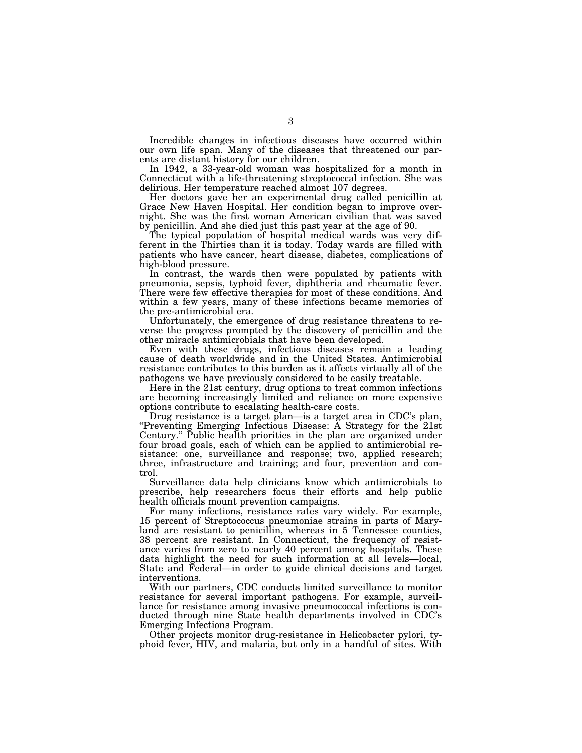Incredible changes in infectious diseases have occurred within our own life span. Many of the diseases that threatened our parents are distant history for our children.

In 1942, a 33-year-old woman was hospitalized for a month in Connecticut with a life-threatening streptococcal infection. She was delirious. Her temperature reached almost 107 degrees.

Her doctors gave her an experimental drug called penicillin at Grace New Haven Hospital. Her condition began to improve overnight. She was the first woman American civilian that was saved by penicillin. And she died just this past year at the age of 90.

The typical population of hospital medical wards was very different in the Thirties than it is today. Today wards are filled with patients who have cancer, heart disease, diabetes, complications of high-blood pressure.

In contrast, the wards then were populated by patients with pneumonia, sepsis, typhoid fever, diphtheria and rheumatic fever. There were few effective therapies for most of these conditions. And within a few years, many of these infections became memories of the pre-antimicrobial era.

Unfortunately, the emergence of drug resistance threatens to reverse the progress prompted by the discovery of penicillin and the other miracle antimicrobials that have been developed.

Even with these drugs, infectious diseases remain a leading cause of death worldwide and in the United States. Antimicrobial resistance contributes to this burden as it affects virtually all of the pathogens we have previously considered to be easily treatable.

Here in the 21st century, drug options to treat common infections are becoming increasingly limited and reliance on more expensive options contribute to escalating health-care costs.

Drug resistance is a target plan—is a target area in CDC's plan, "Preventing Emerging Infectious Disease: A Strategy for the 21st Century." Public health priorities in the plan are organized under four broad goals, each of which can be applied to antimicrobial resistance: one, surveillance and response; two, applied research; three, infrastructure and training; and four, prevention and control.

Surveillance data help clinicians know which antimicrobials to prescribe, help researchers focus their efforts and help public health officials mount prevention campaigns.

For many infections, resistance rates vary widely. For example, 15 percent of Streptococcus pneumoniae strains in parts of Maryland are resistant to penicillin, whereas in 5 Tennessee counties, 38 percent are resistant. In Connecticut, the frequency of resistance varies from zero to nearly 40 percent among hospitals. These data highlight the need for such information at all levels—local, State and Federal—in order to guide clinical decisions and target interventions.

With our partners, CDC conducts limited surveillance to monitor resistance for several important pathogens. For example, surveillance for resistance among invasive pneumococcal infections is conducted through nine State health departments involved in CDC's Emerging Infections Program.

Other projects monitor drug-resistance in Helicobacter pylori, typhoid fever, HIV, and malaria, but only in a handful of sites. With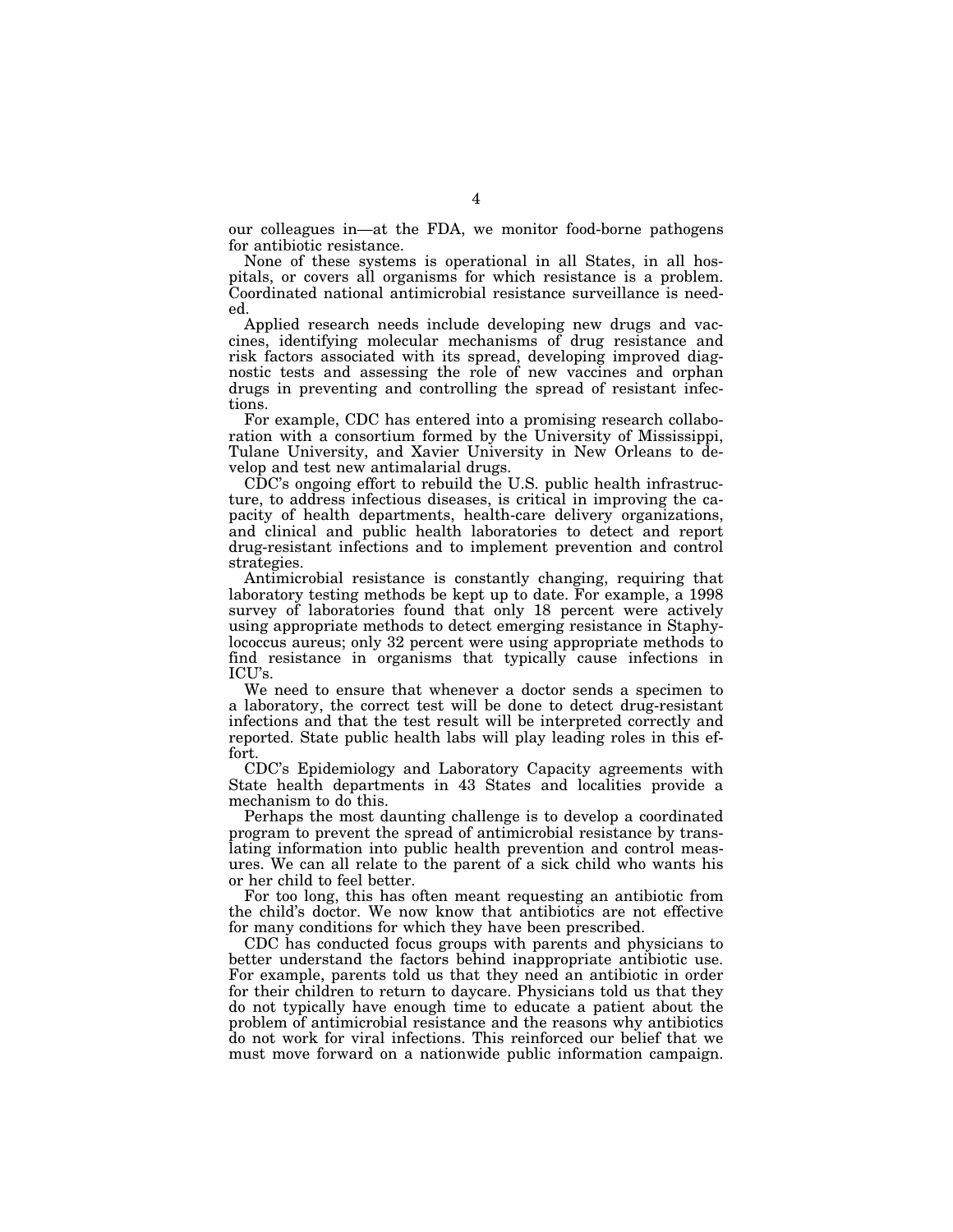our colleagues in—at the FDA, we monitor food-borne pathogens for antibiotic resistance.

None of these systems is operational in all States, in all hospitals, or covers all organisms for which resistance is a problem. Coordinated national antimicrobial resistance surveillance is needed.

Applied research needs include developing new drugs and vaccines, identifying molecular mechanisms of drug resistance and risk factors associated with its spread, developing improved diagnostic tests and assessing the role of new vaccines and orphan drugs in preventing and controlling the spread of resistant infections.

For example, CDC has entered into a promising research collaboration with a consortium formed by the University of Mississippi, Tulane University, and Xavier University in New Orleans to develop and test new antimalarial drugs.

CDC's ongoing effort to rebuild the U.S. public health infrastructure, to address infectious diseases, is critical in improving the capacity of health departments, health-care delivery organizations, and clinical and public health laboratories to detect and report drug-resistant infections and to implement prevention and control strategies.

Antimicrobial resistance is constantly changing, requiring that laboratory testing methods be kept up to date. For example, a 1998 survey of laboratories found that only 18 percent were actively using appropriate methods to detect emerging resistance in Staphylococcus aureus; only 32 percent were using appropriate methods to find resistance in organisms that typically cause infections in ICU's.

We need to ensure that whenever a doctor sends a specimen to a laboratory, the correct test will be done to detect drug-resistant infections and that the test result will be interpreted correctly and reported. State public health labs will play leading roles in this effort.

CDC's Epidemiology and Laboratory Capacity agreements with State health departments in 43 States and localities provide a mechanism to do this.

Perhaps the most daunting challenge is to develop a coordinated program to prevent the spread of antimicrobial resistance by translating information into public health prevention and control measures. We can all relate to the parent of a sick child who wants his or her child to feel better.

For too long, this has often meant requesting an antibiotic from the child's doctor. We now know that antibiotics are not effective for many conditions for which they have been prescribed.

CDC has conducted focus groups with parents and physicians to better understand the factors behind inappropriate antibiotic use. For example, parents told us that they need an antibiotic in order for their children to return to daycare. Physicians told us that they do not typically have enough time to educate a patient about the problem of antimicrobial resistance and the reasons why antibiotics do not work for viral infections. This reinforced our belief that we must move forward on a nationwide public information campaign.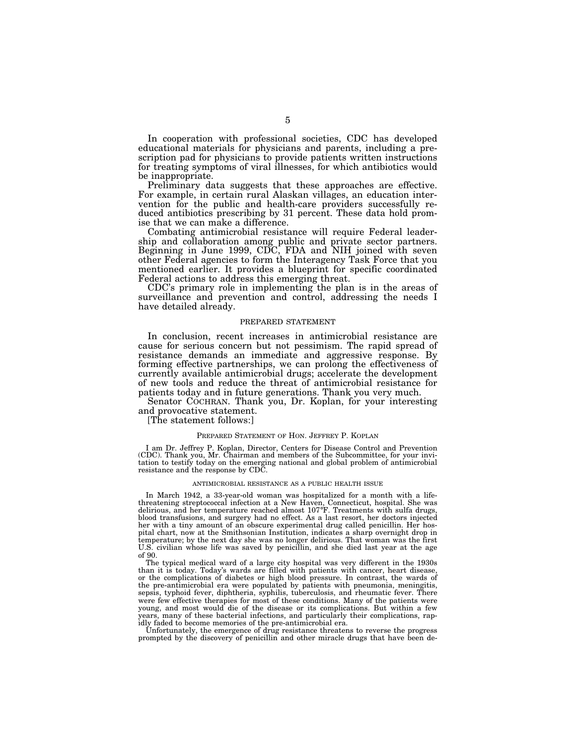In cooperation with professional societies, CDC has developed educational materials for physicians and parents, including a prescription pad for physicians to provide patients written instructions for treating symptoms of viral illnesses, for which antibiotics would be inappropriate.

Preliminary data suggests that these approaches are effective. For example, in certain rural Alaskan villages, an education intervention for the public and health-care providers successfully reduced antibiotics prescribing by 31 percent. These data hold promise that we can make a difference.

Combating antimicrobial resistance will require Federal leadership and collaboration among public and private sector partners. Beginning in June 1999, CDC, FDA and NIH joined with seven other Federal agencies to form the Interagency Task Force that you mentioned earlier. It provides a blueprint for specific coordinated Federal actions to address this emerging threat.

CDC's primary role in implementing the plan is in the areas of surveillance and prevention and control, addressing the needs I have detailed already.

PREPARED STATEMENT

In conclusion, recent increases in antimicrobial resistance are cause for serious concern but not pessimism. The rapid spread of resistance demands an immediate and aggressive response. By forming effective partnerships, we can prolong the effectiveness of currently available antimicrobial drugs; accelerate the development of new tools and reduce the threat of antimicrobial resistance for patients today and in future generations. Thank you very much.

Senator COCHRAN. Thank you, Dr. Koplan, for your interesting and provocative statement.

[The statement follows:]

PREPARED STATEMENT OF HON. JEFFREY P. KOPLAN

I am Dr. Jeffrey P. Koplan, Director, Centers for Disease Control and Prevention (CDC). Thank you, Mr. Chairman and members of the Subcommittee, for your invitation to testify today on the emerging national and global problem of antimicrobial resistance and the response by CDC.

ANTIMICROBIAL RESISTANCE AS A PUBLIC HEALTH ISSUE

In March 1942, a 33-year-old woman was hospitalized for a month with a life-threatening streptococcal infection at a New Haven, Connecticut, hospital. She was delirious, and her temperature reached almost 107°F. Treatments with sulfa drugs, blood transfusions, and surgery had no effect. As a last resort, her doctors injected her with a tiny amount of an obscure experimental drug called penicillin. Her hospital chart, now at the Smithsonian Institution, indicates a sharp overnight drop in temperature; by the next day she was no longer delirious. That woman was the first U.S. civilian whose life was saved by penicillin, and she died last year at the age of 90.

The typical medical ward of a large city hospital was very different in the 1930s than it is today. Today's wards are filled with patients with cancer, heart disease, or the complications of diabetes or high blood pressure. In contrast, the wards of the pre-antimicrobial era were populated by patients with pneumonia, meningitis, sepsis, typhoid fever, diphtheria, syphilis, tuberculosis, and rheumatic fever. There were few effective therapies for most of these conditions. Many of the patients were young, and most would die of the disease or its complications. But within a few years, many of these bacterial infections, and particularly their complications, rapidly faded to become memories of the pre-antimicrobial era.

Unfortunately, the emergence of drug resistance threatens to reverse the progress prompted by the discovery of penicillin and other miracle drugs that have been de-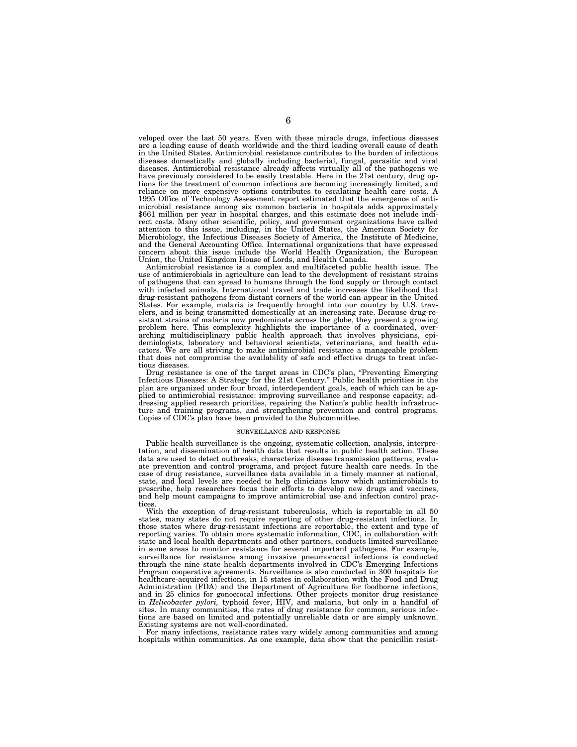veloped over the last 50 years. Even with these miracle drugs, infectious diseases are a leading cause of death worldwide and the third leading overall cause of death in the United States. Antimicrobial resistance contributes to the burden of infectious diseases domestically and globally including bacterial, fungal, parasitic and viral diseases. Antimicrobial resistance already affects virtually all of the pathogens we have previously considered to be easily treatable. Here in the 21st century, drug options for the treatment of common infections are becoming increasingly limited, and reliance on more expensive options contributes to escalating health care costs. A 1995 Office of Technology Assessment report estimated that the emergence of antimicrobial resistance among six common bacteria in hospitals adds approximately $661 million per year in hospital charges, and this estimate does not include indirect costs. Many other scientific, policy, and government organizations have called attention to this issue, including, in the United States, the American Society for Microbiology, the Infectious Diseases Society of America, the Institute of Medicine, and the General Accounting Office. International organizations that have expressed concern about this issue include the World Health Organization, the European Union, the United Kingdom House of Lords, and Health Canada.

Antimicrobial resistance is a complex and multifaceted public health issue. The use of antimicrobials in agriculture can lead to the development of resistant strains of pathogens that can spread to humans through the food supply or through contact with infected animals. International travel and trade increases the likelihood that drug-resistant pathogens from distant corners of the world can appear in the United States. For example, malaria is frequently brought into our country by U.S. travelers, and is being transmitted domestically at an increasing rate. Because drug-resistant strains of malaria now predominate across the globe, they present a growing problem here. This complexity highlights the importance of a coordinated, overarching multidisciplinary public health approach that involves physicians, epidemiologists, laboratory and behavioral scientists, veterinarians, and health educators. We are all striving to make antimicrobial resistance a manageable problem that does not compromise the availability of safe and effective drugs to treat infectious diseases.

Drug resistance is one of the target areas in CDC's plan, "Preventing Emerging Infectious Diseases: A Strategy for the 21st Century." Public health priorities in the plan are organized under four broad, interdependent goals, each of which can be applied to antimicrobial resistance: improving surveillance and response capacity, addressing applied research priorities, repairing the Nation's public health infrastructure and training programs, and strengthening prevention and control programs. Copies of CDC's plan have been provided to the Subcommittee.

## SURVEILLANCE AND RESPONSE

Public health surveillance is the ongoing, systematic collection, analysis, interpretation, and dissemination of health data that results in public health action. These data are used to detect outbreaks, characterize disease transmission patterns, evaluate prevention and control programs, and project future health care needs. In the case of drug resistance, surveillance data available in a timely manner at national, state, and local levels are needed to help clinicians know which antimicrobials to prescribe, help researchers focus their efforts to develop new drugs and vaccines, and help mount campaigns to improve antimicrobial use and infection control practices.

With the exception of drug-resistant tuberculosis, which is reportable in all 50 states, many states do not require reporting of other drug-resistant infections. In those states where drug-resistant infections are reportable, the extent and type of reporting varies. To obtain more systematic information, CDC, in collaboration with state and local health departments and other partners, conducts limited surveillance in some areas to monitor resistance for several important pathogens. For example, surveillance for resistance among invasive pneumococcal infections is conducted through the nine state health departments involved in CDC's Emerging Infections Program cooperative agreements. Surveillance is also conducted in 300 hospitals for healthcare-acquired infections, in 15 states in collaboration with the Food and Drug Administration (FDA) and the Department of Agriculture for foodborne infections, and in 25 clinics for gonoccocal infections. Other projects monitor drug resistance in *Helicobacter pylori,* typhoid fever, HIV, and malaria, but only in a handful of sites. In many communities, the rates of drug resistance for common, serious infections are based on limited and potentially unreliable data or are simply unknown. Existing systems are not well-coordinated.

For many infections, resistance rates vary widely among communities and among hospitals within communities. As one example, data show that the penicillin resist-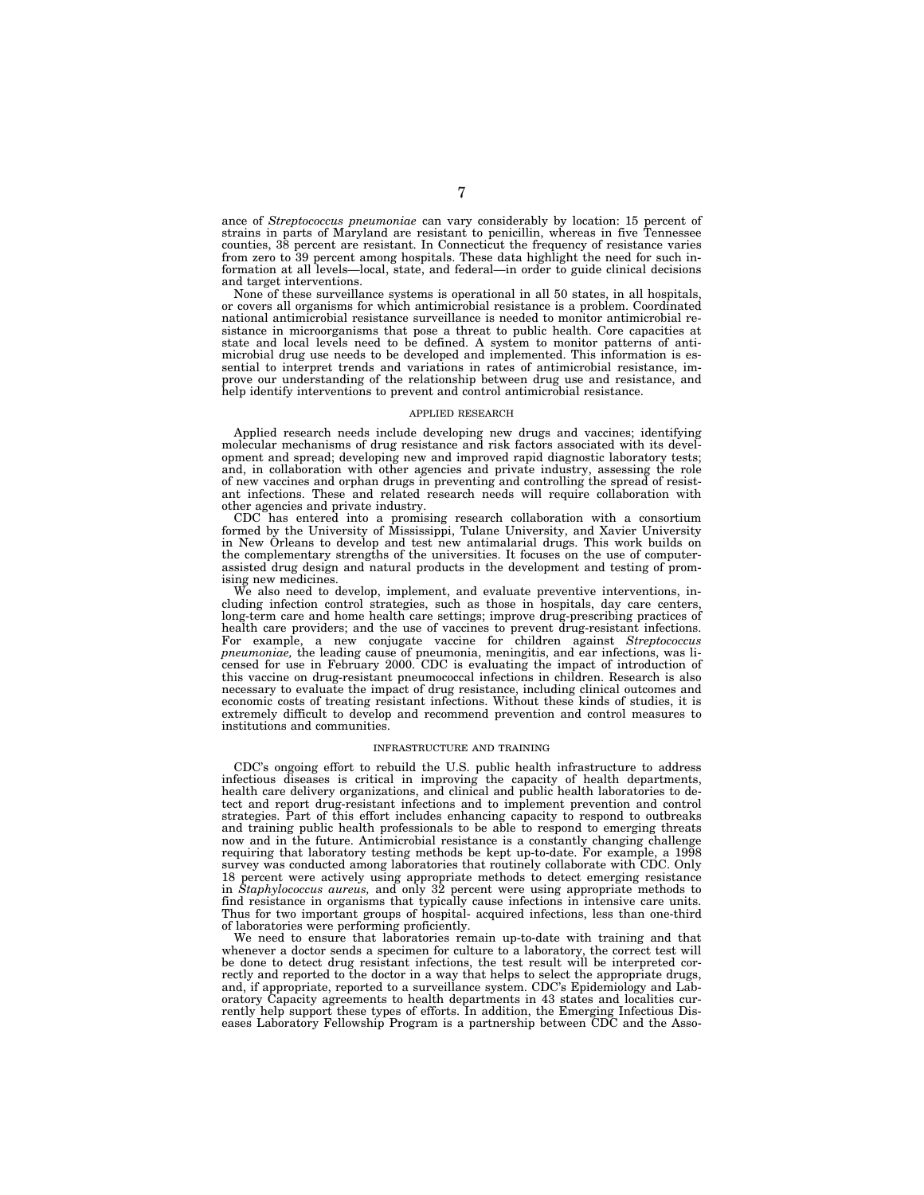ance of *Streptococcus pneumoniae* can vary considerably by location: 15 percent of strains in parts of Maryland are resistant to penicillin, whereas in five Tennessee counties, 38 percent are resistant. In Connecticut the frequency of resistance varies from zero to 39 percent among hospitals. These data highlight the need for such information at all levels—local, state, and federal—in order to guide clinical decisions and target interventions.

None of these surveillance systems is operational in all 50 states, in all hospitals, or covers all organisms for which antimicrobial resistance is a problem. Coordinated national antimicrobial resistance surveillance is needed to monitor antimicrobial resistance in microorganisms that pose a threat to public health. Core capacities at state and local levels need to be defined. A system to monitor patterns of antimicrobial drug use needs to be developed and implemented. This information is essential to interpret trends and variations in rates of antimicrobial resistance, improve our understanding of the relationship between drug use and resistance, and help identify interventions to prevent and control antimicrobial resistance.

## APPLIED RESEARCH

Applied research needs include developing new drugs and vaccines; identifying molecular mechanisms of drug resistance and risk factors associated with its development and spread; developing new and improved rapid diagnostic laboratory tests; and, in collaboration with other agencies and private industry, assessing the role of new vaccines and orphan drugs in preventing and controlling the spread of resistant infections. These and related research needs will require collaboration with other agencies and private industry.

CDC has entered into a promising research collaboration with a consortium formed by the University of Mississippi, Tulane University, and Xavier University in New Orleans to develop and test new antimalarial drugs. This work builds on the complementary strengths of the universities. It focuses on the use of computer-assisted drug design and natural products in the development and testing of promising new medicines.

We also need to develop, implement, and evaluate preventive interventions, including infection control strategies, such as those in hospitals, day care centers, long-term care and home health care settings; improve drug-prescribing practices of health care providers; and the use of vaccines to prevent drug-resistant infections. For example, a new conjugate vaccine for children against *Streptococcus pneumoniae,* the leading cause of pneumonia, meningitis, and ear infections, was licensed for use in February 2000. CDC is evaluating the impact of introduction of this vaccine on drug-resistant pneumococcal infections in children. Research is also necessary to evaluate the impact of drug resistance, including clinical outcomes and economic costs of treating resistant infections. Without these kinds of studies, it is extremely difficult to develop and recommend prevention and control measures to institutions and communities.

## INFRASTRUCTURE AND TRAINING

CDC's ongoing effort to rebuild the U.S. public health infrastructure to address infectious diseases is critical in improving the capacity of health departments, health care delivery organizations, and clinical and public health laboratories to detect and report drug-resistant infections and to implement prevention and control strategies. Part of this effort includes enhancing capacity to respond to outbreaks and training public health professionals to be able to respond to emerging threats now and in the future. Antimicrobial resistance is a constantly changing challenge requiring that laboratory testing methods be kept up-to-date. For example, a 1998 survey was conducted among laboratories that routinely collaborate with CDC. Only 18 percent were actively using appropriate methods to detect emerging resistance in *Staphylococcus aureus,* and only 32 percent were using appropriate methods to find resistance in organisms that typically cause infections in intensive care units. Thus for two important groups of hospital- acquired infections, less than one-third of laboratories were performing proficiently.

We need to ensure that laboratories remain up-to-date with training and that whenever a doctor sends a specimen for culture to a laboratory, the correct test will be done to detect drug resistant infections, the test result will be interpreted correctly and reported to the doctor in a way that helps to select the appropriate drugs, and, if appropriate, reported to a surveillance system. CDC's Epidemiology and Laboratory Capacity agreements to health departments in 43 states and localities currently help support these types of efforts. In addition, the Emerging Infectious Diseases Laboratory Fellowship Program is a partnership between CDC and the Asso-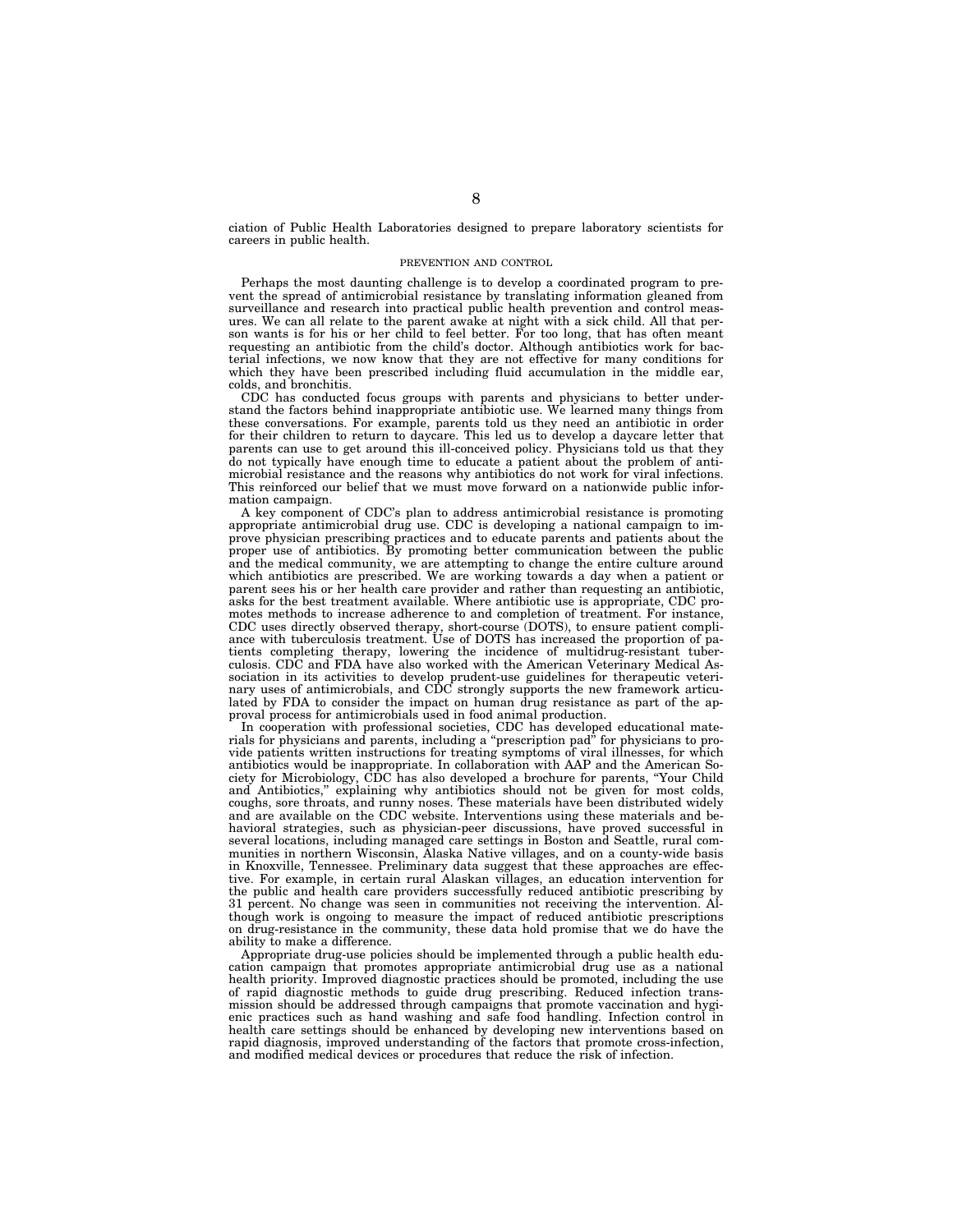ciation of Public Health Laboratories designed to prepare laboratory scientists for careers in public health.

## PREVENTION AND CONTROL

Perhaps the most daunting challenge is to develop a coordinated program to prevent the spread of antimicrobial resistance by translating information gleaned from surveillance and research into practical public health prevention and control measures. We can all relate to the parent awake at night with a sick child. All that person wants is for his or her child to feel better. For too long, that has often meant requesting an antibiotic from the child's doctor. Although antibiotics work for bacterial infections, we now know that they are not effective for many conditions for which they have been prescribed including fluid accumulation in the middle ear, colds, and bronchitis.

CDC has conducted focus groups with parents and physicians to better understand the factors behind inappropriate antibiotic use. We learned many things from these conversations. For example, parents told us they need an antibiotic in order for their children to return to daycare. This led us to develop a daycare letter that parents can use to get around this ill-conceived policy. Physicians told us that they do not typically have enough time to educate a patient about the problem of antimicrobial resistance and the reasons why antibiotics do not work for viral infections. This reinforced our belief that we must move forward on a nationwide public information campaign.

A key component of CDC's plan to address antimicrobial resistance is promoting appropriate antimicrobial drug use. CDC is developing a national campaign to improve physician prescribing practices and to educate parents and patients about the proper use of antibiotics. By promoting better communication between the public and the medical community, we are attempting to change the entire culture around which antibiotics are prescribed. We are working towards a day when a patient or parent sees his or her health care provider and rather than requesting an antibiotic, asks for the best treatment available. Where antibiotic use is appropriate, CDC promotes methods to increase adherence to and completion of treatment. For instance, CDC uses directly observed therapy, short-course (DOTS), to ensure patient compliance with tuberculosis treatment. Use of DOTS has increased the proportion of patients completing therapy, lowering the incidence of multidrug-resistant tuberculosis. CDC and FDA have also worked with the American Veterinary Medical Association in its activities to develop prudent-use guidelines for therapeutic veterinary uses of antimicrobials, and CDC strongly supports the new framework articulated by FDA to consider the impact on human drug resistance as part of the approval process for antimicrobials used in food animal production.

In cooperation with professional societies, CDC has developed educational materials for physicians and parents, including a "prescription pad" for physicians to provide patients written instructions for treating symptoms of viral illnesses, for which antibiotics would be inappropriate. In collaboration with AAP and the American Society for Microbiology, CDC has also developed a brochure for parents, "Your Child and Antibiotics," explaining why antibiotics should not be given for most colds, coughs, sore throats, and runny noses. These materials have been distributed widely and are available on the CDC website. Interventions using these materials and behavioral strategies, such as physician-peer discussions, have proved successful in several locations, including managed care settings in Boston and Seattle, rural communities in northern Wisconsin, Alaska Native villages, and on a county-wide basis in Knoxville, Tennessee. Preliminary data suggest that these approaches are effective. For example, in certain rural Alaskan villages, an education intervention for the public and health care providers successfully reduced antibiotic prescribing by 31 percent. No change was seen in communities not receiving the intervention. Although work is ongoing to measure the impact of reduced antibiotic prescriptions on drug-resistance in the community, these data hold promise that we do have the ability to make a difference.

Appropriate drug-use policies should be implemented through a public health education campaign that promotes appropriate antimicrobial drug use as a national health priority. Improved diagnostic practices should be promoted, including the use of rapid diagnostic methods to guide drug prescribing. Reduced infection transmission should be addressed through campaigns that promote vaccination and hygienic practices such as hand washing and safe food handling. Infection control in health care settings should be enhanced by developing new interventions based on rapid diagnosis, improved understanding of the factors that promote cross-infection, and modified medical devices or procedures that reduce the risk of infection.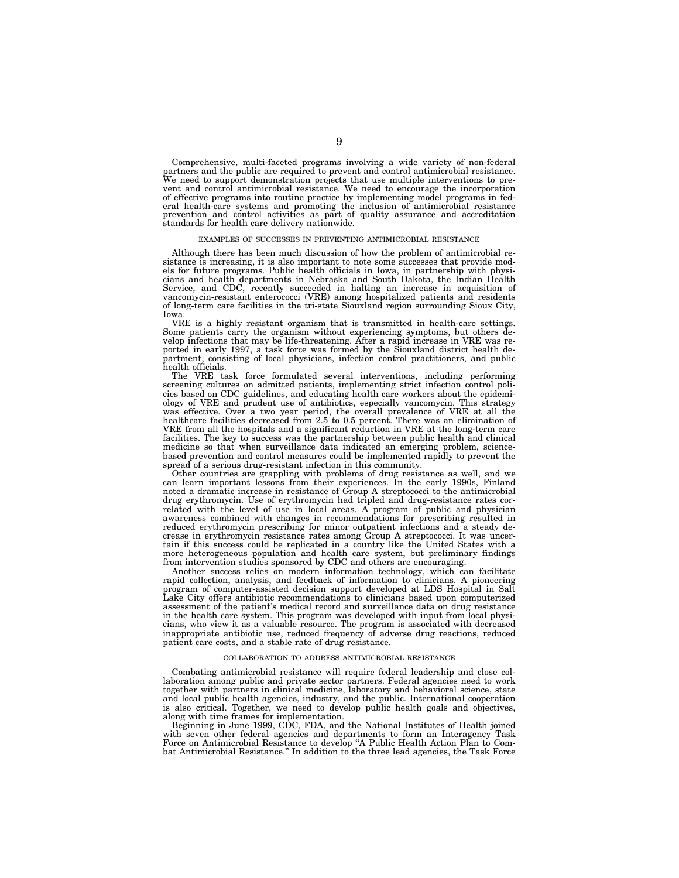Comprehensive, multi-faceted programs involving a wide variety of non-federal partners and the public are required to prevent and control antimicrobial resistance. We need to support demonstration projects that use multiple interventions to prevent and control antimicrobial resistance. We need to encourage the incorporation of effective programs into routine practice by implementing model programs in federal health-care systems and promoting the inclusion of antimicrobial resistance prevention and control activities as part of quality assurance and accreditation standards for health care delivery nationwide.

## EXAMPLES OF SUCCESSES IN PREVENTING ANTIMICROBIAL RESISTANCE

Although there has been much discussion of how the problem of antimicrobial resistance is increasing, it is also important to note some successes that provide models for future programs. Public health officials in Iowa, in partnership with physicians and health departments in Nebraska and South Dakota, the Indian Health Service, and CDC, recently succeeded in halting an increase in acquisition of vancomycin-resistant enterococci (VRE) among hospitalized patients and residents of long-term care facilities in the tri-state Siouxland region surrounding Sioux City, Iowa.

VRE is a highly resistant organism that is transmitted in health-care settings. Some patients carry the organism without experiencing symptoms, but others develop infections that may be life-threatening. After a rapid increase in VRE was reported in early 1997, a task force was formed by the Siouxland district health department, consisting of local physicians, infection control practitioners, and public health officials.

The VRE task force formulated several interventions, including performing screening cultures on admitted patients, implementing strict infection control policies based on CDC guidelines, and educating health care workers about the epidemiology of VRE and prudent use of antibiotics, especially vancomycin. This strategy was effective. Over a two year period, the overall prevalence of VRE at all the healthcare facilities decreased from 2.5 to 0.5 percent. There was an elimination of VRE from all the hospitals and a significant reduction in VRE at the long-term care facilities. The key to success was the partnership between public health and clinical medicine so that when surveillance data indicated an emerging problem, science-based prevention and control measures could be implemented rapidly to prevent the spread of a serious drug-resistant infection in this community.

Other countries are grappling with problems of drug resistance as well, and we can learn important lessons from their experiences. In the early 1990s, Finland noted a dramatic increase in resistance of Group A streptococci to the antimicrobial drug erythromycin. Use of erythromycin had tripled and drug-resistance rates correlated with the level of use in local areas. A program of public and physician awareness combined with changes in recommendations for prescribing resulted in reduced erythromycin prescribing for minor outpatient infections and a steady decrease in erythromycin resistance rates among Group A streptococci. It was uncertain if this success could be replicated in a country like the United States with a more heterogeneous population and health care system, but preliminary findings from intervention studies sponsored by CDC and others are encouraging.

Another success relies on modern information technology, which can facilitate rapid collection, analysis, and feedback of information to clinicians. A pioneering program of computer-assisted decision support developed at LDS Hospital in Salt Lake City offers antibiotic recommendations to clinicians based upon computerized assessment of the patient's medical record and surveillance data on drug resistance in the health care system. This program was developed with input from local physicians, who view it as a valuable resource. The program is associated with decreased inappropriate antibiotic use, reduced frequency of adverse drug reactions, reduced patient care costs, and a stable rate of drug resistance.

## COLLABORATION TO ADDRESS ANTIMICROBIAL RESISTANCE

Combating antimicrobial resistance will require federal leadership and close collaboration among public and private sector partners. Federal agencies need to work together with partners in clinical medicine, laboratory and behavioral science, state and local public health agencies, industry, and the public. International cooperation is also critical. Together, we need to develop public health goals and objectives, along with time frames for implementation.

Beginning in June 1999, CDC, FDA, and the National Institutes of Health joined with seven other federal agencies and departments to form an Interagency Task Force on Antimicrobial Resistance to develop "A Public Health Action Plan to Combat Antimicrobial Resistance." In addition to the three lead agencies, the Task Force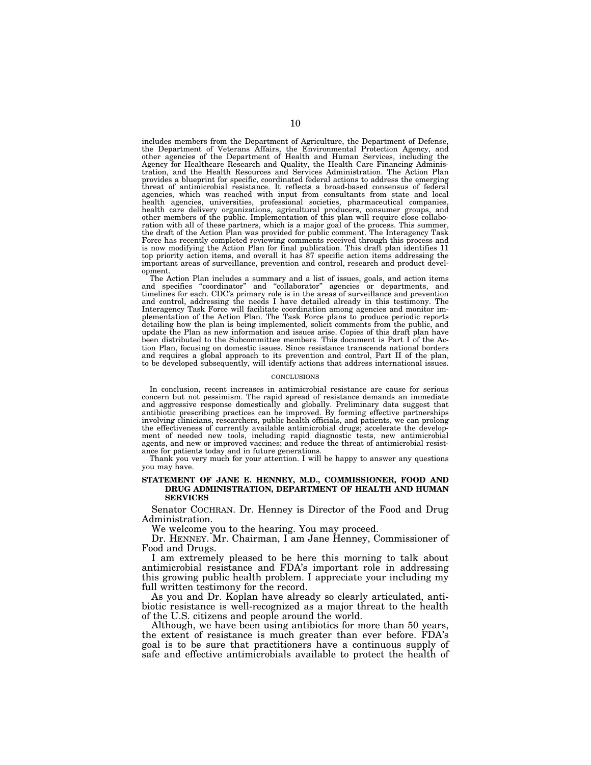includes members from the Department of Agriculture, the Department of Defense, the Department of Veterans Affairs, the Environmental Protection Agency, and other agencies of the Department of Health and Human Services, including the Agency for Healthcare Research and Quality, the Health Care Financing Administration, and the Health Resources and Services Administration. The Action Plan provides a blueprint for specific, coordinated federal actions to address the emerging threat of antimicrobial resistance. It reflects a broad-based consensus of federal agencies, which was reached with input from consultants from state and local health agencies, universities, professional societies, pharmaceutical companies, health care delivery organizations, agricultural producers, consumer groups, and other members of the public. Implementation of this plan will require close collaboration with all of these partners, which is a major goal of the process. This summer, the draft of the Action Plan was provided for public comment. The Interagency Task Force has recently completed reviewing comments received through this process and is now modifying the Action Plan for final publication. This draft plan identifies 11 top priority action items, and overall it has 87 specific action items addressing the important areas of surveillance, prevention and control, research and product development.

The Action Plan includes a summary and a list of issues, goals, and action items and specifies "coordinator" and "collaborator" agencies or departments, and timelines for each. CDC's primary role is in the areas of surveillance and prevention and control, addressing the needs I have detailed already in this testimony. The Interagency Task Force will facilitate coordination among agencies and monitor implementation of the Action Plan. The Task Force plans to produce periodic reports detailing how the plan is being implemented, solicit comments from the public, and update the Plan as new information and issues arise. Copies of this draft plan have been distributed to the Subcommittee members. This document is Part I of the Action Plan, focusing on domestic issues. Since resistance transcends national borders and requires a global approach to its prevention and control, Part II of the plan, to be developed subsequently, will identify actions that address international issues.

## CONCLUSIONS

In conclusion, recent increases in antimicrobial resistance are cause for serious concern but not pessimism. The rapid spread of resistance demands an immediate and aggressive response domestically and globally. Preliminary data suggest that antibiotic prescribing practices can be improved. By forming effective partnerships involving clinicians, researchers, public health officials, and patients, we can prolong the effectiveness of currently available antimicrobial drugs; accelerate the development of needed new tools, including rapid diagnostic tests, new antimicrobial agents, and new or improved vaccines; and reduce the threat of antimicrobial resistance for patients today and in future generations.

Thank you very much for your attention. I will be happy to answer any questions you may have.

## STATEMENT OF JANE E. HENNEY, M.D., COMMISSIONER, FOOD AND DRUG ADMINISTRATION, DEPARTMENT OF HEALTH AND HUMAN SERVICES

Senator COCHRAN. Dr. Henney is Director of the Food and Drug Administration.

We welcome you to the hearing. You may proceed.

Dr. HENNEY. Mr. Chairman, I am Jane Henney, Commissioner of Food and Drugs.

I am extremely pleased to be here this morning to talk about antimicrobial resistance and FDA's important role in addressing this growing public health problem. I appreciate your including my full written testimony for the record.

As you and Dr. Koplan have already so clearly articulated, antibiotic resistance is well-recognized as a major threat to the health of the U.S. citizens and people around the world.

Although, we have been using antibiotics for more than 50 years, the extent of resistance is much greater than ever before. FDA's goal is to be sure that practitioners have a continuous supply of safe and effective antimicrobials available to protect the health of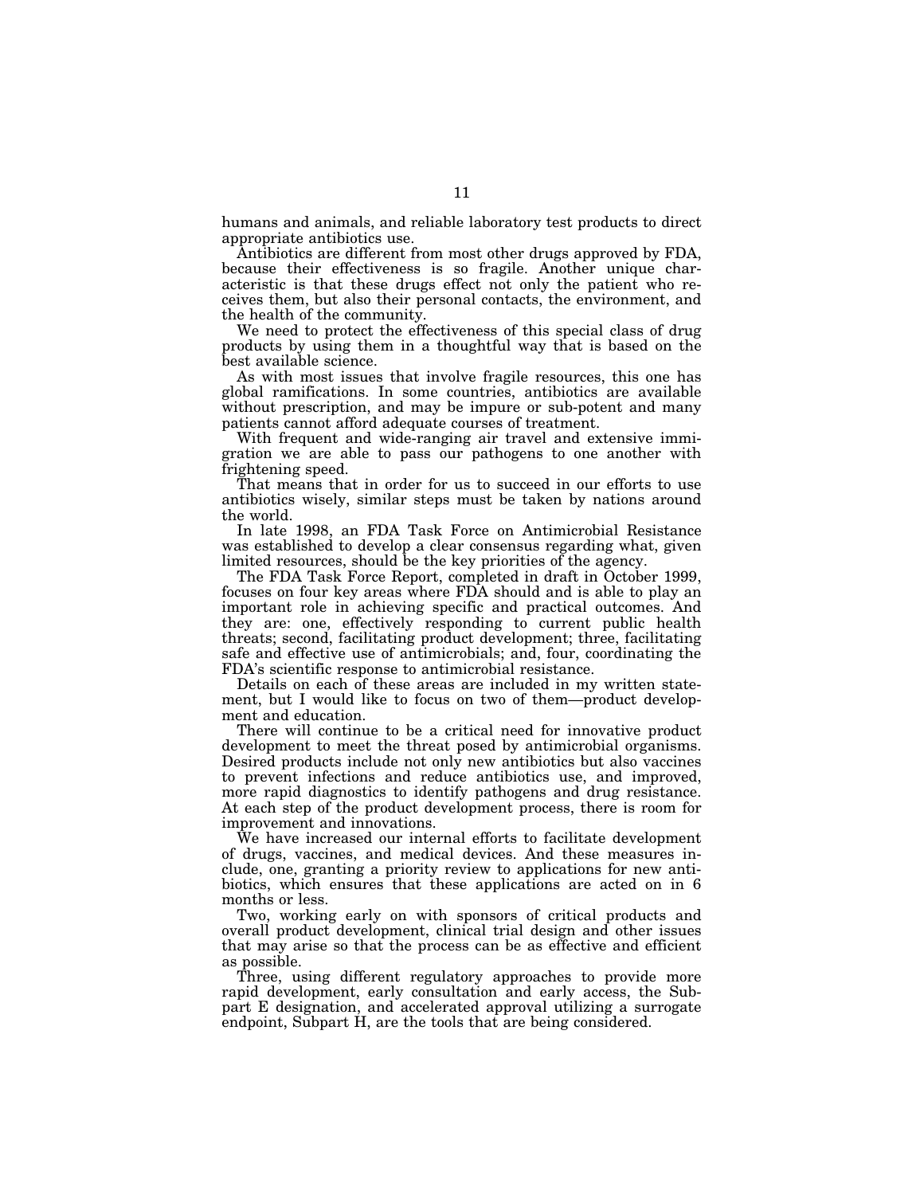humans and animals, and reliable laboratory test products to direct appropriate antibiotics use.

Antibiotics are different from most other drugs approved by FDA, because their effectiveness is so fragile. Another unique characteristic is that these drugs effect not only the patient who receives them, but also their personal contacts, the environment, and the health of the community.

We need to protect the effectiveness of this special class of drug products by using them in a thoughtful way that is based on the best available science.

As with most issues that involve fragile resources, this one has global ramifications. In some countries, antibiotics are available without prescription, and may be impure or sub-potent and many patients cannot afford adequate courses of treatment.

With frequent and wide-ranging air travel and extensive immigration we are able to pass our pathogens to one another with frightening speed.

That means that in order for us to succeed in our efforts to use antibiotics wisely, similar steps must be taken by nations around the world.

In late 1998, an FDA Task Force on Antimicrobial Resistance was established to develop a clear consensus regarding what, given limited resources, should be the key priorities of the agency.

The FDA Task Force Report, completed in draft in October 1999, focuses on four key areas where FDA should and is able to play an important role in achieving specific and practical outcomes. And they are: one, effectively responding to current public health threats; second, facilitating product development; three, facilitating safe and effective use of antimicrobials; and, four, coordinating the FDA's scientific response to antimicrobial resistance.

Details on each of these areas are included in my written statement, but I would like to focus on two of them—product development and education.

There will continue to be a critical need for innovative product development to meet the threat posed by antimicrobial organisms. Desired products include not only new antibiotics but also vaccines to prevent infections and reduce antibiotics use, and improved, more rapid diagnostics to identify pathogens and drug resistance. At each step of the product development process, there is room for improvement and innovations.

We have increased our internal efforts to facilitate development of drugs, vaccines, and medical devices. And these measures include, one, granting a priority review to applications for new antibiotics, which ensures that these applications are acted on in 6 months or less.

Two, working early on with sponsors of critical products and overall product development, clinical trial design and other issues that may arise so that the process can be as effective and efficient as possible.

Three, using different regulatory approaches to provide more rapid development, early consultation and early access, the Subpart E designation, and accelerated approval utilizing a surrogate endpoint, Subpart H, are the tools that are being considered.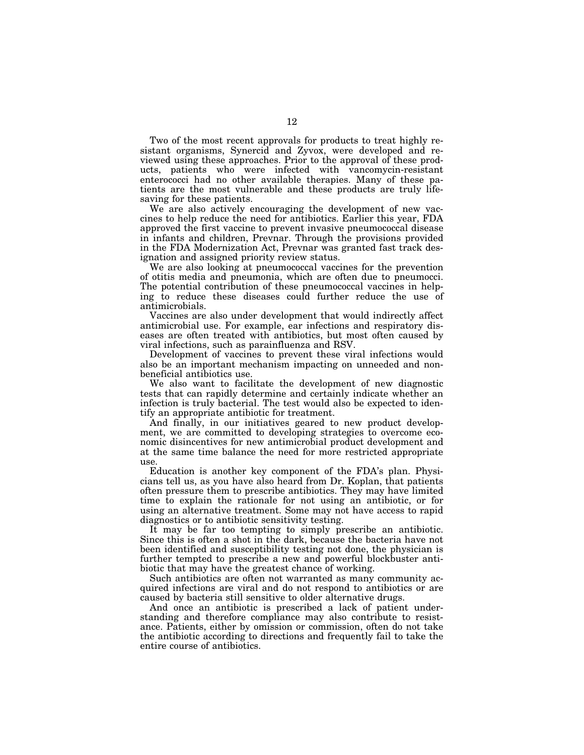Two of the most recent approvals for products to treat highly resistant organisms, Synercid and Zyvox, were developed and reviewed using these approaches. Prior to the approval of these products, patients who were infected with vancomycin-resistant enterococci had no other available therapies. Many of these patients are the most vulnerable and these products are truly lifesaving for these patients.

We are also actively encouraging the development of new vaccines to help reduce the need for antibiotics. Earlier this year, FDA approved the first vaccine to prevent invasive pneumococcal disease in infants and children, Prevnar. Through the provisions provided in the FDA Modernization Act, Prevnar was granted fast track designation and assigned priority review status.

We are also looking at pneumococcal vaccines for the prevention of otitis media and pneumonia, which are often due to pneumocci. The potential contribution of these pneumococcal vaccines in helping to reduce these diseases could further reduce the use of antimicrobials.

Vaccines are also under development that would indirectly affect antimicrobial use. For example, ear infections and respiratory diseases are often treated with antibiotics, but most often caused by viral infections, such as parainfluenza and RSV.

Development of vaccines to prevent these viral infections would also be an important mechanism impacting on unneeded and nonbeneficial antibiotics use.

We also want to facilitate the development of new diagnostic tests that can rapidly determine and certainly indicate whether an infection is truly bacterial. The test would also be expected to identify an appropriate antibiotic for treatment.

And finally, in our initiatives geared to new product development, we are committed to developing strategies to overcome economic disincentives for new antimicrobial product development and at the same time balance the need for more restricted appropriate use.

Education is another key component of the FDA's plan. Physicians tell us, as you have also heard from Dr. Koplan, that patients often pressure them to prescribe antibiotics. They may have limited time to explain the rationale for not using an antibiotic, or for using an alternative treatment. Some may not have access to rapid diagnostics or to antibiotic sensitivity testing.

It may be far too tempting to simply prescribe an antibiotic. Since this is often a shot in the dark, because the bacteria have not been identified and susceptibility testing not done, the physician is further tempted to prescribe a new and powerful blockbuster antibiotic that may have the greatest chance of working.

Such antibiotics are often not warranted as many community acquired infections are viral and do not respond to antibiotics or are caused by bacteria still sensitive to older alternative drugs.

And once an antibiotic is prescribed a lack of patient understanding and therefore compliance may also contribute to resistance. Patients, either by omission or commission, often do not take the antibiotic according to directions and frequently fail to take the entire course of antibiotics.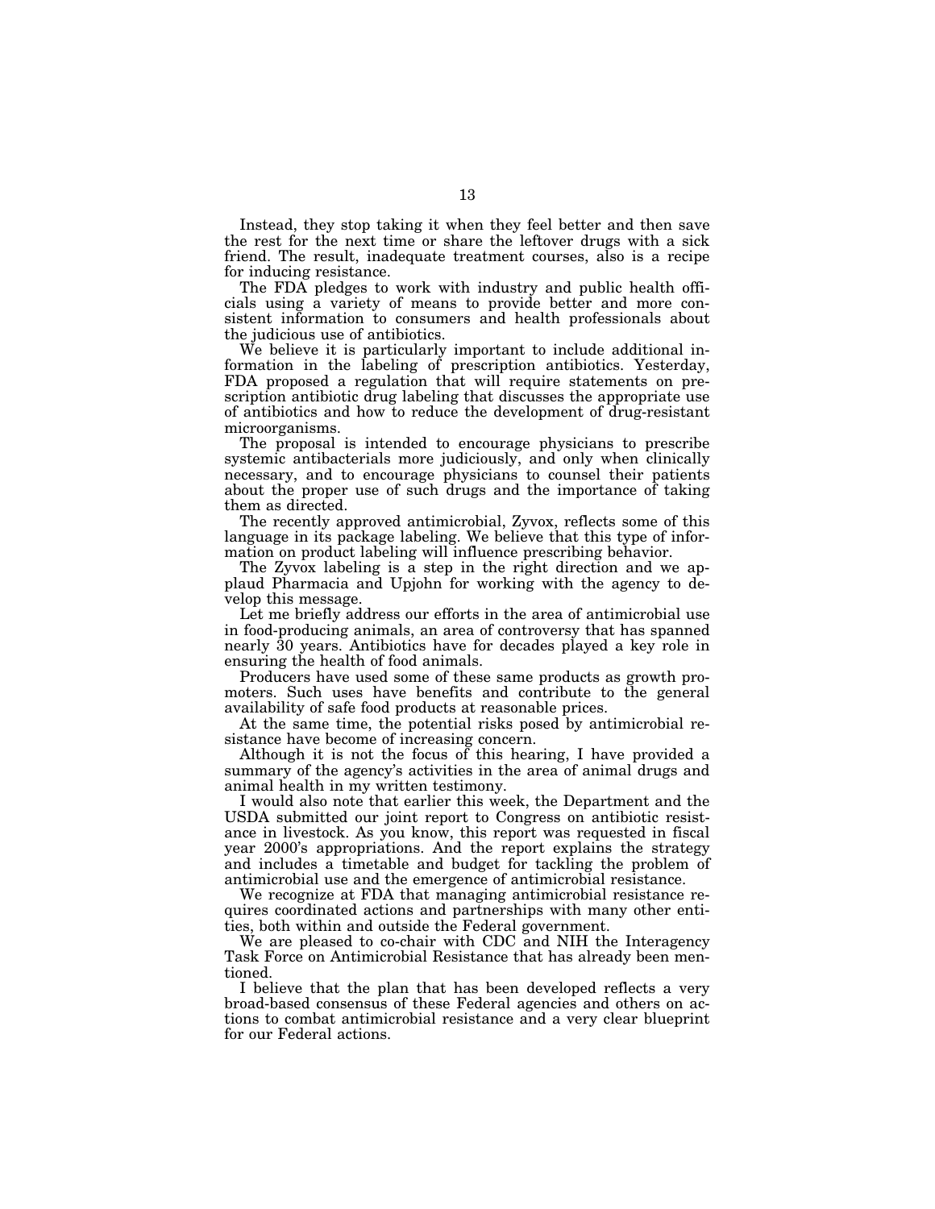Instead, they stop taking it when they feel better and then save the rest for the next time or share the leftover drugs with a sick friend. The result, inadequate treatment courses, also is a recipe for inducing resistance.

The FDA pledges to work with industry and public health officials using a variety of means to provide better and more consistent information to consumers and health professionals about the judicious use of antibiotics.

We believe it is particularly important to include additional information in the labeling of prescription antibiotics. Yesterday, FDA proposed a regulation that will require statements on prescription antibiotic drug labeling that discusses the appropriate use of antibiotics and how to reduce the development of drug-resistant microorganisms.

The proposal is intended to encourage physicians to prescribe systemic antibacterials more judiciously, and only when clinically necessary, and to encourage physicians to counsel their patients about the proper use of such drugs and the importance of taking them as directed.

The recently approved antimicrobial, Zyvox, reflects some of this language in its package labeling. We believe that this type of information on product labeling will influence prescribing behavior.

The Zyvox labeling is a step in the right direction and we applaud Pharmacia and Upjohn for working with the agency to develop this message.

Let me briefly address our efforts in the area of antimicrobial use in food-producing animals, an area of controversy that has spanned nearly 30 years. Antibiotics have for decades played a key role in ensuring the health of food animals.

Producers have used some of these same products as growth promoters. Such uses have benefits and contribute to the general availability of safe food products at reasonable prices.

At the same time, the potential risks posed by antimicrobial resistance have become of increasing concern.

Although it is not the focus of this hearing, I have provided a summary of the agency's activities in the area of animal drugs and animal health in my written testimony.

I would also note that earlier this week, the Department and the USDA submitted our joint report to Congress on antibiotic resistance in livestock. As you know, this report was requested in fiscal year 2000's appropriations. And the report explains the strategy and includes a timetable and budget for tackling the problem of antimicrobial use and the emergence of antimicrobial resistance.

We recognize at FDA that managing antimicrobial resistance requires coordinated actions and partnerships with many other entities, both within and outside the Federal government.

We are pleased to co-chair with CDC and NIH the Interagency Task Force on Antimicrobial Resistance that has already been mentioned.

I believe that the plan that has been developed reflects a very broad-based consensus of these Federal agencies and others on actions to combat antimicrobial resistance and a very clear blueprint for our Federal actions.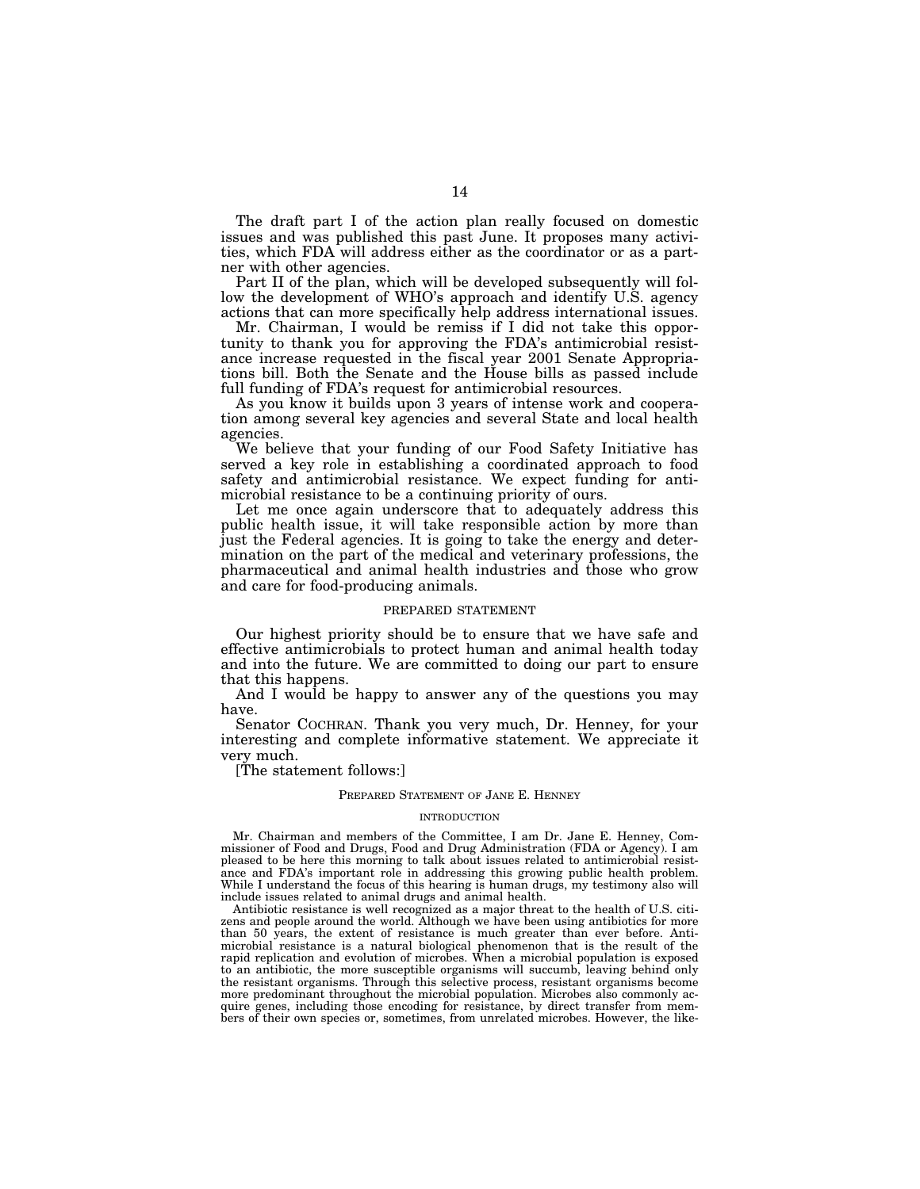The draft part I of the action plan really focused on domestic issues and was published this past June. It proposes many activities, which FDA will address either as the coordinator or as a partner with other agencies.

Part II of the plan, which will be developed subsequently will follow the development of WHO's approach and identify U.S. agency actions that can more specifically help address international issues.

Mr. Chairman, I would be remiss if I did not take this opportunity to thank you for approving the FDA's antimicrobial resistance increase requested in the fiscal year 2001 Senate Appropriations bill. Both the Senate and the House bills as passed include full funding of FDA's request for antimicrobial resources.

As you know it builds upon 3 years of intense work and cooperation among several key agencies and several State and local health agencies.

We believe that your funding of our Food Safety Initiative has served a key role in establishing a coordinated approach to food safety and antimicrobial resistance. We expect funding for antimicrobial resistance to be a continuing priority of ours.

Let me once again underscore that to adequately address this public health issue, it will take responsible action by more than just the Federal agencies. It is going to take the energy and determination on the part of the medical and veterinary professions, the pharmaceutical and animal health industries and those who grow and care for food-producing animals.

## PREPARED STATEMENT

Our highest priority should be to ensure that we have safe and effective antimicrobials to protect human and animal health today and into the future. We are committed to doing our part to ensure that this happens.

And I would be happy to answer any of the questions you may have.

Senator COCHRAN. Thank you very much, Dr. Henney, for your interesting and complete informative statement. We appreciate it very much.

[The statement follows:]

### PREPARED STATEMENT OF JANE E. HENNEY

#### INTRODUCTION

Mr. Chairman and members of the Committee, I am Dr. Jane E. Henney, Commissioner of Food and Drugs, Food and Drug Administration (FDA or Agency). I am pleased to be here this morning to talk about issues related to antimicrobial resistance and FDA's important role in addressing this growing public health problem. While I understand the focus of this hearing is human drugs, my testimony also will include issues related to animal drugs and animal health.

Antibiotic resistance is well recognized as a major threat to the health of U.S. citizens and people around the world. Although we have been using antibiotics for more than 50 years, the extent of resistance is much greater than ever before. Antimicrobial resistance is a natural biological phenomenon that is the result of the rapid replication and evolution of microbes. When a microbial population is exposed to an antibiotic, the more susceptible organisms will succumb, leaving behind only the resistant organisms. Through this selective process, resistant organisms become more predominant throughout the microbial population. Microbes also commonly acquire genes, including those encoding for resistance, by direct transfer from members of their own species or, sometimes, from unrelated microbes. However, the like-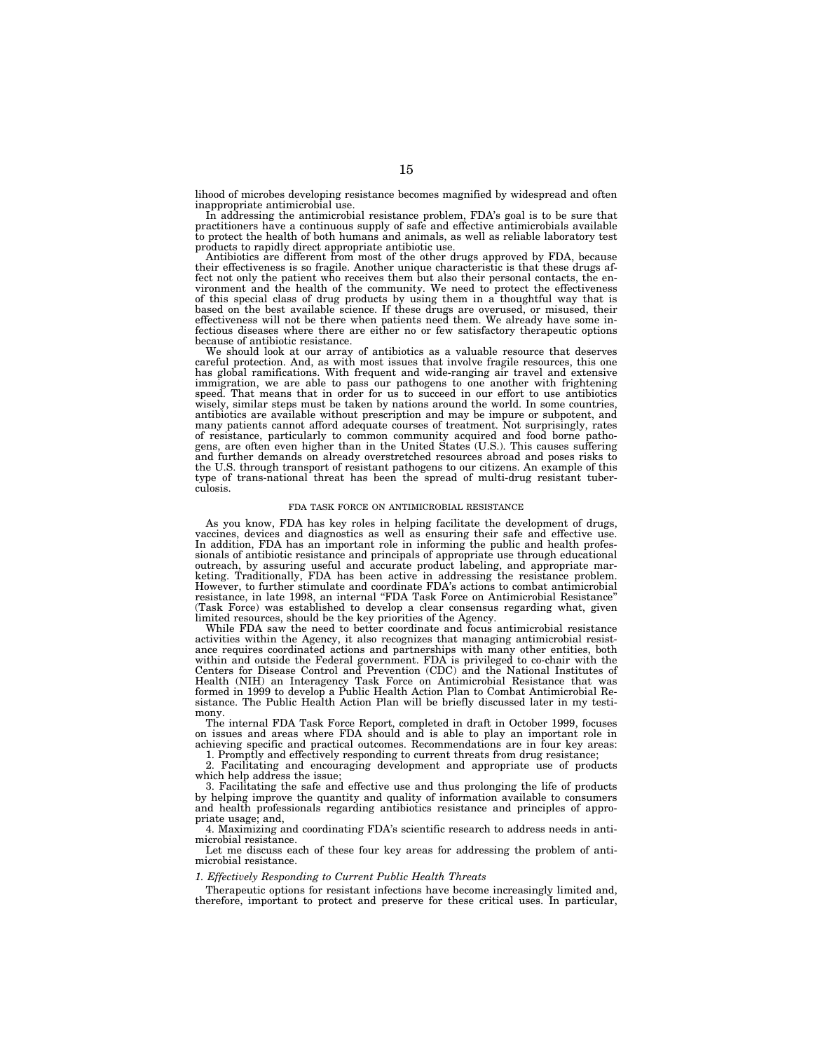lihood of microbes developing resistance becomes magnified by widespread and often inappropriate antimicrobial use.

In addressing the antimicrobial resistance problem, FDA's goal is to be sure that practitioners have a continuous supply of safe and effective antimicrobials available to protect the health of both humans and animals, as well as reliable laboratory test products to rapidly direct appropriate antibiotic use.

Antibiotics are different from most of the other drugs approved by FDA, because their effectiveness is so fragile. Another unique characteristic is that these drugs affect not only the patient who receives them but also their personal contacts, the environment and the health of the community. We need to protect the effectiveness of this special class of drug products by using them in a thoughtful way that is based on the best available science. If these drugs are overused, or misused, their effectiveness will not be there when patients need them. We already have some infectious diseases where there are either no or few satisfactory therapeutic options because of antibiotic resistance.

We should look at our array of antibiotics as a valuable resource that deserves careful protection. And, as with most issues that involve fragile resources, this one has global ramifications. With frequent and wide-ranging air travel and extensive immigration, we are able to pass our pathogens to one another with frightening speed. That means that in order for us to succeed in our effort to use antibiotics wisely, similar steps must be taken by nations around the world. In some countries, antibiotics are available without prescription and may be impure or subpotent, and many patients cannot afford adequate courses of treatment. Not surprisingly, rates of resistance, particularly to common community acquired and food borne pathogens, are often even higher than in the United States (U.S.). This causes suffering and further demands on already overstretched resources abroad and poses risks to the U.S. through transport of resistant pathogens to our citizens. An example of this type of trans-national threat has been the spread of multi-drug resistant tuberculosis.

## FDA TASK FORCE ON ANTIMICROBIAL RESISTANCE

As you know, FDA has key roles in helping facilitate the development of drugs, vaccines, devices and diagnostics as well as ensuring their safe and effective use. In addition, FDA has an important role in informing the public and health professionals of antibiotic resistance and principals of appropriate use through educational outreach, by assuring useful and accurate product labeling, and appropriate marketing. Traditionally, FDA has been active in addressing the resistance problem. However, to further stimulate and coordinate FDA's actions to combat antimicrobial resistance, in late 1998, an internal "FDA Task Force on Antimicrobial Resistance" (Task Force) was established to develop a clear consensus regarding what, given limited resources, should be the key priorities of the Agency.

While FDA saw the need to better coordinate and focus antimicrobial resistance activities within the Agency, it also recognizes that managing antimicrobial resistance requires coordinated actions and partnerships with many other entities, both within and outside the Federal government. FDA is privileged to co-chair with the Centers for Disease Control and Prevention (CDC) and the National Institutes of Health (NIH) an Interagency Task Force on Antimicrobial Resistance that was formed in 1999 to develop a Public Health Action Plan to Combat Antimicrobial Resistance. The Public Health Action Plan will be briefly discussed later in my testimony.

The internal FDA Task Force Report, completed in draft in October 1999, focuses on issues and areas where FDA should and is able to play an important role in achieving specific and practical outcomes. Recommendations are in four key areas:

1. Promptly and effectively responding to current threats from drug resistance;
2. Facilitating and encouraging development and appropriate use of products which help address the issue;
3. Facilitating the safe and effective use and thus prolonging the life of products by helping improve the quantity and quality of information available to consumers and health professionals regarding antibiotics resistance and principles of appropriate usage; and,
4. Maximizing and coordinating FDA's scientific research to address needs in antimicrobial resistance.

Let me discuss each of these four key areas for addressing the problem of antimicrobial resistance.

### *1. Effectively Responding to Current Public Health Threats*

Therapeutic options for resistant infections have become increasingly limited and, therefore, important to protect and preserve for these critical uses. In particular,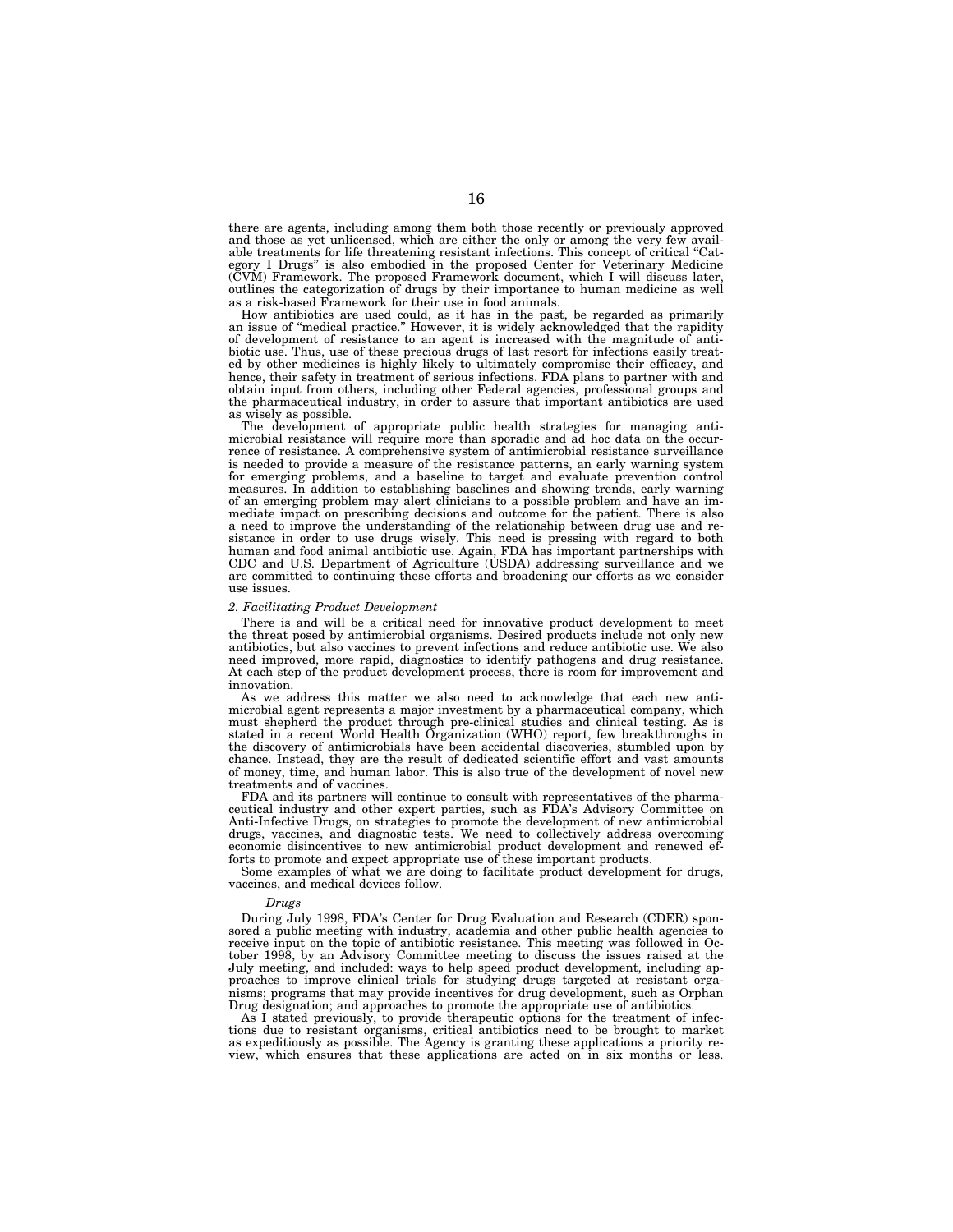there are agents, including among them both those recently or previously approved and those as yet unlicensed, which are either the only or among the very few available treatments for life threatening resistant infections. This concept of critical "Category I Drugs" is also embodied in the proposed Center for Veterinary Medicine (CVM) Framework. The proposed Framework document, which I will discuss later, outlines the categorization of drugs by their importance to human medicine as well as a risk-based Framework for their use in food animals.

How antibiotics are used could, as it has in the past, be regarded as primarily an issue of "medical practice." However, it is widely acknowledged that the rapidity of development of resistance to an agent is increased with the magnitude of antibiotic use. Thus, use of these precious drugs of last resort for infections easily treated by other medicines is highly likely to ultimately compromise their efficacy, and hence, their safety in treatment of serious infections. FDA plans to partner with and obtain input from others, including other Federal agencies, professional groups and the pharmaceutical industry, in order to assure that important antibiotics are used as wisely as possible.

The development of appropriate public health strategies for managing antimicrobial resistance will require more than sporadic and ad hoc data on the occurrence of resistance. A comprehensive system of antimicrobial resistance surveillance is needed to provide a measure of the resistance patterns, an early warning system for emerging problems, and a baseline to target and evaluate prevention control measures. In addition to establishing baselines and showing trends, early warning of an emerging problem may alert clinicians to a possible problem and have an immediate impact on prescribing decisions and outcome for the patient. There is also a need to improve the understanding of the relationship between drug use and resistance in order to use drugs wisely. This need is pressing with regard to both human and food animal antibiotic use. Again, FDA has important partnerships with CDC and U.S. Department of Agriculture (USDA) addressing surveillance and we are committed to continuing these efforts and broadening our efforts as we consider use issues.

*2. Facilitating Product Development*

There is and will be a critical need for innovative product development to meet the threat posed by antimicrobial organisms. Desired products include not only new antibiotics, but also vaccines to prevent infections and reduce antibiotic use. We also need improved, more rapid, diagnostics to identify pathogens and drug resistance. At each step of the product development process, there is room for improvement and innovation.

As we address this matter we also need to acknowledge that each new antimicrobial agent represents a major investment by a pharmaceutical company, which must shepherd the product through pre-clinical studies and clinical testing. As is stated in a recent World Health Organization (WHO) report, few breakthroughs in the discovery of antimicrobials have been accidental discoveries, stumbled upon by chance. Instead, they are the result of dedicated scientific effort and vast amounts of money, time, and human labor. This is also true of the development of novel new treatments and of vaccines.

FDA and its partners will continue to consult with representatives of the pharmaceutical industry and other expert parties, such as FDA's Advisory Committee on Anti-Infective Drugs, on strategies to promote the development of new antimicrobial drugs, vaccines, and diagnostic tests. We need to collectively address overcoming economic disincentives to new antimicrobial product development and renewed efforts to promote and expect appropriate use of these important products.

Some examples of what we are doing to facilitate product development for drugs, vaccines, and medical devices follow.

*Drugs*

During July 1998, FDA's Center for Drug Evaluation and Research (CDER) sponsored a public meeting with industry, academia and other public health agencies to receive input on the topic of antibiotic resistance. This meeting was followed in October 1998, by an Advisory Committee meeting to discuss the issues raised at the July meeting, and included: ways to help speed product development, including approaches to improve clinical trials for studying drugs targeted at resistant organisms; programs that may provide incentives for drug development, such as Orphan Drug designation; and approaches to promote the appropriate use of antibiotics.

As I stated previously, to provide therapeutic options for the treatment of infections due to resistant organisms, critical antibiotics need to be brought to market as expeditiously as possible. The Agency is granting these applications a priority review, which ensures that these applications are acted on in six months or less.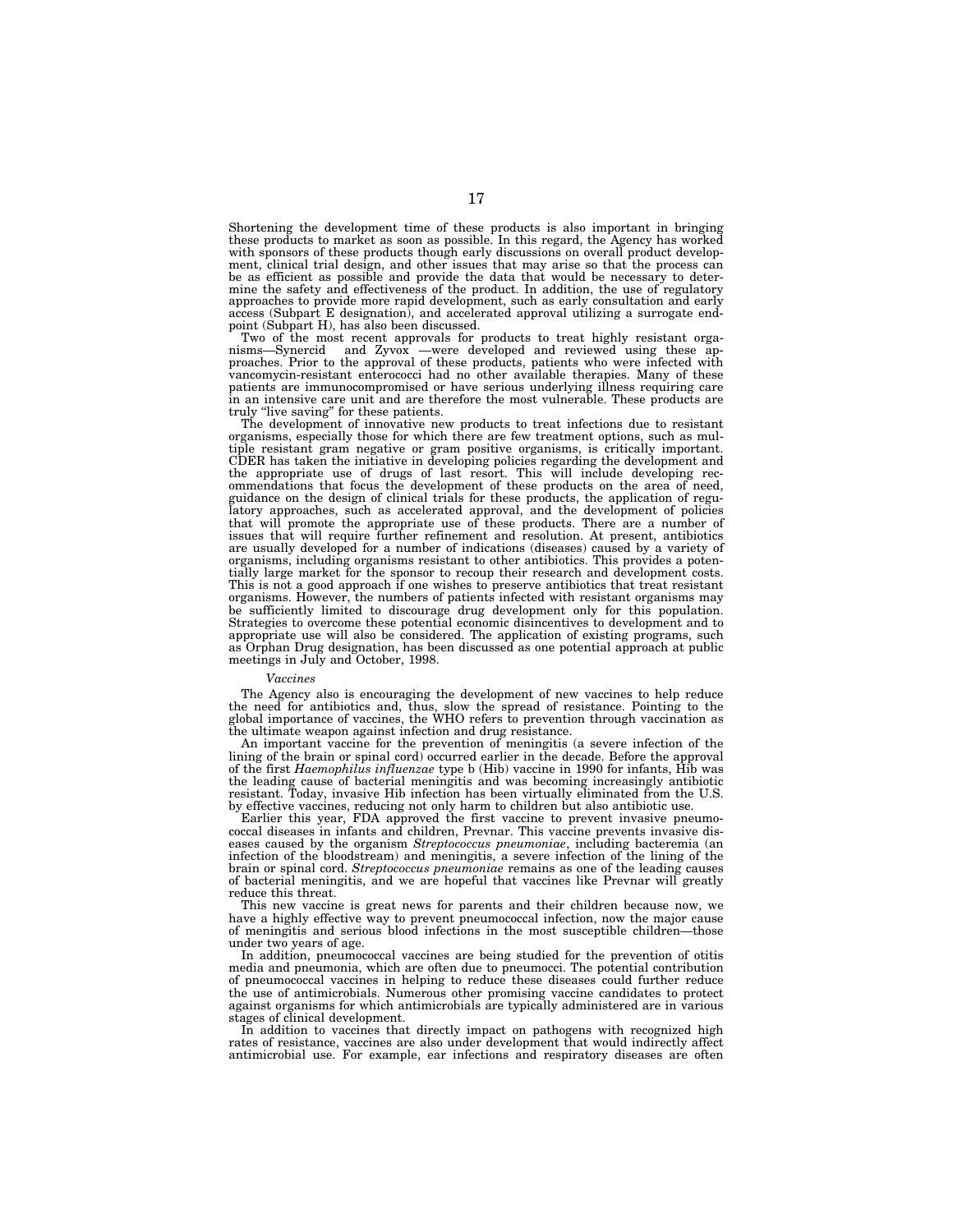Shortening the development time of these products is also important in bringing these products to market as soon as possible. In this regard, the Agency has worked with sponsors of these products though early discussions on overall product development, clinical trial design, and other issues that may arise so that the process can be as efficient as possible and provide the data that would be necessary to determine the safety and effectiveness of the product. In addition, the use of regulatory approaches to provide more rapid development, such as early consultation and early access (Subpart E designation), and accelerated approval utilizing a surrogate endpoint (Subpart H), has also been discussed.

Two of the most recent approvals for products to treat highly resistant organisms—Synercid and Zyvox —were developed and reviewed using these approaches. Prior to the approval of these products, patients who were infected with vancomycin-resistant enterococci had no other available therapies. Many of these patients are immunocompromised or have serious underlying illness requiring care in an intensive care unit and are therefore the most vulnerable. These products are truly "live saving" for these patients.

The development of innovative new products to treat infections due to resistant organisms, especially those for which there are few treatment options, such as multiple resistant gram negative or gram positive organisms, is critically important. CDER has taken the initiative in developing policies regarding the development and the appropriate use of drugs of last resort. This will include developing recommendations that focus the development of these products on the area of need, guidance on the design of clinical trials for these products, the application of regulatory approaches, such as accelerated approval, and the development of policies that will promote the appropriate use of these products. There are a number of issues that will require further refinement and resolution. At present, antibiotics are usually developed for a number of indications (diseases) caused by a variety of organisms, including organisms resistant to other antibiotics. This provides a potentially large market for the sponsor to recoup their research and development costs. This is not a good approach if one wishes to preserve antibiotics that treat resistant organisms. However, the numbers of patients infected with resistant organisms may be sufficiently limited to discourage drug development only for this population. Strategies to overcome these potential economic disincentives to development and to appropriate use will also be considered. The application of existing programs, such as Orphan Drug designation, has been discussed as one potential approach at public meetings in July and October, 1998.

*Vaccines*

The Agency also is encouraging the development of new vaccines to help reduce the need for antibiotics and, thus, slow the spread of resistance. Pointing to the global importance of vaccines, the WHO refers to prevention through vaccination as the ultimate weapon against infection and drug resistance.

An important vaccine for the prevention of meningitis (a severe infection of the lining of the brain or spinal cord) occurred earlier in the decade. Before the approval of the first *Haemophilus influenzae* type b (Hib) vaccine in 1990 for infants, Hib was the leading cause of bacterial meningitis and was becoming increasingly antibiotic resistant. Today, invasive Hib infection has been virtually eliminated from the U.S. by effective vaccines, reducing not only harm to children but also antibiotic use.

Earlier this year, FDA approved the first vaccine to prevent invasive pneumococcal diseases in infants and children, Prevnar. This vaccine prevents invasive diseases caused by the organism *Streptococcus pneumoniae*, including bacteremia (an infection of the bloodstream) and meningitis, a severe infection of the lining of the brain or spinal cord. *Streptococcus pneumoniae* remains as one of the leading causes of bacterial meningitis, and we are hopeful that vaccines like Prevnar will greatly reduce this threat.

This new vaccine is great news for parents and their children because now, we have a highly effective way to prevent pneumococcal infection, now the major cause of meningitis and serious blood infections in the most susceptible children—those under two years of age.

In addition, pneumococcal vaccines are being studied for the prevention of otitis media and pneumonia, which are often due to pneumocci. The potential contribution of pneumococcal vaccines in helping to reduce these diseases could further reduce the use of antimicrobials. Numerous other promising vaccine candidates to protect against organisms for which antimicrobials are typically administered are in various stages of clinical development.

In addition to vaccines that directly impact on pathogens with recognized high rates of resistance, vaccines are also under development that would indirectly affect antimicrobial use. For example, ear infections and respiratory diseases are often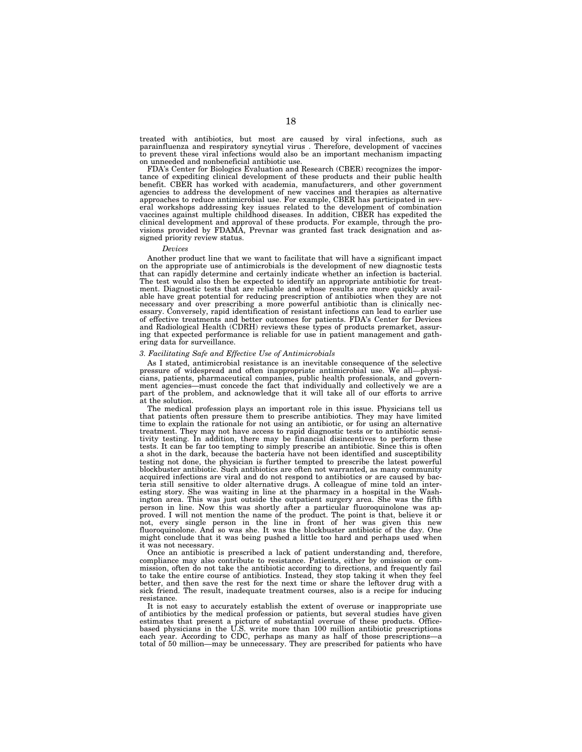treated with antibiotics, but most are caused by viral infections, such as parainfluenza and respiratory syncytial virus . Therefore, development of vaccines to prevent these viral infections would also be an important mechanism impacting on unneeded and nonbeneficial antibiotic use.

FDA's Center for Biologics Evaluation and Research (CBER) recognizes the importance of expediting clinical development of these products and their public health benefit. CBER has worked with academia, manufacturers, and other government agencies to address the development of new vaccines and therapies as alternative approaches to reduce antimicrobial use. For example, CBER has participated in several workshops addressing key issues related to the development of combination vaccines against multiple childhood diseases. In addition, CBER has expedited the clinical development and approval of these products. For example, through the provisions provided by FDAMA, Prevnar was granted fast track designation and assigned priority review status.

*Devices*

Another product line that we want to facilitate that will have a significant impact on the appropriate use of antimicrobials is the development of new diagnostic tests that can rapidly determine and certainly indicate whether an infection is bacterial. The test would also then be expected to identify an appropriate antibiotic for treatment. Diagnostic tests that are reliable and whose results are more quickly available have great potential for reducing prescription of antibiotics when they are not necessary and over prescribing a more powerful antibiotic than is clinically necessary. Conversely, rapid identification of resistant infections can lead to earlier use of effective treatments and better outcomes for patients. FDA's Center for Devices and Radiological Health (CDRH) reviews these types of products premarket, assuring that expected performance is reliable for use in patient management and gathering data for surveillance.

### *3. Facilitating Safe and Effective Use of Antimicrobials*

As I stated, antimicrobial resistance is an inevitable consequence of the selective pressure of widespread and often inappropriate antimicrobial use. We all—physicians, patients, pharmaceutical companies, public health professionals, and government agencies—must concede the fact that individually and collectively we are a part of the problem, and acknowledge that it will take all of our efforts to arrive at the solution.

The medical profession plays an important role in this issue. Physicians tell us that patients often pressure them to prescribe antibiotics. They may have limited time to explain the rationale for not using an antibiotic, or for using an alternative treatment. They may not have access to rapid diagnostic tests or to antibiotic sensitivity testing. In addition, there may be financial disincentives to perform these tests. It can be far too tempting to simply prescribe an antibiotic. Since this is often a shot in the dark, because the bacteria have not been identified and susceptibility testing not done, the physician is further tempted to prescribe the latest powerful blockbuster antibiotic. Such antibiotics are often not warranted, as many community acquired infections are viral and do not respond to antibiotics or are caused by bacteria still sensitive to older alternative drugs. A colleague of mine told an interesting story. She was waiting in line at the pharmacy in a hospital in the Washington area. This was just outside the outpatient surgery area. She was the fifth person in line. Now this was shortly after a particular fluoroquinolone was approved. I will not mention the name of the product. The point is that, believe it or not, every single person in the line in front of her was given this new fluoroquinolone. And so was she. It was the blockbuster antibiotic of the day. One might conclude that it was being pushed a little too hard and perhaps used when it was not necessary.

Once an antibiotic is prescribed a lack of patient understanding and, therefore, compliance may also contribute to resistance. Patients, either by omission or commission, often do not take the antibiotic according to directions, and frequently fail to take the entire course of antibiotics. Instead, they stop taking it when they feel better, and then save the rest for the next time or share the leftover drug with a sick friend. The result, inadequate treatment courses, also is a recipe for inducing resistance.

It is not easy to accurately establish the extent of overuse or inappropriate use of antibiotics by the medical profession or patients, but several studies have given estimates that present a picture of substantial overuse of these products. Office-based physicians in the U.S. write more than 100 million antibiotic prescriptions each year. According to CDC, perhaps as many as half of those prescriptions—a total of 50 million—may be unnecessary. They are prescribed for patients who have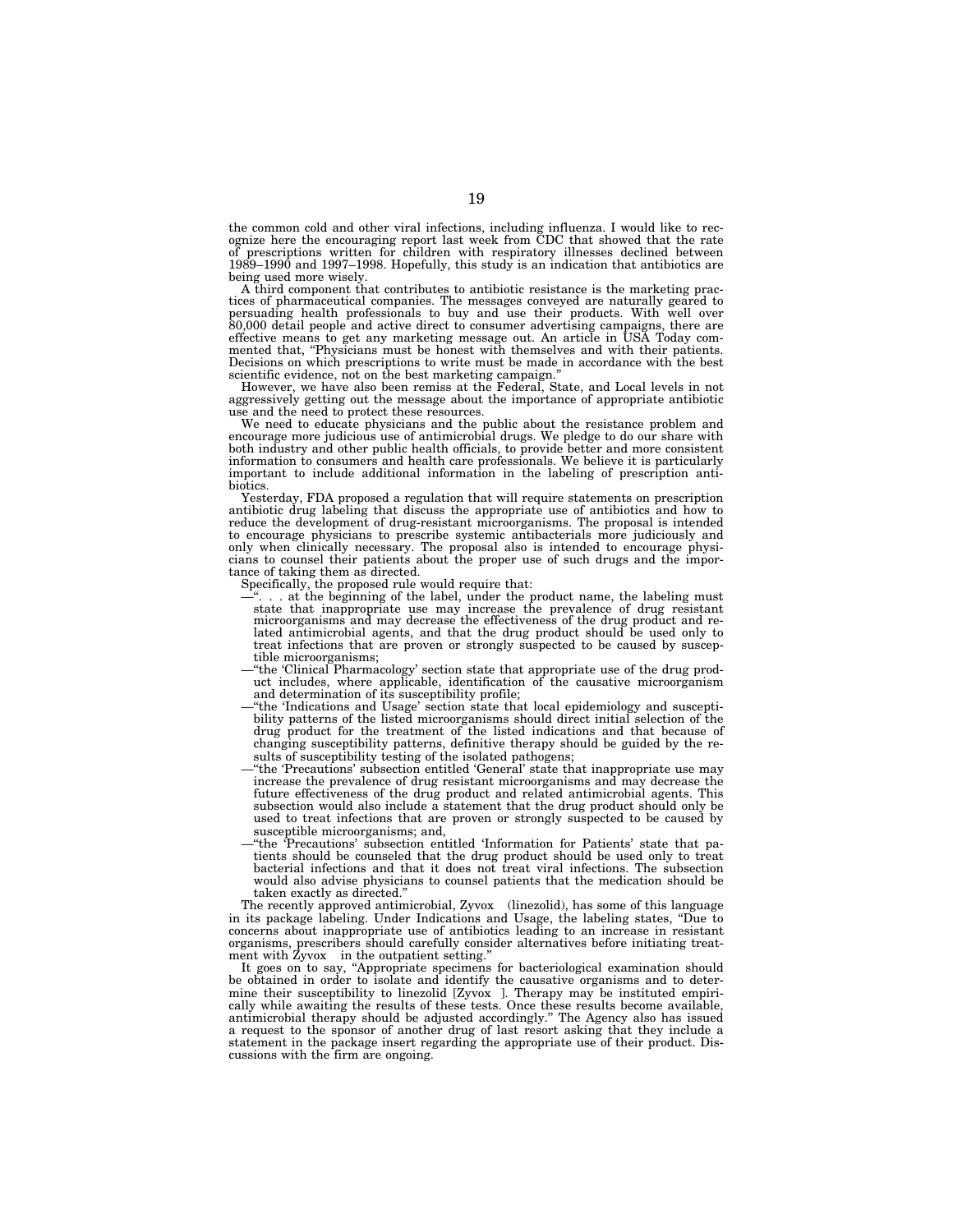the common cold and other viral infections, including influenza. I would like to recognize here the encouraging report last week from CDC that showed that the rate of prescriptions written for children with respiratory illnesses declined between 1989–1990 and 1997–1998. Hopefully, this study is an indication that antibiotics are being used more wisely.

A third component that contributes to antibiotic resistance is the marketing practices of pharmaceutical companies. The messages conveyed are naturally geared to persuading health professionals to buy and use their products. With well over 80,000 detail people and active direct to consumer advertising campaigns, there are effective means to get any marketing message out. An article in USA Today commented that, "Physicians must be honest with themselves and with their patients. Decisions on which prescriptions to write must be made in accordance with the best scientific evidence, not on the best marketing campaign."

However, we have also been remiss at the Federal, State, and Local levels in not aggressively getting out the message about the importance of appropriate antibiotic use and the need to protect these resources.

We need to educate physicians and the public about the resistance problem and encourage more judicious use of antimicrobial drugs. We pledge to do our share with both industry and other public health officials, to provide better and more consistent information to consumers and health care professionals. We believe it is particularly important to include additional information in the labeling of prescription antibiotics.

Yesterday, FDA proposed a regulation that will require statements on prescription antibiotic drug labeling that discuss the appropriate use of antibiotics and how to reduce the development of drug-resistant microorganisms. The proposal is intended to encourage physicians to prescribe systemic antibacterials more judiciously and only when clinically necessary. The proposal also is intended to encourage physicians to counsel their patients about the proper use of such drugs and the importance of taking them as directed.

Specifically, the proposed rule would require that:

—". . . at the beginning of the label, under the product name, the labeling must state that inappropriate use may increase the prevalence of drug resistant microorganisms and may decrease the effectiveness of the drug product and related antimicrobial agents, and that the drug product should be used only to treat infections that are proven or strongly suspected to be caused by susceptible microorganisms;

—"the 'Clinical Pharmacology' section state that appropriate use of the drug product includes, where applicable, identification of the causative microorganism and determination of its susceptibility profile;

—"the 'Indications and Usage' section state that local epidemiology and susceptibility patterns of the listed microorganisms should direct initial selection of the drug product for the treatment of the listed indications and that because of changing susceptibility patterns, definitive therapy should be guided by the results of susceptibility testing of the isolated pathogens;

—"the 'Precautions' subsection entitled 'General' state that inappropriate use may increase the prevalence of drug resistant microorganisms and may decrease the future effectiveness of the drug product and related antimicrobial agents. This subsection would also include a statement that the drug product should only be used to treat infections that are proven or strongly suspected to be caused by susceptible microorganisms; and,

—"the 'Precautions' subsection entitled 'Information for Patients' state that patients should be counseled that the drug product should be used only to treat bacterial infections and that it does not treat viral infections. The subsection would also advise physicians to counsel patients that the medication should be taken exactly as directed."

The recently approved antimicrobial, Zyvox (linezolid), has some of this language in its package labeling. Under Indications and Usage, the labeling states, "Due to concerns about inappropriate use of antibiotics leading to an increase in resistant organisms, prescribers should carefully consider alternatives before initiating treatment with Zyvox in the outpatient setting."

It goes on to say, "Appropriate specimens for bacteriological examination should be obtained in order to isolate and identify the causative organisms and to determine their susceptibility to linezolid [Zyvox ]. Therapy may be instituted empirically while awaiting the results of these tests. Once these results become available, antimicrobial therapy should be adjusted accordingly." The Agency also has issued a request to the sponsor of another drug of last resort asking that they include a statement in the package insert regarding the appropriate use of their product. Discussions with the firm are ongoing.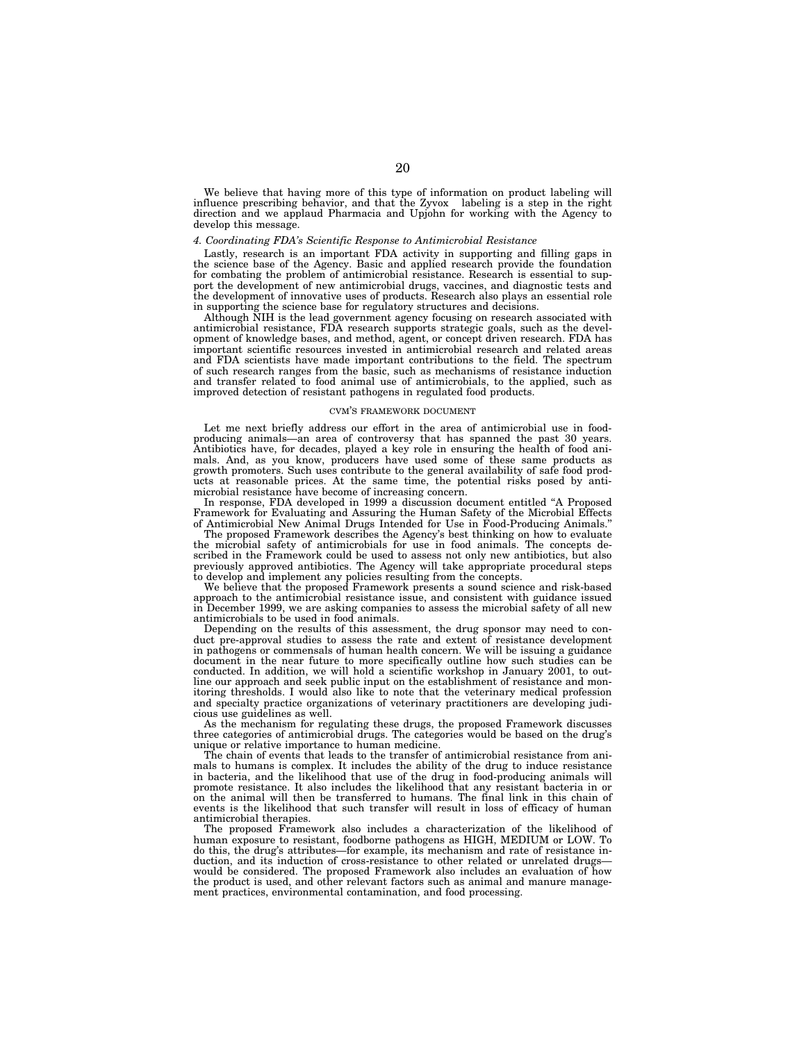We believe that having more of this type of information on product labeling will influence prescribing behavior, and that the Zyvox labeling is a step in the right direction and we applaud Pharmacia and Upjohn for working with the Agency to develop this message.

*4. Coordinating FDA's Scientific Response to Antimicrobial Resistance*

Lastly, research is an important FDA activity in supporting and filling gaps in the science base of the Agency. Basic and applied research provide the foundation for combating the problem of antimicrobial resistance. Research is essential to support the development of new antimicrobial drugs, vaccines, and diagnostic tests and the development of innovative uses of products. Research also plays an essential role in supporting the science base for regulatory structures and decisions.

Although NIH is the lead government agency focusing on research associated with antimicrobial resistance, FDA research supports strategic goals, such as the development of knowledge bases, and method, agent, or concept driven research. FDA has important scientific resources invested in antimicrobial research and related areas and FDA scientists have made important contributions to the field. The spectrum of such research ranges from the basic, such as mechanisms of resistance induction and transfer related to food animal use of antimicrobials, to the applied, such as improved detection of resistant pathogens in regulated food products.

## CVM'S FRAMEWORK DOCUMENT

Let me next briefly address our effort in the area of antimicrobial use in food-producing animals—an area of controversy that has spanned the past 30 years. Antibiotics have, for decades, played a key role in ensuring the health of food animals. And, as you know, producers have used some of these same products as growth promoters. Such uses contribute to the general availability of safe food products at reasonable prices. At the same time, the potential risks posed by antimicrobial resistance have become of increasing concern.

In response, FDA developed in 1999 a discussion document entitled "A Proposed Framework for Evaluating and Assuring the Human Safety of the Microbial Effects of Antimicrobial New Animal Drugs Intended for Use in Food-Producing Animals."

The proposed Framework describes the Agency's best thinking on how to evaluate the microbial safety of antimicrobials for use in food animals. The concepts described in the Framework could be used to assess not only new antibiotics, but also previously approved antibiotics. The Agency will take appropriate procedural steps to develop and implement any policies resulting from the concepts.

We believe that the proposed Framework presents a sound science and risk-based approach to the antimicrobial resistance issue, and consistent with guidance issued in December 1999, we are asking companies to assess the microbial safety of all new antimicrobials to be used in food animals.

Depending on the results of this assessment, the drug sponsor may need to conduct pre-approval studies to assess the rate and extent of resistance development in pathogens or commensals of human health concern. We will be issuing a guidance document in the near future to more specifically outline how such studies can be conducted. In addition, we will hold a scientific workshop in January 2001, to outline our approach and seek public input on the establishment of resistance and monitoring thresholds. I would also like to note that the veterinary medical profession and specialty practice organizations of veterinary practitioners are developing judicious use guidelines as well.

As the mechanism for regulating these drugs, the proposed Framework discusses three categories of antimicrobial drugs. The categories would be based on the drug's unique or relative importance to human medicine.

The chain of events that leads to the transfer of antimicrobial resistance from animals to humans is complex. It includes the ability of the drug to induce resistance in bacteria, and the likelihood that use of the drug in food-producing animals will promote resistance. It also includes the likelihood that any resistant bacteria in or on the animal will then be transferred to humans. The final link in this chain of events is the likelihood that such transfer will result in loss of efficacy of human antimicrobial therapies.

The proposed Framework also includes a characterization of the likelihood of human exposure to resistant, foodborne pathogens as HIGH, MEDIUM or LOW. To do this, the drug's attributes—for example, its mechanism and rate of resistance induction, and its induction of cross-resistance to other related or unrelated drugs—would be considered. The proposed Framework also includes an evaluation of how the product is used, and other relevant factors such as animal and manure management practices, environmental contamination, and food processing.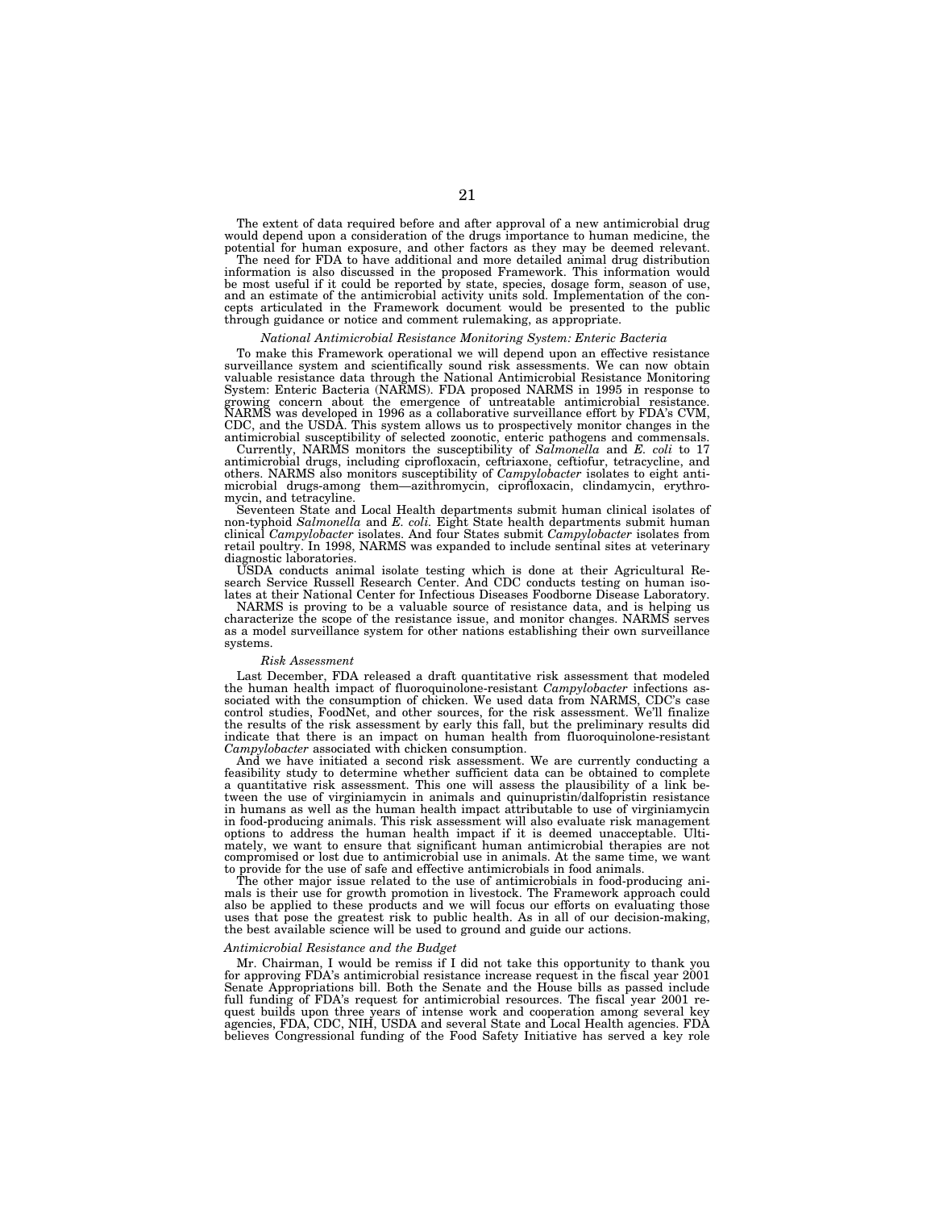The extent of data required before and after approval of a new antimicrobial drug would depend upon a consideration of the drugs importance to human medicine, the potential for human exposure, and other factors as they may be deemed relevant.

The need for FDA to have additional and more detailed animal drug distribution information is also discussed in the proposed Framework. This information would be most useful if it could be reported by state, species, dosage form, season of use, and an estimate of the antimicrobial activity units sold. Implementation of the concepts articulated in the Framework document would be presented to the public through guidance or notice and comment rulemaking, as appropriate.

*National Antimicrobial Resistance Monitoring System: Enteric Bacteria*

To make this Framework operational we will depend upon an effective resistance surveillance system and scientifically sound risk assessments. We can now obtain valuable resistance data through the National Antimicrobial Resistance Monitoring System: Enteric Bacteria (NARMS). FDA proposed NARMS in 1995 in response to growing concern about the emergence of untreatable antimicrobial resistance. NARMS was developed in 1996 as a collaborative surveillance effort by FDA's CVM, CDC, and the USDA. This system allows us to prospectively monitor changes in the antimicrobial susceptibility of selected zoonotic, enteric pathogens and commensals.

Currently, NARMS monitors the susceptibility of *Salmonella* and *E. coli* to 17 antimicrobial drugs, including ciprofloxacin, ceftriaxone, ceftiofur, tetracycline, and others. NARMS also monitors susceptibility of *Campylobacter* isolates to eight antimicrobial drugs-among them—azithromycin, ciprofloxacin, clindamycin, erythromycin, and tetracyline.

Seventeen State and Local Health departments submit human clinical isolates of non-typhoid *Salmonella* and *E. coli.* Eight State health departments submit human clinical *Campylobacter* isolates. And four States submit *Campylobacter* isolates from retail poultry. In 1998, NARMS was expanded to include sentinal sites at veterinary diagnostic laboratories.

USDA conducts animal isolate testing which is done at their Agricultural Research Service Russell Research Center. And CDC conducts testing on human isolates at their National Center for Infectious Diseases Foodborne Disease Laboratory.

NARMS is proving to be a valuable source of resistance data, and is helping us characterize the scope of the resistance issue, and monitor changes. NARMS serves as a model surveillance system for other nations establishing their own surveillance systems.

*Risk Assessment*

Last December, FDA released a draft quantitative risk assessment that modeled the human health impact of fluoroquinolone-resistant *Campylobacter* infections associated with the consumption of chicken. We used data from NARMS, CDC's case control studies, FoodNet, and other sources, for the risk assessment. We'll finalize the results of the risk assessment by early this fall, but the preliminary results did indicate that there is an impact on human health from fluoroquinolone-resistant *Campylobacter* associated with chicken consumption.

And we have initiated a second risk assessment. We are currently conducting a feasibility study to determine whether sufficient data can be obtained to complete a quantitative risk assessment. This one will assess the plausibility of a link between the use of virginiamycin in animals and quinupristin/dalfopristin resistance in humans as well as the human health impact attributable to use of virginiamycin in food-producing animals. This risk assessment will also evaluate risk management options to address the human health impact if it is deemed unacceptable. Ultimately, we want to ensure that significant human antimicrobial therapies are not compromised or lost due to antimicrobial use in animals. At the same time, we want to provide for the use of safe and effective antimicrobials in food animals.

The other major issue related to the use of antimicrobials in food-producing animals is their use for growth promotion in livestock. The Framework approach could also be applied to these products and we will focus our efforts on evaluating those uses that pose the greatest risk to public health. As in all of our decision-making, the best available science will be used to ground and guide our actions.

*Antimicrobial Resistance and the Budget*

Mr. Chairman, I would be remiss if I did not take this opportunity to thank you for approving FDA's antimicrobial resistance increase request in the fiscal year 2001 Senate Appropriations bill. Both the Senate and the House bills as passed include full funding of FDA's request for antimicrobial resources. The fiscal year 2001 request builds upon three years of intense work and cooperation among several key agencies, FDA, CDC, NIH, USDA and several State and Local Health agencies. FDA believes Congressional funding of the Food Safety Initiative has served a key role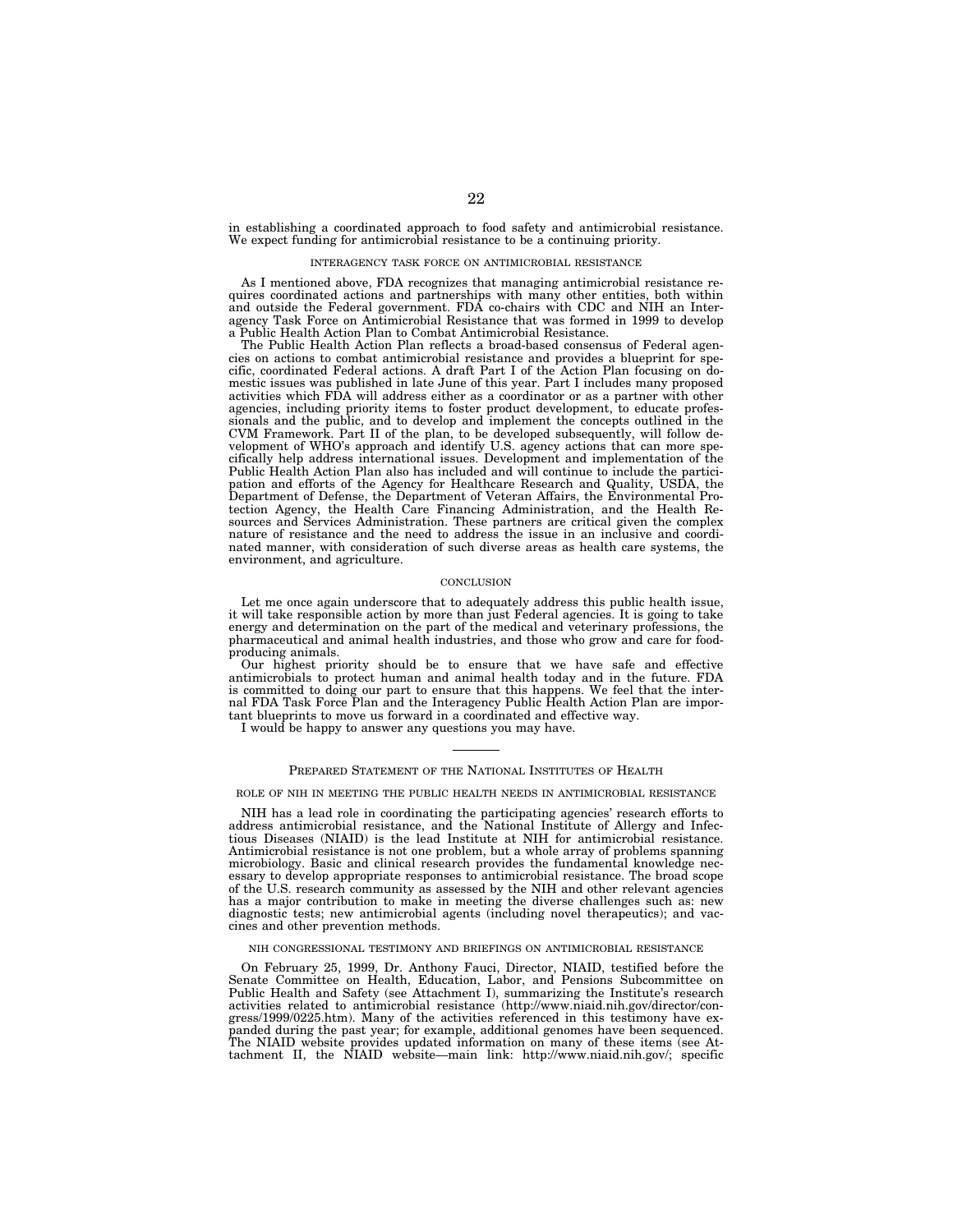in establishing a coordinated approach to food safety and antimicrobial resistance. We expect funding for antimicrobial resistance to be a continuing priority.

### INTERAGENCY TASK FORCE ON ANTIMICROBIAL RESISTANCE

As I mentioned above, FDA recognizes that managing antimicrobial resistance requires coordinated actions and partnerships with many other entities, both within and outside the Federal government. FDA co-chairs with CDC and NIH an Interagency Task Force on Antimicrobial Resistance that was formed in 1999 to develop a Public Health Action Plan to Combat Antimicrobial Resistance.

The Public Health Action Plan reflects a broad-based consensus of Federal agencies on actions to combat antimicrobial resistance and provides a blueprint for specific, coordinated Federal actions. A draft Part I of the Action Plan focusing on domestic issues was published in late June of this year. Part I includes many proposed activities which FDA will address either as a coordinator or as a partner with other agencies, including priority items to foster product development, to educate professionals and the public, and to develop and implement the concepts outlined in the CVM Framework. Part II of the plan, to be developed subsequently, will follow development of WHO's approach and identify U.S. agency actions that can more specifically help address international issues. Development and implementation of the Public Health Action Plan also has included and will continue to include the participation and efforts of the Agency for Healthcare Research and Quality, USDA, the Department of Defense, the Department of Veteran Affairs, the Environmental Protection Agency, the Health Care Financing Administration, and the Health Resources and Services Administration. These partners are critical given the complex nature of resistance and the need to address the issue in an inclusive and coordinated manner, with consideration of such diverse areas as health care systems, the environment, and agriculture.

### CONCLUSION

Let me once again underscore that to adequately address this public health issue, it will take responsible action by more than just Federal agencies. It is going to take energy and determination on the part of the medical and veterinary professions, the pharmaceutical and animal health industries, and those who grow and care for food-producing animals.

Our highest priority should be to ensure that we have safe and effective antimicrobials to protect human and animal health today and in the future. FDA is committed to doing our part to ensure that this happens. We feel that the internal FDA Task Force Plan and the Interagency Public Health Action Plan are important blueprints to move us forward in a coordinated and effective way.

I would be happy to answer any questions you may have.

---

## PREPARED STATEMENT OF THE NATIONAL INSTITUTES OF HEALTH

### ROLE OF NIH IN MEETING THE PUBLIC HEALTH NEEDS IN ANTIMICROBIAL RESISTANCE

NIH has a lead role in coordinating the participating agencies' research efforts to address antimicrobial resistance, and the National Institute of Allergy and Infectious Diseases (NIAID) is the lead Institute at NIH for antimicrobial resistance. Antimicrobial resistance is not one problem, but a whole array of problems spanning microbiology. Basic and clinical research provides the fundamental knowledge necessary to develop appropriate responses to antimicrobial resistance. The broad scope of the U.S. research community as assessed by the NIH and other relevant agencies has a major contribution to make in meeting the diverse challenges such as: new diagnostic tests; new antimicrobial agents (including novel therapeutics); and vaccines and other prevention methods.

### NIH CONGRESSIONAL TESTIMONY AND BRIEFINGS ON ANTIMICROBIAL RESISTANCE

On February 25, 1999, Dr. Anthony Fauci, Director, NIAID, testified before the Senate Committee on Health, Education, Labor, and Pensions Subcommittee on Public Health and Safety (see Attachment I), summarizing the Institute's research activities related to antimicrobial resistance (http://www.niaid.nih.gov/director/congress/1999/0225.htm). Many of the activities referenced in this testimony have expanded during the past year; for example, additional genomes have been sequenced. The NIAID website provides updated information on many of these items (see Attachment II, the NIAID website—main link: http://www.niaid.nih.gov/; specific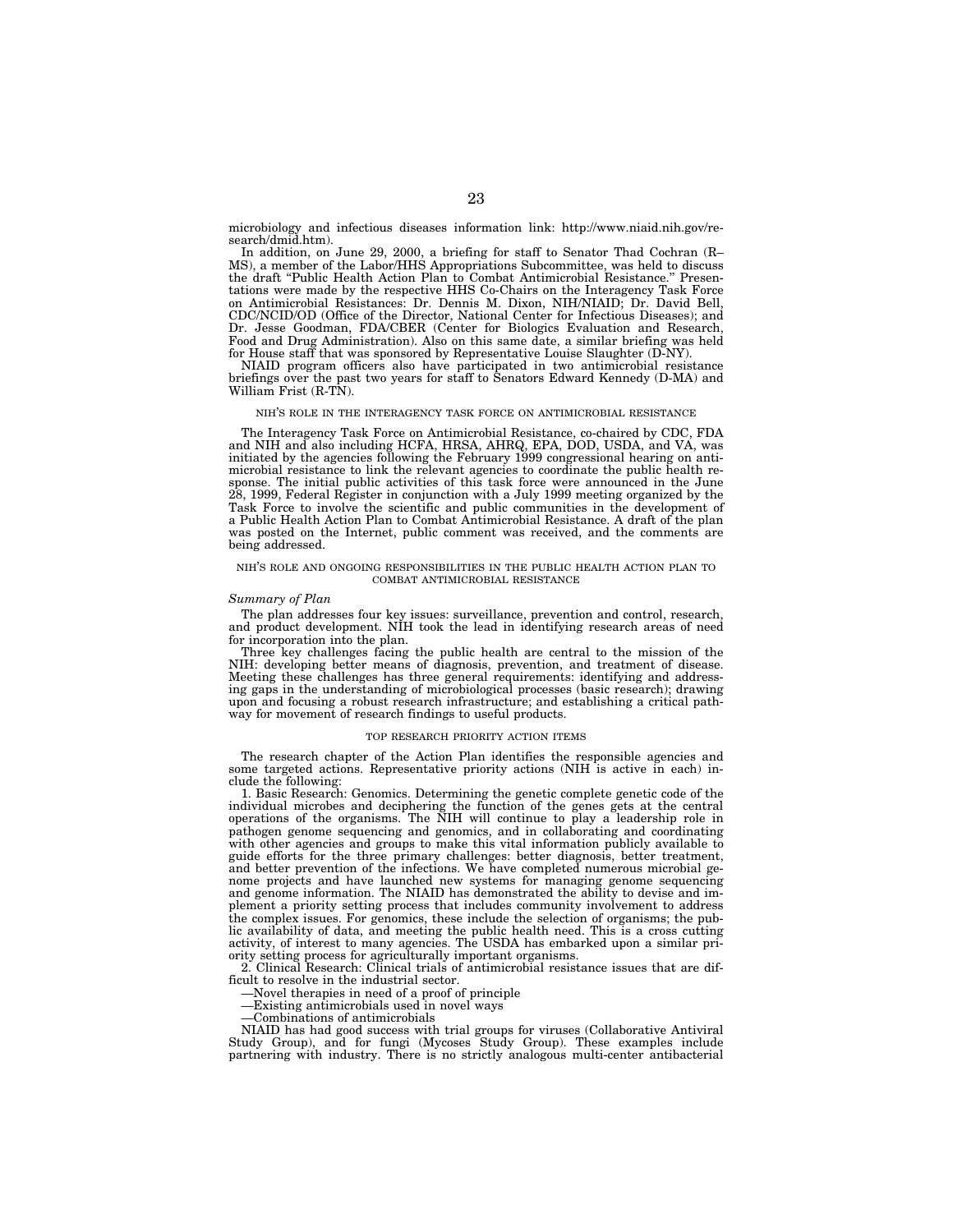microbiology and infectious diseases information link: http://www.niaid.nih.gov/research/dmid.htm).

In addition, on June 29, 2000, a briefing for staff to Senator Thad Cochran (R–MS), a member of the Labor/HHS Appropriations Subcommittee, was held to discuss the draft "Public Health Action Plan to Combat Antimicrobial Resistance." Presentations were made by the respective HHS Co-Chairs on the Interagency Task Force on Antimicrobial Resistances: Dr. Dennis M. Dixon, NIH/NIAID; Dr. David Bell, CDC/NCID/OD (Office of the Director, National Center for Infectious Diseases); and Dr. Jesse Goodman, FDA/CBER (Center for Biologics Evaluation and Research, Food and Drug Administration). Also on this same date, a similar briefing was held for House staff that was sponsored by Representative Louise Slaughter (D-NY).

NIAID program officers also have participated in two antimicrobial resistance briefings over the past two years for staff to Senators Edward Kennedy (D-MA) and William Frist (R-TN).

## NIH'S ROLE IN THE INTERAGENCY TASK FORCE ON ANTIMICROBIAL RESISTANCE

The Interagency Task Force on Antimicrobial Resistance, co-chaired by CDC, FDA and NIH and also including HCFA, HRSA, AHRQ, EPA, DOD, USDA, and VA, was initiated by the agencies following the February 1999 congressional hearing on antimicrobial resistance to link the relevant agencies to coordinate the public health response. The initial public activities of this task force were announced in the June 28, 1999, Federal Register in conjunction with a July 1999 meeting organized by the Task Force to involve the scientific and public communities in the development of a Public Health Action Plan to Combat Antimicrobial Resistance. A draft of the plan was posted on the Internet, public comment was received, and the comments are being addressed.

## NIH'S ROLE AND ONGOING RESPONSIBILITIES IN THE PUBLIC HEALTH ACTION PLAN TO COMBAT ANTIMICROBIAL RESISTANCE

### *Summary of Plan*

The plan addresses four key issues: surveillance, prevention and control, research, and product development. NIH took the lead in identifying research areas of need for incorporation into the plan.

Three key challenges facing the public health are central to the mission of the NIH: developing better means of diagnosis, prevention, and treatment of disease. Meeting these challenges has three general requirements: identifying and addressing gaps in the understanding of microbiological processes (basic research); drawing upon and focusing a robust research infrastructure; and establishing a critical pathway for movement of research findings to useful products.

## TOP RESEARCH PRIORITY ACTION ITEMS

The research chapter of the Action Plan identifies the responsible agencies and some targeted actions. Representative priority actions (NIH is active in each) include the following:

1. Basic Research: Genomics. Determining the genetic complete genetic code of the individual microbes and deciphering the function of the genes gets at the central operations of the organisms. The NIH will continue to play a leadership role in pathogen genome sequencing and genomics, and in collaborating and coordinating with other agencies and groups to make this vital information publicly available to guide efforts for the three primary challenges: better diagnosis, better treatment, and better prevention of the infections. We have completed numerous microbial genome projects and have launched new systems for managing genome sequencing and genome information. The NIAID has demonstrated the ability to devise and implement a priority setting process that includes community involvement to address the complex issues. For genomics, these include the selection of organisms; the public availability of data, and meeting the public health need. This is a cross cutting activity, of interest to many agencies. The USDA has embarked upon a similar priority setting process for agriculturally important organisms.

2. Clinical Research: Clinical trials of antimicrobial resistance issues that are difficult to resolve in the industrial sector.

—Novel therapies in need of a proof of principle

—Existing antimicrobials used in novel ways

—Combinations of antimicrobials

NIAID has had good success with trial groups for viruses (Collaborative Antiviral Study Group), and for fungi (Mycoses Study Group). These examples include partnering with industry. There is no strictly analogous multi-center antibacterial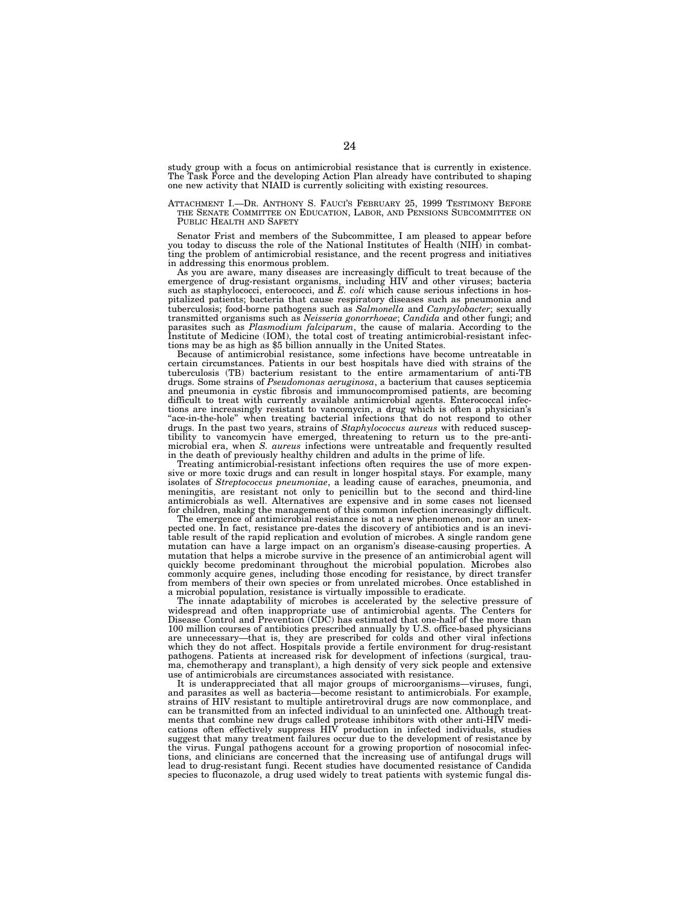study group with a focus on antimicrobial resistance that is currently in existence. The Task Force and the developing Action Plan already have contributed to shaping one new activity that NIAID is currently soliciting with existing resources.

ATTACHMENT I.—DR. ANTHONY S. FAUCI'S FEBRUARY 25, 1999 TESTIMONY BEFORE THE SENATE COMMITTEE ON EDUCATION, LABOR, AND PENSIONS SUBCOMMITTEE ON PUBLIC HEALTH AND SAFETY

Senator Frist and members of the Subcommittee, I am pleased to appear before you today to discuss the role of the National Institutes of Health (NIH) in combatting the problem of antimicrobial resistance, and the recent progress and initiatives in addressing this enormous problem.

As you are aware, many diseases are increasingly difficult to treat because of the emergence of drug-resistant organisms, including HIV and other viruses; bacteria such as staphylococci, enterococci, and *E. coli* which cause serious infections in hospitalized patients; bacteria that cause respiratory diseases such as pneumonia and tuberculosis; food-borne pathogens such as *Salmonella* and *Campylobacter*; sexually transmitted organisms such as *Neisseria gonorrhoeae*; *Candida* and other fungi; and parasites such as *Plasmodium falciparum*, the cause of malaria. According to the Institute of Medicine (IOM), the total cost of treating antimicrobial-resistant infections may be as high as $5 billion annually in the United States.

Because of antimicrobial resistance, some infections have become untreatable in certain circumstances. Patients in our best hospitals have died with strains of the tuberculosis (TB) bacterium resistant to the entire armamentarium of anti-TB drugs. Some strains of *Pseudomonas aeruginosa*, a bacterium that causes septicemia and pneumonia in cystic fibrosis and immunocompromised patients, are becoming difficult to treat with currently available antimicrobial agents. Enterococcal infections are increasingly resistant to vancomycin, a drug which is often a physician's "ace-in-the-hole" when treating bacterial infections that do not respond to other drugs. In the past two years, strains of *Staphylococcus aureus* with reduced susceptibility to vancomycin have emerged, threatening to return us to the pre-antimicrobial era, when *S. aureus* infections were untreatable and frequently resulted in the death of previously healthy children and adults in the prime of life.

Treating antimicrobial-resistant infections often requires the use of more expensive or more toxic drugs and can result in longer hospital stays. For example, many isolates of *Streptococcus pneumoniae*, a leading cause of earaches, pneumonia, and meningitis, are resistant not only to penicillin but to the second and third-line antimicrobials as well. Alternatives are expensive and in some cases not licensed for children, making the management of this common infection increasingly difficult.

The emergence of antimicrobial resistance is not a new phenomenon, nor an unexpected one. In fact, resistance pre-dates the discovery of antibiotics and is an inevitable result of the rapid replication and evolution of microbes. A single random gene mutation can have a large impact on an organism's disease-causing properties. A mutation that helps a microbe survive in the presence of an antimicrobial agent will quickly become predominant throughout the microbial population. Microbes also commonly acquire genes, including those encoding for resistance, by direct transfer from members of their own species or from unrelated microbes. Once established in a microbial population, resistance is virtually impossible to eradicate.

The innate adaptability of microbes is accelerated by the selective pressure of widespread and often inappropriate use of antimicrobial agents. The Centers for Disease Control and Prevention (CDC) has estimated that one-half of the more than 100 million courses of antibiotics prescribed annually by U.S. office-based physicians are unnecessary—that is, they are prescribed for colds and other viral infections which they do not affect. Hospitals provide a fertile environment for drug-resistant pathogens. Patients at increased risk for development of infections (surgical, trauma, chemotherapy and transplant), a high density of very sick people and extensive use of antimicrobials are circumstances associated with resistance.

It is underappreciated that all major groups of microorganisms—viruses, fungi, and parasites as well as bacteria—become resistant to antimicrobials. For example, strains of HIV resistant to multiple antiretroviral drugs are now commonplace, and can be transmitted from an infected individual to an uninfected one. Although treatments that combine new drugs called protease inhibitors with other anti-HIV medications often effectively suppress HIV production in infected individuals, studies suggest that many treatment failures occur due to the development of resistance by the virus. Fungal pathogens account for a growing proportion of nosocomial infections, and clinicians are concerned that the increasing use of antifungal drugs will lead to drug-resistant fungi. Recent studies have documented resistance of Candida species to fluconazole, a drug used widely to treat patients with systemic fungal dis-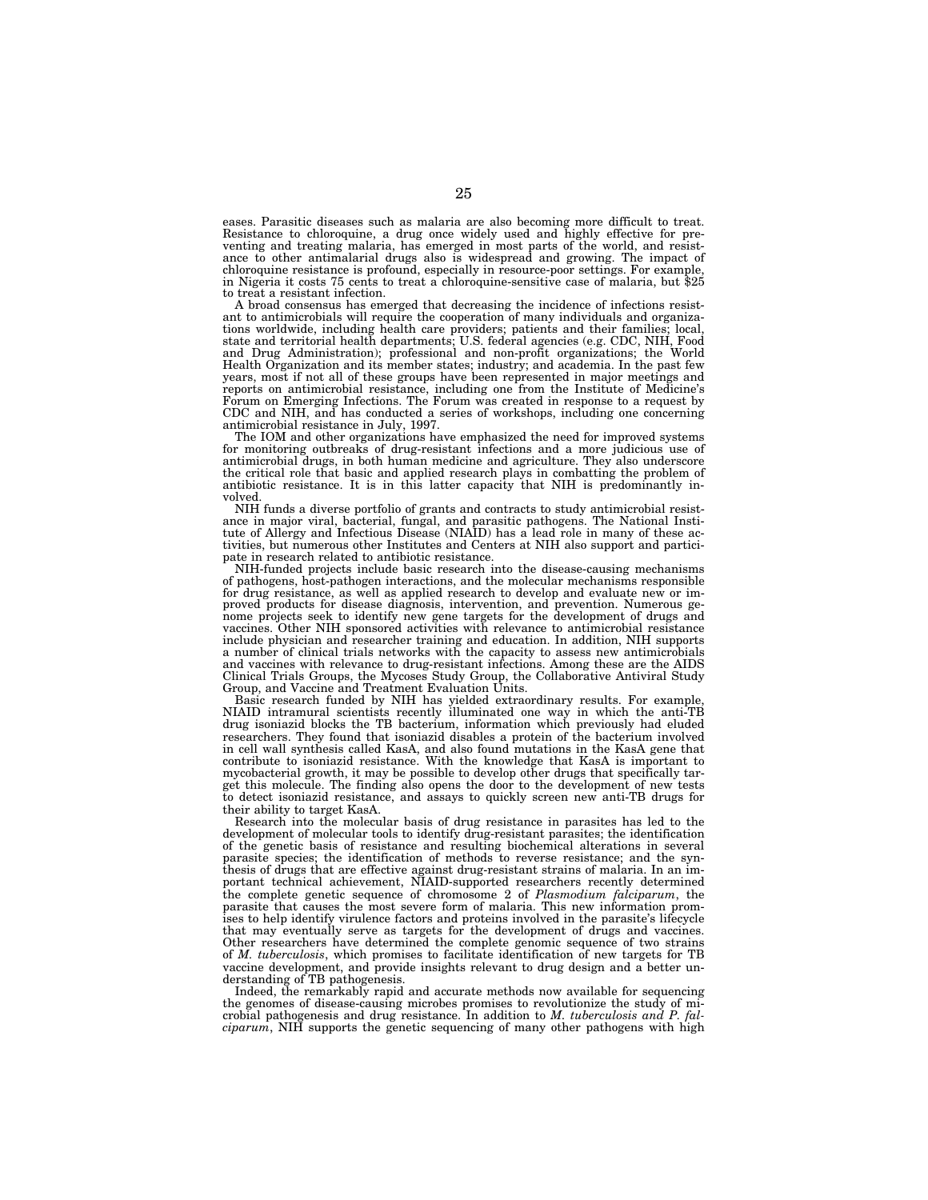eases. Parasitic diseases such as malaria are also becoming more difficult to treat. Resistance to chloroquine, a drug once widely used and highly effective for preventing and treating malaria, has emerged in most parts of the world, and resistance to other antimalarial drugs also is widespread and growing. The impact of chloroquine resistance is profound, especially in resource-poor settings. For example, in Nigeria it costs 75 cents to treat a chloroquine-sensitive case of malaria, but $25 to treat a resistant infection.

A broad consensus has emerged that decreasing the incidence of infections resistant to antimicrobials will require the cooperation of many individuals and organizations worldwide, including health care providers; patients and their families; local, state and territorial health departments; U.S. federal agencies (e.g. CDC, NIH, Food and Drug Administration); professional and non-profit organizations; the World Health Organization and its member states; industry; and academia. In the past few years, most if not all of these groups have been represented in major meetings and reports on antimicrobial resistance, including one from the Institute of Medicine's Forum on Emerging Infections. The Forum was created in response to a request by CDC and NIH, and has conducted a series of workshops, including one concerning antimicrobial resistance in July, 1997.

The IOM and other organizations have emphasized the need for improved systems for monitoring outbreaks of drug-resistant infections and a more judicious use of antimicrobial drugs, in both human medicine and agriculture. They also underscore the critical role that basic and applied research plays in combatting the problem of antibiotic resistance. It is in this latter capacity that NIH is predominantly involved.

NIH funds a diverse portfolio of grants and contracts to study antimicrobial resistance in major viral, bacterial, fungal, and parasitic pathogens. The National Institute of Allergy and Infectious Disease (NIAID) has a lead role in many of these activities, but numerous other Institutes and Centers at NIH also support and participate in research related to antibiotic resistance.

NIH-funded projects include basic research into the disease-causing mechanisms of pathogens, host-pathogen interactions, and the molecular mechanisms responsible for drug resistance, as well as applied research to develop and evaluate new or improved products for disease diagnosis, intervention, and prevention. Numerous genome projects seek to identify new gene targets for the development of drugs and vaccines. Other NIH sponsored activities with relevance to antimicrobial resistance include physician and researcher training and education. In addition, NIH supports a number of clinical trials networks with the capacity to assess new antimicrobials and vaccines with relevance to drug-resistant infections. Among these are the AIDS Clinical Trials Groups, the Mycoses Study Group, the Collaborative Antiviral Study Group, and Vaccine and Treatment Evaluation Units.

Basic research funded by NIH has yielded extraordinary results. For example, NIAID intramural scientists recently illuminated one way in which the anti-TB drug isoniazid blocks the TB bacterium, information which previously had eluded researchers. They found that isoniazid disables a protein of the bacterium involved in cell wall synthesis called KasA, and also found mutations in the KasA gene that contribute to isoniazid resistance. With the knowledge that KasA is important to mycobacterial growth, it may be possible to develop other drugs that specifically target this molecule. The finding also opens the door to the development of new tests to detect isoniazid resistance, and assays to quickly screen new anti-TB drugs for their ability to target KasA.

Research into the molecular basis of drug resistance in parasites has led to the development of molecular tools to identify drug-resistant parasites; the identification of the genetic basis of resistance and resulting biochemical alterations in several parasite species; the identification of methods to reverse resistance; and the synthesis of drugs that are effective against drug-resistant strains of malaria. In an important technical achievement, NIAID-supported researchers recently determined the complete genetic sequence of chromosome 2 of *Plasmodium falciparum*, the parasite that causes the most severe form of malaria. This new information promises to help identify virulence factors and proteins involved in the parasite's lifecycle that may eventually serve as targets for the development of drugs and vaccines. Other researchers have determined the complete genomic sequence of two strains of *M. tuberculosis*, which promises to facilitate identification of new targets for TB vaccine development, and provide insights relevant to drug design and a better understanding of TB pathogenesis.

Indeed, the remarkably rapid and accurate methods now available for sequencing the genomes of disease-causing microbes promises to revolutionize the study of microbial pathogenesis and drug resistance. In addition to *M. tuberculosis and P. falciparum*, NIH supports the genetic sequencing of many other pathogens with high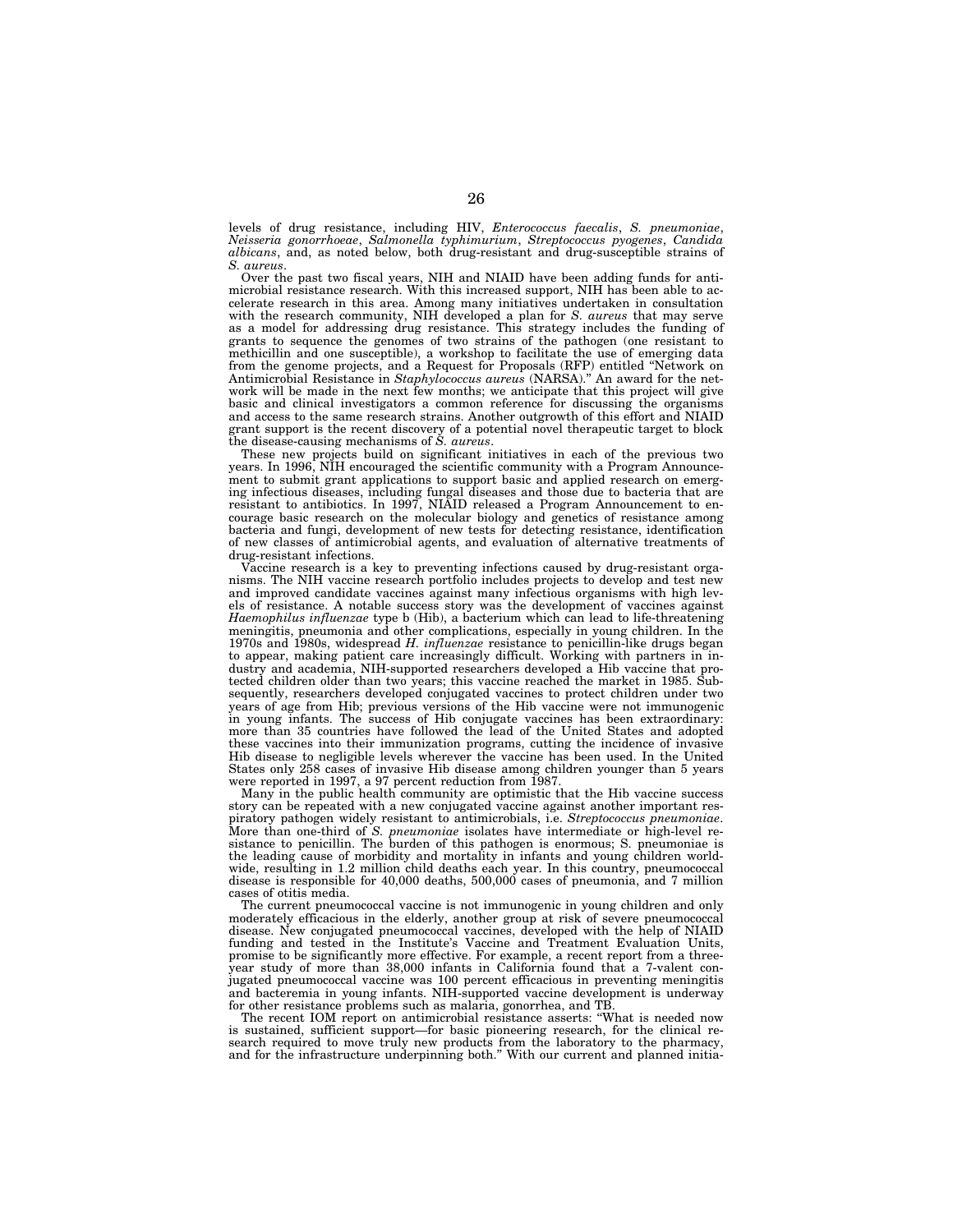levels of drug resistance, including HIV, *Enterococcus faecalis*, *S. pneumoniae*, *Neisseria gonorrhoeae*, *Salmonella typhimurium*, *Streptococcus pyogenes*, *Candida albicans*, and, as noted below, both drug-resistant and drug-susceptible strains of *S. aureus*.

Over the past two fiscal years, NIH and NIAID have been adding funds for antimicrobial resistance research. With this increased support, NIH has been able to accelerate research in this area. Among many initiatives undertaken in consultation with the research community, NIH developed a plan for *S. aureus* that may serve as a model for addressing drug resistance. This strategy includes the funding of grants to sequence the genomes of two strains of the pathogen (one resistant to methicillin and one susceptible), a workshop to facilitate the use of emerging data from the genome projects, and a Request for Proposals (RFP) entitled "Network on Antimicrobial Resistance in *Staphylococcus aureus* (NARSA)." An award for the network will be made in the next few months; we anticipate that this project will give basic and clinical investigators a common reference for discussing the organisms and access to the same research strains. Another outgrowth of this effort and NIAID grant support is the recent discovery of a potential novel therapeutic target to block the disease-causing mechanisms of *S. aureus*.

These new projects build on significant initiatives in each of the previous two years. In 1996, NIH encouraged the scientific community with a Program Announcement to submit grant applications to support basic and applied research on emerging infectious diseases, including fungal diseases and those due to bacteria that are resistant to antibiotics. In 1997, NIAID released a Program Announcement to encourage basic research on the molecular biology and genetics of resistance among bacteria and fungi, development of new tests for detecting resistance, identification of new classes of antimicrobial agents, and evaluation of alternative treatments of drug-resistant infections.

Vaccine research is a key to preventing infections caused by drug-resistant organisms. The NIH vaccine research portfolio includes projects to develop and test new and improved candidate vaccines against many infectious organisms with high levels of resistance. A notable success story was the development of vaccines against *Haemophilus influenzae* type b (Hib), a bacterium which can lead to life-threatening meningitis, pneumonia and other complications, especially in young children. In the 1970s and 1980s, widespread *H. influenzae* resistance to penicillin-like drugs began to appear, making patient care increasingly difficult. Working with partners in industry and academia, NIH-supported researchers developed a Hib vaccine that protected children older than two years; this vaccine reached the market in 1985. Subsequently, researchers developed conjugated vaccines to protect children under two years of age from Hib; previous versions of the Hib vaccine were not immunogenic in young infants. The success of Hib conjugate vaccines has been extraordinary: more than 35 countries have followed the lead of the United States and adopted these vaccines into their immunization programs, cutting the incidence of invasive Hib disease to negligible levels wherever the vaccine has been used. In the United States only 258 cases of invasive Hib disease among children younger than 5 years were reported in 1997, a 97 percent reduction from 1987.

Many in the public health community are optimistic that the Hib vaccine success story can be repeated with a new conjugated vaccine against another important respiratory pathogen widely resistant to antimicrobials, i.e. *Streptococcus pneumoniae*. More than one-third of *S. pneumoniae* isolates have intermediate or high-level resistance to penicillin. The burden of this pathogen is enormous; S. pneumoniae is the leading cause of morbidity and mortality in infants and young children worldwide, resulting in 1.2 million child deaths each year. In this country, pneumococcal disease is responsible for 40,000 deaths, 500,000 cases of pneumonia, and 7 million cases of otitis media.

The current pneumococcal vaccine is not immunogenic in young children and only moderately efficacious in the elderly, another group at risk of severe pneumococcal disease. New conjugated pneumococcal vaccines, developed with the help of NIAID funding and tested in the Institute's Vaccine and Treatment Evaluation Units, promise to be significantly more effective. For example, a recent report from a three-year study of more than 38,000 infants in California found that a 7-valent conjugated pneumococcal vaccine was 100 percent efficacious in preventing meningitis and bacteremia in young infants. NIH-supported vaccine development is underway for other resistance problems such as malaria, gonorrhea, and TB.

The recent IOM report on antimicrobial resistance asserts: "What is needed now is sustained, sufficient support—for basic pioneering research, for the clinical research required to move truly new products from the laboratory to the pharmacy, and for the infrastructure underpinning both." With our current and planned initia-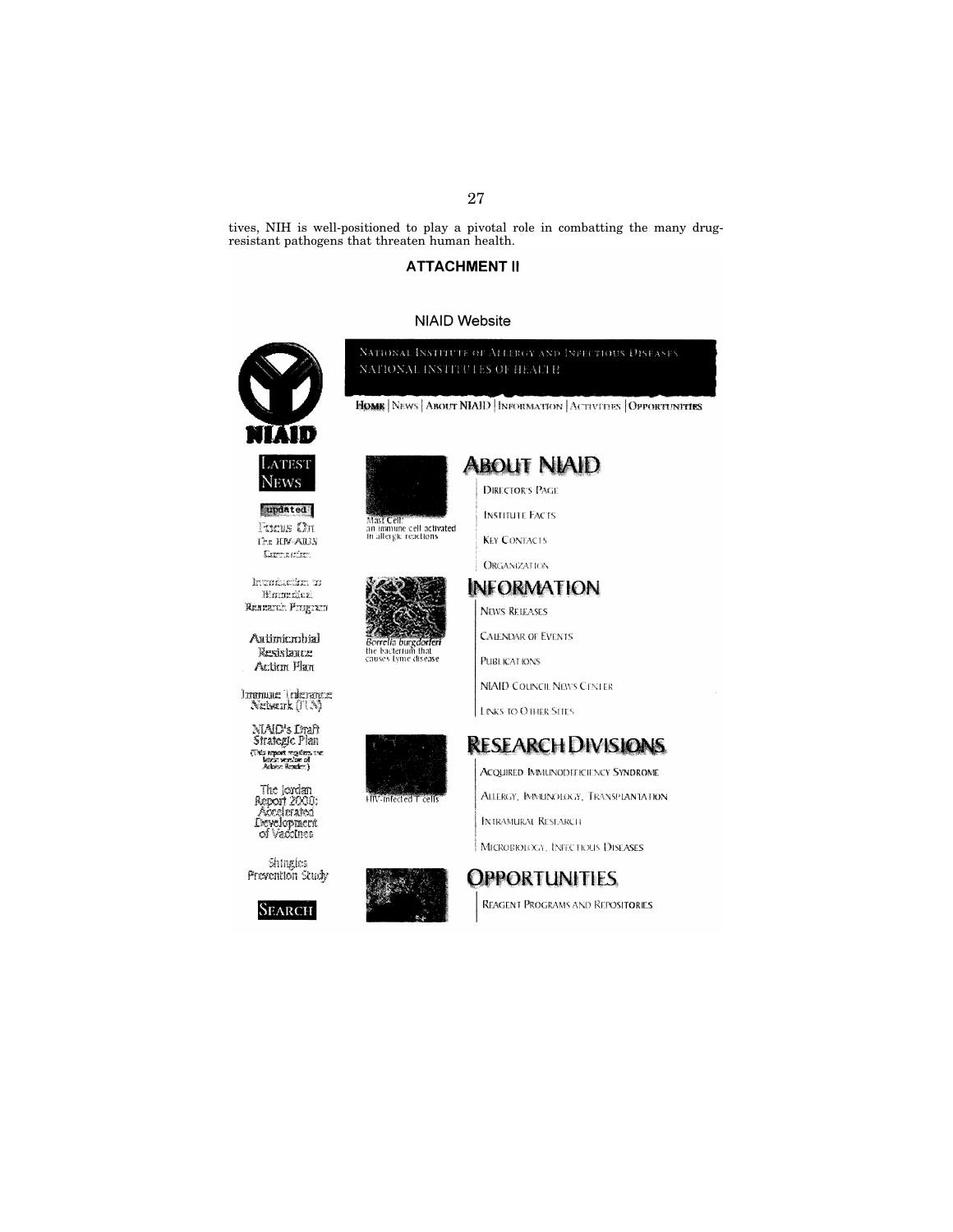tives, NIH is well-positioned to play a pivotal role in combatting the many drug-resistant pathogens that threaten human health.

## ATTACHMENT II

NIAID Website

NATIONAL INSTITUTE OF ALLERGY AND INFECTIOUS DISEASES
NATIONAL INSTITUTES OF HEALTH

HOME | NEWS | ABOUT NIAID | INFORMATION | ACTIVITIES | OPPORTUNITIES

NIAID

LATEST NEWS

updated

Focus On The HIV-AIDS Connection

Introduction to Biomedical Research Program

Antimicrobial Resistance Action Plan

Immune Tolerance Network (ITN)

NIAID's Draft Strategic Plan
(This report requires the latest version of Adobe Reader)

The Jordan Report 2000: Accelerated Development of Vaccines

Shingles Prevention Study

SEARCH

Mast Cell: an immune cell activated in allergic reactions

*Borrelia burgdorferi* the bacterium that causes Lyme disease

HIV-infected T cells

**ABOUT NIAID**

DIRECTOR'S PAGE

INSTITUTE FACTS

KEY CONTACTS

ORGANIZATION

**INFORMATION**

NEWS RELEASES

CALENDAR OF EVENTS

PUBLICATIONS

NIAID COUNCIL NEWS CENTER

LINKS TO OTHER SITES

**RESEARCH DIVISIONS**

ACQUIRED IMMUNODEFICIENCY SYNDROME

ALLERGY, IMMUNOLOGY, TRANSPLANTATION

INTRAMURAL RESEARCH

MICROBIOLOGY, INFECTIOUS DISEASES

**OPPORTUNITIES**

REAGENT PROGRAMS AND REPOSITORIES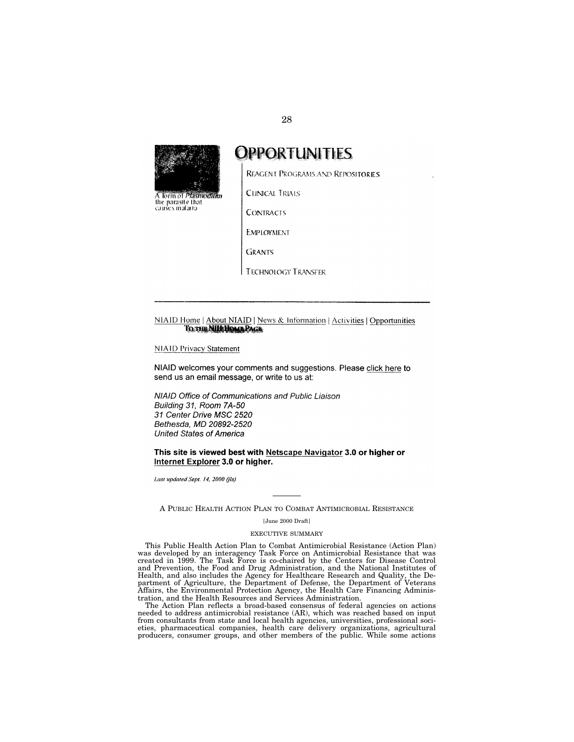A form of *Plasmodium* the parasite that causes malaria

# OPPORTUNITIES

REAGENT PROGRAMS AND REPOSITORIES

CLINICAL TRIALS

CONTRACTS

EMPLOYMENT

GRANTS

TECHNOLOGY TRANSFER

---

NIAID Home | About NIAID | News & Information | Activities | Opportunities
TO THE NIH HOME PAGE

NIAID Privacy Statement

NIAID welcomes your comments and suggestions. Please click here to send us an email message, or write to us at:

*NIAID Office of Communications and Public Liaison*
*Building 31, Room 7A-50*
*31 Center Drive MSC 2520*
*Bethesda, MD 20892-2520*
*United States of America*

**This site is viewed best with Netscape Navigator 3.0 or higher or Internet Explorer 3.0 or higher.**

*Last updated Sept. 14, 2000 (jls)*

---

## A PUBLIC HEALTH ACTION PLAN TO COMBAT ANTIMICROBIAL RESISTANCE

[June 2000 Draft]

### EXECUTIVE SUMMARY

This Public Health Action Plan to Combat Antimicrobial Resistance (Action Plan) was developed by an interagency Task Force on Antimicrobial Resistance that was created in 1999. The Task Force is co-chaired by the Centers for Disease Control and Prevention, the Food and Drug Administration, and the National Institutes of Health, and also includes the Agency for Healthcare Research and Quality, the Department of Agriculture, the Department of Defense, the Department of Veterans Affairs, the Environmental Protection Agency, the Health Care Financing Administration, and the Health Resources and Services Administration.

The Action Plan reflects a broad-based consensus of federal agencies on actions needed to address antimicrobial resistance (AR), which was reached based on input from consultants from state and local health agencies, universities, professional societies, pharmaceutical companies, health care delivery organizations, agricultural producers, consumer groups, and other members of the public. While some actions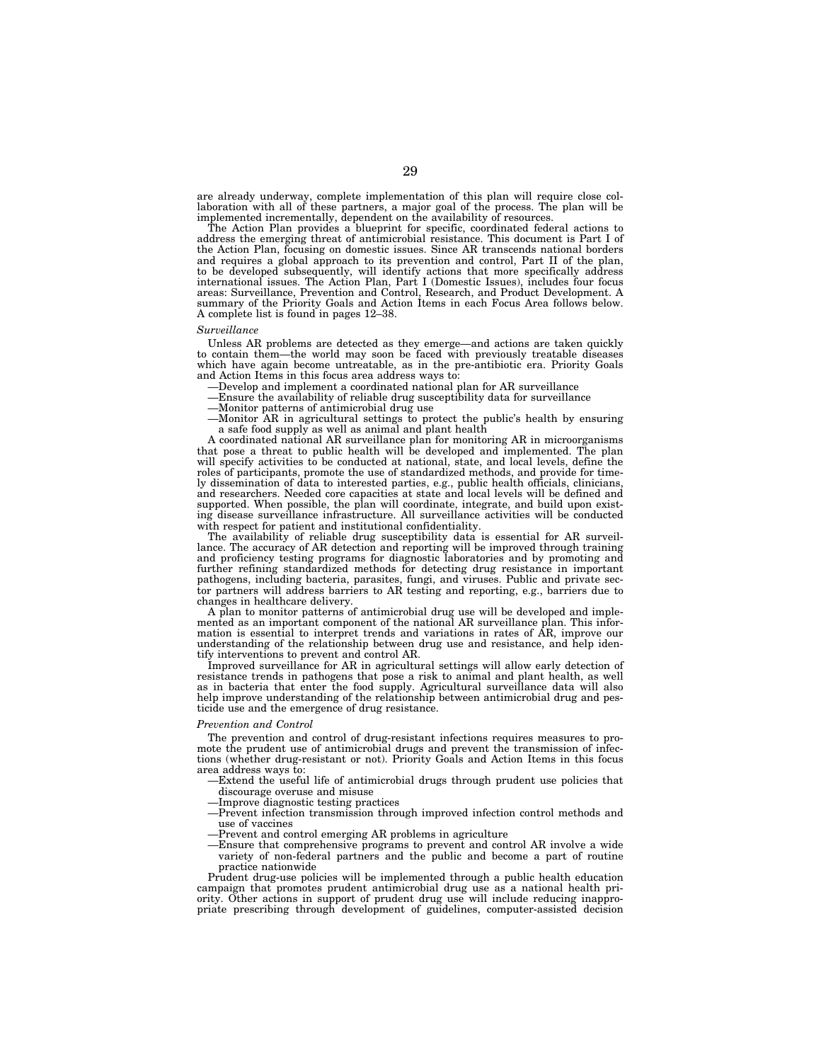are already underway, complete implementation of this plan will require close collaboration with all of these partners, a major goal of the process. The plan will be implemented incrementally, dependent on the availability of resources.

The Action Plan provides a blueprint for specific, coordinated federal actions to address the emerging threat of antimicrobial resistance. This document is Part I of the Action Plan, focusing on domestic issues. Since AR transcends national borders and requires a global approach to its prevention and control, Part II of the plan, to be developed subsequently, will identify actions that more specifically address international issues. The Action Plan, Part I (Domestic Issues), includes four focus areas: Surveillance, Prevention and Control, Research, and Product Development. A summary of the Priority Goals and Action Items in each Focus Area follows below. A complete list is found in pages 12–38.

*Surveillance*

Unless AR problems are detected as they emerge—and actions are taken quickly to contain them—the world may soon be faced with previously treatable diseases which have again become untreatable, as in the pre-antibiotic era. Priority Goals and Action Items in this focus area address ways to:

—Develop and implement a coordinated national plan for AR surveillance
—Ensure the availability of reliable drug susceptibility data for surveillance
—Monitor patterns of antimicrobial drug use
—Monitor AR in agricultural settings to protect the public's health by ensuring a safe food supply as well as animal and plant health

A coordinated national AR surveillance plan for monitoring AR in microorganisms that pose a threat to public health will be developed and implemented. The plan will specify activities to be conducted at national, state, and local levels, define the roles of participants, promote the use of standardized methods, and provide for timely dissemination of data to interested parties, e.g., public health officials, clinicians, and researchers. Needed core capacities at state and local levels will be defined and supported. When possible, the plan will coordinate, integrate, and build upon existing disease surveillance infrastructure. All surveillance activities will be conducted with respect for patient and institutional confidentiality.

The availability of reliable drug susceptibility data is essential for AR surveillance. The accuracy of AR detection and reporting will be improved through training and proficiency testing programs for diagnostic laboratories and by promoting and further refining standardized methods for detecting drug resistance in important pathogens, including bacteria, parasites, fungi, and viruses. Public and private sector partners will address barriers to AR testing and reporting, e.g., barriers due to changes in healthcare delivery.

A plan to monitor patterns of antimicrobial drug use will be developed and implemented as an important component of the national AR surveillance plan. This information is essential to interpret trends and variations in rates of AR, improve our understanding of the relationship between drug use and resistance, and help identify interventions to prevent and control AR.

Improved surveillance for AR in agricultural settings will allow early detection of resistance trends in pathogens that pose a risk to animal and plant health, as well as in bacteria that enter the food supply. Agricultural surveillance data will also help improve understanding of the relationship between antimicrobial drug and pesticide use and the emergence of drug resistance.

*Prevention and Control*

The prevention and control of drug-resistant infections requires measures to promote the prudent use of antimicrobial drugs and prevent the transmission of infections (whether drug-resistant or not). Priority Goals and Action Items in this focus area address ways to:

—Extend the useful life of antimicrobial drugs through prudent use policies that discourage overuse and misuse
—Improve diagnostic testing practices
—Prevent infection transmission through improved infection control methods and use of vaccines
—Prevent and control emerging AR problems in agriculture
—Ensure that comprehensive programs to prevent and control AR involve a wide variety of non-federal partners and the public and become a part of routine practice nationwide

Prudent drug-use policies will be implemented through a public health education campaign that promotes prudent antimicrobial drug use as a national health priority. Other actions in support of prudent drug use will include reducing inappropriate prescribing through development of guidelines, computer-assisted decision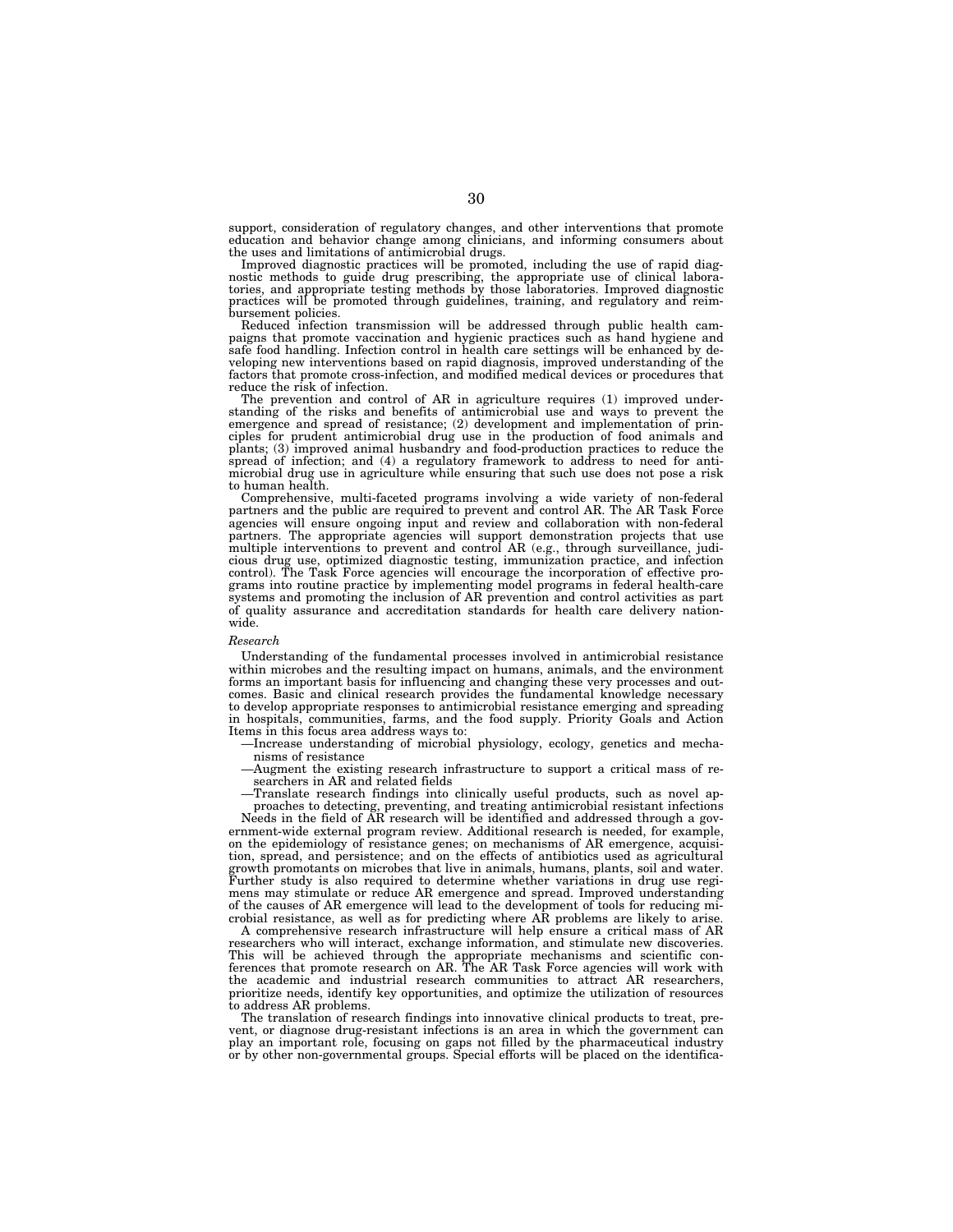support, consideration of regulatory changes, and other interventions that promote education and behavior change among clinicians, and informing consumers about the uses and limitations of antimicrobial drugs.

Improved diagnostic practices will be promoted, including the use of rapid diagnostic methods to guide drug prescribing, the appropriate use of clinical laboratories, and appropriate testing methods by those laboratories. Improved diagnostic practices will be promoted through guidelines, training, and regulatory and reimbursement policies.

Reduced infection transmission will be addressed through public health campaigns that promote vaccination and hygienic practices such as hand hygiene and safe food handling. Infection control in health care settings will be enhanced by developing new interventions based on rapid diagnosis, improved understanding of the factors that promote cross-infection, and modified medical devices or procedures that reduce the risk of infection.

The prevention and control of AR in agriculture requires (1) improved understanding of the risks and benefits of antimicrobial use and ways to prevent the emergence and spread of resistance; (2) development and implementation of principles for prudent antimicrobial drug use in the production of food animals and plants; (3) improved animal husbandry and food-production practices to reduce the spread of infection; and (4) a regulatory framework to address to need for antimicrobial drug use in agriculture while ensuring that such use does not pose a risk to human health.

Comprehensive, multi-faceted programs involving a wide variety of non-federal partners and the public are required to prevent and control AR. The AR Task Force agencies will ensure ongoing input and review and collaboration with non-federal partners. The appropriate agencies will support demonstration projects that use multiple interventions to prevent and control AR (e.g., through surveillance, judicious drug use, optimized diagnostic testing, immunization practice, and infection control). The Task Force agencies will encourage the incorporation of effective programs into routine practice by implementing model programs in federal health-care systems and promoting the inclusion of AR prevention and control activities as part of quality assurance and accreditation standards for health care delivery nationwide.

*Research*

Understanding of the fundamental processes involved in antimicrobial resistance within microbes and the resulting impact on humans, animals, and the environment forms an important basis for influencing and changing these very processes and outcomes. Basic and clinical research provides the fundamental knowledge necessary to develop appropriate responses to antimicrobial resistance emerging and spreading in hospitals, communities, farms, and the food supply. Priority Goals and Action Items in this focus area address ways to:

—Increase understanding of microbial physiology, ecology, genetics and mechanisms of resistance

—Augment the existing research infrastructure to support a critical mass of researchers in AR and related fields

—Translate research findings into clinically useful products, such as novel approaches to detecting, preventing, and treating antimicrobial resistant infections

Needs in the field of AR research will be identified and addressed through a government-wide external program review. Additional research is needed, for example, on the epidemiology of resistance genes; on mechanisms of AR emergence, acquisition, spread, and persistence; and on the effects of antibiotics used as agricultural growth promotants on microbes that live in animals, humans, plants, soil and water. Further study is also required to determine whether variations in drug use regimens may stimulate or reduce AR emergence and spread. Improved understanding of the causes of AR emergence will lead to the development of tools for reducing microbial resistance, as well as for predicting where AR problems are likely to arise.

A comprehensive research infrastructure will help ensure a critical mass of AR researchers who will interact, exchange information, and stimulate new discoveries. This will be achieved through the appropriate mechanisms and scientific conferences that promote research on AR. The AR Task Force agencies will work with the academic and industrial research communities to attract AR researchers, prioritize needs, identify key opportunities, and optimize the utilization of resources to address AR problems.

The translation of research findings into innovative clinical products to treat, prevent, or diagnose drug-resistant infections is an area in which the government can play an important role, focusing on gaps not filled by the pharmaceutical industry or by other non-governmental groups. Special efforts will be placed on the identifica-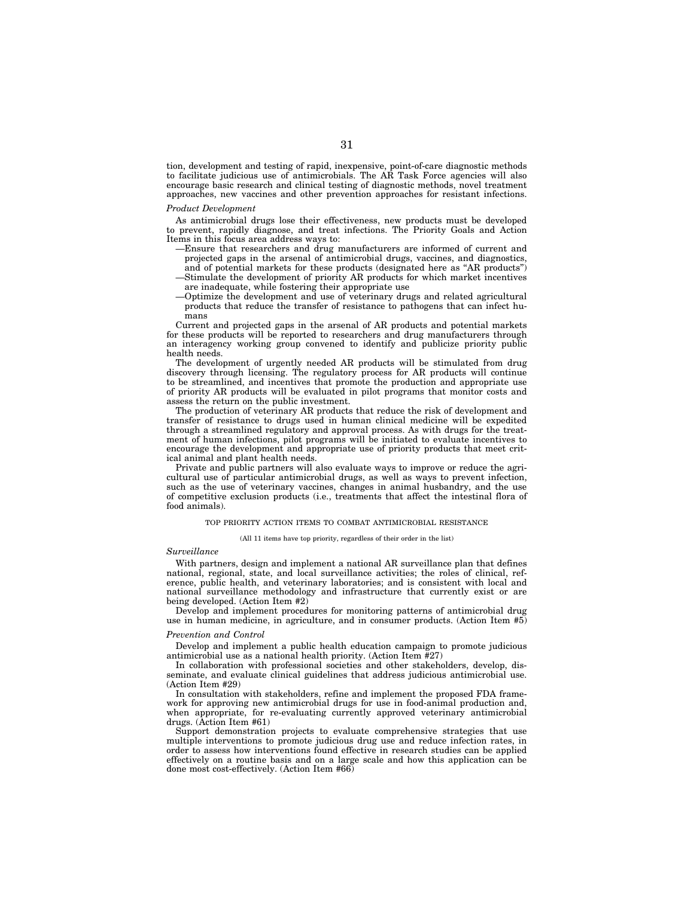tion, development and testing of rapid, inexpensive, point-of-care diagnostic methods to facilitate judicious use of antimicrobials. The AR Task Force agencies will also encourage basic research and clinical testing of diagnostic methods, novel treatment approaches, new vaccines and other prevention approaches for resistant infections.

*Product Development*

As antimicrobial drugs lose their effectiveness, new products must be developed to prevent, rapidly diagnose, and treat infections. The Priority Goals and Action Items in this focus area address ways to:

—Ensure that researchers and drug manufacturers are informed of current and projected gaps in the arsenal of antimicrobial drugs, vaccines, and diagnostics, and of potential markets for these products (designated here as "AR products")

—Stimulate the development of priority AR products for which market incentives are inadequate, while fostering their appropriate use

—Optimize the development and use of veterinary drugs and related agricultural products that reduce the transfer of resistance to pathogens that can infect humans

Current and projected gaps in the arsenal of AR products and potential markets for these products will be reported to researchers and drug manufacturers through an interagency working group convened to identify and publicize priority public health needs.

The development of urgently needed AR products will be stimulated from drug discovery through licensing. The regulatory process for AR products will continue to be streamlined, and incentives that promote the production and appropriate use of priority AR products will be evaluated in pilot programs that monitor costs and assess the return on the public investment.

The production of veterinary AR products that reduce the risk of development and transfer of resistance to drugs used in human clinical medicine will be expedited through a streamlined regulatory and approval process. As with drugs for the treatment of human infections, pilot programs will be initiated to evaluate incentives to encourage the development and appropriate use of priority products that meet critical animal and plant health needs.

Private and public partners will also evaluate ways to improve or reduce the agricultural use of particular antimicrobial drugs, as well as ways to prevent infection, such as the use of veterinary vaccines, changes in animal husbandry, and the use of competitive exclusion products (i.e., treatments that affect the intestinal flora of food animals).

TOP PRIORITY ACTION ITEMS TO COMBAT ANTIMICROBIAL RESISTANCE

(All 11 items have top priority, regardless of their order in the list)

*Surveillance*

With partners, design and implement a national AR surveillance plan that defines national, regional, state, and local surveillance activities; the roles of clinical, reference, public health, and veterinary laboratories; and is consistent with local and national surveillance methodology and infrastructure that currently exist or are being developed. (Action Item #2)

Develop and implement procedures for monitoring patterns of antimicrobial drug use in human medicine, in agriculture, and in consumer products. (Action Item #5)

*Prevention and Control*

Develop and implement a public health education campaign to promote judicious antimicrobial use as a national health priority. (Action Item #27)

In collaboration with professional societies and other stakeholders, develop, disseminate, and evaluate clinical guidelines that address judicious antimicrobial use. (Action Item #29)

In consultation with stakeholders, refine and implement the proposed FDA framework for approving new antimicrobial drugs for use in food-animal production and, when appropriate, for re-evaluating currently approved veterinary antimicrobial drugs. (Action Item #61)

Support demonstration projects to evaluate comprehensive strategies that use multiple interventions to promote judicious drug use and reduce infection rates, in order to assess how interventions found effective in research studies can be applied effectively on a routine basis and on a large scale and how this application can be done most cost-effectively. (Action Item #66)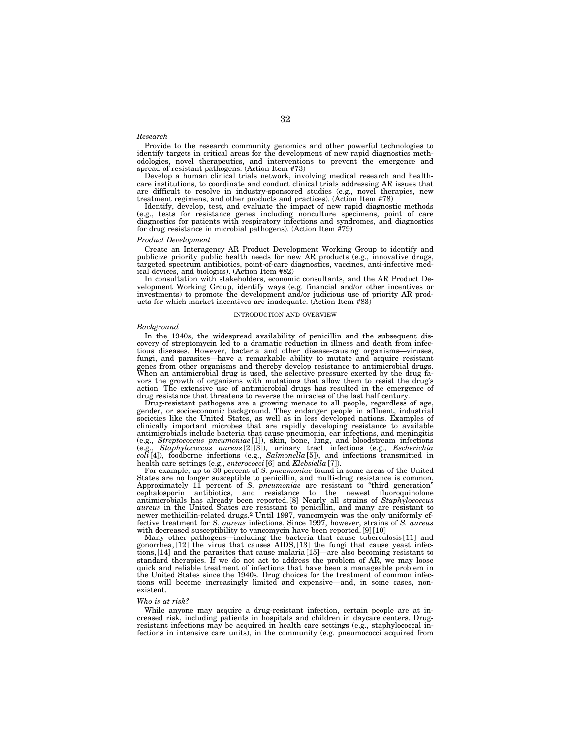*Research*

Provide to the research community genomics and other powerful technologies to identify targets in critical areas for the development of new rapid diagnostics methodologies, novel therapeutics, and interventions to prevent the emergence and spread of resistant pathogens. (Action Item #73)

Develop a human clinical trials network, involving medical research and healthcare institutions, to coordinate and conduct clinical trials addressing AR issues that are difficult to resolve in industry-sponsored studies (e.g., novel therapies, new treatment regimens, and other products and practices). (Action Item #78)

Identify, develop, test, and evaluate the impact of new rapid diagnostic methods (e.g., tests for resistance genes including nonculture specimens, point of care diagnostics for patients with respiratory infections and syndromes, and diagnostics for drug resistance in microbial pathogens). (Action Item #79)

*Product Development*

Create an Interagency AR Product Development Working Group to identify and publicize priority public health needs for new AR products (e.g., innovative drugs, targeted spectrum antibiotics, point-of-care diagnostics, vaccines, anti-infective medical devices, and biologics). (Action Item #82)

In consultation with stakeholders, economic consultants, and the AR Product Development Working Group, identify ways (e.g. financial and/or other incentives or investments) to promote the development and/or judicious use of priority AR products for which market incentives are inadequate. (Action Item #83)

## INTRODUCTION AND OVERVIEW

*Background*

In the 1940s, the widespread availability of penicillin and the subsequent discovery of streptomycin led to a dramatic reduction in illness and death from infectious diseases. However, bacteria and other disease-causing organisms—viruses, fungi, and parasites—have a remarkable ability to mutate and acquire resistant genes from other organisms and thereby develop resistance to antimicrobial drugs. When an antimicrobial drug is used, the selective pressure exerted by the drug favors the growth of organisms with mutations that allow them to resist the drug's action. The extensive use of antimicrobial drugs has resulted in the emergence of drug resistance that threatens to reverse the miracles of the last half century.

Drug-resistant pathogens are a growing menace to all people, regardless of age, gender, or socioeconomic background. They endanger people in affluent, industrial societies like the United States, as well as in less developed nations. Examples of clinically important microbes that are rapidly developing resistance to available antimicrobials include bacteria that cause pneumonia, ear infections, and meningitis (e.g., *Streptococcus pneumoniae* [1]), skin, bone, lung, and bloodstream infections (e.g., *Staphylococcus aureus* [2][3]), urinary tract infections (e.g., *Escherichia coli* [4]), foodborne infections (e.g., *Salmonella* [5]), and infections transmitted in health care settings (e.g., *enterococci* [6] and *Klebsiella* [7]).

For example, up to 30 percent of *S. pneumoniae* found in some areas of the United States are no longer susceptible to penicillin, and multi-drug resistance is common. Approximately 11 percent of *S. pneumoniae* are resistant to "third generation" cephalosporin antibiotics, and resistance to the newest fluoroquinolone antimicrobials has already been reported. [8] Nearly all strains of *Staphylococcus aureus* in the United States are resistant to penicillin, and many are resistant to newer methicillin-related drugs.[2] Until 1997, vancomycin was the only uniformly effective treatment for *S. aureus* infections. Since 1997, however, strains of *S. aureus* with decreased susceptibility to vancomycin have been reported. [9] [10]

Many other pathogens—including the bacteria that cause tuberculosis [11] and gonorrhea, [12] the virus that causes AIDS, [13] the fungi that cause yeast infections, [14] and the parasites that cause malaria [15]—are also becoming resistant to standard therapies. If we do not act to address the problem of AR, we may loose quick and reliable treatment of infections that have been a manageable problem in the United States since the 1940s. Drug choices for the treatment of common infections will become increasingly limited and expensive—and, in some cases, nonexistent.

*Who is at risk?*

While anyone may acquire a drug-resistant infection, certain people are at increased risk, including patients in hospitals and children in daycare centers. Drug-resistant infections may be acquired in health care settings (e.g., staphylococcal infections in intensive care units), in the community (e.g. pneumococci acquired from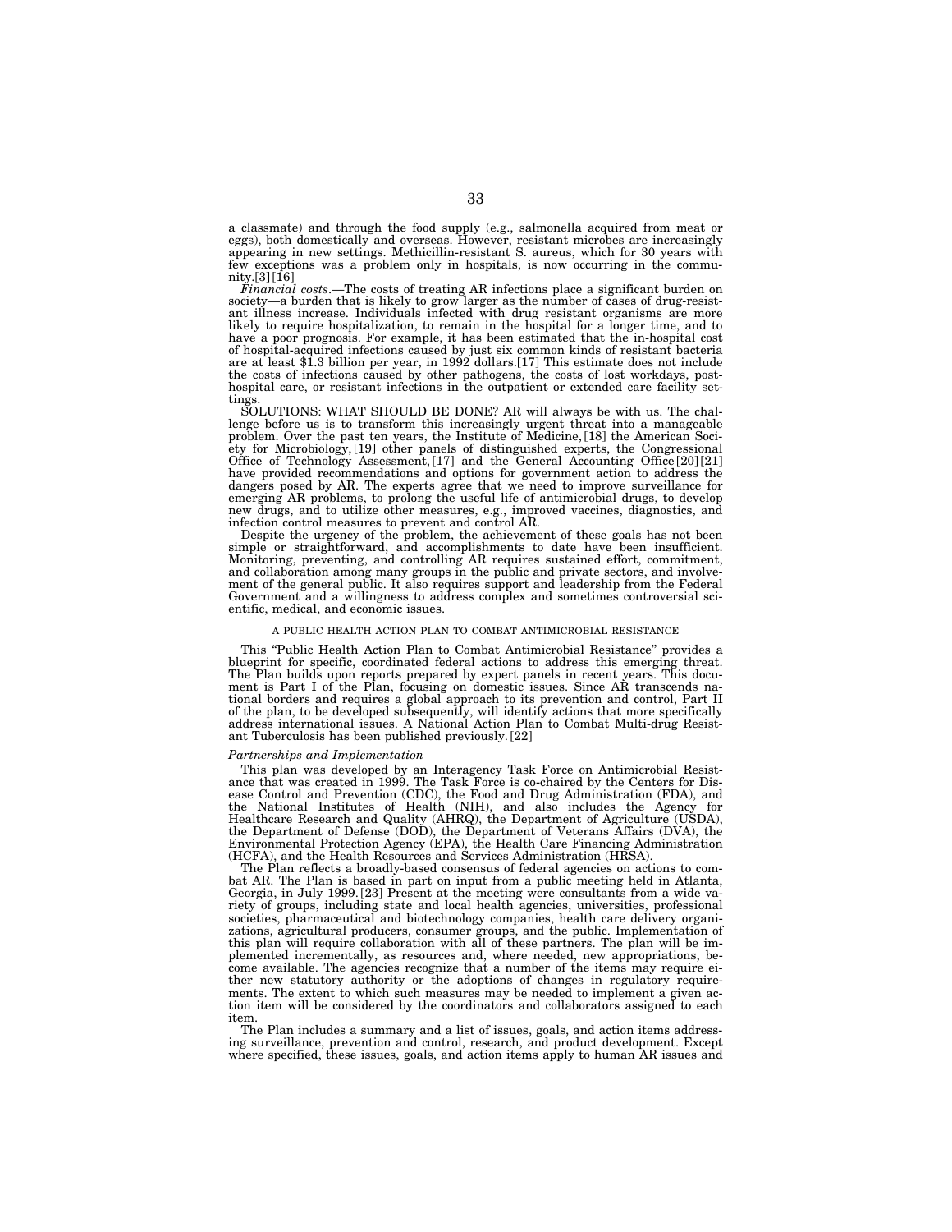a classmate) and through the food supply (e.g., salmonella acquired from meat or eggs), both domestically and overseas. However, resistant microbes are increasingly appearing in new settings. Methicillin-resistant S. aureus, which for 30 years with few exceptions was a problem only in hospitals, is now occurring in the community.[3][16]

*Financial costs*.—The costs of treating AR infections place a significant burden on society—a burden that is likely to grow larger as the number of cases of drug-resistant illness increase. Individuals infected with drug resistant organisms are more likely to require hospitalization, to remain in the hospital for a longer time, and to have a poor prognosis. For example, it has been estimated that the in-hospital cost of hospital-acquired infections caused by just six common kinds of resistant bacteria are at least $1.3 billion per year, in 1992 dollars.[17] This estimate does not include the costs of infections caused by other pathogens, the costs of lost workdays, post-hospital care, or resistant infections in the outpatient or extended care facility settings.

SOLUTIONS: WHAT SHOULD BE DONE? AR will always be with us. The challenge before us is to transform this increasingly urgent threat into a manageable problem. Over the past ten years, the Institute of Medicine,[18] the American Society for Microbiology,[19] other panels of distinguished experts, the Congressional Office of Technology Assessment,[17] and the General Accounting Office[20][21] have provided recommendations and options for government action to address the dangers posed by AR. The experts agree that we need to improve surveillance for emerging AR problems, to prolong the useful life of antimicrobial drugs, to develop new drugs, and to utilize other measures, e.g., improved vaccines, diagnostics, and infection control measures to prevent and control AR.

Despite the urgency of the problem, the achievement of these goals has not been simple or straightforward, and accomplishments to date have been insufficient. Monitoring, preventing, and controlling AR requires sustained effort, commitment, and collaboration among many groups in the public and private sectors, and involvement of the general public. It also requires support and leadership from the Federal Government and a willingness to address complex and sometimes controversial scientific, medical, and economic issues.

## A PUBLIC HEALTH ACTION PLAN TO COMBAT ANTIMICROBIAL RESISTANCE

This "Public Health Action Plan to Combat Antimicrobial Resistance" provides a blueprint for specific, coordinated federal actions to address this emerging threat. The Plan builds upon reports prepared by expert panels in recent years. This document is Part I of the Plan, focusing on domestic issues. Since AR transcends national borders and requires a global approach to its prevention and control, Part II of the plan, to be developed subsequently, will identify actions that more specifically address international issues. A National Action Plan to Combat Multi-drug Resistant Tuberculosis has been published previously.[22]

### *Partnerships and Implementation*

This plan was developed by an Interagency Task Force on Antimicrobial Resistance that was created in 1999. The Task Force is co-chaired by the Centers for Disease Control and Prevention (CDC), the Food and Drug Administration (FDA), and the National Institutes of Health (NIH), and also includes the Agency for Healthcare Research and Quality (AHRQ), the Department of Agriculture (USDA), the Department of Defense (DOD), the Department of Veterans Affairs (DVA), the Environmental Protection Agency (EPA), the Health Care Financing Administration (HCFA), and the Health Resources and Services Administration (HRSA).

The Plan reflects a broadly-based consensus of federal agencies on actions to combat AR. The Plan is based in part on input from a public meeting held in Atlanta, Georgia, in July 1999.[23] Present at the meeting were consultants from a wide variety of groups, including state and local health agencies, universities, professional societies, pharmaceutical and biotechnology companies, health care delivery organizations, agricultural producers, consumer groups, and the public. Implementation of this plan will require collaboration with all of these partners. The plan will be implemented incrementally, as resources and, where needed, new appropriations, become available. The agencies recognize that a number of the items may require either new statutory authority or the adoptions of changes in regulatory requirements. The extent to which such measures may be needed to implement a given action item will be considered by the coordinators and collaborators assigned to each item.

The Plan includes a summary and a list of issues, goals, and action items addressing surveillance, prevention and control, research, and product development. Except where specified, these issues, goals, and action items apply to human AR issues and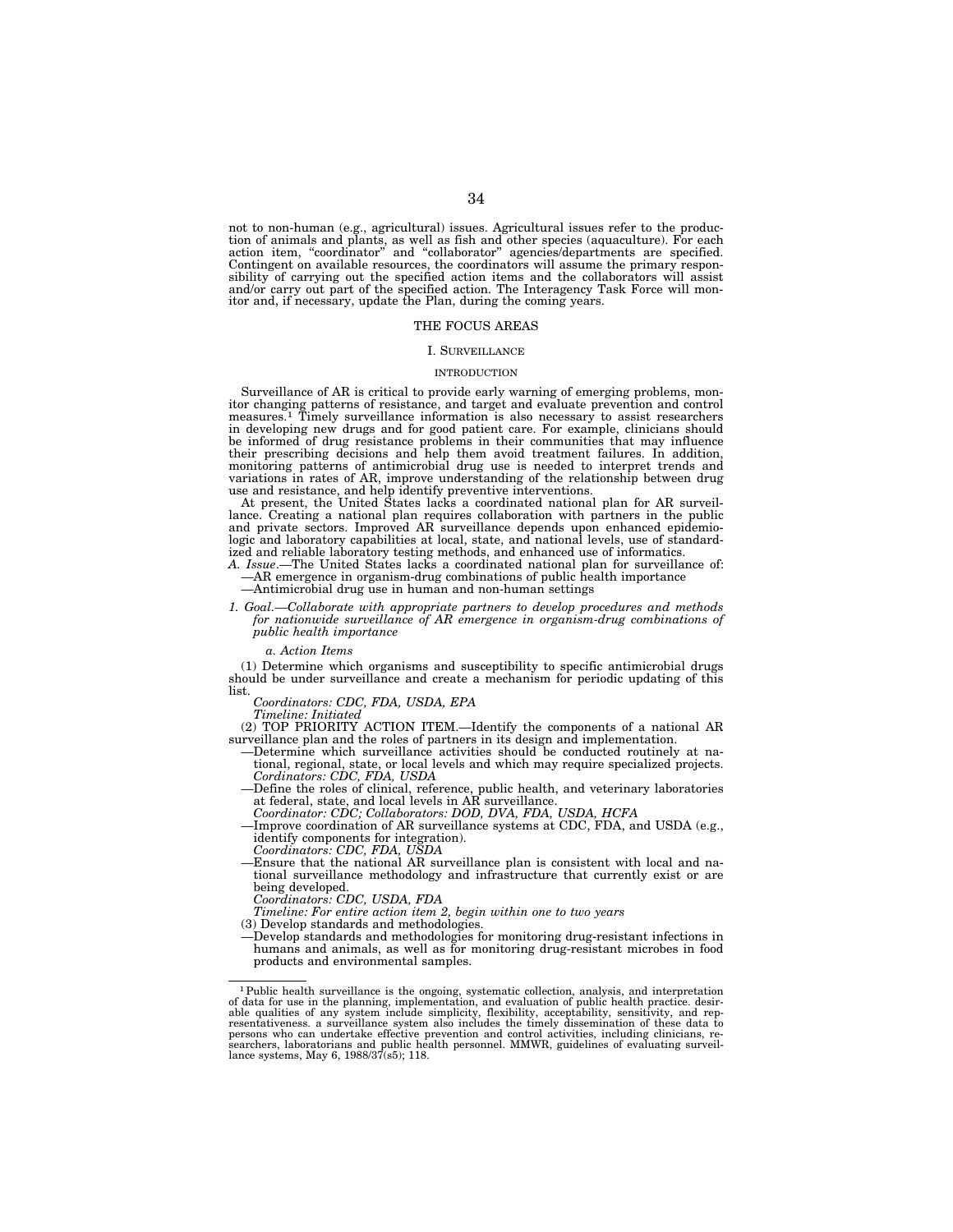not to non-human (e.g., agricultural) issues. Agricultural issues refer to the production of animals and plants, as well as fish and other species (aquaculture). For each action item, "coordinator" and "collaborator" agencies/departments are specified. Contingent on available resources, the coordinators will assume the primary responsibility of carrying out the specified action items and the collaborators will assist and/or carry out part of the specified action. The Interagency Task Force will monitor and, if necessary, update the Plan, during the coming years.

## THE FOCUS AREAS

### I. SURVEILLANCE

#### INTRODUCTION

Surveillance of AR is critical to provide early warning of emerging problems, monitor changing patterns of resistance, and target and evaluate prevention and control measures.[1] Timely surveillance information is also necessary to assist researchers in developing new drugs and for good patient care. For example, clinicians should be informed of drug resistance problems in their communities that may influence their prescribing decisions and help them avoid treatment failures. In addition, monitoring patterns of antimicrobial drug use is needed to interpret trends and variations in rates of AR, improve understanding of the relationship between drug use and resistance, and help identify preventive interventions.

At present, the United States lacks a coordinated national plan for AR surveillance. Creating a national plan requires collaboration with partners in the public and private sectors. Improved AR surveillance depends upon enhanced epidemiologic and laboratory capabilities at local, state, and national levels, use of standardized and reliable laboratory testing methods, and enhanced use of informatics.

*A. Issue*.—The United States lacks a coordinated national plan for surveillance of:
- —AR emergence in organism-drug combinations of public health importance
- —Antimicrobial drug use in human and non-human settings

*1. Goal.—Collaborate with appropriate partners to develop procedures and methods for nationwide surveillance of AR emergence in organism-drug combinations of public health importance*

*a. Action Items*

(1) Determine which organisms and susceptibility to specific antimicrobial drugs should be under surveillance and create a mechanism for periodic updating of this list.

*Coordinators: CDC, FDA, USDA, EPA*
*Timeline: Initiated*

(2) TOP PRIORITY ACTION ITEM.—Identify the components of a national AR surveillance plan and the roles of partners in its design and implementation.

- —Determine which surveillance activities should be conducted routinely at national, regional, state, or local levels and which may require specialized projects.
  *Cordinators: CDC, FDA, USDA*
- —Define the roles of clinical, reference, public health, and veterinary laboratories at federal, state, and local levels in AR surveillance.
  *Coordinator: CDC; Collaborators: DOD, DVA, FDA, USDA, HCFA*
- —Improve coordination of AR surveillance systems at CDC, FDA, and USDA (e.g., identify components for integration).
  *Coordinators: CDC, FDA, USDA*
- —Ensure that the national AR surveillance plan is consistent with local and national surveillance methodology and infrastructure that currently exist or are being developed.
  *Coordinators: CDC, USDA, FDA*
  *Timeline: For entire action item 2, begin within one to two years*

(3) Develop standards and methodologies.

- —Develop standards and methodologies for monitoring drug-resistant infections in humans and animals, as well as for monitoring drug-resistant microbes in food products and environmental samples.

---

[1] Public health surveillance is the ongoing, systematic collection, analysis, and interpretation of data for use in the planning, implementation, and evaluation of public health practice. desirable qualities of any system include simplicity, flexibility, acceptability, sensitivity, and representativeness. a surveillance system also includes the timely dissemination of these data to persons who can undertake effective prevention and control activities, including clinicians, researchers, laboratorians and public health personnel. MMWR, guidelines of evaluating surveillance systems, May 6, 1988/37(s5); 118.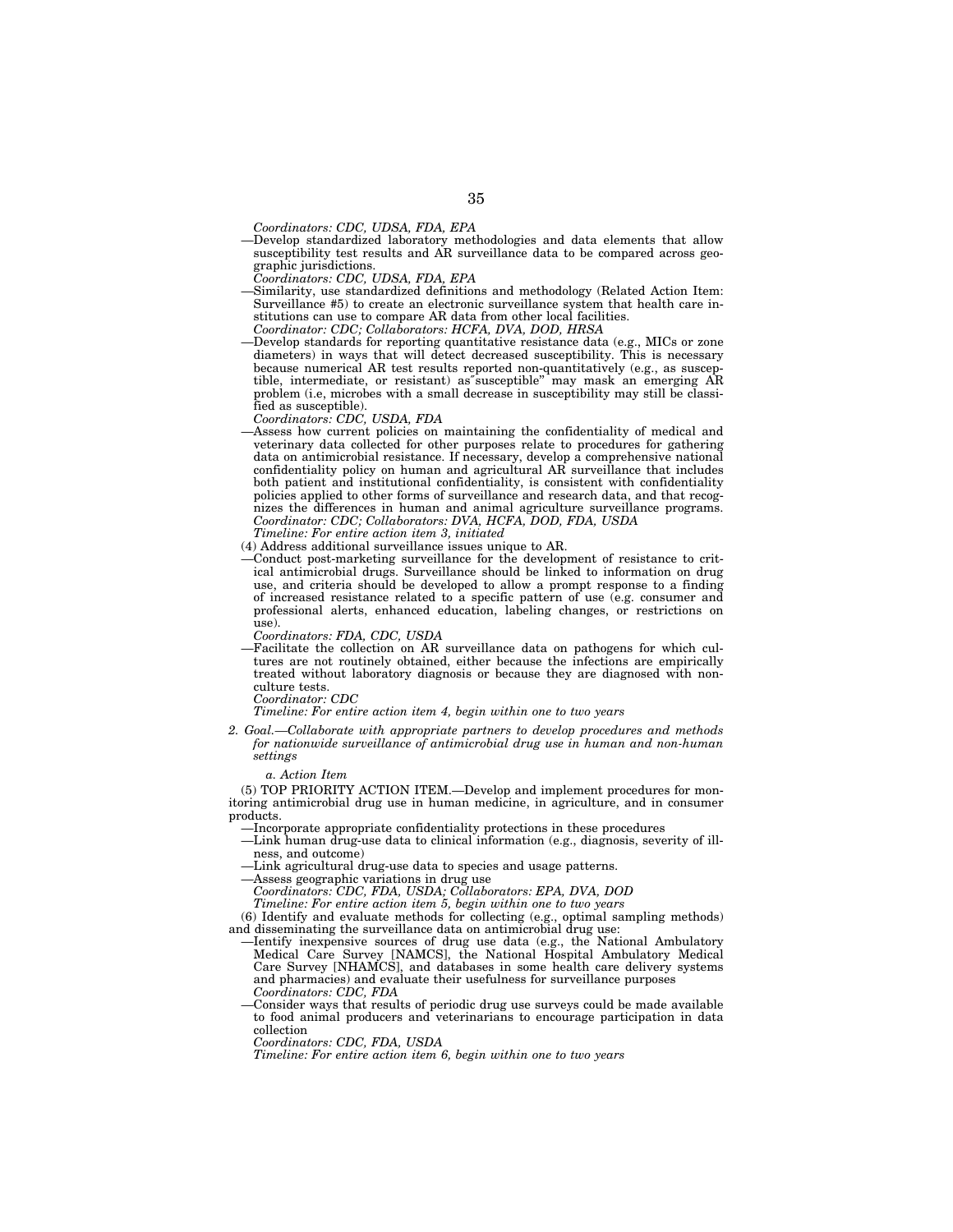*Coordinators: CDC, UDSA, FDA, EPA*

—Develop standardized laboratory methodologies and data elements that allow susceptibility test results and AR surveillance data to be compared across geographic jurisdictions.
*Coordinators: CDC, UDSA, FDA, EPA*

—Similarity, use standardized definitions and methodology (Related Action Item: Surveillance #5) to create an electronic surveillance system that health care institutions can use to compare AR data from other local facilities.
*Coordinator: CDC; Collaborators: HCFA, DVA, DOD, HRSA*

—Develop standards for reporting quantitative resistance data (e.g., MICs or zone diameters) in ways that will detect decreased susceptibility. This is necessary because numerical AR test results reported non-quantitatively (e.g., as susceptible, intermediate, or resistant) as"susceptible" may mask an emerging AR problem (i.e, microbes with a small decrease in susceptibility may still be classified as susceptible).
*Coordinators: CDC, USDA, FDA*

—Assess how current policies on maintaining the confidentiality of medical and veterinary data collected for other purposes relate to procedures for gathering data on antimicrobial resistance. If necessary, develop a comprehensive national confidentiality policy on human and agricultural AR surveillance that includes both patient and institutional confidentiality, is consistent with confidentiality policies applied to other forms of surveillance and research data, and that recognizes the differences in human and animal agriculture surveillance programs.
*Coordinator: CDC; Collaborators: DVA, HCFA, DOD, FDA, USDA*
*Timeline: For entire action item 3, initiated*

(4) Address additional surveillance issues unique to AR.

—Conduct post-marketing surveillance for the development of resistance to critical antimicrobial drugs. Surveillance should be linked to information on drug use, and criteria should be developed to allow a prompt response to a finding of increased resistance related to a specific pattern of use (e.g. consumer and professional alerts, enhanced education, labeling changes, or restrictions on use).
*Coordinators: FDA, CDC, USDA*

—Facilitate the collection on AR surveillance data on pathogens for which cultures are not routinely obtained, either because the infections are empirically treated without laboratory diagnosis or because they are diagnosed with nonculture tests.
*Coordinator: CDC*
*Timeline: For entire action item 4, begin within one to two years*

*2. Goal.—Collaborate with appropriate partners to develop procedures and methods for nationwide surveillance of antimicrobial drug use in human and non-human settings*

*a. Action Item*

(5) TOP PRIORITY ACTION ITEM.—Develop and implement procedures for monitoring antimicrobial drug use in human medicine, in agriculture, and in consumer products.

—Incorporate appropriate confidentiality protections in these procedures

—Link human drug-use data to clinical information (e.g., diagnosis, severity of illness, and outcome)

—Link agricultural drug-use data to species and usage patterns.

—Assess geographic variations in drug use
*Coordinators: CDC, FDA, USDA; Collaborators: EPA, DVA, DOD*
*Timeline: For entire action item 5, begin within one to two years*

(6) Identify and evaluate methods for collecting (e.g., optimal sampling methods) and disseminating the surveillance data on antimicrobial drug use:

—Ientify inexpensive sources of drug use data (e.g., the National Ambulatory Medical Care Survey [NAMCS], the National Hospital Ambulatory Medical Care Survey [NHAMCS], and databases in some health care delivery systems and pharmacies) and evaluate their usefulness for surveillance purposes
*Coordinators: CDC, FDA*

—Consider ways that results of periodic drug use surveys could be made available to food animal producers and veterinarians to encourage participation in data collection
*Coordinators: CDC, FDA, USDA*
*Timeline: For entire action item 6, begin within one to two years*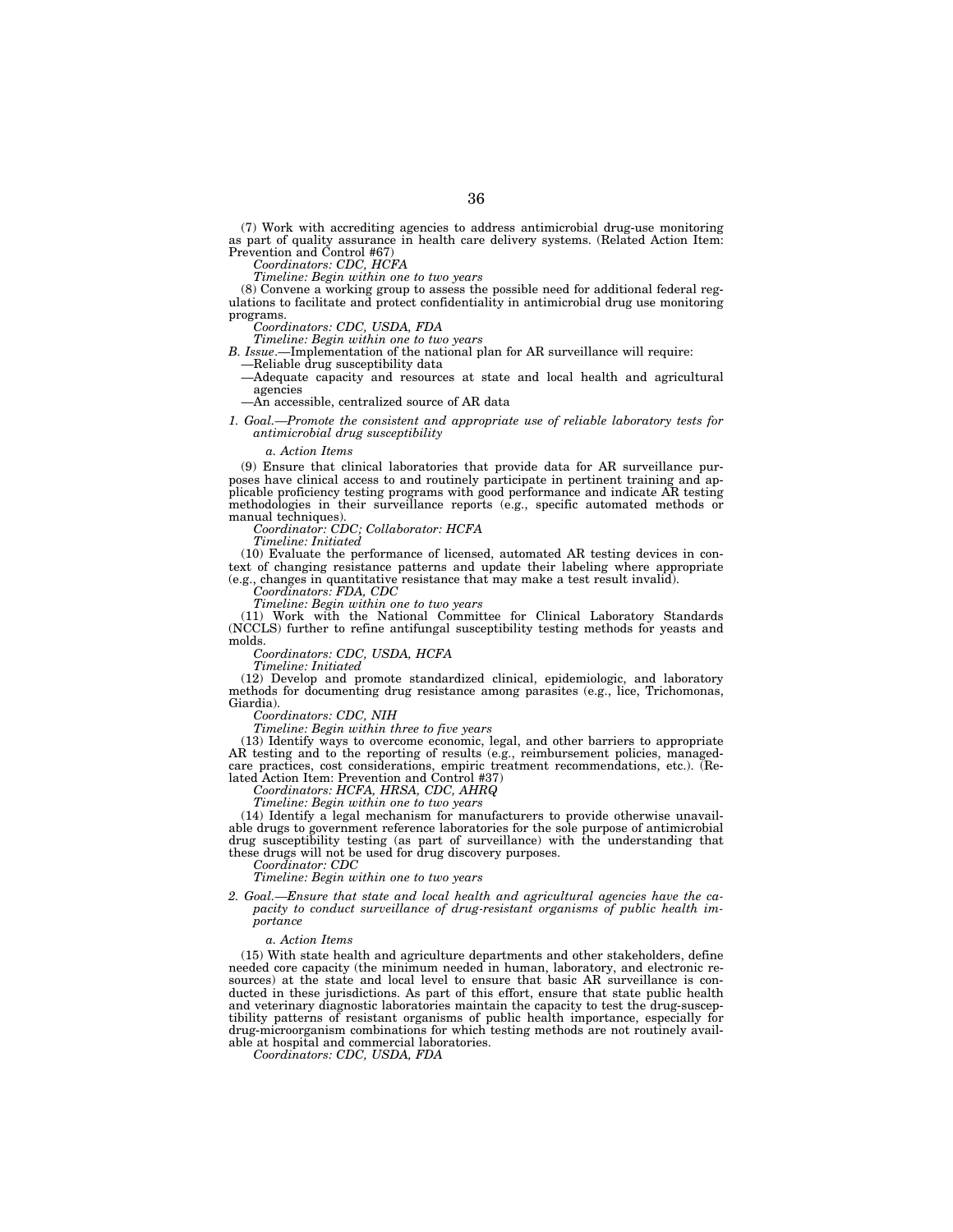(7) Work with accrediting agencies to address antimicrobial drug-use monitoring as part of quality assurance in health care delivery systems. (Related Action Item: Prevention and Control #67)

*Coordinators: CDC, HCFA*

*Timeline: Begin within one to two years*

(8) Convene a working group to assess the possible need for additional federal regulations to facilitate and protect confidentiality in antimicrobial drug use monitoring programs.

*Coordinators: CDC, USDA, FDA*

*Timeline: Begin within one to two years*

*B. Issue*.—Implementation of the national plan for AR surveillance will require:

—Reliable drug susceptibility data

—Adequate capacity and resources at state and local health and agricultural agencies

—An accessible, centralized source of AR data

*1. Goal.—Promote the consistent and appropriate use of reliable laboratory tests for antimicrobial drug susceptibility*

*a. Action Items*

(9) Ensure that clinical laboratories that provide data for AR surveillance purposes have clinical access to and routinely participate in pertinent training and applicable proficiency testing programs with good performance and indicate AR testing methodologies in their surveillance reports (e.g., specific automated methods or manual techniques).

*Coordinator: CDC; Collaborator: HCFA*

*Timeline: Initiated*

(10) Evaluate the performance of licensed, automated AR testing devices in context of changing resistance patterns and update their labeling where appropriate (e.g., changes in quantitative resistance that may make a test result invalid).

*Coordinators: FDA, CDC*

*Timeline: Begin within one to two years*

(11) Work with the National Committee for Clinical Laboratory Standards (NCCLS) further to refine antifungal susceptibility testing methods for yeasts and molds.

*Coordinators: CDC, USDA, HCFA*

*Timeline: Initiated*

(12) Develop and promote standardized clinical, epidemiologic, and laboratory methods for documenting drug resistance among parasites (e.g., lice, Trichomonas, Giardia).

*Coordinators: CDC, NIH*

*Timeline: Begin within three to five years*

(13) Identify ways to overcome economic, legal, and other barriers to appropriate AR testing and to the reporting of results (e.g., reimbursement policies, managed-care practices, cost considerations, empiric treatment recommendations, etc.). (Related Action Item: Prevention and Control #37)

*Coordinators: HCFA, HRSA, CDC, AHRQ*

*Timeline: Begin within one to two years*

(14) Identify a legal mechanism for manufacturers to provide otherwise unavailable drugs to government reference laboratories for the sole purpose of antimicrobial drug susceptibility testing (as part of surveillance) with the understanding that these drugs will not be used for drug discovery purposes.

*Coordinator: CDC*

*Timeline: Begin within one to two years*

*2. Goal.—Ensure that state and local health and agricultural agencies have the capacity to conduct surveillance of drug-resistant organisms of public health importance*

*a. Action Items*

(15) With state health and agriculture departments and other stakeholders, define needed core capacity (the minimum needed in human, laboratory, and electronic resources) at the state and local level to ensure that basic AR surveillance is conducted in these jurisdictions. As part of this effort, ensure that state public health and veterinary diagnostic laboratories maintain the capacity to test the drug-susceptibility patterns of resistant organisms of public health importance, especially for drug-microorganism combinations for which testing methods are not routinely available at hospital and commercial laboratories.

*Coordinators: CDC, USDA, FDA*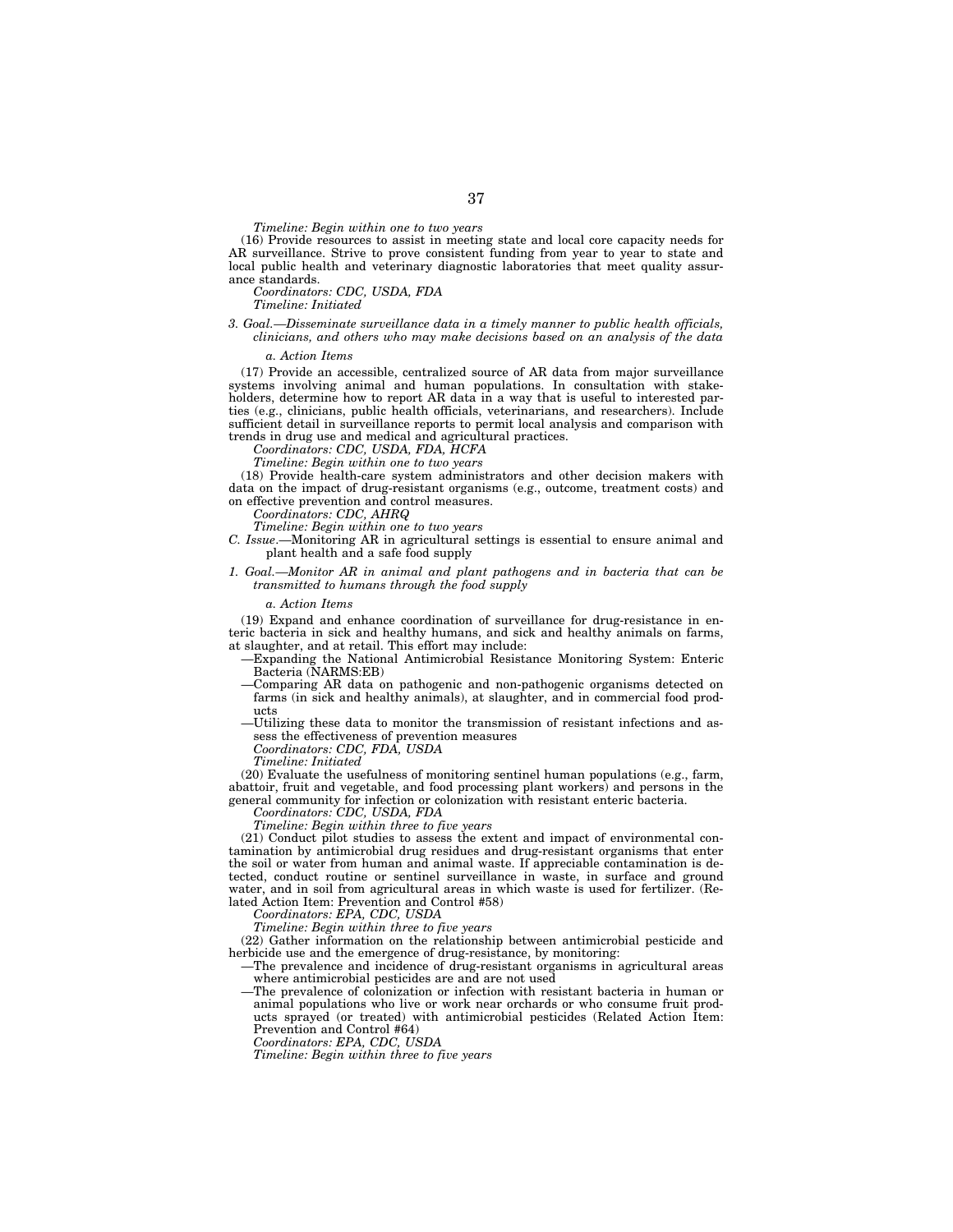*Timeline: Begin within one to two years*

(16) Provide resources to assist in meeting state and local core capacity needs for AR surveillance. Strive to prove consistent funding from year to year to state and local public health and veterinary diagnostic laboratories that meet quality assurance standards.

*Coordinators: CDC, USDA, FDA*

*Timeline: Initiated*

*3. Goal.—Disseminate surveillance data in a timely manner to public health officials, clinicians, and others who may make decisions based on an analysis of the data*

*a. Action Items*

(17) Provide an accessible, centralized source of AR data from major surveillance systems involving animal and human populations. In consultation with stakeholders, determine how to report AR data in a way that is useful to interested parties (e.g., clinicians, public health officials, veterinarians, and researchers). Include sufficient detail in surveillance reports to permit local analysis and comparison with trends in drug use and medical and agricultural practices.

*Coordinators: CDC, USDA, FDA, HCFA*

*Timeline: Begin within one to two years*

(18) Provide health-care system administrators and other decision makers with data on the impact of drug-resistant organisms (e.g., outcome, treatment costs) and on effective prevention and control measures.

*Coordinators: CDC, AHRQ*

*Timeline: Begin within one to two years*

*C. Issue*.—Monitoring AR in agricultural settings is essential to ensure animal and plant health and a safe food supply

*1. Goal.—Monitor AR in animal and plant pathogens and in bacteria that can be transmitted to humans through the food supply*

*a. Action Items*

(19) Expand and enhance coordination of surveillance for drug-resistance in enteric bacteria in sick and healthy humans, and sick and healthy animals on farms, at slaughter, and at retail. This effort may include:

—Expanding the National Antimicrobial Resistance Monitoring System: Enteric Bacteria (NARMS:EB)

—Comparing AR data on pathogenic and non-pathogenic organisms detected on farms (in sick and healthy animals), at slaughter, and in commercial food products

—Utilizing these data to monitor the transmission of resistant infections and assess the effectiveness of prevention measures

*Coordinators: CDC, FDA, USDA*

*Timeline: Initiated*

(20) Evaluate the usefulness of monitoring sentinel human populations (e.g., farm, abattoir, fruit and vegetable, and food processing plant workers) and persons in the general community for infection or colonization with resistant enteric bacteria.

*Coordinators: CDC, USDA, FDA*

*Timeline: Begin within three to five years*

(21) Conduct pilot studies to assess the extent and impact of environmental contamination by antimicrobial drug residues and drug-resistant organisms that enter the soil or water from human and animal waste. If appreciable contamination is detected, conduct routine or sentinel surveillance in waste, in surface and ground water, and in soil from agricultural areas in which waste is used for fertilizer. (Related Action Item: Prevention and Control #58)

*Coordinators: EPA, CDC, USDA*

*Timeline: Begin within three to five years*

(22) Gather information on the relationship between antimicrobial pesticide and herbicide use and the emergence of drug-resistance, by monitoring:

—The prevalence and incidence of drug-resistant organisms in agricultural areas where antimicrobial pesticides are and are not used

—The prevalence of colonization or infection with resistant bacteria in human or animal populations who live or work near orchards or who consume fruit products sprayed (or treated) with antimicrobial pesticides (Related Action Item: Prevention and Control #64)

*Coordinators: EPA, CDC, USDA*

*Timeline: Begin within three to five years*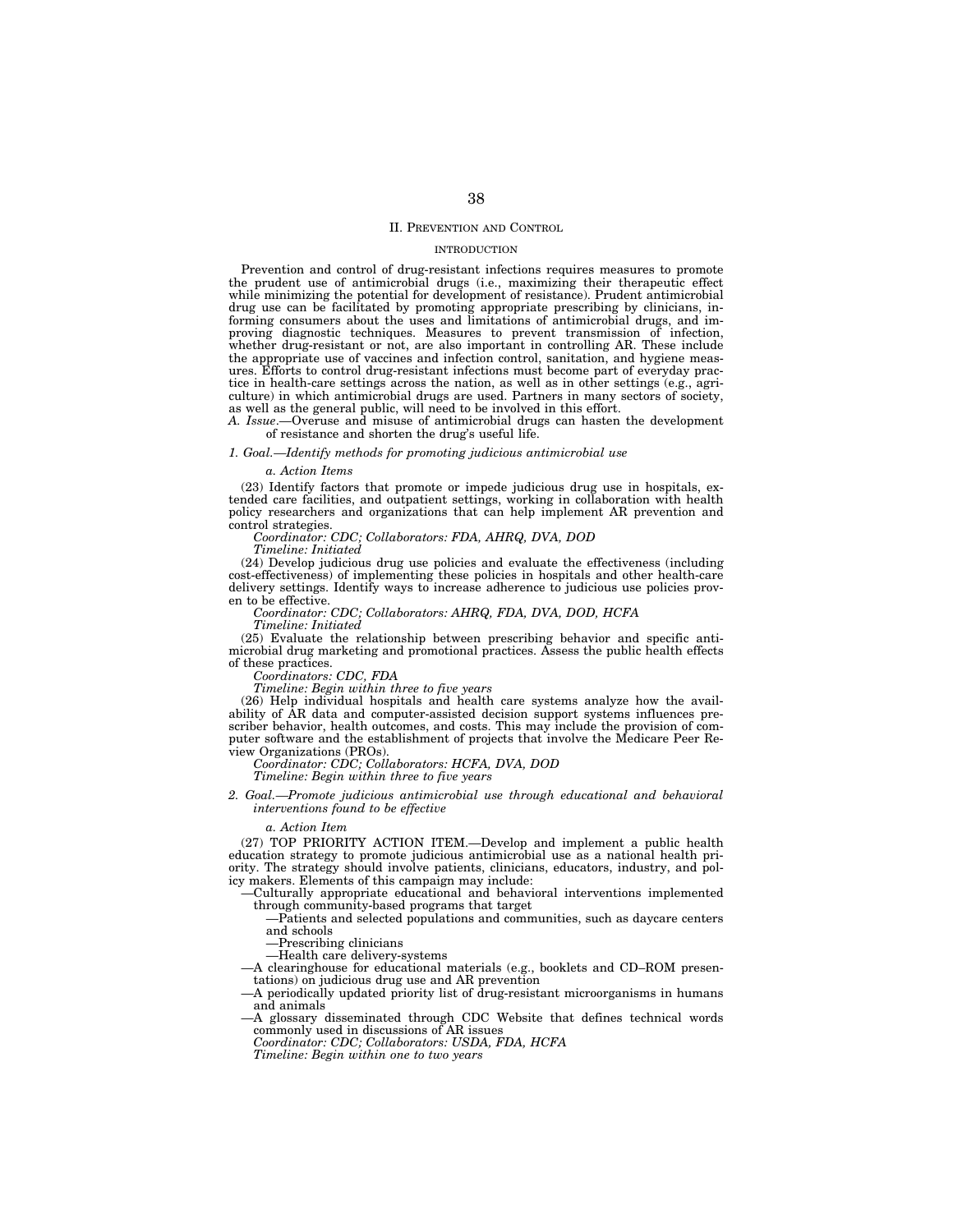## II. Prevention and Control

### INTRODUCTION

Prevention and control of drug-resistant infections requires measures to promote the prudent use of antimicrobial drugs (i.e., maximizing their therapeutic effect while minimizing the potential for development of resistance). Prudent antimicrobial drug use can be facilitated by promoting appropriate prescribing by clinicians, informing consumers about the uses and limitations of antimicrobial drugs, and improving diagnostic techniques. Measures to prevent transmission of infection, whether drug-resistant or not, are also important in controlling AR. These include the appropriate use of vaccines and infection control, sanitation, and hygiene measures. Efforts to control drug-resistant infections must become part of everyday practice in health-care settings across the nation, as well as in other settings (e.g., agriculture) in which antimicrobial drugs are used. Partners in many sectors of society, as well as the general public, will need to be involved in this effort.

*A. Issue*.—Overuse and misuse of antimicrobial drugs can hasten the development of resistance and shorten the drug's useful life.

*1. Goal.—Identify methods for promoting judicious antimicrobial use*

*a. Action Items*

(23) Identify factors that promote or impede judicious drug use in hospitals, extended care facilities, and outpatient settings, working in collaboration with health policy researchers and organizations that can help implement AR prevention and control strategies.

*Coordinator: CDC; Collaborators: FDA, AHRQ, DVA, DOD*
*Timeline: Initiated*

(24) Develop judicious drug use policies and evaluate the effectiveness (including cost-effectiveness) of implementing these policies in hospitals and other health-care delivery settings. Identify ways to increase adherence to judicious use policies proven to be effective.

*Coordinator: CDC; Collaborators: AHRQ, FDA, DVA, DOD, HCFA*
*Timeline: Initiated*

(25) Evaluate the relationship between prescribing behavior and specific antimicrobial drug marketing and promotional practices. Assess the public health effects of these practices.

*Coordinators: CDC, FDA*
*Timeline: Begin within three to five years*

(26) Help individual hospitals and health care systems analyze how the availability of AR data and computer-assisted decision support systems influences prescriber behavior, health outcomes, and costs. This may include the provision of computer software and the establishment of projects that involve the Medicare Peer Review Organizations (PROs).

*Coordinator: CDC; Collaborators: HCFA, DVA, DOD*
*Timeline: Begin within three to five years*

*2. Goal.—Promote judicious antimicrobial use through educational and behavioral interventions found to be effective*

*a. Action Item*

(27) TOP PRIORITY ACTION ITEM.—Develop and implement a public health education strategy to promote judicious antimicrobial use as a national health priority. The strategy should involve patients, clinicians, educators, industry, and policy makers. Elements of this campaign may include:

—Culturally appropriate educational and behavioral interventions implemented through community-based programs that target
  —Patients and selected populations and communities, such as daycare centers and schools
  —Prescribing clinicians
  —Health care delivery-systems

—A clearinghouse for educational materials (e.g., booklets and CD–ROM presentations) on judicious drug use and AR prevention

—A periodically updated priority list of drug-resistant microorganisms in humans and animals

—A glossary disseminated through CDC Website that defines technical words commonly used in discussions of AR issues

*Coordinator: CDC; Collaborators: USDA, FDA, HCFA*
*Timeline: Begin within one to two years*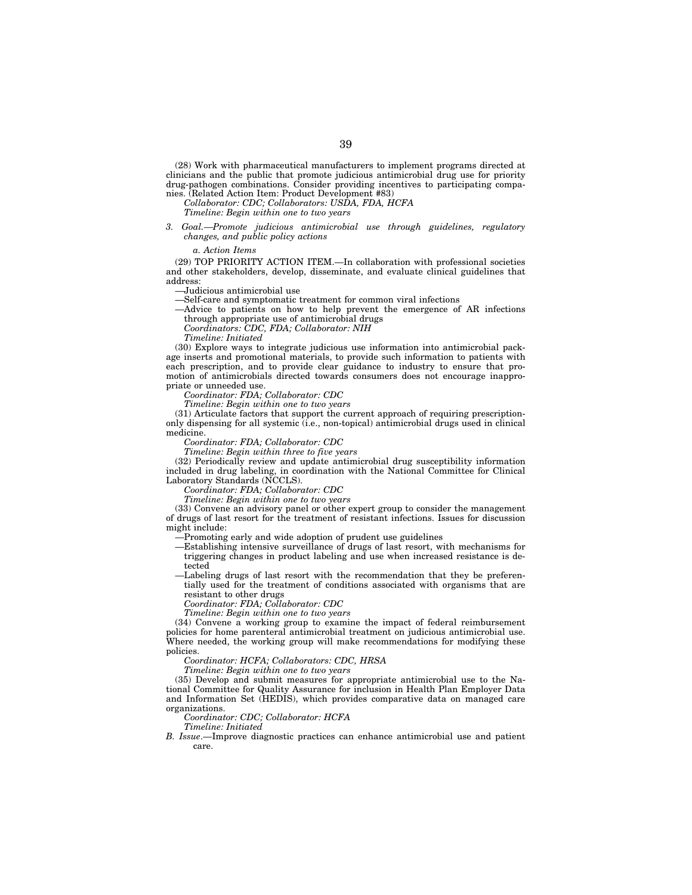(28) Work with pharmaceutical manufacturers to implement programs directed at clinicians and the public that promote judicious antimicrobial drug use for priority drug-pathogen combinations. Consider providing incentives to participating companies. (Related Action Item: Product Development #83)

*Collaborator: CDC; Collaborators: USDA, FDA, HCFA*

*Timeline: Begin within one to two years*

*3. Goal.—Promote judicious antimicrobial use through guidelines, regulatory changes, and public policy actions*

*a. Action Items*

(29) TOP PRIORITY ACTION ITEM.—In collaboration with professional societies and other stakeholders, develop, disseminate, and evaluate clinical guidelines that address:

—Judicious antimicrobial use

—Self-care and symptomatic treatment for common viral infections

—Advice to patients on how to help prevent the emergence of AR infections through appropriate use of antimicrobial drugs

*Coordinators: CDC, FDA; Collaborator: NIH*

*Timeline: Initiated*

(30) Explore ways to integrate judicious use information into antimicrobial package inserts and promotional materials, to provide such information to patients with each prescription, and to provide clear guidance to industry to ensure that promotion of antimicrobials directed towards consumers does not encourage inappropriate or unneeded use.

*Coordinator: FDA; Collaborator: CDC*

*Timeline: Begin within one to two years*

(31) Articulate factors that support the current approach of requiring prescription-only dispensing for all systemic (i.e., non-topical) antimicrobial drugs used in clinical medicine.

*Coordinator: FDA; Collaborator: CDC*

*Timeline: Begin within three to five years*

(32) Periodically review and update antimicrobial drug susceptibility information included in drug labeling, in coordination with the National Committee for Clinical Laboratory Standards (NCCLS).

*Coordinator: FDA; Collaborator: CDC*

*Timeline: Begin within one to two years*

(33) Convene an advisory panel or other expert group to consider the management of drugs of last resort for the treatment of resistant infections. Issues for discussion might include:

—Promoting early and wide adoption of prudent use guidelines

—Establishing intensive surveillance of drugs of last resort, with mechanisms for triggering changes in product labeling and use when increased resistance is detected

—Labeling drugs of last resort with the recommendation that they be preferentially used for the treatment of conditions associated with organisms that are resistant to other drugs

*Coordinator: FDA; Collaborator: CDC*

*Timeline: Begin within one to two years*

(34) Convene a working group to examine the impact of federal reimbursement policies for home parenteral antimicrobial treatment on judicious antimicrobial use. Where needed, the working group will make recommendations for modifying these policies.

*Coordinator: HCFA; Collaborators: CDC, HRSA*

*Timeline: Begin within one to two years*

(35) Develop and submit measures for appropriate antimicrobial use to the National Committee for Quality Assurance for inclusion in Health Plan Employer Data and Information Set (HEDIS), which provides comparative data on managed care organizations.

*Coordinator: CDC; Collaborator: HCFA*

*Timeline: Initiated*

*B. Issue*.—Improve diagnostic practices can enhance antimicrobial use and patient care.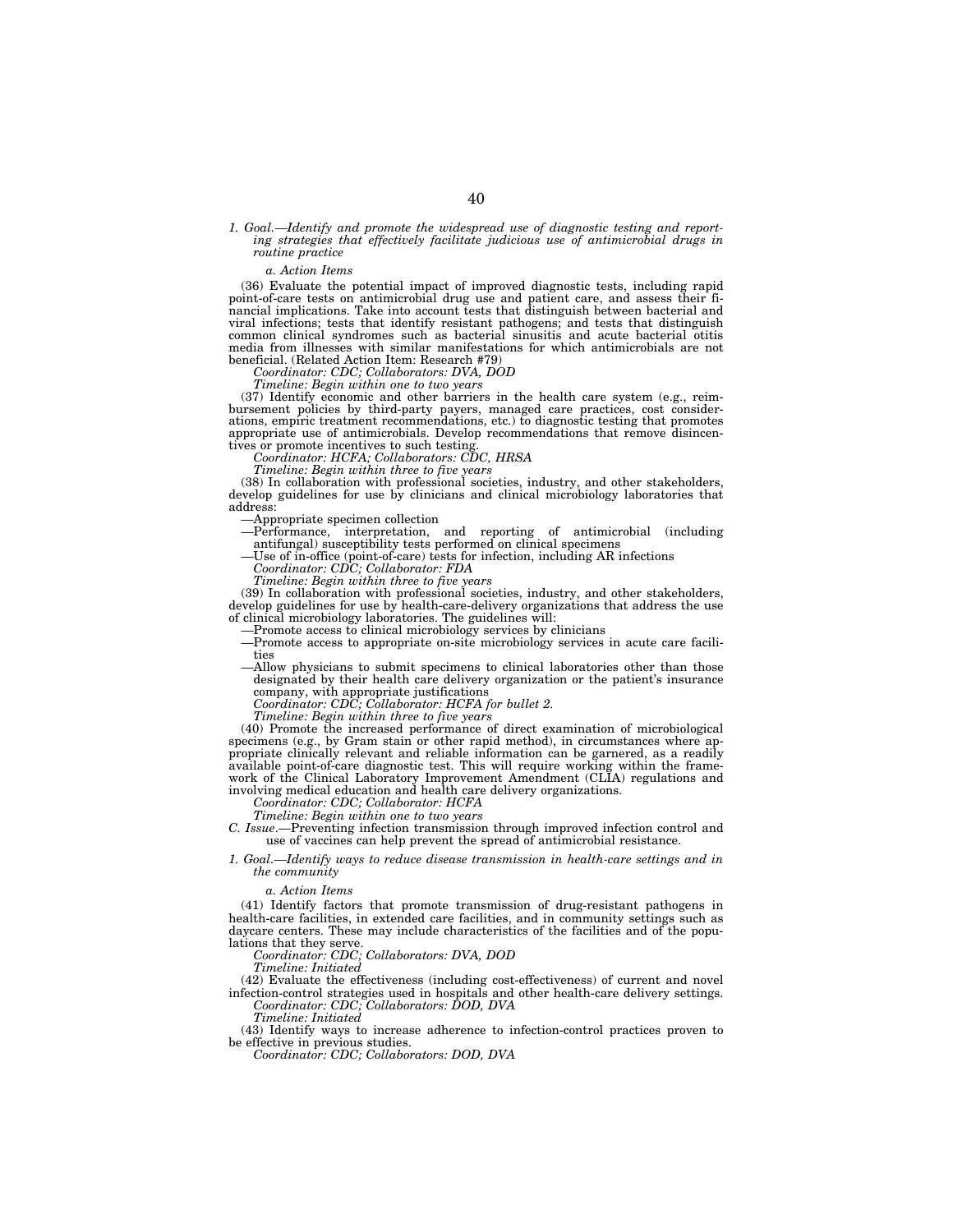*1. Goal.—Identify and promote the widespread use of diagnostic testing and reporting strategies that effectively facilitate judicious use of antimicrobial drugs in routine practice*

*a. Action Items*

(36) Evaluate the potential impact of improved diagnostic tests, including rapid point-of-care tests on antimicrobial drug use and patient care, and assess their financial implications. Take into account tests that distinguish between bacterial and viral infections; tests that identify resistant pathogens; and tests that distinguish common clinical syndromes such as bacterial sinusitis and acute bacterial otitis media from illnesses with similar manifestations for which antimicrobials are not beneficial. (Related Action Item: Research #79)

*Coordinator: CDC; Collaborators: DVA, DOD*

*Timeline: Begin within one to two years*

(37) Identify economic and other barriers in the health care system (e.g., reimbursement policies by third-party payers, managed care practices, cost considerations, empiric treatment recommendations, etc.) to diagnostic testing that promotes appropriate use of antimicrobials. Develop recommendations that remove disincentives or promote incentives to such testing.

*Coordinator: HCFA; Collaborators: CDC, HRSA*

*Timeline: Begin within three to five years*

(38) In collaboration with professional societies, industry, and other stakeholders, develop guidelines for use by clinicians and clinical microbiology laboratories that address:

—Appropriate specimen collection

—Performance, interpretation, and reporting of antimicrobial (including antifungal) susceptibility tests performed on clinical specimens

—Use of in-office (point-of-care) tests for infection, including AR infections

*Coordinator: CDC; Collaborator: FDA*

*Timeline: Begin within three to five years*

(39) In collaboration with professional societies, industry, and other stakeholders, develop guidelines for use by health-care-delivery organizations that address the use of clinical microbiology laboratories. The guidelines will:

—Promote access to clinical microbiology services by clinicians

—Promote access to appropriate on-site microbiology services in acute care facilities

—Allow physicians to submit specimens to clinical laboratories other than those designated by their health care delivery organization or the patient's insurance company, with appropriate justifications

*Coordinator: CDC; Collaborator: HCFA for bullet 2.*

*Timeline: Begin within three to five years*

(40) Promote the increased performance of direct examination of microbiological specimens (e.g., by Gram stain or other rapid method), in circumstances where appropriate clinically relevant and reliable information can be garnered, as a readily available point-of-care diagnostic test. This will require working within the framework of the Clinical Laboratory Improvement Amendment (CLIA) regulations and involving medical education and health care delivery organizations.

*Coordinator: CDC; Collaborator: HCFA*

*Timeline: Begin within one to two years*

*C. Issue*.—Preventing infection transmission through improved infection control and use of vaccines can help prevent the spread of antimicrobial resistance.

*1. Goal.—Identify ways to reduce disease transmission in health-care settings and in the community*

*a. Action Items*

(41) Identify factors that promote transmission of drug-resistant pathogens in health-care facilities, in extended care facilities, and in community settings such as daycare centers. These may include characteristics of the facilities and of the populations that they serve.

*Coordinator: CDC; Collaborators: DVA, DOD*

*Timeline: Initiated*

(42) Evaluate the effectiveness (including cost-effectiveness) of current and novel infection-control strategies used in hospitals and other health-care delivery settings.

*Coordinator: CDC; Collaborators: DOD, DVA*

*Timeline: Initiated*

(43) Identify ways to increase adherence to infection-control practices proven to be effective in previous studies.

*Coordinator: CDC; Collaborators: DOD, DVA*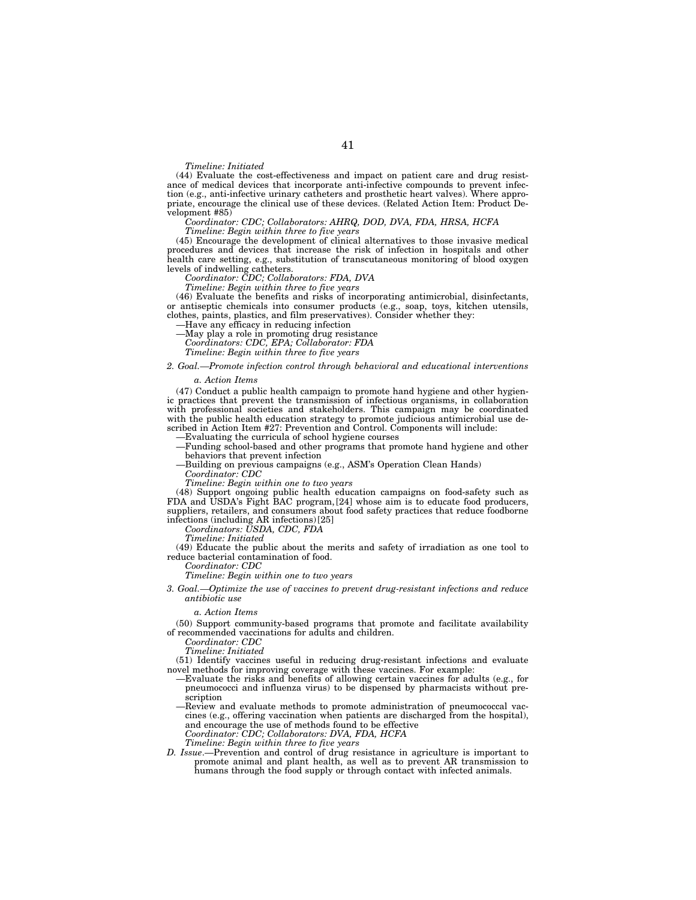*Timeline: Initiated*

(44) Evaluate the cost-effectiveness and impact on patient care and drug resistance of medical devices that incorporate anti-infective compounds to prevent infection (e.g., anti-infective urinary catheters and prosthetic heart valves). Where appropriate, encourage the clinical use of these devices. (Related Action Item: Product Development #85)

*Coordinator: CDC; Collaborators: AHRQ, DOD, DVA, FDA, HRSA, HCFA*

*Timeline: Begin within three to five years*

(45) Encourage the development of clinical alternatives to those invasive medical procedures and devices that increase the risk of infection in hospitals and other health care setting, e.g., substitution of transcutaneous monitoring of blood oxygen levels of indwelling catheters.

*Coordinator: CDC; Collaborators: FDA, DVA*

*Timeline: Begin within three to five years*

(46) Evaluate the benefits and risks of incorporating antimicrobial, disinfectants, or antiseptic chemicals into consumer products (e.g., soap, toys, kitchen utensils, clothes, paints, plastics, and film preservatives). Consider whether they:

—Have any efficacy in reducing infection

—May play a role in promoting drug resistance

*Coordinators: CDC, EPA; Collaborator: FDA*

*Timeline: Begin within three to five years*

*2. Goal.—Promote infection control through behavioral and educational interventions*

*a. Action Items*

(47) Conduct a public health campaign to promote hand hygiene and other hygienic practices that prevent the transmission of infectious organisms, in collaboration with professional societies and stakeholders. This campaign may be coordinated with the public health education strategy to promote judicious antimicrobial use described in Action Item #27: Prevention and Control. Components will include:

—Evaluating the curricula of school hygiene courses

—Funding school-based and other programs that promote hand hygiene and other behaviors that prevent infection

—Building on previous campaigns (e.g., ASM's Operation Clean Hands)

*Coordinator: CDC*

*Timeline: Begin within one to two years*

(48) Support ongoing public health education campaigns on food-safety such as FDA and USDA's Fight BAC program,[24] whose aim is to educate food producers, suppliers, retailers, and consumers about food safety practices that reduce foodborne infections (including AR infections)[25]

*Coordinators: USDA, CDC, FDA*

*Timeline: Initiated*

(49) Educate the public about the merits and safety of irradiation as one tool to reduce bacterial contamination of food.

*Coordinator: CDC*

*Timeline: Begin within one to two years*

*3. Goal.—Optimize the use of vaccines to prevent drug-resistant infections and reduce antibiotic use*

*a. Action Items*

(50) Support community-based programs that promote and facilitate availability of recommended vaccinations for adults and children.

*Coordinator: CDC*

*Timeline: Initiated*

(51) Identify vaccines useful in reducing drug-resistant infections and evaluate novel methods for improving coverage with these vaccines. For example:

—Evaluate the risks and benefits of allowing certain vaccines for adults (e.g., for pneumococci and influenza virus) to be dispensed by pharmacists without prescription

—Review and evaluate methods to promote administration of pneumococcal vaccines (e.g., offering vaccination when patients are discharged from the hospital), and encourage the use of methods found to be effective

*Coordinator: CDC; Collaborators: DVA, FDA, HCFA*

*Timeline: Begin within three to five years*

*D. Issue.*—Prevention and control of drug resistance in agriculture is important to promote animal and plant health, as well as to prevent AR transmission to humans through the food supply or through contact with infected animals.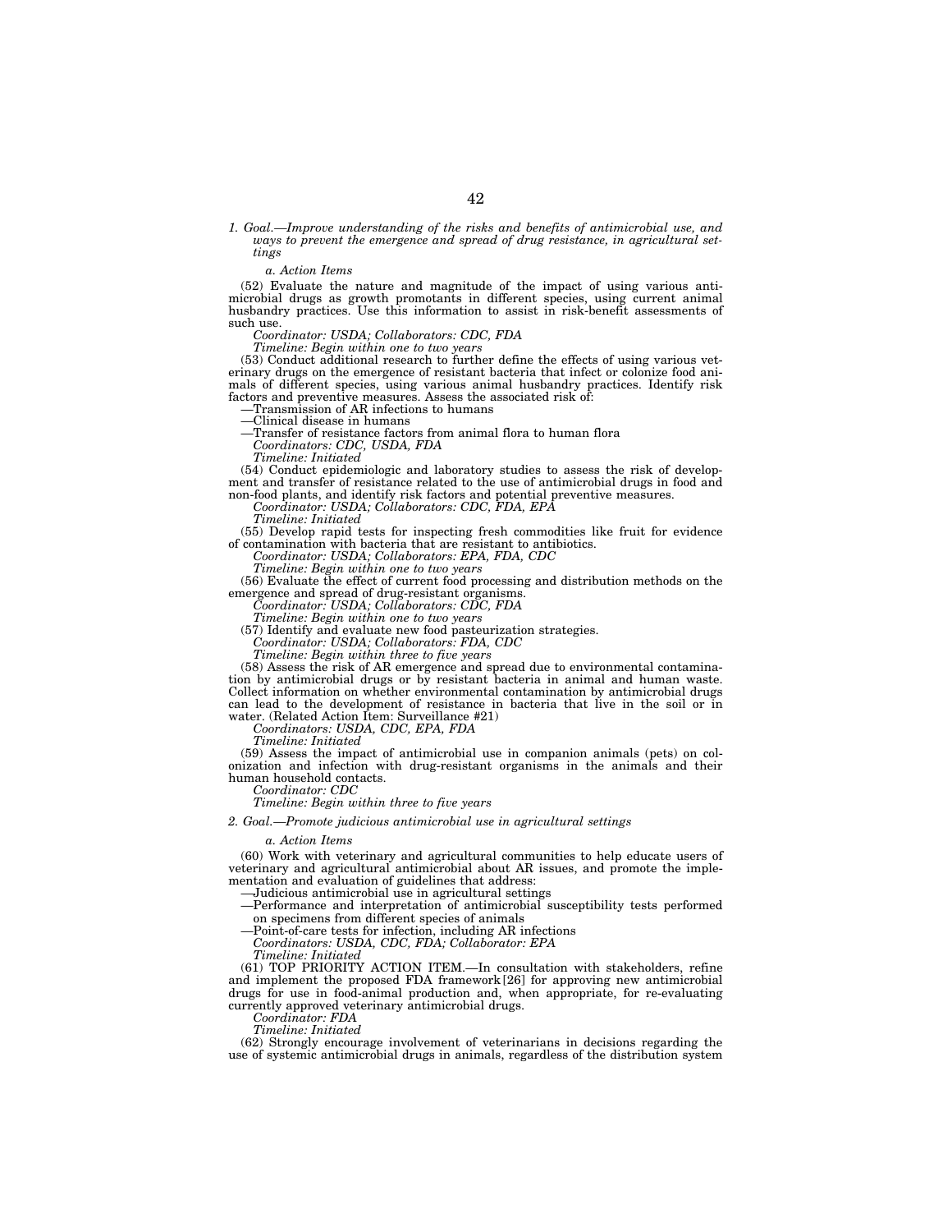*1. Goal.—Improve understanding of the risks and benefits of antimicrobial use, and ways to prevent the emergence and spread of drug resistance, in agricultural settings*

*a. Action Items*

(52) Evaluate the nature and magnitude of the impact of using various antimicrobial drugs as growth promotants in different species, using current animal husbandry practices. Use this information to assist in risk-benefit assessments of such use.

*Coordinator: USDA; Collaborators: CDC, FDA*

*Timeline: Begin within one to two years*

(53) Conduct additional research to further define the effects of using various veterinary drugs on the emergence of resistant bacteria that infect or colonize food animals of different species, using various animal husbandry practices. Identify risk factors and preventive measures. Assess the associated risk of:

—Transmission of AR infections to humans

—Clinical disease in humans

—Transfer of resistance factors from animal flora to human flora

*Coordinators: CDC, USDA, FDA*

*Timeline: Initiated*

(54) Conduct epidemiologic and laboratory studies to assess the risk of development and transfer of resistance related to the use of antimicrobial drugs in food and non-food plants, and identify risk factors and potential preventive measures.

*Coordinator: USDA; Collaborators: CDC, FDA, EPA*

*Timeline: Initiated*

(55) Develop rapid tests for inspecting fresh commodities like fruit for evidence of contamination with bacteria that are resistant to antibiotics.

*Coordinator: USDA; Collaborators: EPA, FDA, CDC*

*Timeline: Begin within one to two years*

(56) Evaluate the effect of current food processing and distribution methods on the emergence and spread of drug-resistant organisms.

*Coordinator: USDA; Collaborators: CDC, FDA*

*Timeline: Begin within one to two years*

(57) Identify and evaluate new food pasteurization strategies.

*Coordinator: USDA; Collaborators: FDA, CDC*

*Timeline: Begin within three to five years*

(58) Assess the risk of AR emergence and spread due to environmental contamination by antimicrobial drugs or by resistant bacteria in animal and human waste. Collect information on whether environmental contamination by antimicrobial drugs can lead to the development of resistance in bacteria that live in the soil or in water. (Related Action Item: Surveillance #21)

*Coordinators: USDA, CDC, EPA, FDA*

*Timeline: Initiated*

(59) Assess the impact of antimicrobial use in companion animals (pets) on colonization and infection with drug-resistant organisms in the animals and their human household contacts.

*Coordinator: CDC*

*Timeline: Begin within three to five years*

*2. Goal.—Promote judicious antimicrobial use in agricultural settings*

*a. Action Items*

(60) Work with veterinary and agricultural communities to help educate users of veterinary and agricultural antimicrobial about AR issues, and promote the implementation and evaluation of guidelines that address:

—Judicious antimicrobial use in agricultural settings

—Performance and interpretation of antimicrobial susceptibility tests performed on specimens from different species of animals

—Point-of-care tests for infection, including AR infections

*Coordinators: USDA, CDC, FDA; Collaborator: EPA*

*Timeline: Initiated*

(61) TOP PRIORITY ACTION ITEM.—In consultation with stakeholders, refine and implement the proposed FDA framework[26] for approving new antimicrobial drugs for use in food-animal production and, when appropriate, for re-evaluating currently approved veterinary antimicrobial drugs.

*Coordinator: FDA*

*Timeline: Initiated*

(62) Strongly encourage involvement of veterinarians in decisions regarding the use of systemic antimicrobial drugs in animals, regardless of the distribution system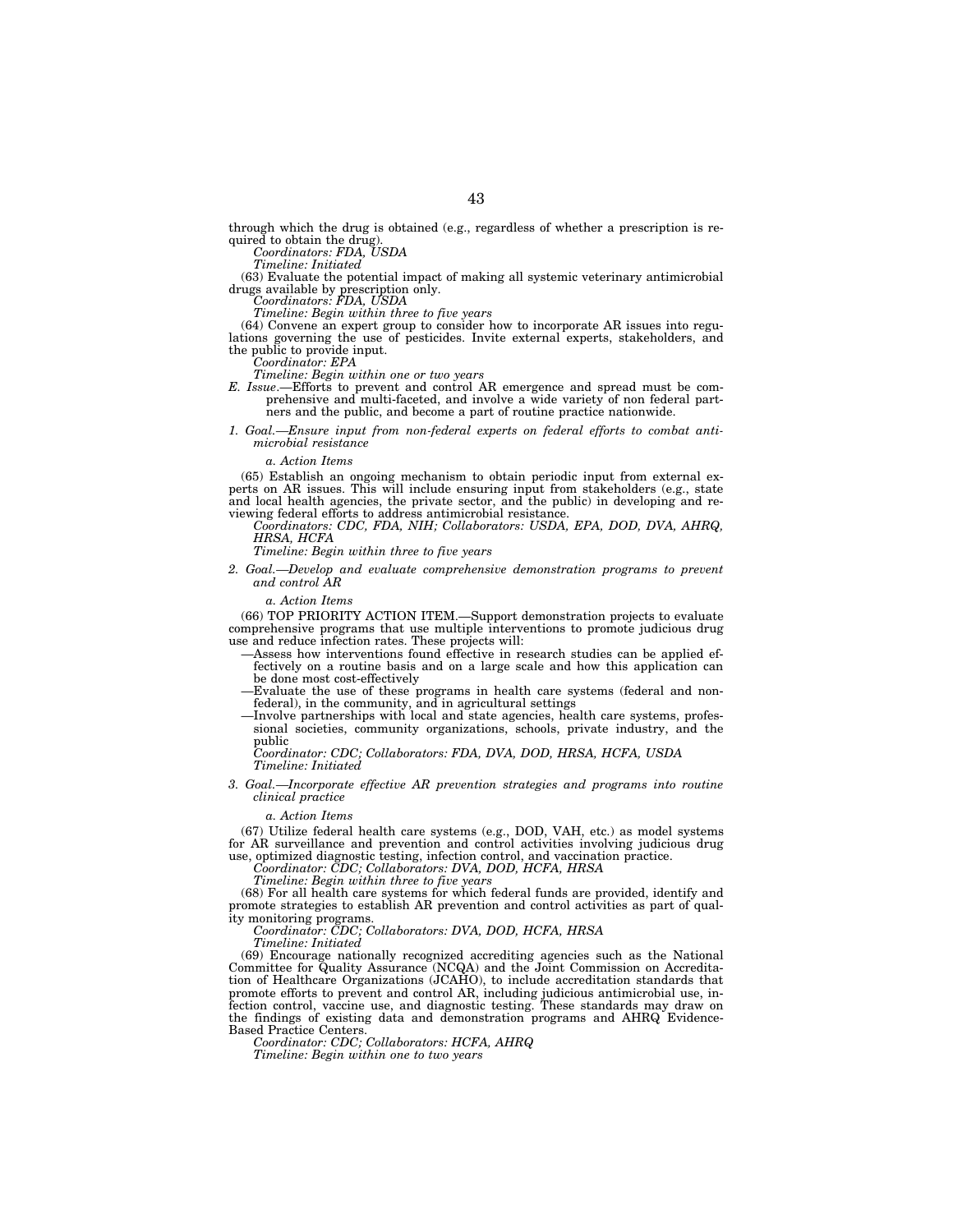through which the drug is obtained (e.g., regardless of whether a prescription is required to obtain the drug).

*Coordinators: FDA, USDA*

*Timeline: Initiated*

(63) Evaluate the potential impact of making all systemic veterinary antimicrobial drugs available by prescription only.

*Coordinators: FDA, USDA*

*Timeline: Begin within three to five years*

(64) Convene an expert group to consider how to incorporate AR issues into regulations governing the use of pesticides. Invite external experts, stakeholders, and the public to provide input.

*Coordinator: EPA*

*Timeline: Begin within one or two years*

*E. Issue.*—Efforts to prevent and control AR emergence and spread must be comprehensive and multi-faceted, and involve a wide variety of non federal partners and the public, and become a part of routine practice nationwide.

*1. Goal.—Ensure input from non-federal experts on federal efforts to combat antimicrobial resistance*

*a. Action Items*

(65) Establish an ongoing mechanism to obtain periodic input from external experts on AR issues. This will include ensuring input from stakeholders (e.g., state and local health agencies, the private sector, and the public) in developing and reviewing federal efforts to address antimicrobial resistance.

*Coordinators: CDC, FDA, NIH; Collaborators: USDA, EPA, DOD, DVA, AHRQ, HRSA, HCFA*

*Timeline: Begin within three to five years*

*2. Goal.—Develop and evaluate comprehensive demonstration programs to prevent and control AR*

*a. Action Items*

(66) TOP PRIORITY ACTION ITEM.—Support demonstration projects to evaluate comprehensive programs that use multiple interventions to promote judicious drug use and reduce infection rates. These projects will:

- —Assess how interventions found effective in research studies can be applied effectively on a routine basis and on a large scale and how this application can be done most cost-effectively
- —Evaluate the use of these programs in health care systems (federal and non-federal), in the community, and in agricultural settings
- —Involve partnerships with local and state agencies, health care systems, professional societies, community organizations, schools, private industry, and the public

*Coordinator: CDC; Collaborators: FDA, DVA, DOD, HRSA, HCFA, USDA*

*Timeline: Initiated*

*3. Goal.—Incorporate effective AR prevention strategies and programs into routine clinical practice*

*a. Action Items*

(67) Utilize federal health care systems (e.g., DOD, VAH, etc.) as model systems for AR surveillance and prevention and control activities involving judicious drug use, optimized diagnostic testing, infection control, and vaccination practice.

*Coordinator: CDC; Collaborators: DVA, DOD, HCFA, HRSA*

*Timeline: Begin within three to five years*

(68) For all health care systems for which federal funds are provided, identify and promote strategies to establish AR prevention and control activities as part of quality monitoring programs.

*Coordinator: CDC; Collaborators: DVA, DOD, HCFA, HRSA*

*Timeline: Initiated*

(69) Encourage nationally recognized accrediting agencies such as the National Committee for Quality Assurance (NCQA) and the Joint Commission on Accreditation of Healthcare Organizations (JCAHO), to include accreditation standards that promote efforts to prevent and control AR, including judicious antimicrobial use, infection control, vaccine use, and diagnostic testing. These standards may draw on the findings of existing data and demonstration programs and AHRQ Evidence-Based Practice Centers.

*Coordinator: CDC; Collaborators: HCFA, AHRQ*

*Timeline: Begin within one to two years*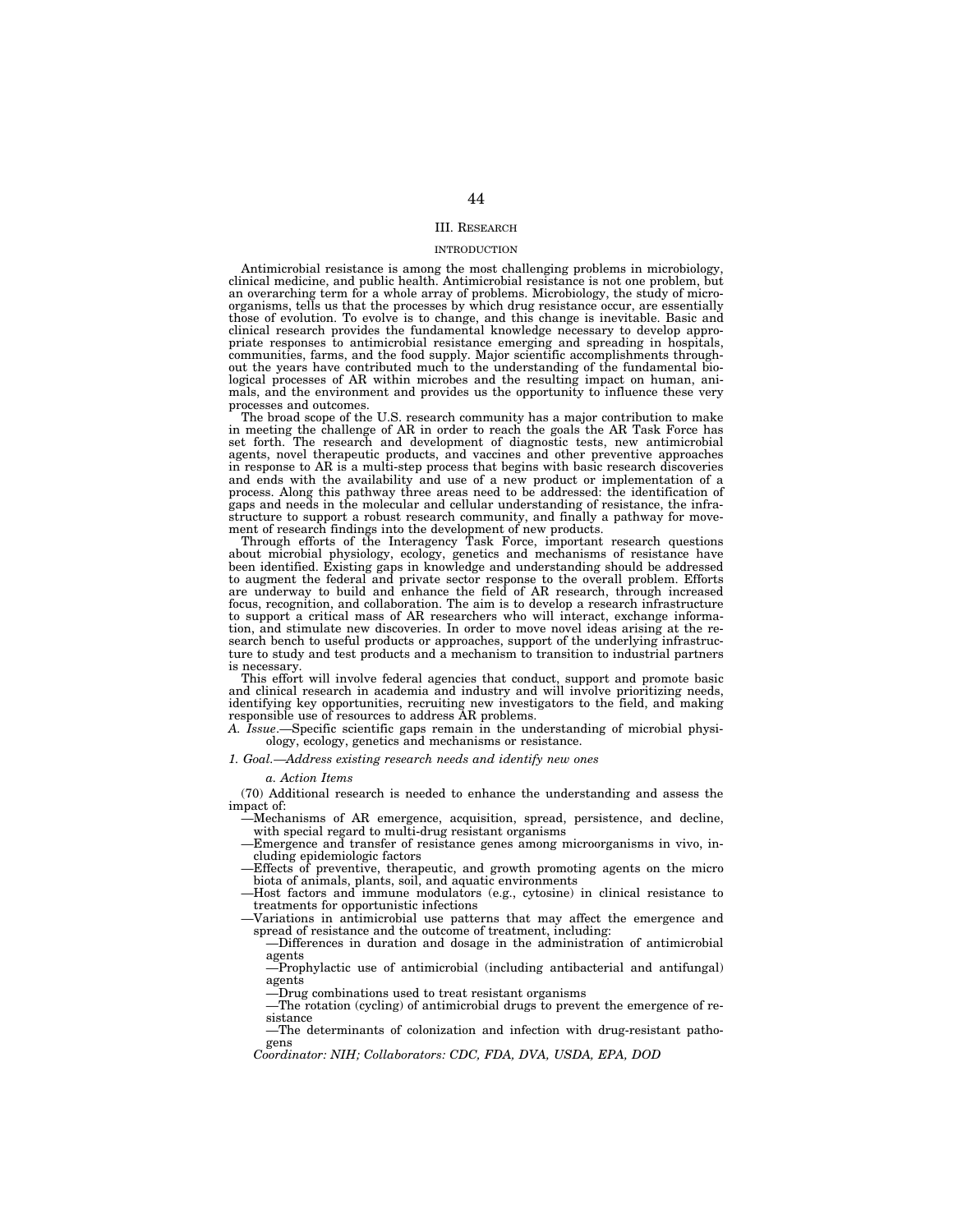## III. Research

### INTRODUCTION

Antimicrobial resistance is among the most challenging problems in microbiology, clinical medicine, and public health. Antimicrobial resistance is not one problem, but an overarching term for a whole array of problems. Microbiology, the study of microorganisms, tells us that the processes by which drug resistance occur, are essentially those of evolution. To evolve is to change, and this change is inevitable. Basic and clinical research provides the fundamental knowledge necessary to develop appropriate responses to antimicrobial resistance emerging and spreading in hospitals, communities, farms, and the food supply. Major scientific accomplishments throughout the years have contributed much to the understanding of the fundamental biological processes of AR within microbes and the resulting impact on human, animals, and the environment and provides us the opportunity to influence these very processes and outcomes.

The broad scope of the U.S. research community has a major contribution to make in meeting the challenge of AR in order to reach the goals the AR Task Force has set forth. The research and development of diagnostic tests, new antimicrobial agents, novel therapeutic products, and vaccines and other preventive approaches in response to AR is a multi-step process that begins with basic research discoveries and ends with the availability and use of a new product or implementation of a process. Along this pathway three areas need to be addressed: the identification of gaps and needs in the molecular and cellular understanding of resistance, the infrastructure to support a robust research community, and finally a pathway for movement of research findings into the development of new products.

Through efforts of the Interagency Task Force, important research questions about microbial physiology, ecology, genetics and mechanisms of resistance have been identified. Existing gaps in knowledge and understanding should be addressed to augment the federal and private sector response to the overall problem. Efforts are underway to build and enhance the field of AR research, through increased focus, recognition, and collaboration. The aim is to develop a research infrastructure to support a critical mass of AR researchers who will interact, exchange information, and stimulate new discoveries. In order to move novel ideas arising at the research bench to useful products or approaches, support of the underlying infrastructure to study and test products and a mechanism to transition to industrial partners is necessary.

This effort will involve federal agencies that conduct, support and promote basic and clinical research in academia and industry and will involve prioritizing needs, identifying key opportunities, recruiting new investigators to the field, and making responsible use of resources to address AR problems.

*A. Issue.*—Specific scientific gaps remain in the understanding of microbial physiology, ecology, genetics and mechanisms or resistance.

*1. Goal.—Address existing research needs and identify new ones*

*a. Action Items*

(70) Additional research is needed to enhance the understanding and assess the impact of:

—Mechanisms of AR emergence, acquisition, spread, persistence, and decline, with special regard to multi-drug resistant organisms

—Emergence and transfer of resistance genes among microorganisms in vivo, including epidemiologic factors

—Effects of preventive, therapeutic, and growth promoting agents on the micro biota of animals, plants, soil, and aquatic environments

—Host factors and immune modulators (e.g., cytosine) in clinical resistance to treatments for opportunistic infections

—Variations in antimicrobial use patterns that may affect the emergence and spread of resistance and the outcome of treatment, including:

—Differences in duration and dosage in the administration of antimicrobial agents

—Prophylactic use of antimicrobial (including antibacterial and antifungal) agents

—Drug combinations used to treat resistant organisms

—The rotation (cycling) of antimicrobial drugs to prevent the emergence of resistance

—The determinants of colonization and infection with drug-resistant pathogens

*Coordinator: NIH; Collaborators: CDC, FDA, DVA, USDA, EPA, DOD*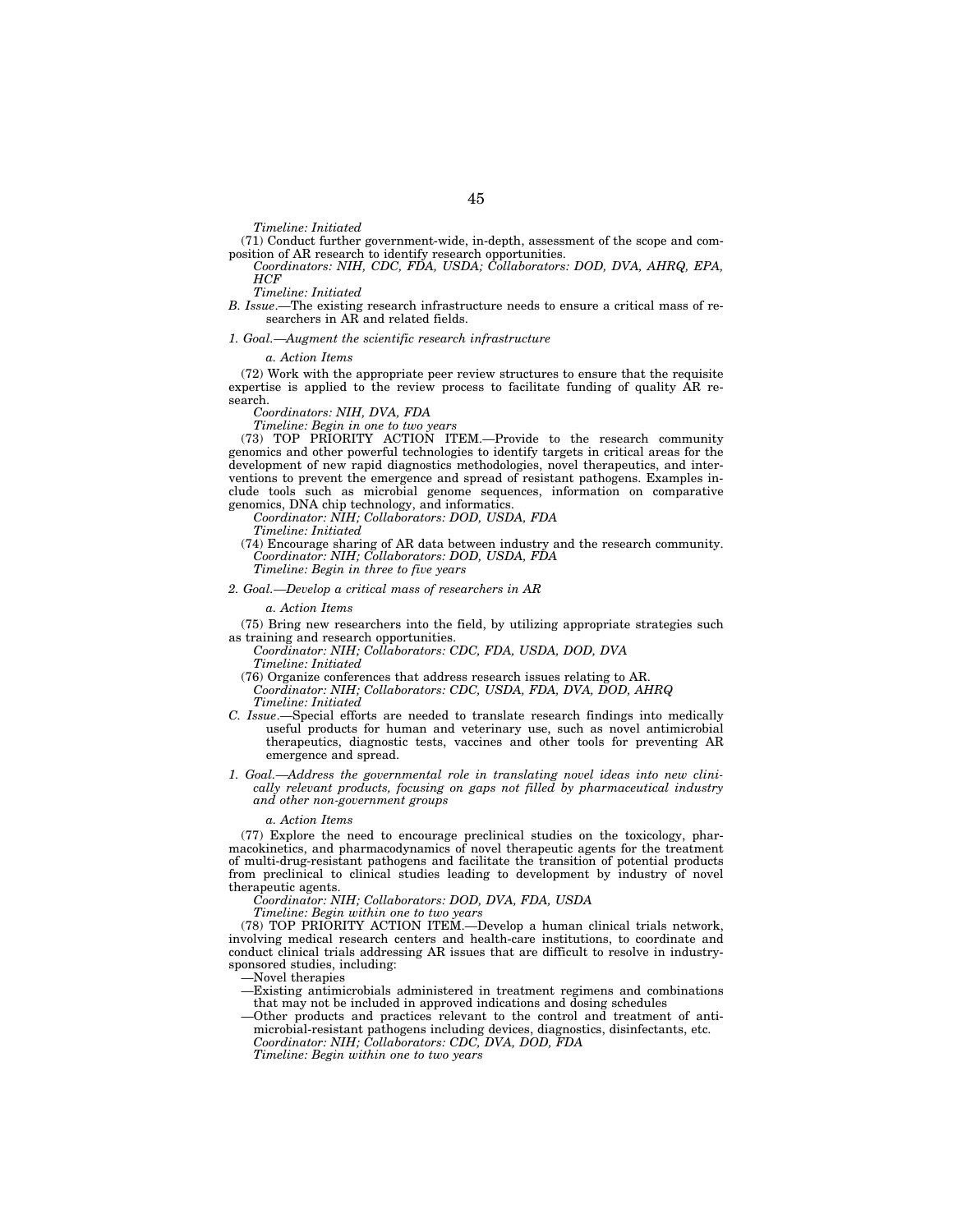*Timeline: Initiated*

(71) Conduct further government-wide, in-depth, assessment of the scope and composition of AR research to identify research opportunities.

*Coordinators: NIH, CDC, FDA, USDA; Collaborators: DOD, DVA, AHRQ, EPA, HCF*

*Timeline: Initiated*

*B. Issue*.—The existing research infrastructure needs to ensure a critical mass of researchers in AR and related fields.

*1. Goal.—Augment the scientific research infrastructure*

*a. Action Items*

(72) Work with the appropriate peer review structures to ensure that the requisite expertise is applied to the review process to facilitate funding of quality AR research.

*Coordinators: NIH, DVA, FDA*

*Timeline: Begin in one to two years*

(73) TOP PRIORITY ACTION ITEM.—Provide to the research community genomics and other powerful technologies to identify targets in critical areas for the development of new rapid diagnostics methodologies, novel therapeutics, and interventions to prevent the emergence and spread of resistant pathogens. Examples include tools such as microbial genome sequences, information on comparative genomics, DNA chip technology, and informatics.

*Coordinator: NIH; Collaborators: DOD, USDA, FDA*

*Timeline: Initiated*

(74) Encourage sharing of AR data between industry and the research community.

*Coordinator: NIH; Collaborators: DOD, USDA, FDA*

*Timeline: Begin in three to five years*

*2. Goal.—Develop a critical mass of researchers in AR*

*a. Action Items*

(75) Bring new researchers into the field, by utilizing appropriate strategies such as training and research opportunities.

*Coordinator: NIH; Collaborators: CDC, FDA, USDA, DOD, DVA*

*Timeline: Initiated*

(76) Organize conferences that address research issues relating to AR.

*Coordinator: NIH; Collaborators: CDC, USDA, FDA, DVA, DOD, AHRQ*

*Timeline: Initiated*

*C. Issue*.—Special efforts are needed to translate research findings into medically useful products for human and veterinary use, such as novel antimicrobial therapeutics, diagnostic tests, vaccines and other tools for preventing AR emergence and spread.

*1. Goal.—Address the governmental role in translating novel ideas into new clinically relevant products, focusing on gaps not filled by pharmaceutical industry and other non-government groups*

*a. Action Items*

(77) Explore the need to encourage preclinical studies on the toxicology, pharmacokinetics, and pharmacodynamics of novel therapeutic agents for the treatment of multi-drug-resistant pathogens and facilitate the transition of potential products from preclinical to clinical studies leading to development by industry of novel therapeutic agents.

*Coordinator: NIH; Collaborators: DOD, DVA, FDA, USDA*

*Timeline: Begin within one to two years*

(78) TOP PRIORITY ACTION ITEM.—Develop a human clinical trials network, involving medical research centers and health-care institutions, to coordinate and conduct clinical trials addressing AR issues that are difficult to resolve in industry-sponsored studies, including:

—Novel therapies

—Existing antimicrobials administered in treatment regimens and combinations that may not be included in approved indications and dosing schedules

—Other products and practices relevant to the control and treatment of antimicrobial-resistant pathogens including devices, diagnostics, disinfectants, etc.

*Coordinator: NIH; Collaborators: CDC, DVA, DOD, FDA*

*Timeline: Begin within one to two years*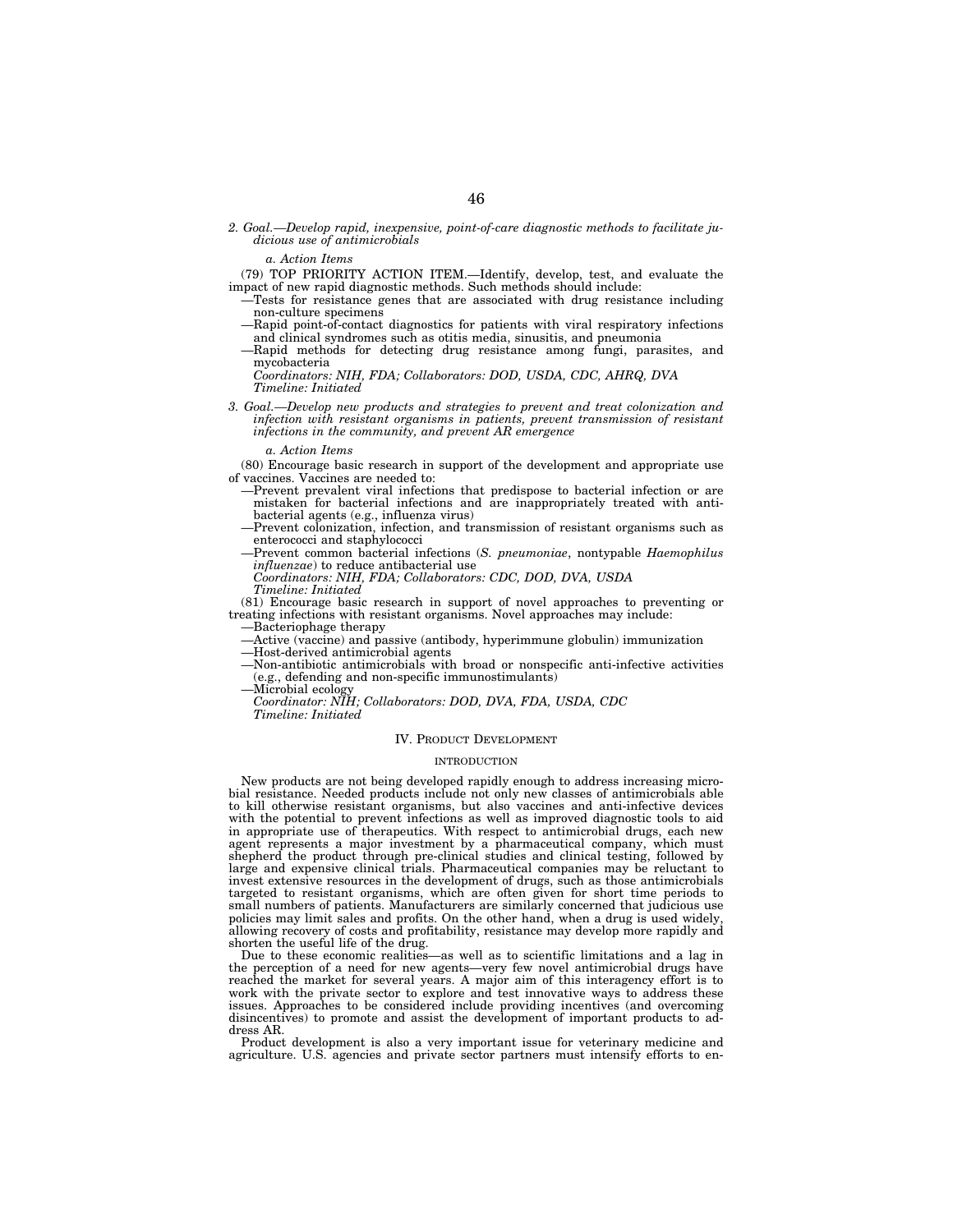*2. Goal.—Develop rapid, inexpensive, point-of-care diagnostic methods to facilitate judicious use of antimicrobials*

*a. Action Items*

(79) TOP PRIORITY ACTION ITEM.—Identify, develop, test, and evaluate the impact of new rapid diagnostic methods. Such methods should include:

—Tests for resistance genes that are associated with drug resistance including non-culture specimens
—Rapid point-of-contact diagnostics for patients with viral respiratory infections and clinical syndromes such as otitis media, sinusitis, and pneumonia
—Rapid methods for detecting drug resistance among fungi, parasites, and mycobacteria

*Coordinators: NIH, FDA; Collaborators: DOD, USDA, CDC, AHRQ, DVA*
*Timeline: Initiated*

*3. Goal.—Develop new products and strategies to prevent and treat colonization and infection with resistant organisms in patients, prevent transmission of resistant infections in the community, and prevent AR emergence*

*a. Action Items*

(80) Encourage basic research in support of the development and appropriate use of vaccines. Vaccines are needed to:

—Prevent prevalent viral infections that predispose to bacterial infection or are mistaken for bacterial infections and are inappropriately treated with antibacterial agents (e.g., influenza virus)
—Prevent colonization, infection, and transmission of resistant organisms such as enterococci and staphylococci
—Prevent common bacterial infections (*S. pneumoniae*, nontypable *Haemophilus influenzae*) to reduce antibacterial use

*Coordinators: NIH, FDA; Collaborators: CDC, DOD, DVA, USDA*
*Timeline: Initiated*

(81) Encourage basic research in support of novel approaches to preventing or treating infections with resistant organisms. Novel approaches may include:

—Bacteriophage therapy
—Active (vaccine) and passive (antibody, hyperimmune globulin) immunization
—Host-derived antimicrobial agents
—Non-antibiotic antimicrobials with broad or nonspecific anti-infective activities (e.g., defending and non-specific immunostimulants)
—Microbial ecology

*Coordinator: NIH; Collaborators: DOD, DVA, FDA, USDA, CDC*
*Timeline: Initiated*

## IV. Product Development

### Introduction

New products are not being developed rapidly enough to address increasing microbial resistance. Needed products include not only new classes of antimicrobials able to kill otherwise resistant organisms, but also vaccines and anti-infective devices with the potential to prevent infections as well as improved diagnostic tools to aid in appropriate use of therapeutics. With respect to antimicrobial drugs, each new agent represents a major investment by a pharmaceutical company, which must shepherd the product through pre-clinical studies and clinical testing, followed by large and expensive clinical trials. Pharmaceutical companies may be reluctant to invest extensive resources in the development of drugs, such as those antimicrobials targeted to resistant organisms, which are often given for short time periods to small numbers of patients. Manufacturers are similarly concerned that judicious use policies may limit sales and profits. On the other hand, when a drug is used widely, allowing recovery of costs and profitability, resistance may develop more rapidly and shorten the useful life of the drug.

Due to these economic realities—as well as to scientific limitations and a lag in the perception of a need for new agents—very few novel antimicrobial drugs have reached the market for several years. A major aim of this interagency effort is to work with the private sector to explore and test innovative ways to address these issues. Approaches to be considered include providing incentives (and overcoming disincentives) to promote and assist the development of important products to address AR.

Product development is also a very important issue for veterinary medicine and agriculture. U.S. agencies and private sector partners must intensify efforts to en-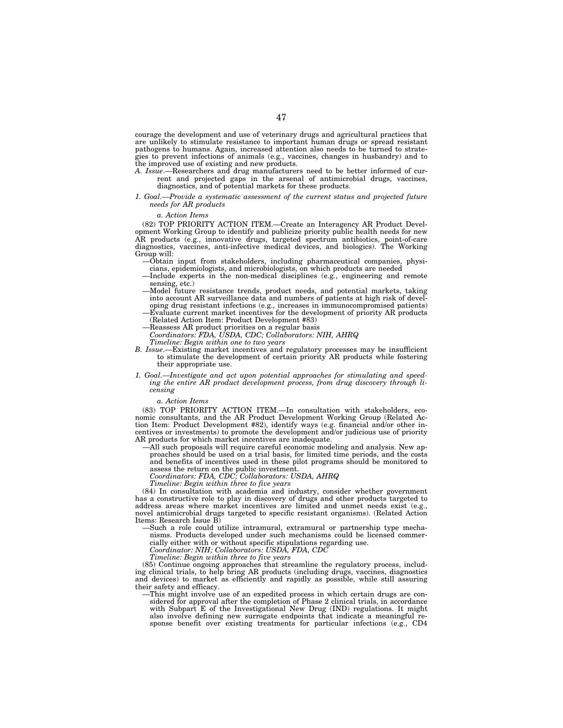courage the development and use of veterinary drugs and agricultural practices that are unlikely to stimulate resistance to important human drugs or spread resistant pathogens to humans. Again, increased attention also needs to be turned to strategies to prevent infections of animals (e.g., vaccines, changes in husbandry) and to the improved use of existing and new products.

*A. Issue*.—Researchers and drug manufacturers need to be better informed of current and projected gaps in the arsenal of antimicrobial drugs, vaccines, diagnostics, and of potential markets for these products.

*1. Goal.—Provide a systematic assessment of the current status and projected future needs for AR products*

*a. Action Items*

(82) TOP PRIORITY ACTION ITEM.—Create an Interagency AR Product Development Working Group to identify and publicize priority public health needs for new AR products (e.g., innovative drugs, targeted spectrum antibiotics, point-of-care diagnostics, vaccines, anti-infective medical devices, and biologics). The Working Group will:

—Obtain input from stakeholders, including pharmaceutical companies, physicians, epidemiologists, and microbiologists, on which products are needed

—Include experts in the non-medical disciplines (e.g., engineering and remote sensing, etc.)

—Model future resistance trends, product needs, and potential markets, taking into account AR surveillance data and numbers of patients at high risk of developing drug resistant infections (e.g., increases in immunocompromised patients)

—Evaluate current market incentives for the development of priority AR products (Related Action Item: Product Development #83)

—Reassess AR product priorities on a regular basis

*Coordinators: FDA, USDA, CDC; Collaborators: NIH, AHRQ*

*Timeline: Begin within one to two years*

*B. Issue*.—Existing market incentives and regulatory processes may be insufficient to stimulate the development of certain priority AR products while fostering their appropriate use.

*1. Goal.—Investigate and act upon potential approaches for stimulating and speeding the entire AR product development process, from drug discovery through licensing*

*a. Action Items*

(83) TOP PRIORITY ACTION ITEM.—In consultation with stakeholders, economic consultants, and the AR Product Development Working Group (Related Action Item: Product Development #82), identify ways (e.g. financial and/or other incentives or investments) to promote the development and/or judicious use of priority AR products for which market incentives are inadequate.

—All such proposals will require careful economic modeling and analysis. New approaches should be used on a trial basis, for limited time periods, and the costs and benefits of incentives used in these pilot programs should be monitored to assess the return on the public investment.

*Coordinators: FDA, CDC; Collaborators: USDA, AHRQ*

*Timeline: Begin within three to five years*

(84) In consultation with academia and industry, consider whether government has a constructive role to play in discovery of drugs and other products targeted to address areas where market incentives are limited and unmet needs exist (e.g., novel antimicrobial drugs targeted to specific resistant organisms). (Related Action Items: Research Issue B)

—Such a role could utilize intramural, extramural or partnership type mechanisms. Products developed under such mechanisms could be licensed commercially either with or without specific stipulations regarding use.

*Coordinator: NIH; Collaborators: USDA, FDA, CDC*

*Timeline: Begin within three to five years*

(85) Continue ongoing approaches that streamline the regulatory process, including clinical trials, to help bring AR products (including drugs, vaccines, diagnostics and devices) to market as efficiently and rapidly as possible, while still assuring their safety and efficacy.

—This might involve use of an expedited process in which certain drugs are considered for approval after the completion of Phase 2 clinical trials, in accordance with Subpart E of the Investigational New Drug (IND) regulations. It might also involve defining new surrogate endpoints that indicate a meaningful response benefit over existing treatments for particular infections (e.g., CD4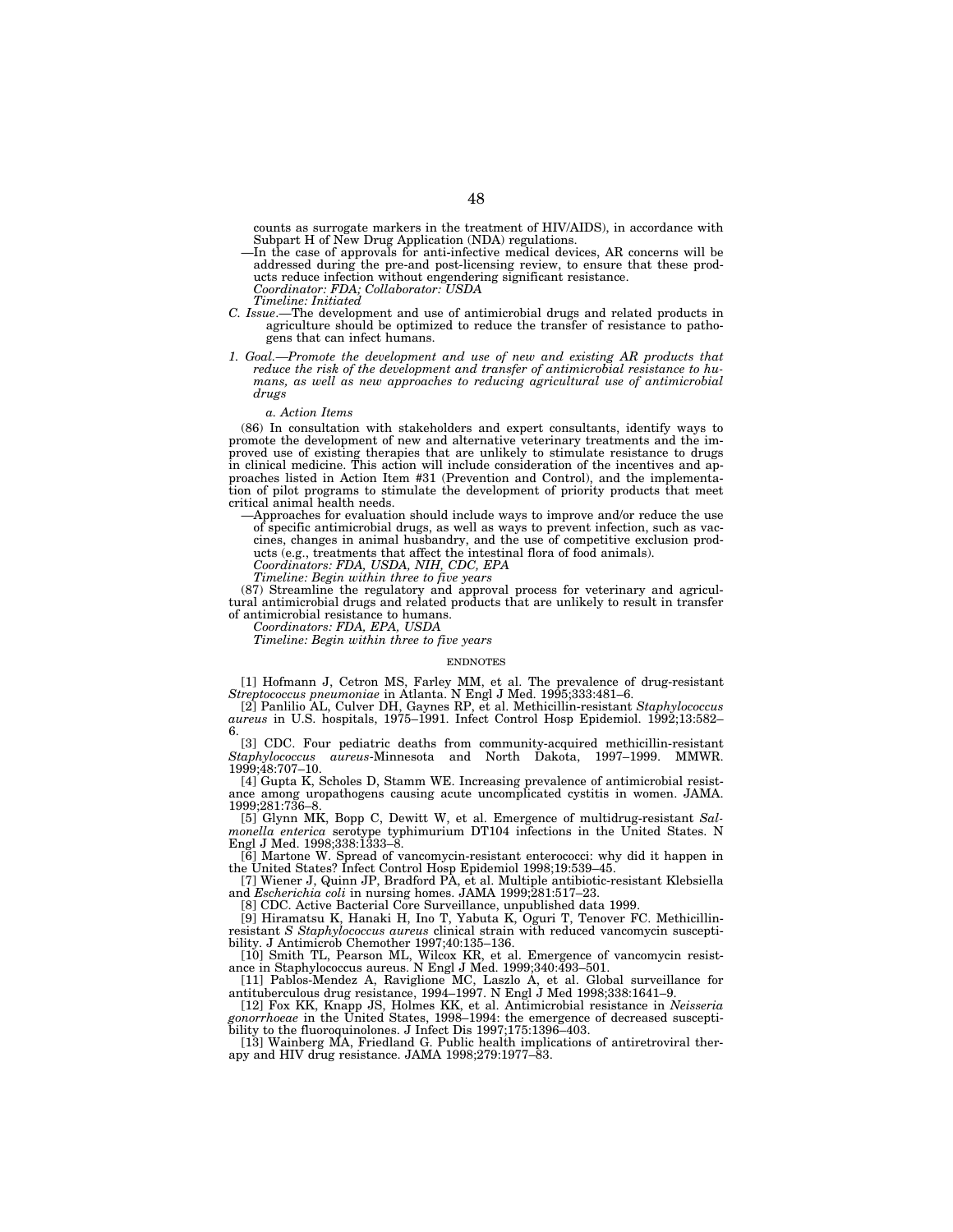counts as surrogate markers in the treatment of HIV/AIDS), in accordance with Subpart H of New Drug Application (NDA) regulations.

—In the case of approvals for anti-infective medical devices, AR concerns will be addressed during the pre-and post-licensing review, to ensure that these products reduce infection without engendering significant resistance.
*Coordinator: FDA; Collaborator: USDA*
*Timeline: Initiated*

*C. Issue*.—The development and use of antimicrobial drugs and related products in agriculture should be optimized to reduce the transfer of resistance to pathogens that can infect humans.

*1. Goal.—Promote the development and use of new and existing AR products that reduce the risk of the development and transfer of antimicrobial resistance to humans, as well as new approaches to reducing agricultural use of antimicrobial drugs*

*a. Action Items*

(86) In consultation with stakeholders and expert consultants, identify ways to promote the development of new and alternative veterinary treatments and the improved use of existing therapies that are unlikely to stimulate resistance to drugs in clinical medicine. This action will include consideration of the incentives and approaches listed in Action Item #31 (Prevention and Control), and the implementation of pilot programs to stimulate the development of priority products that meet critical animal health needs.

—Approaches for evaluation should include ways to improve and/or reduce the use of specific antimicrobial drugs, as well as ways to prevent infection, such as vaccines, changes in animal husbandry, and the use of competitive exclusion products (e.g., treatments that affect the intestinal flora of food animals).
*Coordinators: FDA, USDA, NIH, CDC, EPA*
*Timeline: Begin within three to five years*

(87) Streamline the regulatory and approval process for veterinary and agricultural antimicrobial drugs and related products that are unlikely to result in transfer of antimicrobial resistance to humans.
*Coordinators: FDA, EPA, USDA*
*Timeline: Begin within three to five years*

## ENDNOTES

[1] Hofmann J, Cetron MS, Farley MM, et al. The prevalence of drug-resistant *Streptococcus pneumoniae* in Atlanta. N Engl J Med. 1995;333:481–6.

[2] Panlilio AL, Culver DH, Gaynes RP, et al. Methicillin-resistant *Staphylococcus aureus* in U.S. hospitals, 1975–1991. Infect Control Hosp Epidemiol. 1992;13:582–6.

[3] CDC. Four pediatric deaths from community-acquired methicillin-resistant *Staphylococcus aureus*-Minnesota and North Dakota, 1997–1999. MMWR. 1999;48:707–10.

[4] Gupta K, Scholes D, Stamm WE. Increasing prevalence of antimicrobial resistance among uropathogens causing acute uncomplicated cystitis in women. JAMA. 1999;281:736–8.

[5] Glynn MK, Bopp C, Dewitt W, et al. Emergence of multidrug-resistant *Salmonella enterica* serotype typhimurium DT104 infections in the United States. N Engl J Med. 1998;338:1333–8.

[6] Martone W. Spread of vancomycin-resistant enterococci: why did it happen in the United States? Infect Control Hosp Epidemiol 1998;19:539–45.

[7] Wiener J, Quinn JP, Bradford PA, et al. Multiple antibiotic-resistant Klebsiella and *Escherichia coli* in nursing homes. JAMA 1999;281:517–23.

[8] CDC. Active Bacterial Core Surveillance, unpublished data 1999.

[9] Hiramatsu K, Hanaki H, Ino T, Yabuta K, Oguri T, Tenover FC. Methicillin-resistant *S Staphylococcus aureus* clinical strain with reduced vancomycin susceptibility. J Antimicrob Chemother 1997;40:135–136.

[10] Smith TL, Pearson ML, Wilcox KR, et al. Emergence of vancomycin resistance in Staphylococcus aureus. N Engl J Med. 1999;340:493–501.

[11] Pablos-Mendez A, Raviglione MC, Laszlo A, et al. Global surveillance for antituberculous drug resistance, 1994–1997. N Engl J Med 1998;338:1641–9.

[12] Fox KK, Knapp JS, Holmes KK, et al. Antimicrobial resistance in *Neisseria gonorrhoeae* in the United States, 1998–1994: the emergence of decreased susceptibility to the fluoroquinolones. J Infect Dis 1997;175:1396–403.

[13] Wainberg MA, Friedland G. Public health implications of antiretroviral therapy and HIV drug resistance. JAMA 1998;279:1977–83.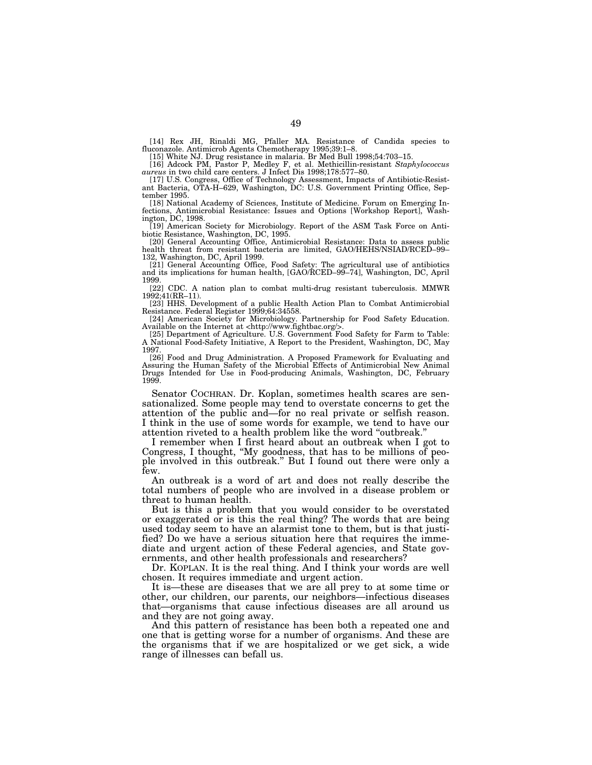[14] Rex JH, Rinaldi MG, Pfaller MA. Resistance of Candida species to fluconazole. Antimicrob Agents Chemotherapy 1995;39:1–8.

[15] White NJ. Drug resistance in malaria. Br Med Bull 1998;54:703–15.

[16] Adcock PM, Pastor P, Medley F, et al. Methicillin-resistant *Staphylococcus aureus* in two child care centers. J Infect Dis 1998;178:577–80.

[17] U.S. Congress, Office of Technology Assessment, Impacts of Antibiotic-Resistant Bacteria, OTA-H–629, Washington, DC: U.S. Government Printing Office, September 1995.

[18] National Academy of Sciences, Institute of Medicine. Forum on Emerging Infections, Antimicrobial Resistance: Issues and Options [Workshop Report], Washington, DC, 1998.

[19] American Society for Microbiology. Report of the ASM Task Force on Antibiotic Resistance, Washington, DC, 1995.

[20] General Accounting Office, Antimicrobial Resistance: Data to assess public health threat from resistant bacteria are limited, GAO/HEHS/NSIAD/RCED–99–132, Washington, DC, April 1999.

[21] General Accounting Office, Food Safety: The agricultural use of antibiotics and its implications for human health, [GAO/RCED–99–74], Washington, DC, April 1999.

[22] CDC. A nation plan to combat multi-drug resistant tuberculosis. MMWR 1992;41(RR–11).

[23] HHS. Development of a public Health Action Plan to Combat Antimicrobial Resistance. Federal Register 1999;64:34558.

[24] American Society for Microbiology. Partnership for Food Safety Education. Available on the Internet at <http://www.fightbac.org/>.

[25] Department of Agriculture. U.S. Government Food Safety for Farm to Table: A National Food-Safety Initiative, A Report to the President, Washington, DC, May 1997.

[26] Food and Drug Administration. A Proposed Framework for Evaluating and Assuring the Human Safety of the Microbial Effects of Antimicrobial New Animal Drugs Intended for Use in Food-producing Animals, Washington, DC, February 1999.

Senator COCHRAN. Dr. Koplan, sometimes health scares are sensationalized. Some people may tend to overstate concerns to get the attention of the public and—for no real private or selfish reason. I think in the use of some words for example, we tend to have our attention riveted to a health problem like the word "outbreak."

I remember when I first heard about an outbreak when I got to Congress, I thought, "My goodness, that has to be millions of people involved in this outbreak." But I found out there were only a few.

An outbreak is a word of art and does not really describe the total numbers of people who are involved in a disease problem or threat to human health.

But is this a problem that you would consider to be overstated or exaggerated or is this the real thing? The words that are being used today seem to have an alarmist tone to them, but is that justified? Do we have a serious situation here that requires the immediate and urgent action of these Federal agencies, and State governments, and other health professionals and researchers?

Dr. KOPLAN. It is the real thing. And I think your words are well chosen. It requires immediate and urgent action.

It is—these are diseases that we are all prey to at some time or other, our children, our parents, our neighbors—infectious diseases that—organisms that cause infectious diseases are all around us and they are not going away.

And this pattern of resistance has been both a repeated one and one that is getting worse for a number of organisms. And these are the organisms that if we are hospitalized or we get sick, a wide range of illnesses can befall us.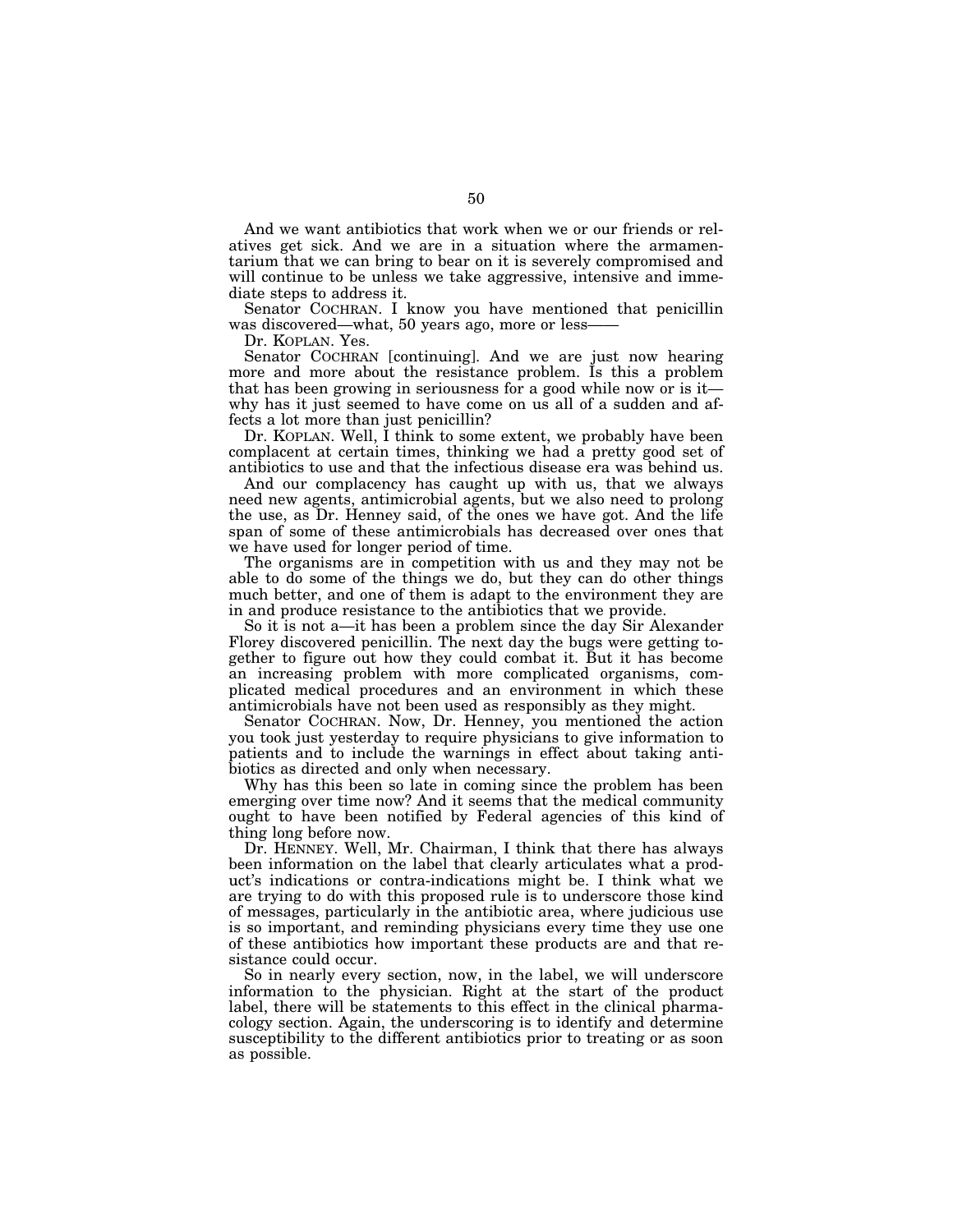And we want antibiotics that work when we or our friends or relatives get sick. And we are in a situation where the armamentarium that we can bring to bear on it is severely compromised and will continue to be unless we take aggressive, intensive and immediate steps to address it.

Senator COCHRAN. I know you have mentioned that penicillin was discovered—what, 50 years ago, more or less——

Dr. KOPLAN. Yes.

Senator COCHRAN [continuing]. And we are just now hearing more and more about the resistance problem. Is this a problem that has been growing in seriousness for a good while now or is it—why has it just seemed to have come on us all of a sudden and affects a lot more than just penicillin?

Dr. KOPLAN. Well, I think to some extent, we probably have been complacent at certain times, thinking we had a pretty good set of antibiotics to use and that the infectious disease era was behind us.

And our complacency has caught up with us, that we always need new agents, antimicrobial agents, but we also need to prolong the use, as Dr. Henney said, of the ones we have got. And the life span of some of these antimicrobials has decreased over ones that we have used for longer period of time.

The organisms are in competition with us and they may not be able to do some of the things we do, but they can do other things much better, and one of them is adapt to the environment they are in and produce resistance to the antibiotics that we provide.

So it is not a—it has been a problem since the day Sir Alexander Florey discovered penicillin. The next day the bugs were getting together to figure out how they could combat it. But it has become an increasing problem with more complicated organisms, complicated medical procedures and an environment in which these antimicrobials have not been used as responsibly as they might.

Senator COCHRAN. Now, Dr. Henney, you mentioned the action you took just yesterday to require physicians to give information to patients and to include the warnings in effect about taking antibiotics as directed and only when necessary.

Why has this been so late in coming since the problem has been emerging over time now? And it seems that the medical community ought to have been notified by Federal agencies of this kind of thing long before now.

Dr. HENNEY. Well, Mr. Chairman, I think that there has always been information on the label that clearly articulates what a product's indications or contra-indications might be. I think what we are trying to do with this proposed rule is to underscore those kind of messages, particularly in the antibiotic area, where judicious use is so important, and reminding physicians every time they use one of these antibiotics how important these products are and that resistance could occur.

So in nearly every section, now, in the label, we will underscore information to the physician. Right at the start of the product label, there will be statements to this effect in the clinical pharmacology section. Again, the underscoring is to identify and determine susceptibility to the different antibiotics prior to treating or as soon as possible.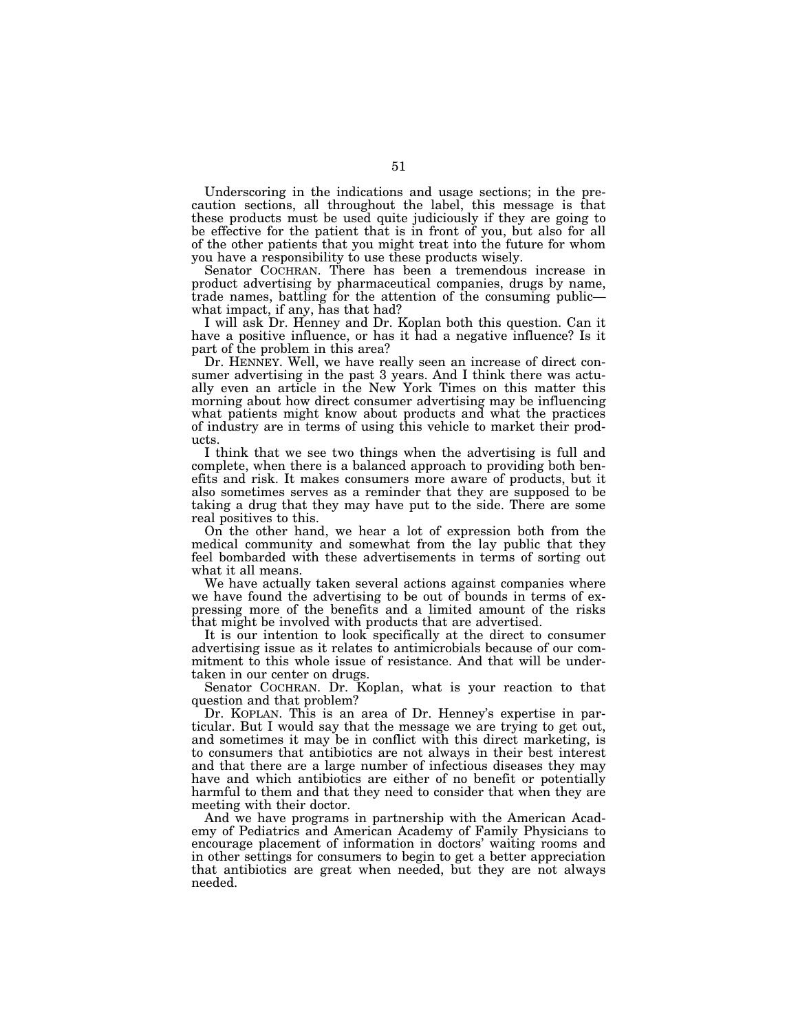Underscoring in the indications and usage sections; in the precaution sections, all throughout the label, this message is that these products must be used quite judiciously if they are going to be effective for the patient that is in front of you, but also for all of the other patients that you might treat into the future for whom you have a responsibility to use these products wisely.

Senator COCHRAN. There has been a tremendous increase in product advertising by pharmaceutical companies, drugs by name, trade names, battling for the attention of the consuming public—what impact, if any, has that had?

I will ask Dr. Henney and Dr. Koplan both this question. Can it have a positive influence, or has it had a negative influence? Is it part of the problem in this area?

Dr. HENNEY. Well, we have really seen an increase of direct consumer advertising in the past 3 years. And I think there was actually even an article in the New York Times on this matter this morning about how direct consumer advertising may be influencing what patients might know about products and what the practices of industry are in terms of using this vehicle to market their products.

I think that we see two things when the advertising is full and complete, when there is a balanced approach to providing both benefits and risk. It makes consumers more aware of products, but it also sometimes serves as a reminder that they are supposed to be taking a drug that they may have put to the side. There are some real positives to this.

On the other hand, we hear a lot of expression both from the medical community and somewhat from the lay public that they feel bombarded with these advertisements in terms of sorting out what it all means.

We have actually taken several actions against companies where we have found the advertising to be out of bounds in terms of expressing more of the benefits and a limited amount of the risks that might be involved with products that are advertised.

It is our intention to look specifically at the direct to consumer advertising issue as it relates to antimicrobials because of our commitment to this whole issue of resistance. And that will be undertaken in our center on drugs.

Senator COCHRAN. Dr. Koplan, what is your reaction to that question and that problem?

Dr. KOPLAN. This is an area of Dr. Henney's expertise in particular. But I would say that the message we are trying to get out, and sometimes it may be in conflict with this direct marketing, is to consumers that antibiotics are not always in their best interest and that there are a large number of infectious diseases they may have and which antibiotics are either of no benefit or potentially harmful to them and that they need to consider that when they are meeting with their doctor.

And we have programs in partnership with the American Academy of Pediatrics and American Academy of Family Physicians to encourage placement of information in doctors' waiting rooms and in other settings for consumers to begin to get a better appreciation that antibiotics are great when needed, but they are not always needed.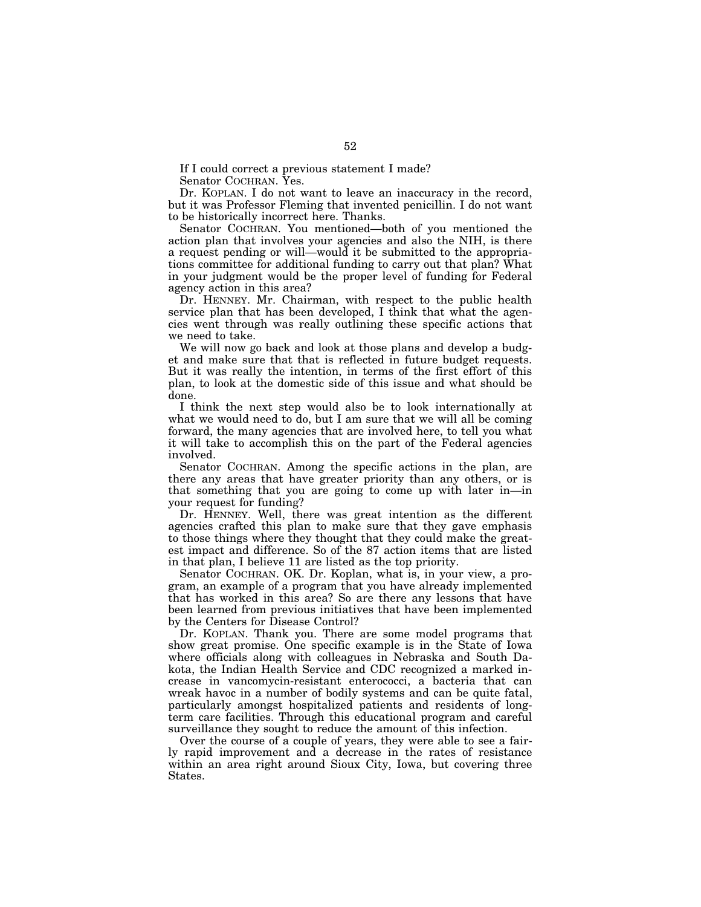If I could correct a previous statement I made?

Senator COCHRAN. Yes.

Dr. KOPLAN. I do not want to leave an inaccuracy in the record, but it was Professor Fleming that invented penicillin. I do not want to be historically incorrect here. Thanks.

Senator COCHRAN. You mentioned—both of you mentioned the action plan that involves your agencies and also the NIH, is there a request pending or will—would it be submitted to the appropriations committee for additional funding to carry out that plan? What in your judgment would be the proper level of funding for Federal agency action in this area?

Dr. HENNEY. Mr. Chairman, with respect to the public health service plan that has been developed, I think that what the agencies went through was really outlining these specific actions that we need to take.

We will now go back and look at those plans and develop a budget and make sure that that is reflected in future budget requests. But it was really the intention, in terms of the first effort of this plan, to look at the domestic side of this issue and what should be done.

I think the next step would also be to look internationally at what we would need to do, but I am sure that we will all be coming forward, the many agencies that are involved here, to tell you what it will take to accomplish this on the part of the Federal agencies involved.

Senator COCHRAN. Among the specific actions in the plan, are there any areas that have greater priority than any others, or is that something that you are going to come up with later in—in your request for funding?

Dr. HENNEY. Well, there was great intention as the different agencies crafted this plan to make sure that they gave emphasis to those things where they thought that they could make the greatest impact and difference. So of the 87 action items that are listed in that plan, I believe 11 are listed as the top priority.

Senator COCHRAN. OK. Dr. Koplan, what is, in your view, a program, an example of a program that you have already implemented that has worked in this area? So are there any lessons that have been learned from previous initiatives that have been implemented by the Centers for Disease Control?

Dr. KOPLAN. Thank you. There are some model programs that show great promise. One specific example is in the State of Iowa where officials along with colleagues in Nebraska and South Dakota, the Indian Health Service and CDC recognized a marked increase in vancomycin-resistant enterococci, a bacteria that can wreak havoc in a number of bodily systems and can be quite fatal, particularly amongst hospitalized patients and residents of long-term care facilities. Through this educational program and careful surveillance they sought to reduce the amount of this infection.

Over the course of a couple of years, they were able to see a fairly rapid improvement and a decrease in the rates of resistance within an area right around Sioux City, Iowa, but covering three States.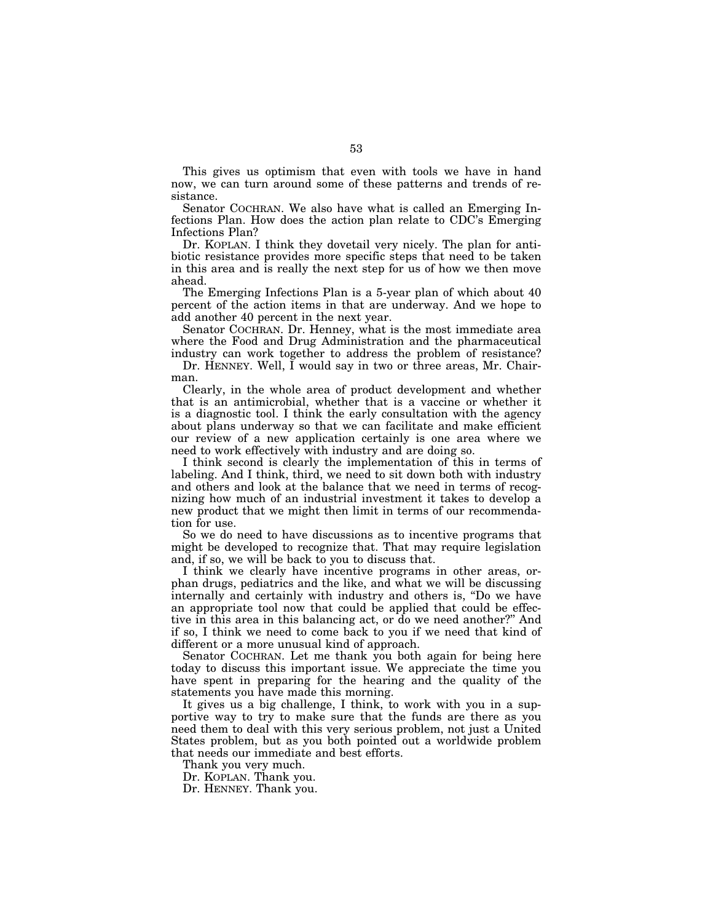This gives us optimism that even with tools we have in hand now, we can turn around some of these patterns and trends of resistance.

Senator COCHRAN. We also have what is called an Emerging Infections Plan. How does the action plan relate to CDC's Emerging Infections Plan?

Dr. KOPLAN. I think they dovetail very nicely. The plan for antibiotic resistance provides more specific steps that need to be taken in this area and is really the next step for us of how we then move ahead.

The Emerging Infections Plan is a 5-year plan of which about 40 percent of the action items in that are underway. And we hope to add another 40 percent in the next year.

Senator COCHRAN. Dr. Henney, what is the most immediate area where the Food and Drug Administration and the pharmaceutical industry can work together to address the problem of resistance?

Dr. HENNEY. Well, I would say in two or three areas, Mr. Chairman.

Clearly, in the whole area of product development and whether that is an antimicrobial, whether that is a vaccine or whether it is a diagnostic tool. I think the early consultation with the agency about plans underway so that we can facilitate and make efficient our review of a new application certainly is one area where we need to work effectively with industry and are doing so.

I think second is clearly the implementation of this in terms of labeling. And I think, third, we need to sit down both with industry and others and look at the balance that we need in terms of recognizing how much of an industrial investment it takes to develop a new product that we might then limit in terms of our recommendation for use.

So we do need to have discussions as to incentive programs that might be developed to recognize that. That may require legislation and, if so, we will be back to you to discuss that.

I think we clearly have incentive programs in other areas, orphan drugs, pediatrics and the like, and what we will be discussing internally and certainly with industry and others is, "Do we have an appropriate tool now that could be applied that could be effective in this area in this balancing act, or do we need another?" And if so, I think we need to come back to you if we need that kind of different or a more unusual kind of approach.

Senator COCHRAN. Let me thank you both again for being here today to discuss this important issue. We appreciate the time you have spent in preparing for the hearing and the quality of the statements you have made this morning.

It gives us a big challenge, I think, to work with you in a supportive way to try to make sure that the funds are there as you need them to deal with this very serious problem, not just a United States problem, but as you both pointed out a worldwide problem that needs our immediate and best efforts.

Thank you very much.

Dr. KOPLAN. Thank you.

Dr. HENNEY. Thank you.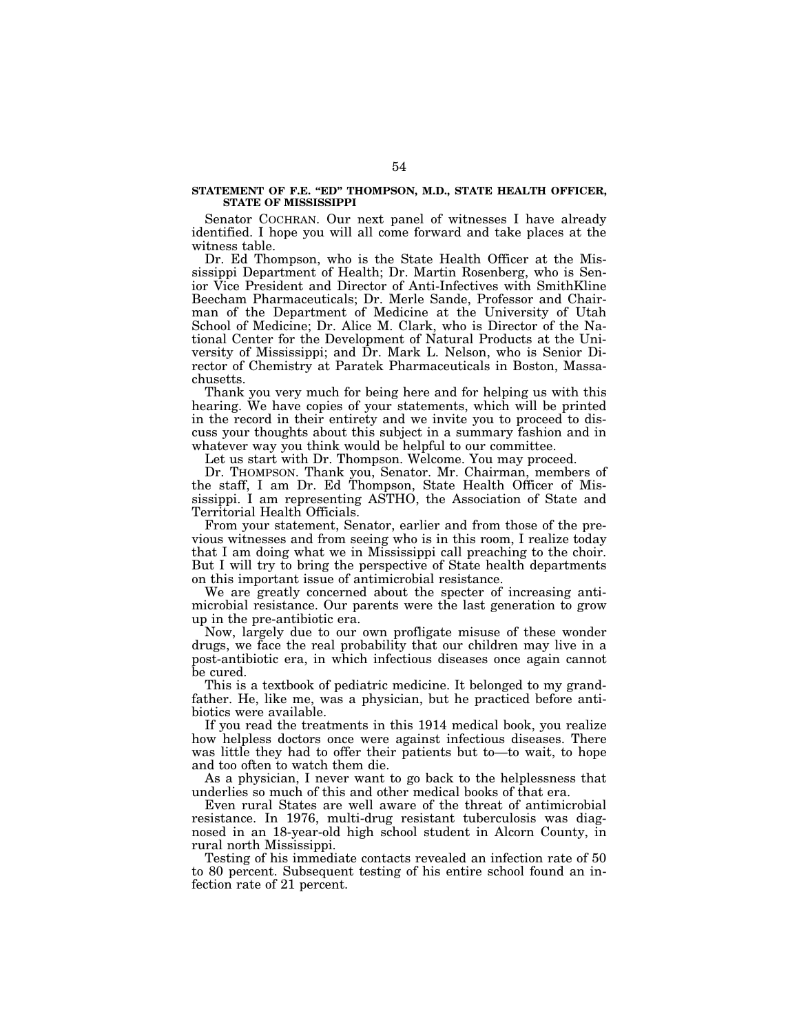## STATEMENT OF F.E. "ED" THOMPSON, M.D., STATE HEALTH OFFICER, STATE OF MISSISSIPPI

Senator COCHRAN. Our next panel of witnesses I have already identified. I hope you will all come forward and take places at the witness table.

Dr. Ed Thompson, who is the State Health Officer at the Mississippi Department of Health; Dr. Martin Rosenberg, who is Senior Vice President and Director of Anti-Infectives with SmithKline Beecham Pharmaceuticals; Dr. Merle Sande, Professor and Chairman of the Department of Medicine at the University of Utah School of Medicine; Dr. Alice M. Clark, who is Director of the National Center for the Development of Natural Products at the University of Mississippi; and Dr. Mark L. Nelson, who is Senior Director of Chemistry at Paratek Pharmaceuticals in Boston, Massachusetts.

Thank you very much for being here and for helping us with this hearing. We have copies of your statements, which will be printed in the record in their entirety and we invite you to proceed to discuss your thoughts about this subject in a summary fashion and in whatever way you think would be helpful to our committee.

Let us start with Dr. Thompson. Welcome. You may proceed.

Dr. THOMPSON. Thank you, Senator. Mr. Chairman, members of the staff, I am Dr. Ed Thompson, State Health Officer of Mississippi. I am representing ASTHO, the Association of State and Territorial Health Officials.

From your statement, Senator, earlier and from those of the previous witnesses and from seeing who is in this room, I realize today that I am doing what we in Mississippi call preaching to the choir. But I will try to bring the perspective of State health departments on this important issue of antimicrobial resistance.

We are greatly concerned about the specter of increasing antimicrobial resistance. Our parents were the last generation to grow up in the pre-antibiotic era.

Now, largely due to our own profligate misuse of these wonder drugs, we face the real probability that our children may live in a post-antibiotic era, in which infectious diseases once again cannot be cured.

This is a textbook of pediatric medicine. It belonged to my grandfather. He, like me, was a physician, but he practiced before antibiotics were available.

If you read the treatments in this 1914 medical book, you realize how helpless doctors once were against infectious diseases. There was little they had to offer their patients but to—to wait, to hope and too often to watch them die.

As a physician, I never want to go back to the helplessness that underlies so much of this and other medical books of that era.

Even rural States are well aware of the threat of antimicrobial resistance. In 1976, multi-drug resistant tuberculosis was diagnosed in an 18-year-old high school student in Alcorn County, in rural north Mississippi.

Testing of his immediate contacts revealed an infection rate of 50 to 80 percent. Subsequent testing of his entire school found an infection rate of 21 percent.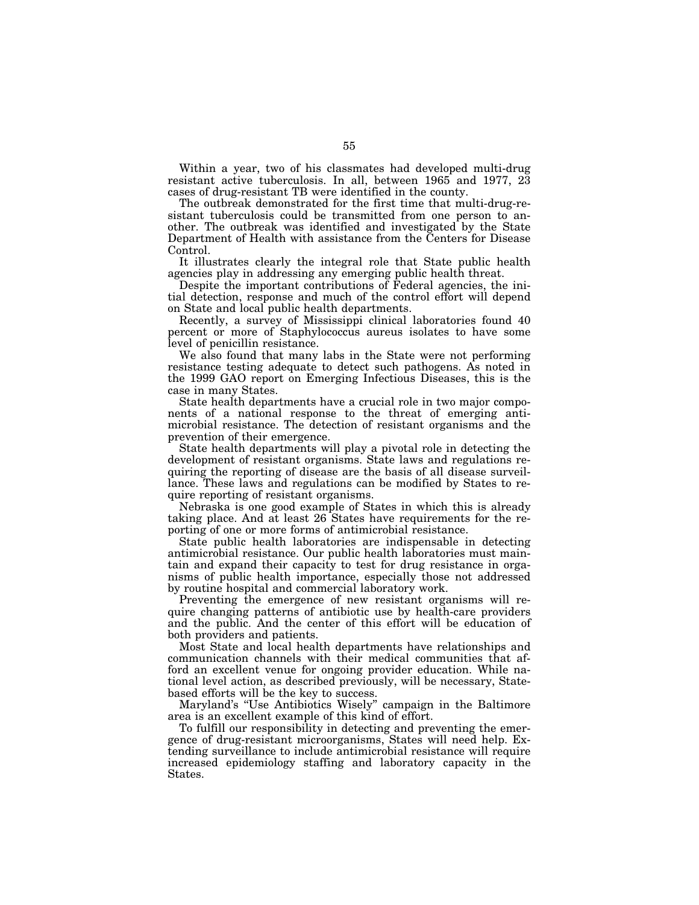Within a year, two of his classmates had developed multi-drug resistant active tuberculosis. In all, between 1965 and 1977, 23 cases of drug-resistant TB were identified in the county.

The outbreak demonstrated for the first time that multi-drug-resistant tuberculosis could be transmitted from one person to another. The outbreak was identified and investigated by the State Department of Health with assistance from the Centers for Disease Control.

It illustrates clearly the integral role that State public health agencies play in addressing any emerging public health threat.

Despite the important contributions of Federal agencies, the initial detection, response and much of the control effort will depend on State and local public health departments.

Recently, a survey of Mississippi clinical laboratories found 40 percent or more of Staphylococcus aureus isolates to have some level of penicillin resistance.

We also found that many labs in the State were not performing resistance testing adequate to detect such pathogens. As noted in the 1999 GAO report on Emerging Infectious Diseases, this is the case in many States.

State health departments have a crucial role in two major components of a national response to the threat of emerging antimicrobial resistance. The detection of resistant organisms and the prevention of their emergence.

State health departments will play a pivotal role in detecting the development of resistant organisms. State laws and regulations requiring the reporting of disease are the basis of all disease surveillance. These laws and regulations can be modified by States to require reporting of resistant organisms.

Nebraska is one good example of States in which this is already taking place. And at least 26 States have requirements for the reporting of one or more forms of antimicrobial resistance.

State public health laboratories are indispensable in detecting antimicrobial resistance. Our public health laboratories must maintain and expand their capacity to test for drug resistance in organisms of public health importance, especially those not addressed by routine hospital and commercial laboratory work.

Preventing the emergence of new resistant organisms will require changing patterns of antibiotic use by health-care providers and the public. And the center of this effort will be education of both providers and patients.

Most State and local health departments have relationships and communication channels with their medical communities that afford an excellent venue for ongoing provider education. While national level action, as described previously, will be necessary, State-based efforts will be the key to success.

Maryland's "Use Antibiotics Wisely" campaign in the Baltimore area is an excellent example of this kind of effort.

To fulfill our responsibility in detecting and preventing the emergence of drug-resistant microorganisms, States will need help. Extending surveillance to include antimicrobial resistance will require increased epidemiology staffing and laboratory capacity in the States.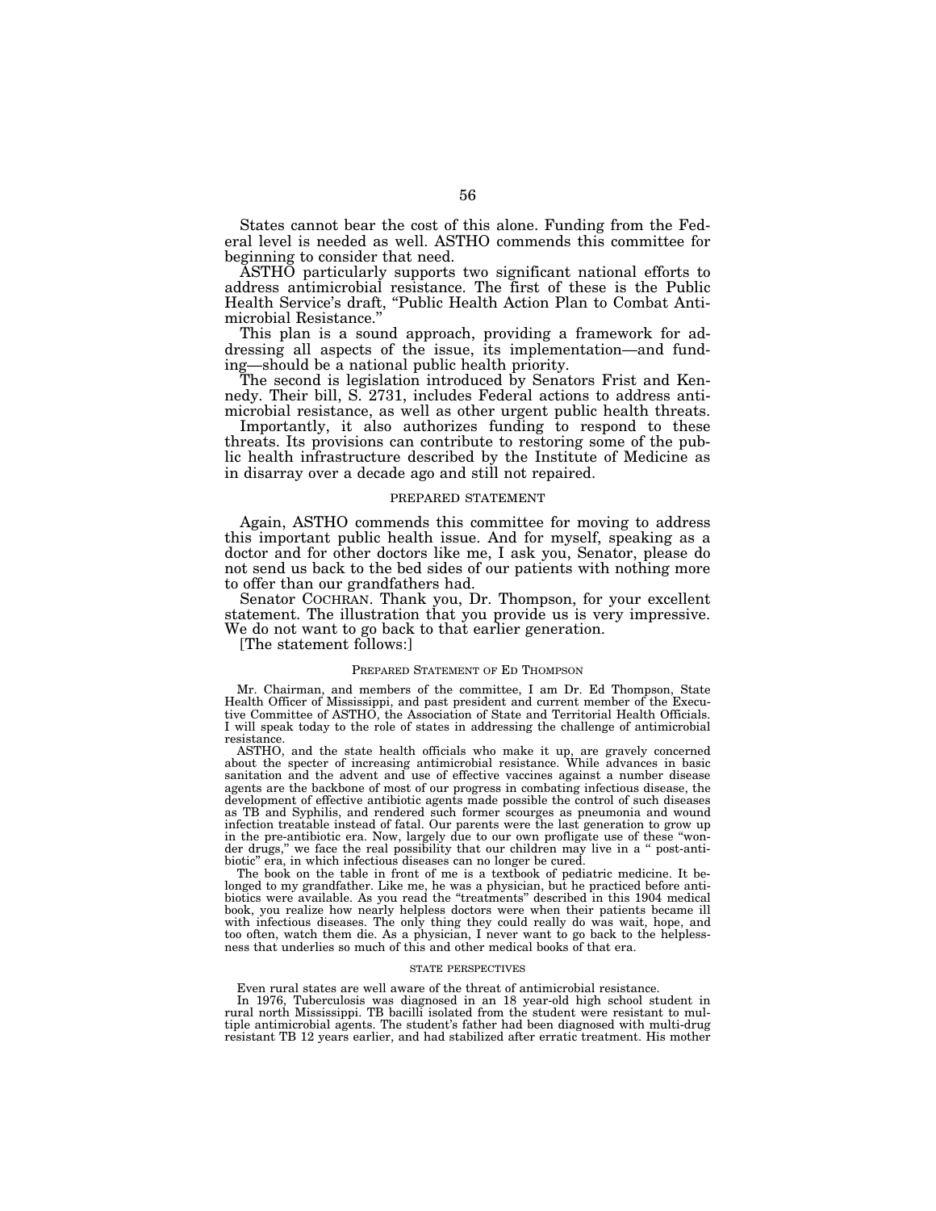States cannot bear the cost of this alone. Funding from the Federal level is needed as well. ASTHO commends this committee for beginning to consider that need.

ASTHO particularly supports two significant national efforts to address antimicrobial resistance. The first of these is the Public Health Service's draft, "Public Health Action Plan to Combat Antimicrobial Resistance."

This plan is a sound approach, providing a framework for addressing all aspects of the issue, its implementation—and funding—should be a national public health priority.

The second is legislation introduced by Senators Frist and Kennedy. Their bill, S. 2731, includes Federal actions to address antimicrobial resistance, as well as other urgent public health threats.

Importantly, it also authorizes funding to respond to these threats. Its provisions can contribute to restoring some of the public health infrastructure described by the Institute of Medicine as in disarray over a decade ago and still not repaired.

## PREPARED STATEMENT

Again, ASTHO commends this committee for moving to address this important public health issue. And for myself, speaking as a doctor and for other doctors like me, I ask you, Senator, please do not send us back to the bed sides of our patients with nothing more to offer than our grandfathers had.

Senator COCHRAN. Thank you, Dr. Thompson, for your excellent statement. The illustration that you provide us is very impressive. We do not want to go back to that earlier generation.

[The statement follows:]

### PREPARED STATEMENT OF ED THOMPSON

Mr. Chairman, and members of the committee, I am Dr. Ed Thompson, State Health Officer of Mississippi, and past president and current member of the Executive Committee of ASTHO, the Association of State and Territorial Health Officials. I will speak today to the role of states in addressing the challenge of antimicrobial resistance.

ASTHO, and the state health officials who make it up, are gravely concerned about the specter of increasing antimicrobial resistance. While advances in basic sanitation and the advent and use of effective vaccines against a number disease agents are the backbone of most of our progress in combating infectious disease, the development of effective antibiotic agents made possible the control of such diseases as TB and Syphilis, and rendered such former scourges as pneumonia and wound infection treatable instead of fatal. Our parents were the last generation to grow up in the pre-antibiotic era. Now, largely due to our own profligate use of these "wonder drugs," we face the real possibility that our children may live in a " post-antibiotic" era, in which infectious diseases can no longer be cured.

The book on the table in front of me is a textbook of pediatric medicine. It belonged to my grandfather. Like me, he was a physician, but he practiced before antibiotics were available. As you read the "treatments" described in this 1904 medical book, you realize how nearly helpless doctors were when their patients became ill with infectious diseases. The only thing they could really do was wait, hope, and too often, watch them die. As a physician, I never want to go back to the helplessness that underlies so much of this and other medical books of that era.

#### STATE PERSPECTIVES

Even rural states are well aware of the threat of antimicrobial resistance.

In 1976, Tuberculosis was diagnosed in an 18 year-old high school student in rural north Mississippi. TB bacilli isolated from the student were resistant to multiple antimicrobial agents. The student's father had been diagnosed with multi-drug resistant TB 12 years earlier, and had stabilized after erratic treatment. His mother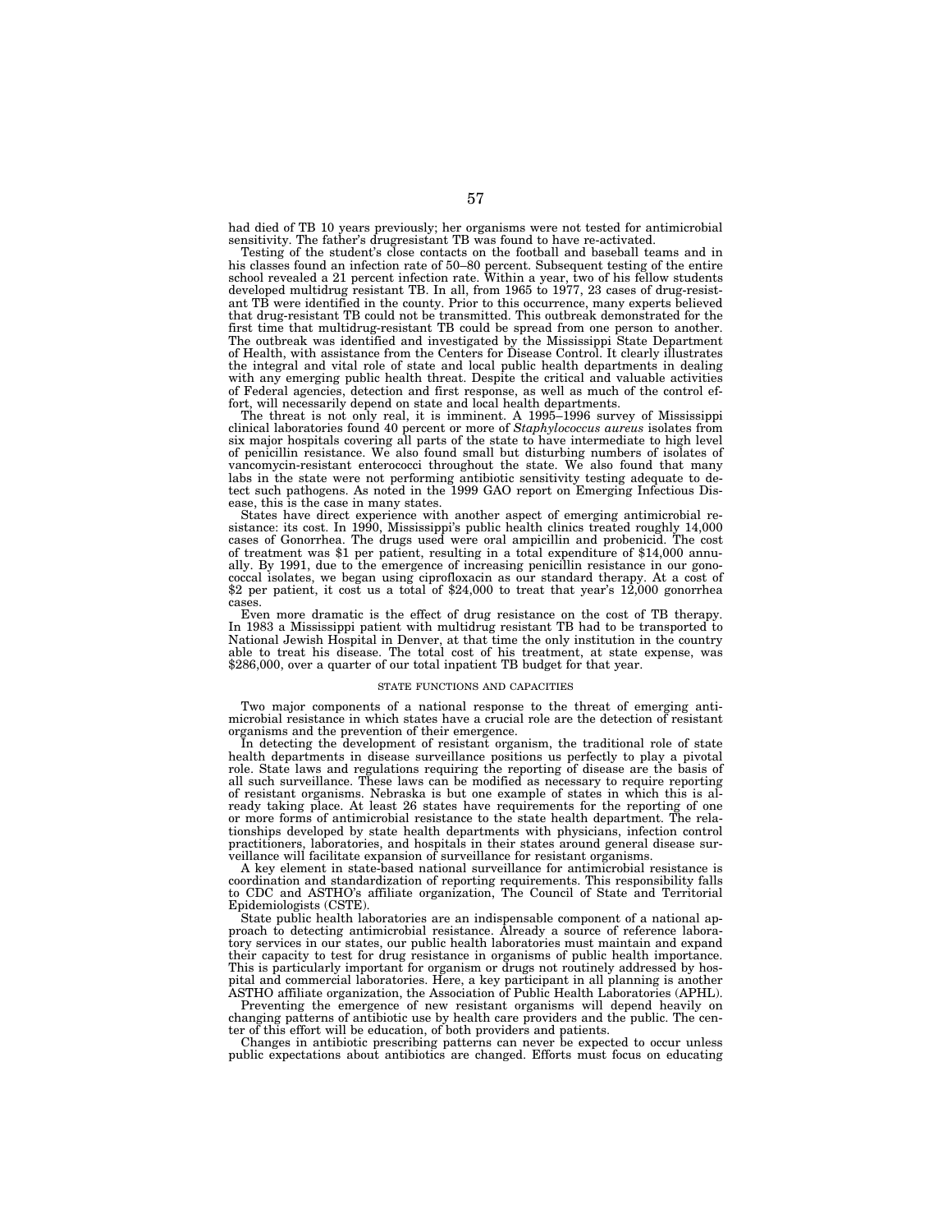had died of TB 10 years previously; her organisms were not tested for antimicrobial sensitivity. The father's drugresistant TB was found to have re-activated.

Testing of the student's close contacts on the football and baseball teams and in his classes found an infection rate of 50–80 percent. Subsequent testing of the entire school revealed a 21 percent infection rate. Within a year, two of his fellow students developed multidrug resistant TB. In all, from 1965 to 1977, 23 cases of drug-resistant TB were identified in the county. Prior to this occurrence, many experts believed that drug-resistant TB could not be transmitted. This outbreak demonstrated for the first time that multidrug-resistant TB could be spread from one person to another. The outbreak was identified and investigated by the Mississippi State Department of Health, with assistance from the Centers for Disease Control. It clearly illustrates the integral and vital role of state and local public health departments in dealing with any emerging public health threat. Despite the critical and valuable activities of Federal agencies, detection and first response, as well as much of the control effort, will necessarily depend on state and local health departments.

The threat is not only real, it is imminent. A 1995–1996 survey of Mississippi clinical laboratories found 40 percent or more of *Staphylococcus aureus* isolates from six major hospitals covering all parts of the state to have intermediate to high level of penicillin resistance. We also found small but disturbing numbers of isolates of vancomycin-resistant enterococci throughout the state. We also found that many labs in the state were not performing antibiotic sensitivity testing adequate to detect such pathogens. As noted in the 1999 GAO report on Emerging Infectious Disease, this is the case in many states.

States have direct experience with another aspect of emerging antimicrobial resistance: its cost. In 1990, Mississippi's public health clinics treated roughly 14,000 cases of Gonorrhea. The drugs used were oral ampicillin and probenicid. The cost of treatment was $1 per patient, resulting in a total expenditure of $14,000 annually. By 1991, due to the emergence of increasing penicillin resistance in our gonococcal isolates, we began using ciprofloxacin as our standard therapy. At a cost of $2 per patient, it cost us a total of $24,000 to treat that year's 12,000 gonorrhea cases.

Even more dramatic is the effect of drug resistance on the cost of TB therapy. In 1983 a Mississippi patient with multidrug resistant TB had to be transported to National Jewish Hospital in Denver, at that time the only institution in the country able to treat his disease. The total cost of his treatment, at state expense, was $286,000, over a quarter of our total inpatient TB budget for that year.

## STATE FUNCTIONS AND CAPACITIES

Two major components of a national response to the threat of emerging antimicrobial resistance in which states have a crucial role are the detection of resistant organisms and the prevention of their emergence.

In detecting the development of resistant organism, the traditional role of state health departments in disease surveillance positions us perfectly to play a pivotal role. State laws and regulations requiring the reporting of disease are the basis of all such surveillance. These laws can be modified as necessary to require reporting of resistant organisms. Nebraska is but one example of states in which this is already taking place. At least 26 states have requirements for the reporting of one or more forms of antimicrobial resistance to the state health department. The relationships developed by state health departments with physicians, infection control practitioners, laboratories, and hospitals in their states around general disease surveillance will facilitate expansion of surveillance for resistant organisms.

A key element in state-based national surveillance for antimicrobial resistance is coordination and standardization of reporting requirements. This responsibility falls to CDC and ASTHO's affiliate organization, The Council of State and Territorial Epidemiologists (CSTE).

State public health laboratories are an indispensable component of a national approach to detecting antimicrobial resistance. Already a source of reference laboratory services in our states, our public health laboratories must maintain and expand their capacity to test for drug resistance in organisms of public health importance. This is particularly important for organism or drugs not routinely addressed by hospital and commercial laboratories. Here, a key participant in all planning is another ASTHO affiliate organization, the Association of Public Health Laboratories (APHL).

Preventing the emergence of new resistant organisms will depend heavily on changing patterns of antibiotic use by health care providers and the public. The center of this effort will be education, of both providers and patients.

Changes in antibiotic prescribing patterns can never be expected to occur unless public expectations about antibiotics are changed. Efforts must focus on educating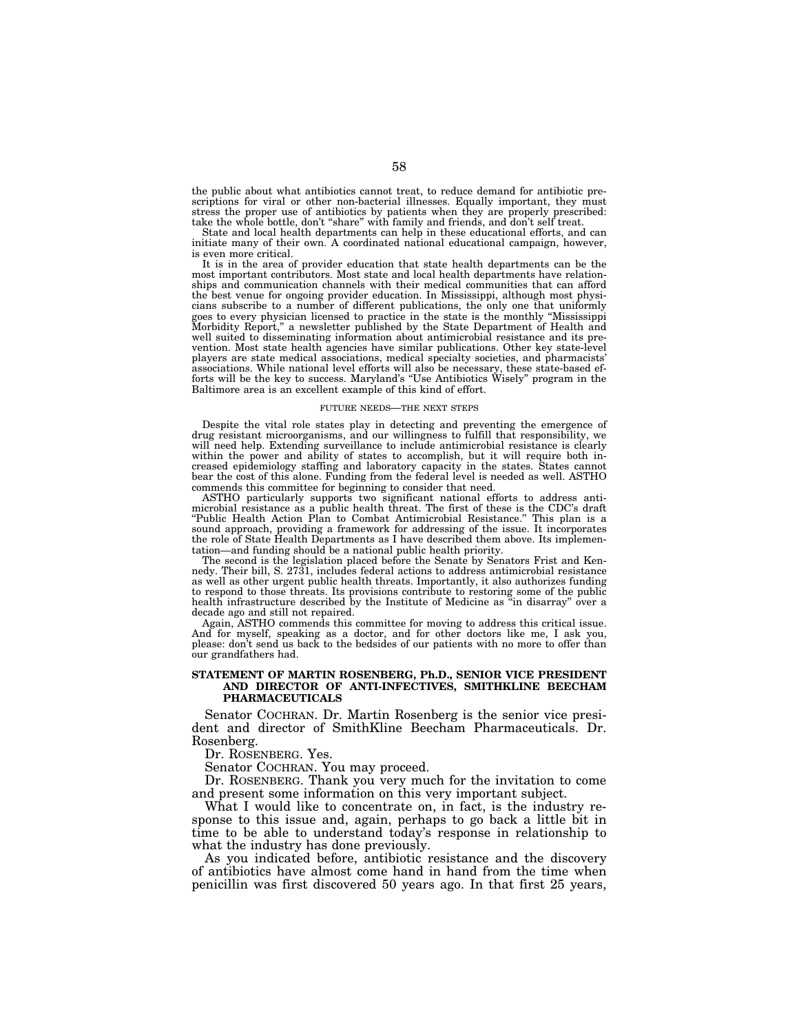the public about what antibiotics cannot treat, to reduce demand for antibiotic prescriptions for viral or other non-bacterial illnesses. Equally important, they must stress the proper use of antibiotics by patients when they are properly prescribed: take the whole bottle, don't "share" with family and friends, and don't self treat.

State and local health departments can help in these educational efforts, and can initiate many of their own. A coordinated national educational campaign, however, is even more critical.

It is in the area of provider education that state health departments can be the most important contributors. Most state and local health departments have relationships and communication channels with their medical communities that can afford the best venue for ongoing provider education. In Mississippi, although most physicians subscribe to a number of different publications, the only one that uniformly goes to every physician licensed to practice in the state is the monthly "Mississippi Morbidity Report," a newsletter published by the State Department of Health and well suited to disseminating information about antimicrobial resistance and its prevention. Most state health agencies have similar publications. Other key state-level players are state medical associations, medical specialty societies, and pharmacists' associations. While national level efforts will also be necessary, these state-based efforts will be the key to success. Maryland's "Use Antibiotics Wisely" program in the Baltimore area is an excellent example of this kind of effort.

FUTURE NEEDS—THE NEXT STEPS

Despite the vital role states play in detecting and preventing the emergence of drug resistant microorganisms, and our willingness to fulfill that responsibility, we will need help. Extending surveillance to include antimicrobial resistance is clearly within the power and ability of states to accomplish, but it will require both increased epidemiology staffing and laboratory capacity in the states. States cannot bear the cost of this alone. Funding from the federal level is needed as well. ASTHO commends this committee for beginning to consider that need.

ASTHO particularly supports two significant national efforts to address antimicrobial resistance as a public health threat. The first of these is the CDC's draft "Public Health Action Plan to Combat Antimicrobial Resistance." This plan is a sound approach, providing a framework for addressing of the issue. It incorporates the role of State Health Departments as I have described them above. Its implementation—and funding should be a national public health priority.

The second is the legislation placed before the Senate by Senators Frist and Kennedy. Their bill, S. 2731, includes federal actions to address antimicrobial resistance as well as other urgent public health threats. Importantly, it also authorizes funding to respond to those threats. Its provisions contribute to restoring some of the public health infrastructure described by the Institute of Medicine as "in disarray" over a decade ago and still not repaired.

Again, ASTHO commends this committee for moving to address this critical issue. And for myself, speaking as a doctor, and for other doctors like me, I ask you, please: don't send us back to the bedsides of our patients with no more to offer than our grandfathers had.

**STATEMENT OF MARTIN ROSENBERG, Ph.D., SENIOR VICE PRESIDENT AND DIRECTOR OF ANTI-INFECTIVES, SMITHKLINE BEECHAM PHARMACEUTICALS**

Senator COCHRAN. Dr. Martin Rosenberg is the senior vice president and director of SmithKline Beecham Pharmaceuticals. Dr. Rosenberg.

Dr. ROSENBERG. Yes.

Senator COCHRAN. You may proceed.

Dr. ROSENBERG. Thank you very much for the invitation to come and present some information on this very important subject.

What I would like to concentrate on, in fact, is the industry response to this issue and, again, perhaps to go back a little bit in time to be able to understand today's response in relationship to what the industry has done previously.

As you indicated before, antibiotic resistance and the discovery of antibiotics have almost come hand in hand from the time when penicillin was first discovered 50 years ago. In that first 25 years,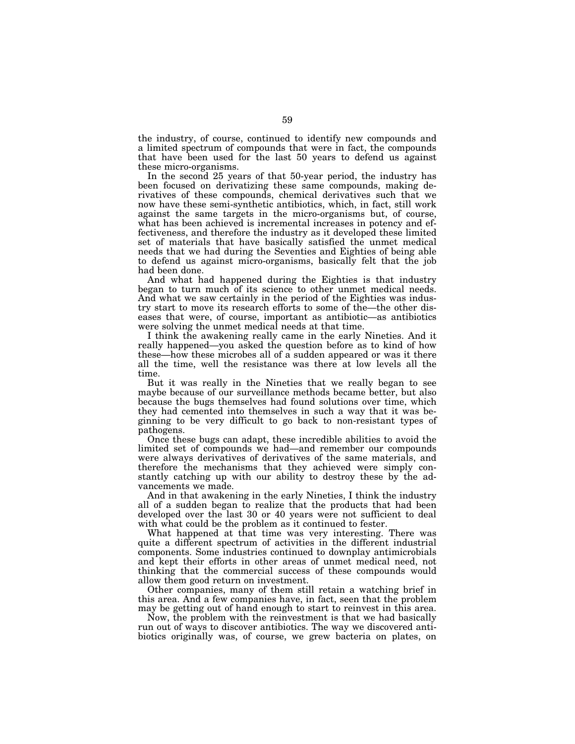the industry, of course, continued to identify new compounds and a limited spectrum of compounds that were in fact, the compounds that have been used for the last 50 years to defend us against these micro-organisms.

In the second 25 years of that 50-year period, the industry has been focused on derivatizing these same compounds, making derivatives of these compounds, chemical derivatives such that we now have these semi-synthetic antibiotics, which, in fact, still work against the same targets in the micro-organisms but, of course, what has been achieved is incremental increases in potency and effectiveness, and therefore the industry as it developed these limited set of materials that have basically satisfied the unmet medical needs that we had during the Seventies and Eighties of being able to defend us against micro-organisms, basically felt that the job had been done.

And what had happened during the Eighties is that industry began to turn much of its science to other unmet medical needs. And what we saw certainly in the period of the Eighties was industry start to move its research efforts to some of the—the other diseases that were, of course, important as antibiotic—as antibiotics were solving the unmet medical needs at that time.

I think the awakening really came in the early Nineties. And it really happened—you asked the question before as to kind of how these—how these microbes all of a sudden appeared or was it there all the time, well the resistance was there at low levels all the time.

But it was really in the Nineties that we really began to see maybe because of our surveillance methods became better, but also because the bugs themselves had found solutions over time, which they had cemented into themselves in such a way that it was beginning to be very difficult to go back to non-resistant types of pathogens.

Once these bugs can adapt, these incredible abilities to avoid the limited set of compounds we had—and remember our compounds were always derivatives of derivatives of the same materials, and therefore the mechanisms that they achieved were simply constantly catching up with our ability to destroy these by the advancements we made.

And in that awakening in the early Nineties, I think the industry all of a sudden began to realize that the products that had been developed over the last 30 or 40 years were not sufficient to deal with what could be the problem as it continued to fester.

What happened at that time was very interesting. There was quite a different spectrum of activities in the different industrial components. Some industries continued to downplay antimicrobials and kept their efforts in other areas of unmet medical need, not thinking that the commercial success of these compounds would allow them good return on investment.

Other companies, many of them still retain a watching brief in this area. And a few companies have, in fact, seen that the problem may be getting out of hand enough to start to reinvest in this area.

Now, the problem with the reinvestment is that we had basically run out of ways to discover antibiotics. The way we discovered antibiotics originally was, of course, we grew bacteria on plates, on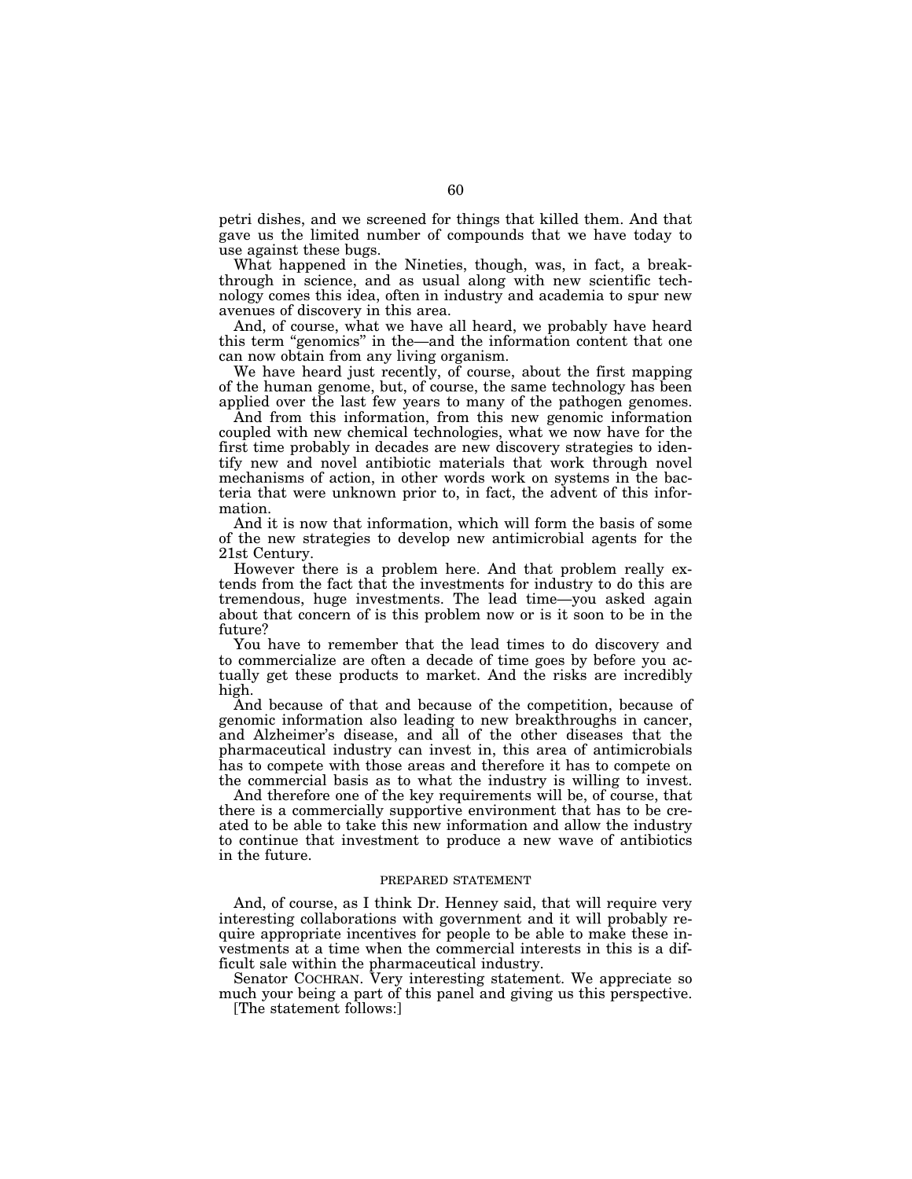petri dishes, and we screened for things that killed them. And that gave us the limited number of compounds that we have today to use against these bugs.

What happened in the Nineties, though, was, in fact, a breakthrough in science, and as usual along with new scientific technology comes this idea, often in industry and academia to spur new avenues of discovery in this area.

And, of course, what we have all heard, we probably have heard this term "genomics" in the—and the information content that one can now obtain from any living organism.

We have heard just recently, of course, about the first mapping of the human genome, but, of course, the same technology has been applied over the last few years to many of the pathogen genomes.

And from this information, from this new genomic information coupled with new chemical technologies, what we now have for the first time probably in decades are new discovery strategies to identify new and novel antibiotic materials that work through novel mechanisms of action, in other words work on systems in the bacteria that were unknown prior to, in fact, the advent of this information.

And it is now that information, which will form the basis of some of the new strategies to develop new antimicrobial agents for the 21st Century.

However there is a problem here. And that problem really extends from the fact that the investments for industry to do this are tremendous, huge investments. The lead time—you asked again about that concern of is this problem now or is it soon to be in the future?

You have to remember that the lead times to do discovery and to commercialize are often a decade of time goes by before you actually get these products to market. And the risks are incredibly high.

And because of that and because of the competition, because of genomic information also leading to new breakthroughs in cancer, and Alzheimer's disease, and all of the other diseases that the pharmaceutical industry can invest in, this area of antimicrobials has to compete with those areas and therefore it has to compete on the commercial basis as to what the industry is willing to invest.

And therefore one of the key requirements will be, of course, that there is a commercially supportive environment that has to be created to be able to take this new information and allow the industry to continue that investment to produce a new wave of antibiotics in the future.

## PREPARED STATEMENT

And, of course, as I think Dr. Henney said, that will require very interesting collaborations with government and it will probably require appropriate incentives for people to be able to make these investments at a time when the commercial interests in this is a difficult sale within the pharmaceutical industry.

Senator COCHRAN. Very interesting statement. We appreciate so much your being a part of this panel and giving us this perspective.

[The statement follows:]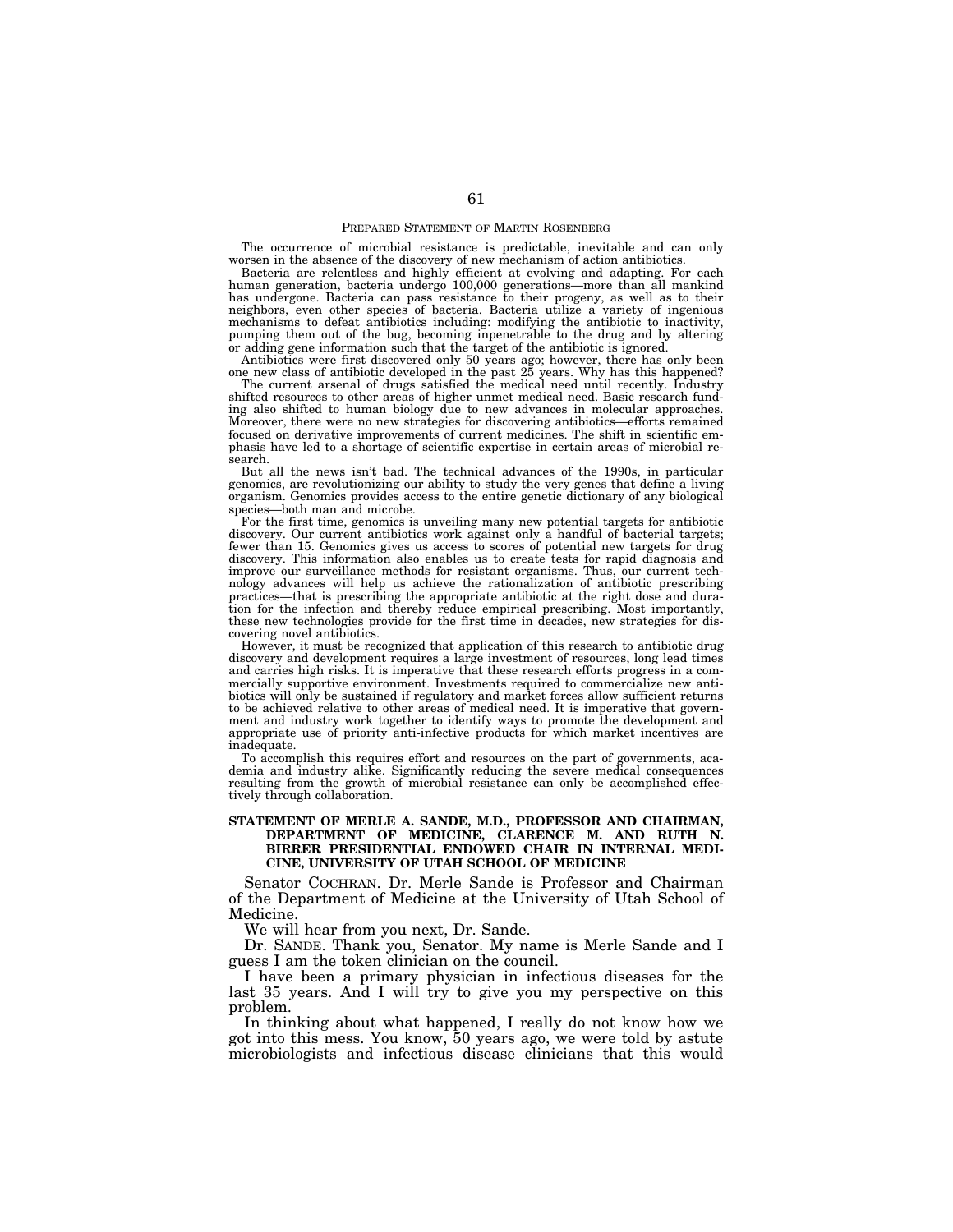## PREPARED STATEMENT OF MARTIN ROSENBERG

The occurrence of microbial resistance is predictable, inevitable and can only worsen in the absence of the discovery of new mechanism of action antibiotics.

Bacteria are relentless and highly efficient at evolving and adapting. For each human generation, bacteria undergo 100,000 generations—more than all mankind has undergone. Bacteria can pass resistance to their progeny, as well as to their neighbors, even other species of bacteria. Bacteria utilize a variety of ingenious mechanisms to defeat antibiotics including: modifying the antibiotic to inactivity, pumping them out of the bug, becoming inpenetrable to the drug and by altering or adding gene information such that the target of the antibiotic is ignored.

Antibiotics were first discovered only 50 years ago; however, there has only been one new class of antibiotic developed in the past 25 years. Why has this happened?

The current arsenal of drugs satisfied the medical need until recently. Industry shifted resources to other areas of higher unmet medical need. Basic research funding also shifted to human biology due to new advances in molecular approaches. Moreover, there were no new strategies for discovering antibiotics—efforts remained focused on derivative improvements of current medicines. The shift in scientific emphasis have led to a shortage of scientific expertise in certain areas of microbial research.

But all the news isn't bad. The technical advances of the 1990s, in particular genomics, are revolutionizing our ability to study the very genes that define a living organism. Genomics provides access to the entire genetic dictionary of any biological species—both man and microbe.

For the first time, genomics is unveiling many new potential targets for antibiotic discovery. Our current antibiotics work against only a handful of bacterial targets; fewer than 15. Genomics gives us access to scores of potential new targets for drug discovery. This information also enables us to create tests for rapid diagnosis and improve our surveillance methods for resistant organisms. Thus, our current technology advances will help us achieve the rationalization of antibiotic prescribing practices—that is prescribing the appropriate antibiotic at the right dose and duration for the infection and thereby reduce empirical prescribing. Most importantly, these new technologies provide for the first time in decades, new strategies for discovering novel antibiotics.

However, it must be recognized that application of this research to antibiotic drug discovery and development requires a large investment of resources, long lead times and carries high risks. It is imperative that these research efforts progress in a commercially supportive environment. Investments required to commercialize new antibiotics will only be sustained if regulatory and market forces allow sufficient returns to be achieved relative to other areas of medical need. It is imperative that government and industry work together to identify ways to promote the development and appropriate use of priority anti-infective products for which market incentives are inadequate.

To accomplish this requires effort and resources on the part of governments, academia and industry alike. Significantly reducing the severe medical consequences resulting from the growth of microbial resistance can only be accomplished effectively through collaboration.

## STATEMENT OF MERLE A. SANDE, M.D., PROFESSOR AND CHAIRMAN, DEPARTMENT OF MEDICINE, CLARENCE M. AND RUTH N. BIRRER PRESIDENTIAL ENDOWED CHAIR IN INTERNAL MEDICINE, UNIVERSITY OF UTAH SCHOOL OF MEDICINE

Senator COCHRAN. Dr. Merle Sande is Professor and Chairman of the Department of Medicine at the University of Utah School of Medicine.

We will hear from you next, Dr. Sande.

Dr. SANDE. Thank you, Senator. My name is Merle Sande and I guess I am the token clinician on the council.

I have been a primary physician in infectious diseases for the last 35 years. And I will try to give you my perspective on this problem.

In thinking about what happened, I really do not know how we got into this mess. You know, 50 years ago, we were told by astute microbiologists and infectious disease clinicians that this would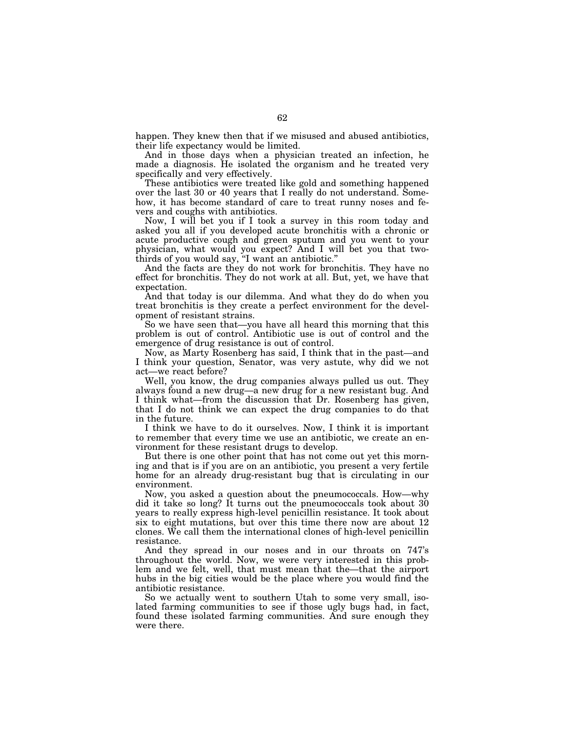happen. They knew then that if we misused and abused antibiotics, their life expectancy would be limited.

And in those days when a physician treated an infection, he made a diagnosis. He isolated the organism and he treated very specifically and very effectively.

These antibiotics were treated like gold and something happened over the last 30 or 40 years that I really do not understand. Somehow, it has become standard of care to treat runny noses and fevers and coughs with antibiotics.

Now, I will bet you if I took a survey in this room today and asked you all if you developed acute bronchitis with a chronic or acute productive cough and green sputum and you went to your physician, what would you expect? And I will bet you that two-thirds of you would say, "I want an antibiotic."

And the facts are they do not work for bronchitis. They have no effect for bronchitis. They do not work at all. But, yet, we have that expectation.

And that today is our dilemma. And what they do do when you treat bronchitis is they create a perfect environment for the development of resistant strains.

So we have seen that—you have all heard this morning that this problem is out of control. Antibiotic use is out of control and the emergence of drug resistance is out of control.

Now, as Marty Rosenberg has said, I think that in the past—and I think your question, Senator, was very astute, why did we not act—we react before?

Well, you know, the drug companies always pulled us out. They always found a new drug—a new drug for a new resistant bug. And I think what—from the discussion that Dr. Rosenberg has given, that I do not think we can expect the drug companies to do that in the future.

I think we have to do it ourselves. Now, I think it is important to remember that every time we use an antibiotic, we create an environment for these resistant drugs to develop.

But there is one other point that has not come out yet this morning and that is if you are on an antibiotic, you present a very fertile home for an already drug-resistant bug that is circulating in our environment.

Now, you asked a question about the pneumococcals. How—why did it take so long? It turns out the pneumococcals took about 30 years to really express high-level penicillin resistance. It took about six to eight mutations, but over this time there now are about 12 clones. We call them the international clones of high-level penicillin resistance.

And they spread in our noses and in our throats on 747's throughout the world. Now, we were very interested in this problem and we felt, well, that must mean that the—that the airport hubs in the big cities would be the place where you would find the antibiotic resistance.

So we actually went to southern Utah to some very small, isolated farming communities to see if those ugly bugs had, in fact, found these isolated farming communities. And sure enough they were there.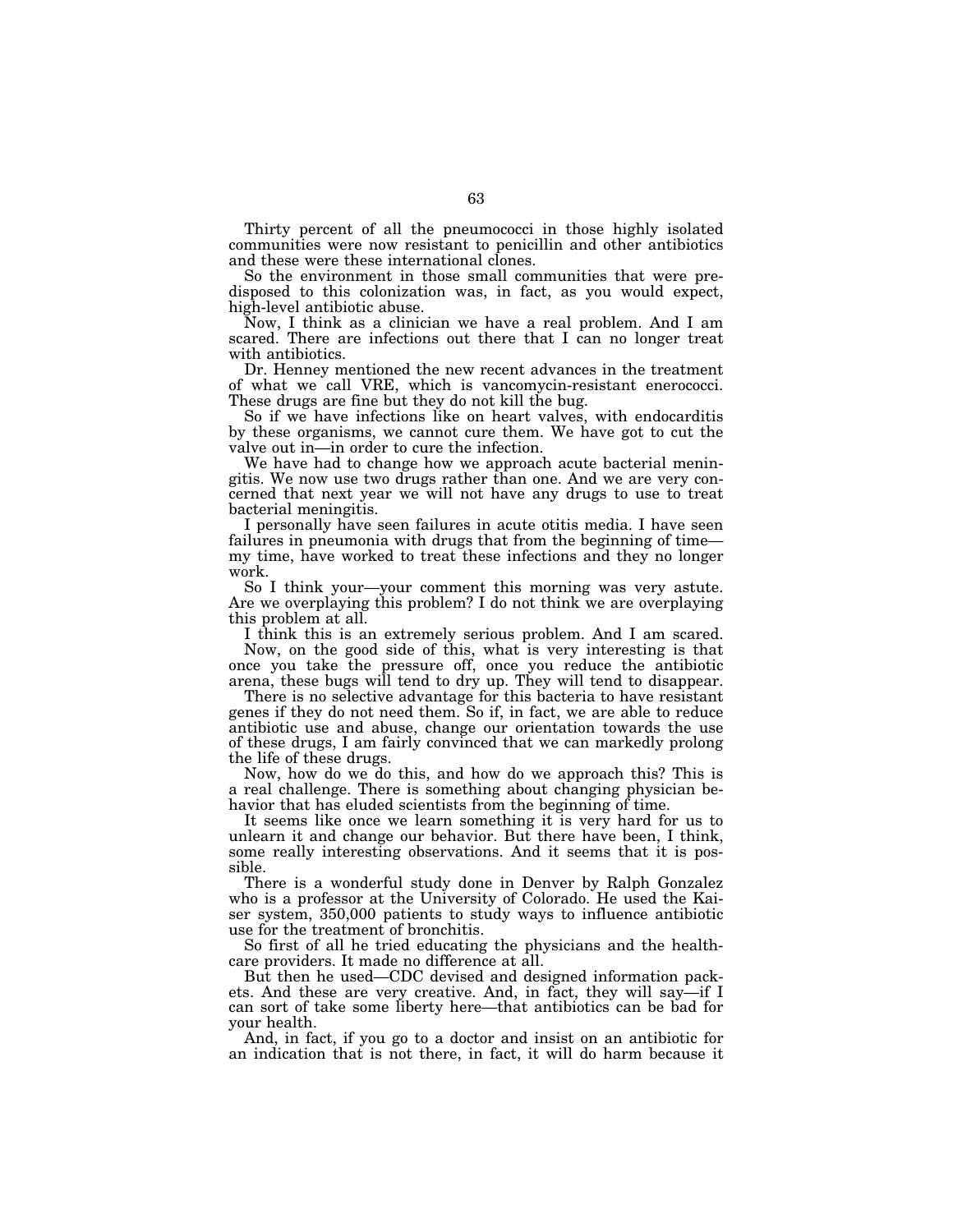Thirty percent of all the pneumococci in those highly isolated communities were now resistant to penicillin and other antibiotics and these were these international clones.

So the environment in those small communities that were predisposed to this colonization was, in fact, as you would expect, high-level antibiotic abuse.

Now, I think as a clinician we have a real problem. And I am scared. There are infections out there that I can no longer treat with antibiotics.

Dr. Henney mentioned the new recent advances in the treatment of what we call VRE, which is vancomycin-resistant enerococci. These drugs are fine but they do not kill the bug.

So if we have infections like on heart valves, with endocarditis by these organisms, we cannot cure them. We have got to cut the valve out in—in order to cure the infection.

We have had to change how we approach acute bacterial meningitis. We now use two drugs rather than one. And we are very concerned that next year we will not have any drugs to use to treat bacterial meningitis.

I personally have seen failures in acute otitis media. I have seen failures in pneumonia with drugs that from the beginning of time—my time, have worked to treat these infections and they no longer work.

So I think your—your comment this morning was very astute. Are we overplaying this problem? I do not think we are overplaying this problem at all.

I think this is an extremely serious problem. And I am scared.

Now, on the good side of this, what is very interesting is that once you take the pressure off, once you reduce the antibiotic arena, these bugs will tend to dry up. They will tend to disappear.

There is no selective advantage for this bacteria to have resistant genes if they do not need them. So if, in fact, we are able to reduce antibiotic use and abuse, change our orientation towards the use of these drugs, I am fairly convinced that we can markedly prolong the life of these drugs.

Now, how do we do this, and how do we approach this? This is a real challenge. There is something about changing physician behavior that has eluded scientists from the beginning of time.

It seems like once we learn something it is very hard for us to unlearn it and change our behavior. But there have been, I think, some really interesting observations. And it seems that it is possible.

There is a wonderful study done in Denver by Ralph Gonzalez who is a professor at the University of Colorado. He used the Kaiser system, 350,000 patients to study ways to influence antibiotic use for the treatment of bronchitis.

So first of all he tried educating the physicians and the healthcare providers. It made no difference at all.

But then he used—CDC devised and designed information packets. And these are very creative. And, in fact, they will say—if I can sort of take some liberty here—that antibiotics can be bad for your health.

And, in fact, if you go to a doctor and insist on an antibiotic for an indication that is not there, in fact, it will do harm because it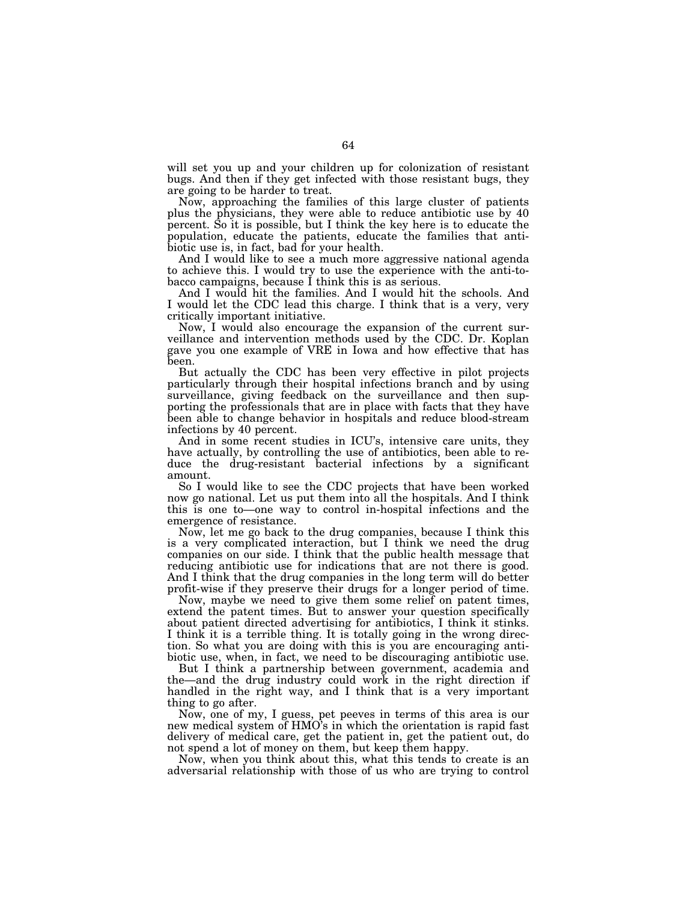will set you up and your children up for colonization of resistant bugs. And then if they get infected with those resistant bugs, they are going to be harder to treat.

Now, approaching the families of this large cluster of patients plus the physicians, they were able to reduce antibiotic use by 40 percent. So it is possible, but I think the key here is to educate the population, educate the patients, educate the families that antibiotic use is, in fact, bad for your health.

And I would like to see a much more aggressive national agenda to achieve this. I would try to use the experience with the anti-tobacco campaigns, because I think this is as serious.

And I would hit the families. And I would hit the schools. And I would let the CDC lead this charge. I think that is a very, very critically important initiative.

Now, I would also encourage the expansion of the current surveillance and intervention methods used by the CDC. Dr. Koplan gave you one example of VRE in Iowa and how effective that has been.

But actually the CDC has been very effective in pilot projects particularly through their hospital infections branch and by using surveillance, giving feedback on the surveillance and then supporting the professionals that are in place with facts that they have been able to change behavior in hospitals and reduce blood-stream infections by 40 percent.

And in some recent studies in ICU's, intensive care units, they have actually, by controlling the use of antibiotics, been able to reduce the drug-resistant bacterial infections by a significant amount.

So I would like to see the CDC projects that have been worked now go national. Let us put them into all the hospitals. And I think this is one to—one way to control in-hospital infections and the emergence of resistance.

Now, let me go back to the drug companies, because I think this is a very complicated interaction, but I think we need the drug companies on our side. I think that the public health message that reducing antibiotic use for indications that are not there is good. And I think that the drug companies in the long term will do better profit-wise if they preserve their drugs for a longer period of time.

Now, maybe we need to give them some relief on patent times, extend the patent times. But to answer your question specifically about patient directed advertising for antibiotics, I think it stinks. I think it is a terrible thing. It is totally going in the wrong direction. So what you are doing with this is you are encouraging antibiotic use, when, in fact, we need to be discouraging antibiotic use.

But I think a partnership between government, academia and the—and the drug industry could work in the right direction if handled in the right way, and I think that is a very important thing to go after.

Now, one of my, I guess, pet peeves in terms of this area is our new medical system of HMO's in which the orientation is rapid fast delivery of medical care, get the patient in, get the patient out, do not spend a lot of money on them, but keep them happy.

Now, when you think about this, what this tends to create is an adversarial relationship with those of us who are trying to control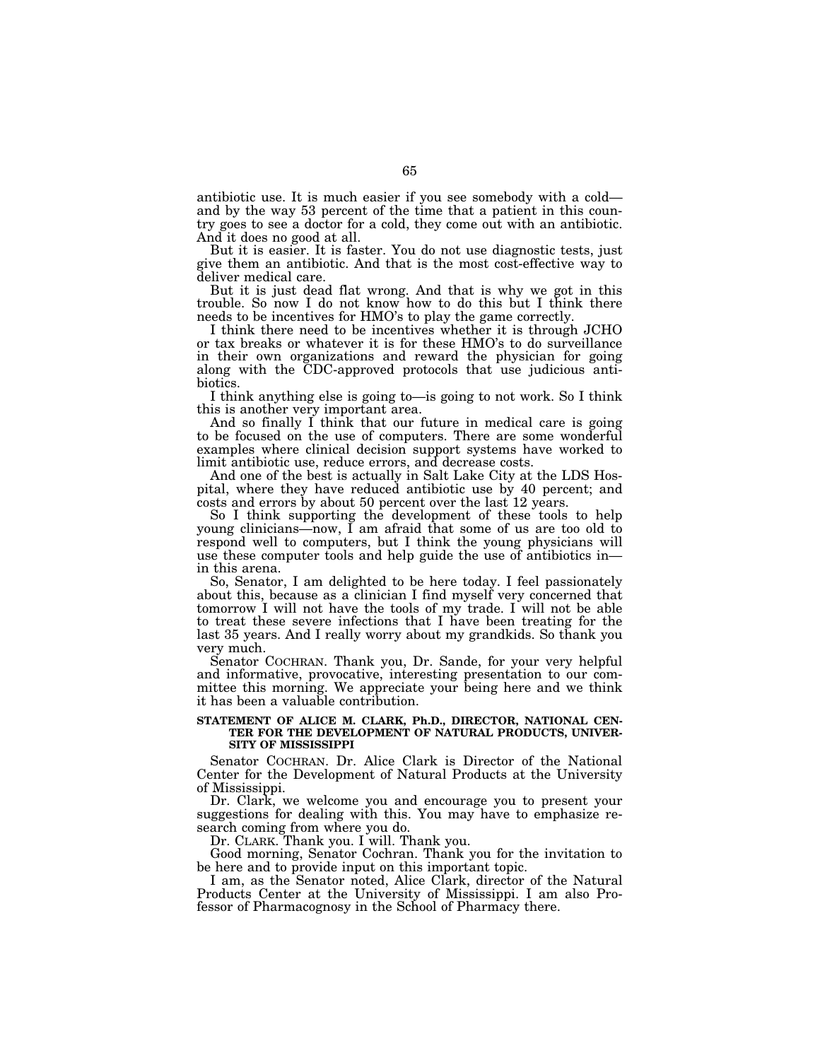antibiotic use. It is much easier if you see somebody with a cold—and by the way 53 percent of the time that a patient in this country goes to see a doctor for a cold, they come out with an antibiotic. And it does no good at all.

But it is easier. It is faster. You do not use diagnostic tests, just give them an antibiotic. And that is the most cost-effective way to deliver medical care.

But it is just dead flat wrong. And that is why we got in this trouble. So now I do not know how to do this but I think there needs to be incentives for HMO's to play the game correctly.

I think there need to be incentives whether it is through JCHO or tax breaks or whatever it is for these HMO's to do surveillance in their own organizations and reward the physician for going along with the CDC-approved protocols that use judicious antibiotics.

I think anything else is going to—is going to not work. So I think this is another very important area.

And so finally I think that our future in medical care is going to be focused on the use of computers. There are some wonderful examples where clinical decision support systems have worked to limit antibiotic use, reduce errors, and decrease costs.

And one of the best is actually in Salt Lake City at the LDS Hospital, where they have reduced antibiotic use by 40 percent; and costs and errors by about 50 percent over the last 12 years.

So I think supporting the development of these tools to help young clinicians—now, I am afraid that some of us are too old to respond well to computers, but I think the young physicians will use these computer tools and help guide the use of antibiotics in—in this arena.

So, Senator, I am delighted to be here today. I feel passionately about this, because as a clinician I find myself very concerned that tomorrow I will not have the tools of my trade. I will not be able to treat these severe infections that I have been treating for the last 35 years. And I really worry about my grandkids. So thank you very much.

Senator COCHRAN. Thank you, Dr. Sande, for your very helpful and informative, provocative, interesting presentation to our committee this morning. We appreciate your being here and we think it has been a valuable contribution.

### STATEMENT OF ALICE M. CLARK, Ph.D., DIRECTOR, NATIONAL CENTER FOR THE DEVELOPMENT OF NATURAL PRODUCTS, UNIVERSITY OF MISSISSIPPI

Senator COCHRAN. Dr. Alice Clark is Director of the National Center for the Development of Natural Products at the University of Mississippi.

Dr. Clark, we welcome you and encourage you to present your suggestions for dealing with this. You may have to emphasize research coming from where you do.

Dr. CLARK. Thank you. I will. Thank you.

Good morning, Senator Cochran. Thank you for the invitation to be here and to provide input on this important topic.

I am, as the Senator noted, Alice Clark, director of the Natural Products Center at the University of Mississippi. I am also Professor of Pharmacognosy in the School of Pharmacy there.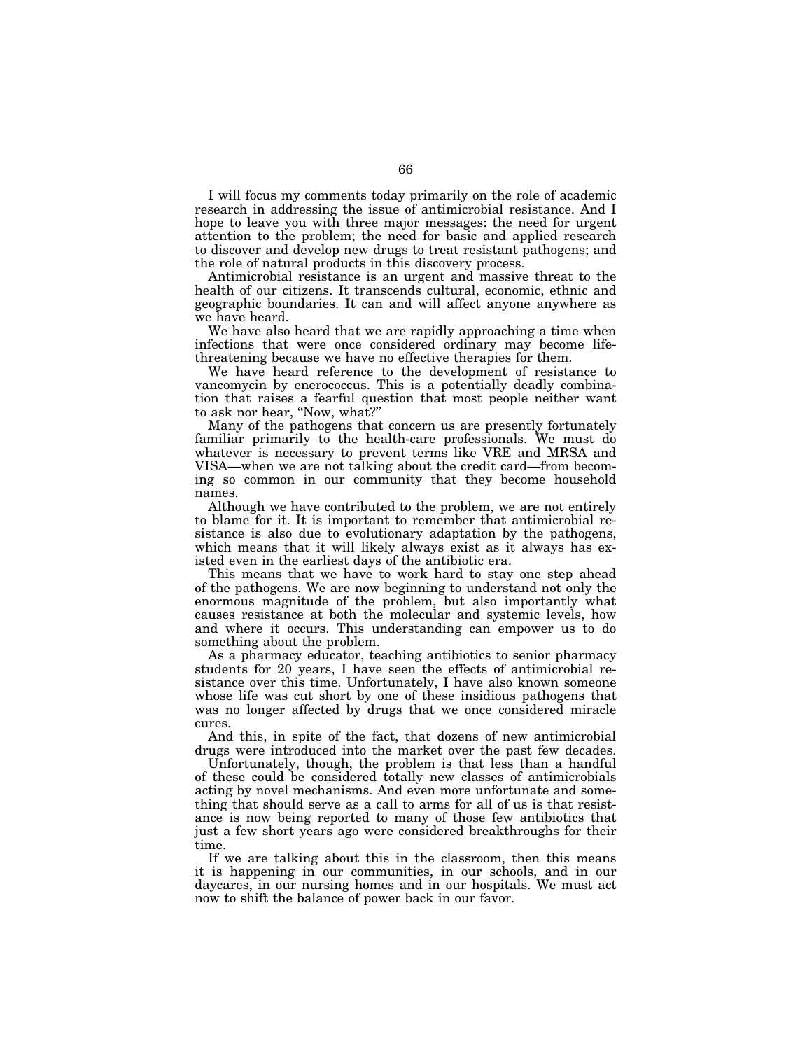I will focus my comments today primarily on the role of academic research in addressing the issue of antimicrobial resistance. And I hope to leave you with three major messages: the need for urgent attention to the problem; the need for basic and applied research to discover and develop new drugs to treat resistant pathogens; and the role of natural products in this discovery process.

Antimicrobial resistance is an urgent and massive threat to the health of our citizens. It transcends cultural, economic, ethnic and geographic boundaries. It can and will affect anyone anywhere as we have heard.

We have also heard that we are rapidly approaching a time when infections that were once considered ordinary may become life-threatening because we have no effective therapies for them.

We have heard reference to the development of resistance to vancomycin by enerococcus. This is a potentially deadly combination that raises a fearful question that most people neither want to ask nor hear, "Now, what?"

Many of the pathogens that concern us are presently fortunately familiar primarily to the health-care professionals. We must do whatever is necessary to prevent terms like VRE and MRSA and VISA—when we are not talking about the credit card—from becoming so common in our community that they become household names.

Although we have contributed to the problem, we are not entirely to blame for it. It is important to remember that antimicrobial resistance is also due to evolutionary adaptation by the pathogens, which means that it will likely always exist as it always has existed even in the earliest days of the antibiotic era.

This means that we have to work hard to stay one step ahead of the pathogens. We are now beginning to understand not only the enormous magnitude of the problem, but also importantly what causes resistance at both the molecular and systemic levels, how and where it occurs. This understanding can empower us to do something about the problem.

As a pharmacy educator, teaching antibiotics to senior pharmacy students for 20 years, I have seen the effects of antimicrobial resistance over this time. Unfortunately, I have also known someone whose life was cut short by one of these insidious pathogens that was no longer affected by drugs that we once considered miracle cures.

And this, in spite of the fact, that dozens of new antimicrobial drugs were introduced into the market over the past few decades.

Unfortunately, though, the problem is that less than a handful of these could be considered totally new classes of antimicrobials acting by novel mechanisms. And even more unfortunate and something that should serve as a call to arms for all of us is that resistance is now being reported to many of those few antibiotics that just a few short years ago were considered breakthroughs for their time.

If we are talking about this in the classroom, then this means it is happening in our communities, in our schools, and in our daycares, in our nursing homes and in our hospitals. We must act now to shift the balance of power back in our favor.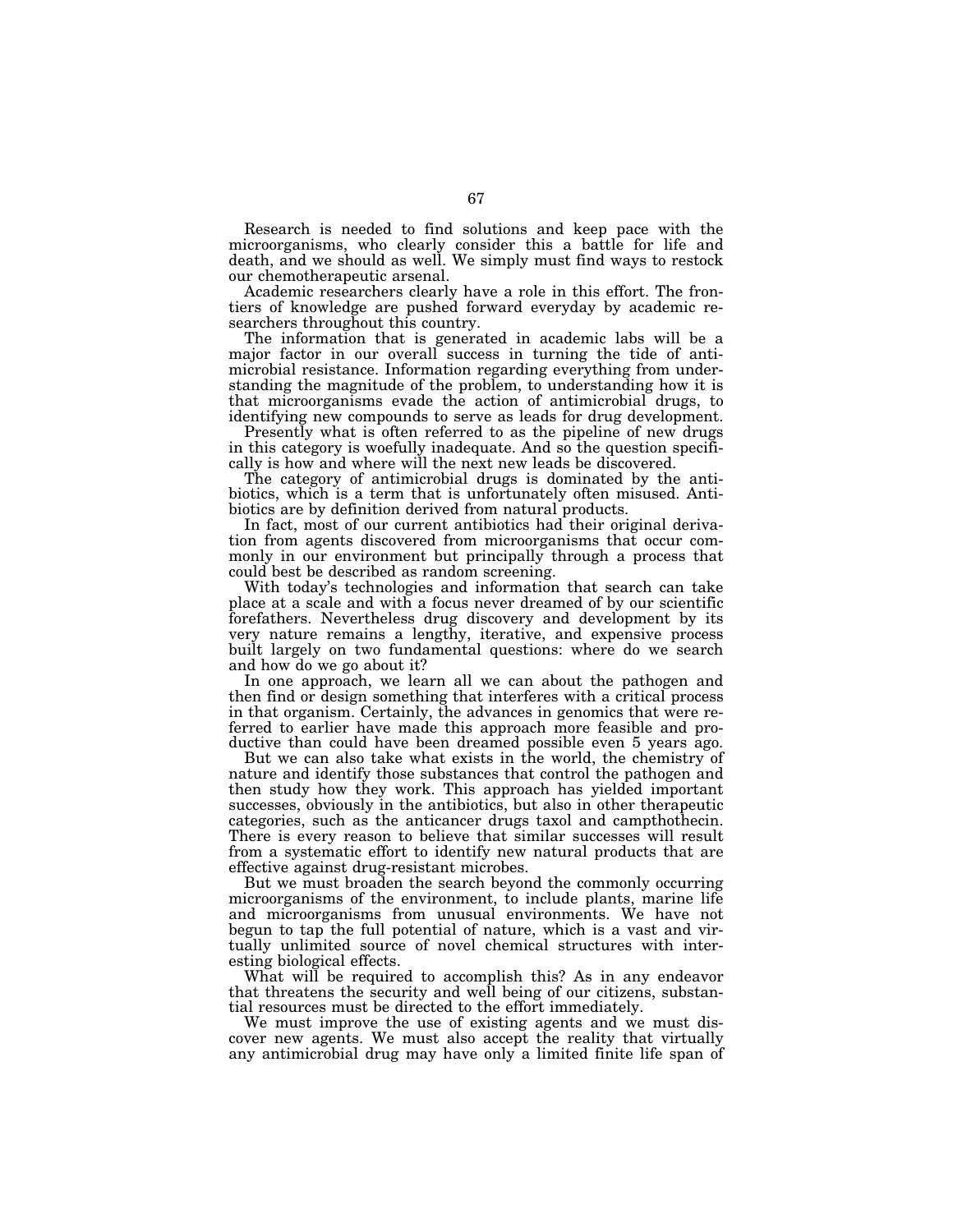Research is needed to find solutions and keep pace with the microorganisms, who clearly consider this a battle for life and death, and we should as well. We simply must find ways to restock our chemotherapeutic arsenal.

Academic researchers clearly have a role in this effort. The frontiers of knowledge are pushed forward everyday by academic researchers throughout this country.

The information that is generated in academic labs will be a major factor in our overall success in turning the tide of antimicrobial resistance. Information regarding everything from understanding the magnitude of the problem, to understanding how it is that microorganisms evade the action of antimicrobial drugs, to identifying new compounds to serve as leads for drug development.

Presently what is often referred to as the pipeline of new drugs in this category is woefully inadequate. And so the question specifically is how and where will the next new leads be discovered.

The category of antimicrobial drugs is dominated by the antibiotics, which is a term that is unfortunately often misused. Antibiotics are by definition derived from natural products.

In fact, most of our current antibiotics had their original derivation from agents discovered from microorganisms that occur commonly in our environment but principally through a process that could best be described as random screening.

With today's technologies and information that search can take place at a scale and with a focus never dreamed of by our scientific forefathers. Nevertheless drug discovery and development by its very nature remains a lengthy, iterative, and expensive process built largely on two fundamental questions: where do we search and how do we go about it?

In one approach, we learn all we can about the pathogen and then find or design something that interferes with a critical process in that organism. Certainly, the advances in genomics that were referred to earlier have made this approach more feasible and productive than could have been dreamed possible even 5 years ago.

But we can also take what exists in the world, the chemistry of nature and identify those substances that control the pathogen and then study how they work. This approach has yielded important successes, obviously in the antibiotics, but also in other therapeutic categories, such as the anticancer drugs taxol and campthothecin. There is every reason to believe that similar successes will result from a systematic effort to identify new natural products that are effective against drug-resistant microbes.

But we must broaden the search beyond the commonly occurring microorganisms of the environment, to include plants, marine life and microorganisms from unusual environments. We have not begun to tap the full potential of nature, which is a vast and virtually unlimited source of novel chemical structures with interesting biological effects.

What will be required to accomplish this? As in any endeavor that threatens the security and well being of our citizens, substantial resources must be directed to the effort immediately.

We must improve the use of existing agents and we must discover new agents. We must also accept the reality that virtually any antimicrobial drug may have only a limited finite life span of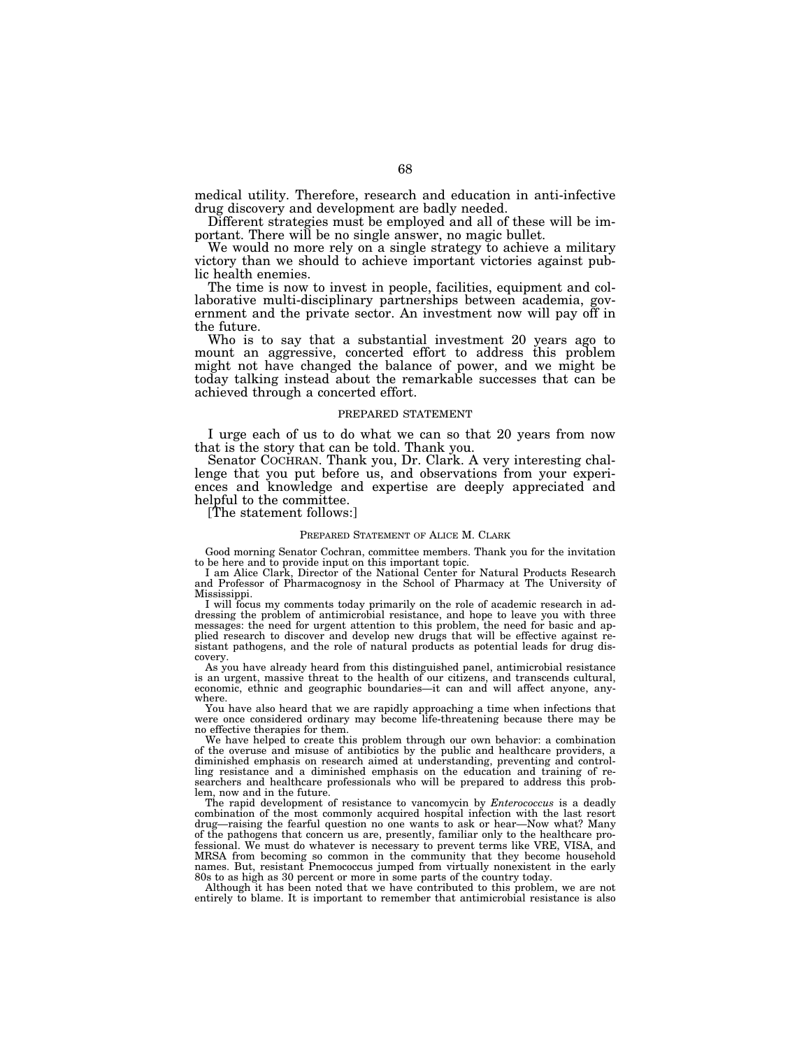medical utility. Therefore, research and education in anti-infective drug discovery and development are badly needed.

Different strategies must be employed and all of these will be important. There will be no single answer, no magic bullet.

We would no more rely on a single strategy to achieve a military victory than we should to achieve important victories against public health enemies.

The time is now to invest in people, facilities, equipment and collaborative multi-disciplinary partnerships between academia, government and the private sector. An investment now will pay off in the future.

Who is to say that a substantial investment 20 years ago to mount an aggressive, concerted effort to address this problem might not have changed the balance of power, and we might be today talking instead about the remarkable successes that can be achieved through a concerted effort.

## PREPARED STATEMENT

I urge each of us to do what we can so that 20 years from now that is the story that can be told. Thank you.

Senator COCHRAN. Thank you, Dr. Clark. A very interesting challenge that you put before us, and observations from your experiences and knowledge and expertise are deeply appreciated and helpful to the committee.

[The statement follows:]

### PREPARED STATEMENT OF ALICE M. CLARK

Good morning Senator Cochran, committee members. Thank you for the invitation to be here and to provide input on this important topic.

I am Alice Clark, Director of the National Center for Natural Products Research and Professor of Pharmacognosy in the School of Pharmacy at The University of Mississippi.

I will focus my comments today primarily on the role of academic research in addressing the problem of antimicrobial resistance, and hope to leave you with three messages: the need for urgent attention to this problem, the need for basic and applied research to discover and develop new drugs that will be effective against resistant pathogens, and the role of natural products as potential leads for drug discovery.

As you have already heard from this distinguished panel, antimicrobial resistance is an urgent, massive threat to the health of our citizens, and transcends cultural, economic, ethnic and geographic boundaries—it can and will affect anyone, anywhere.

You have also heard that we are rapidly approaching a time when infections that were once considered ordinary may become life-threatening because there may be no effective therapies for them.

We have helped to create this problem through our own behavior: a combination of the overuse and misuse of antibiotics by the public and healthcare providers, a diminished emphasis on research aimed at understanding, preventing and controlling resistance and a diminished emphasis on the education and training of researchers and healthcare professionals who will be prepared to address this problem, now and in the future.

The rapid development of resistance to vancomycin by *Enterococcus* is a deadly combination of the most commonly acquired hospital infection with the last resort drug—raising the fearful question no one wants to ask or hear—Now what? Many of the pathogens that concern us are, presently, familiar only to the healthcare professional. We must do whatever is necessary to prevent terms like VRE, VISA, and MRSA from becoming so common in the community that they become household names. But, resistant Pnemococcus jumped from virtually nonexistent in the early 80s to as high as 30 percent or more in some parts of the country today.

Although it has been noted that we have contributed to this problem, we are not entirely to blame. It is important to remember that antimicrobial resistance is also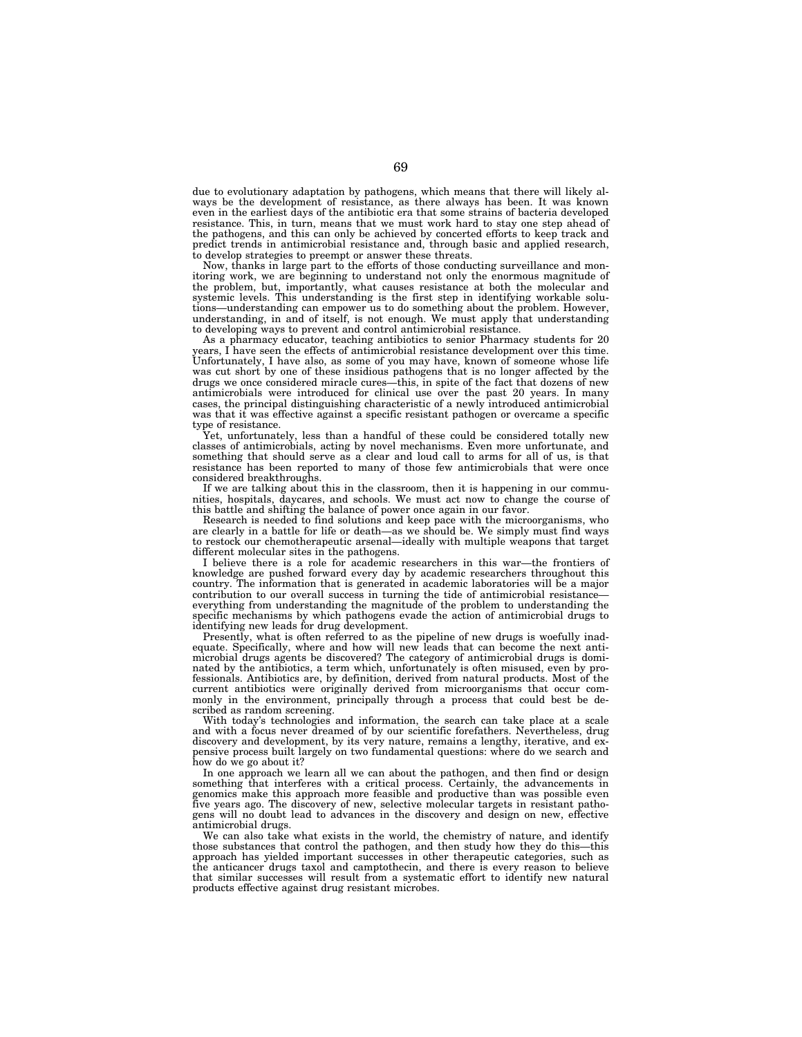due to evolutionary adaptation by pathogens, which means that there will likely always be the development of resistance, as there always has been. It was known even in the earliest days of the antibiotic era that some strains of bacteria developed resistance. This, in turn, means that we must work hard to stay one step ahead of the pathogens, and this can only be achieved by concerted efforts to keep track and predict trends in antimicrobial resistance and, through basic and applied research, to develop strategies to preempt or answer these threats.

Now, thanks in large part to the efforts of those conducting surveillance and monitoring work, we are beginning to understand not only the enormous magnitude of the problem, but, importantly, what causes resistance at both the molecular and systemic levels. This understanding is the first step in identifying workable solutions—understanding can empower us to do something about the problem. However, understanding, in and of itself, is not enough. We must apply that understanding to developing ways to prevent and control antimicrobial resistance.

As a pharmacy educator, teaching antibiotics to senior Pharmacy students for 20 years, I have seen the effects of antimicrobial resistance development over this time. Unfortunately, I have also, as some of you may have, known of someone whose life was cut short by one of these insidious pathogens that is no longer affected by the drugs we once considered miracle cures—this, in spite of the fact that dozens of new antimicrobials were introduced for clinical use over the past 20 years. In many cases, the principal distinguishing characteristic of a newly introduced antimicrobial was that it was effective against a specific resistant pathogen or overcame a specific type of resistance.

Yet, unfortunately, less than a handful of these could be considered totally new classes of antimicrobials, acting by novel mechanisms. Even more unfortunate, and something that should serve as a clear and loud call to arms for all of us, is that resistance has been reported to many of those few antimicrobials that were once considered breakthroughs.

If we are talking about this in the classroom, then it is happening in our communities, hospitals, daycares, and schools. We must act now to change the course of this battle and shifting the balance of power once again in our favor.

Research is needed to find solutions and keep pace with the microorganisms, who are clearly in a battle for life or death—as we should be. We simply must find ways to restock our chemotherapeutic arsenal—ideally with multiple weapons that target different molecular sites in the pathogens.

I believe there is a role for academic researchers in this war—the frontiers of knowledge are pushed forward every day by academic researchers throughout this country. The information that is generated in academic laboratories will be a major contribution to our overall success in turning the tide of antimicrobial resistance—everything from understanding the magnitude of the problem to understanding the specific mechanisms by which pathogens evade the action of antimicrobial drugs to identifying new leads for drug development.

Presently, what is often referred to as the pipeline of new drugs is woefully inadequate. Specifically, where and how will new leads that can become the next antimicrobial drugs agents be discovered? The category of antimicrobial drugs is dominated by the antibiotics, a term which, unfortunately is often misused, even by professionals. Antibiotics are, by definition, derived from natural products. Most of the current antibiotics were originally derived from microorganisms that occur commonly in the environment, principally through a process that could best be described as random screening.

With today's technologies and information, the search can take place at a scale and with a focus never dreamed of by our scientific forefathers. Nevertheless, drug discovery and development, by its very nature, remains a lengthy, iterative, and expensive process built largely on two fundamental questions: where do we search and how do we go about it?

In one approach we learn all we can about the pathogen, and then find or design something that interferes with a critical process. Certainly, the advancements in genomics make this approach more feasible and productive than was possible even five years ago. The discovery of new, selective molecular targets in resistant pathogens will no doubt lead to advances in the discovery and design on new, effective antimicrobial drugs.

We can also take what exists in the world, the chemistry of nature, and identify those substances that control the pathogen, and then study how they do this—this approach has yielded important successes in other therapeutic categories, such as the anticancer drugs taxol and camptothecin, and there is every reason to believe that similar successes will result from a systematic effort to identify new natural products effective against drug resistant microbes.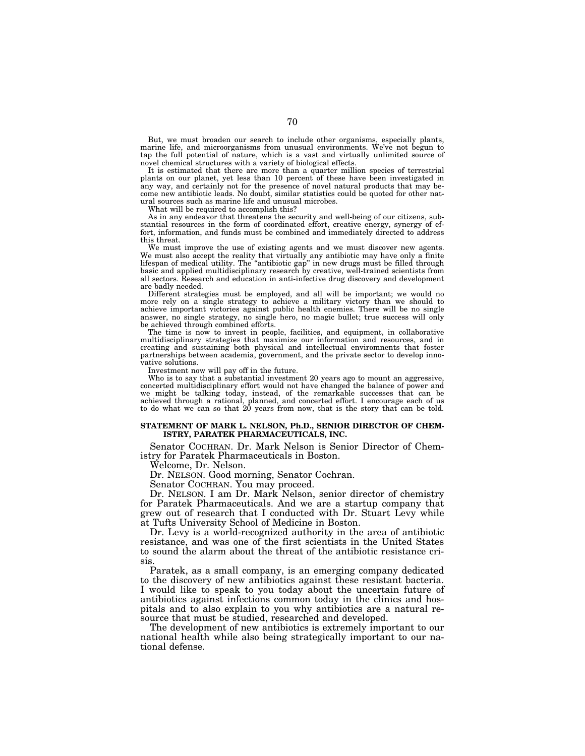But, we must broaden our search to include other organisms, especially plants, marine life, and microorganisms from unusual environments. We've not begun to tap the full potential of nature, which is a vast and virtually unlimited source of novel chemical structures with a variety of biological effects.

It is estimated that there are more than a quarter million species of terrestrial plants on our planet, yet less than 10 percent of these have been investigated in any way, and certainly not for the presence of novel natural products that may become new antibiotic leads. No doubt, similar statistics could be quoted for other natural sources such as marine life and unusual microbes.

What will be required to accomplish this?

As in any endeavor that threatens the security and well-being of our citizens, substantial resources in the form of coordinated effort, creative energy, synergy of effort, information, and funds must be combined and immediately directed to address this threat.

We must improve the use of existing agents and we must discover new agents. We must also accept the reality that virtually any antibiotic may have only a finite lifespan of medical utility. The "antibiotic gap" in new drugs must be filled through basic and applied multidisciplinary research by creative, well-trained scientists from all sectors. Research and education in anti-infective drug discovery and development are badly needed.

Different strategies must be employed, and all will be important; we would no more rely on a single strategy to achieve a military victory than we should to achieve important victories against public health enemies. There will be no single answer, no single strategy, no single hero, no magic bullet; true success will only be achieved through combined efforts.

The time is now to invest in people, facilities, and equipment, in collaborative multidisciplinary strategies that maximize our information and resources, and in creating and sustaining both physical and intellectual enviromnents that foster partnerships between academia, government, and the private sector to develop innovative solutions.

Investment now will pay off in the future.

Who is to say that a substantial investment 20 years ago to mount an aggressive, concerted multidisciplinary effort would not have changed the balance of power and we might be talking today, instead, of the remarkable successes that can be achieved through a rational, planned, and concerted effort. I encourage each of us to do what we can so that 20 years from now, that is the story that can be told.

**STATEMENT OF MARK L. NELSON, Ph.D., SENIOR DIRECTOR OF CHEMISTRY, PARATEK PHARMACEUTICALS, INC.**

Senator COCHRAN. Dr. Mark Nelson is Senior Director of Chemistry for Paratek Pharmaceuticals in Boston.

Welcome, Dr. Nelson.

Dr. NELSON. Good morning, Senator Cochran.

Senator COCHRAN. You may proceed.

Dr. NELSON. I am Dr. Mark Nelson, senior director of chemistry for Paratek Pharmaceuticals. And we are a startup company that grew out of research that I conducted with Dr. Stuart Levy while at Tufts University School of Medicine in Boston.

Dr. Levy is a world-recognized authority in the area of antibiotic resistance, and was one of the first scientists in the United States to sound the alarm about the threat of the antibiotic resistance crisis.

Paratek, as a small company, is an emerging company dedicated to the discovery of new antibiotics against these resistant bacteria. I would like to speak to you today about the uncertain future of antibiotics against infections common today in the clinics and hospitals and to also explain to you why antibiotics are a natural resource that must be studied, researched and developed.

The development of new antibiotics is extremely important to our national health while also being strategically important to our national defense.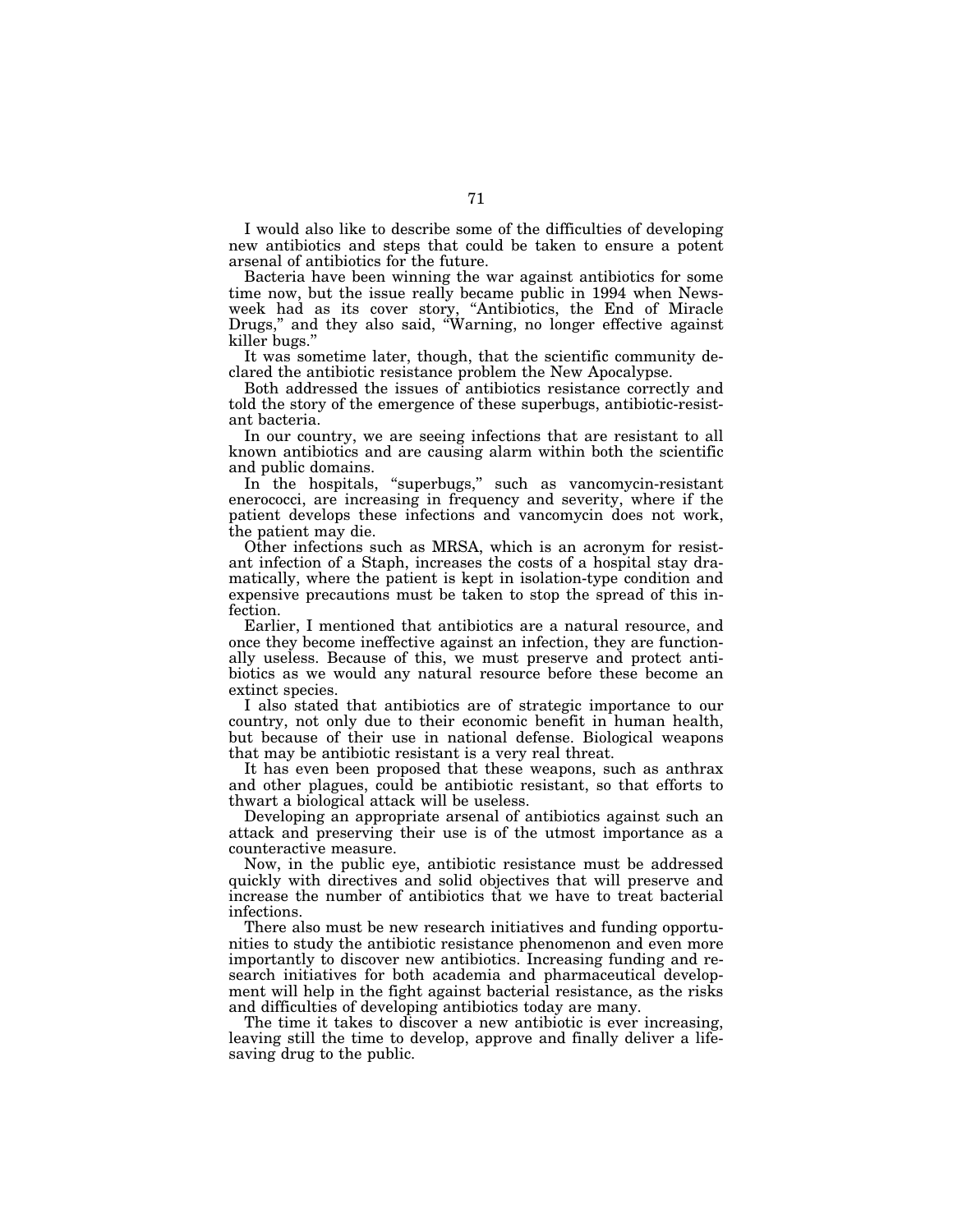I would also like to describe some of the difficulties of developing new antibiotics and steps that could be taken to ensure a potent arsenal of antibiotics for the future.

Bacteria have been winning the war against antibiotics for some time now, but the issue really became public in 1994 when Newsweek had as its cover story, "Antibiotics, the End of Miracle Drugs," and they also said, "Warning, no longer effective against killer bugs."

It was sometime later, though, that the scientific community declared the antibiotic resistance problem the New Apocalypse.

Both addressed the issues of antibiotics resistance correctly and told the story of the emergence of these superbugs, antibiotic-resistant bacteria.

In our country, we are seeing infections that are resistant to all known antibiotics and are causing alarm within both the scientific and public domains.

In the hospitals, "superbugs," such as vancomycin-resistant enerococci, are increasing in frequency and severity, where if the patient develops these infections and vancomycin does not work, the patient may die.

Other infections such as MRSA, which is an acronym for resistant infection of a Staph, increases the costs of a hospital stay dramatically, where the patient is kept in isolation-type condition and expensive precautions must be taken to stop the spread of this infection.

Earlier, I mentioned that antibiotics are a natural resource, and once they become ineffective against an infection, they are functionally useless. Because of this, we must preserve and protect antibiotics as we would any natural resource before these become an extinct species.

I also stated that antibiotics are of strategic importance to our country, not only due to their economic benefit in human health, but because of their use in national defense. Biological weapons that may be antibiotic resistant is a very real threat.

It has even been proposed that these weapons, such as anthrax and other plagues, could be antibiotic resistant, so that efforts to thwart a biological attack will be useless.

Developing an appropriate arsenal of antibiotics against such an attack and preserving their use is of the utmost importance as a counteractive measure.

Now, in the public eye, antibiotic resistance must be addressed quickly with directives and solid objectives that will preserve and increase the number of antibiotics that we have to treat bacterial infections.

There also must be new research initiatives and funding opportunities to study the antibiotic resistance phenomenon and even more importantly to discover new antibiotics. Increasing funding and research initiatives for both academia and pharmaceutical development will help in the fight against bacterial resistance, as the risks and difficulties of developing antibiotics today are many.

The time it takes to discover a new antibiotic is ever increasing, leaving still the time to develop, approve and finally deliver a life-saving drug to the public.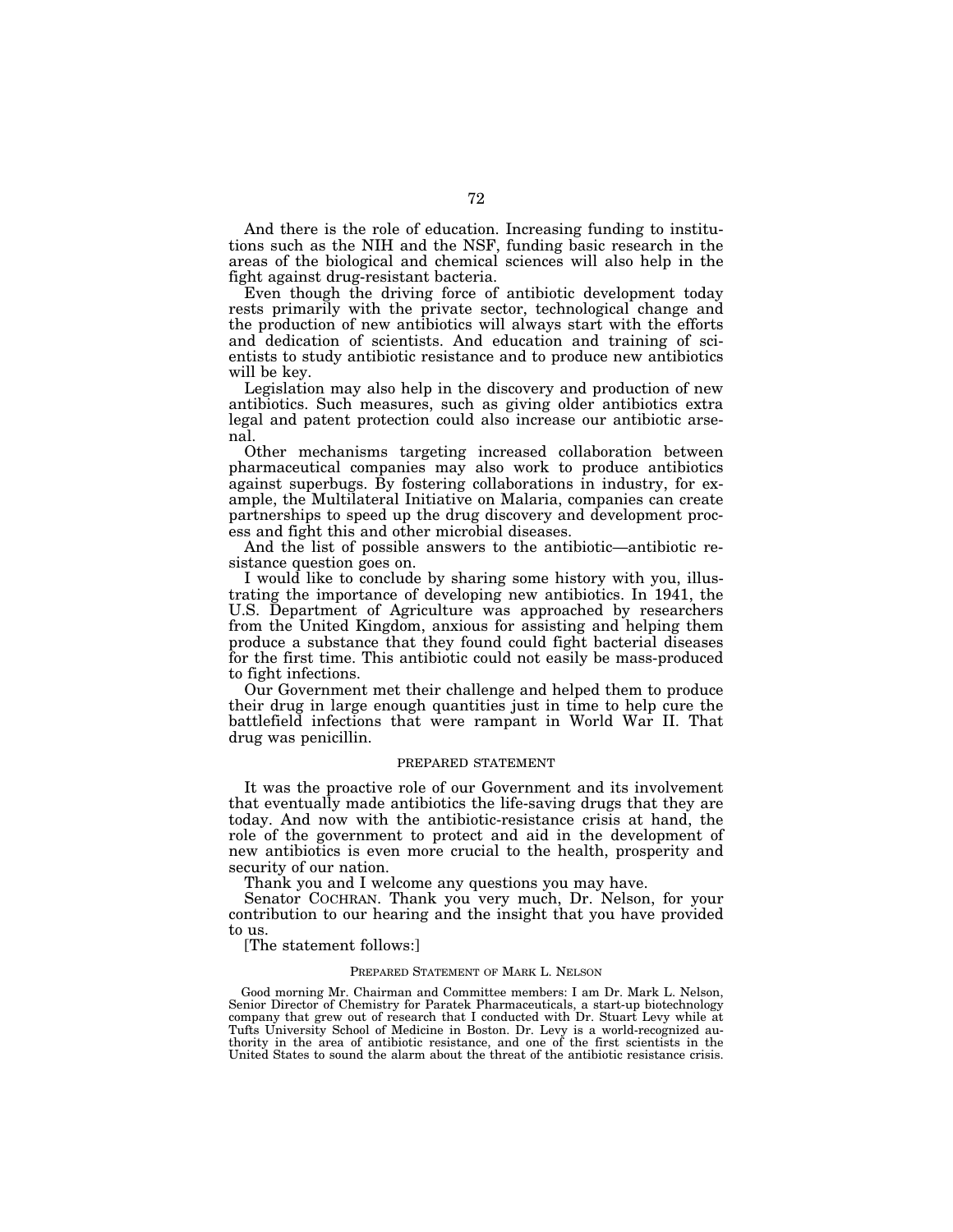And there is the role of education. Increasing funding to institutions such as the NIH and the NSF, funding basic research in the areas of the biological and chemical sciences will also help in the fight against drug-resistant bacteria.

Even though the driving force of antibiotic development today rests primarily with the private sector, technological change and the production of new antibiotics will always start with the efforts and dedication of scientists. And education and training of scientists to study antibiotic resistance and to produce new antibiotics will be key.

Legislation may also help in the discovery and production of new antibiotics. Such measures, such as giving older antibiotics extra legal and patent protection could also increase our antibiotic arsenal.

Other mechanisms targeting increased collaboration between pharmaceutical companies may also work to produce antibiotics against superbugs. By fostering collaborations in industry, for example, the Multilateral Initiative on Malaria, companies can create partnerships to speed up the drug discovery and development process and fight this and other microbial diseases.

And the list of possible answers to the antibiotic—antibiotic resistance question goes on.

I would like to conclude by sharing some history with you, illustrating the importance of developing new antibiotics. In 1941, the U.S. Department of Agriculture was approached by researchers from the United Kingdom, anxious for assisting and helping them produce a substance that they found could fight bacterial diseases for the first time. This antibiotic could not easily be mass-produced to fight infections.

Our Government met their challenge and helped them to produce their drug in large enough quantities just in time to help cure the battlefield infections that were rampant in World War II. That drug was penicillin.

## PREPARED STATEMENT

It was the proactive role of our Government and its involvement that eventually made antibiotics the life-saving drugs that they are today. And now with the antibiotic-resistance crisis at hand, the role of the government to protect and aid in the development of new antibiotics is even more crucial to the health, prosperity and security of our nation.

Thank you and I welcome any questions you may have.

Senator COCHRAN. Thank you very much, Dr. Nelson, for your contribution to our hearing and the insight that you have provided to us.

[The statement follows:]

## PREPARED STATEMENT OF MARK L. NELSON

Good morning Mr. Chairman and Committee members: I am Dr. Mark L. Nelson, Senior Director of Chemistry for Paratek Pharmaceuticals, a start-up biotechnology company that grew out of research that I conducted with Dr. Stuart Levy while at Tufts University School of Medicine in Boston. Dr. Levy is a world-recognized authority in the area of antibiotic resistance, and one of the first scientists in the United States to sound the alarm about the threat of the antibiotic resistance crisis.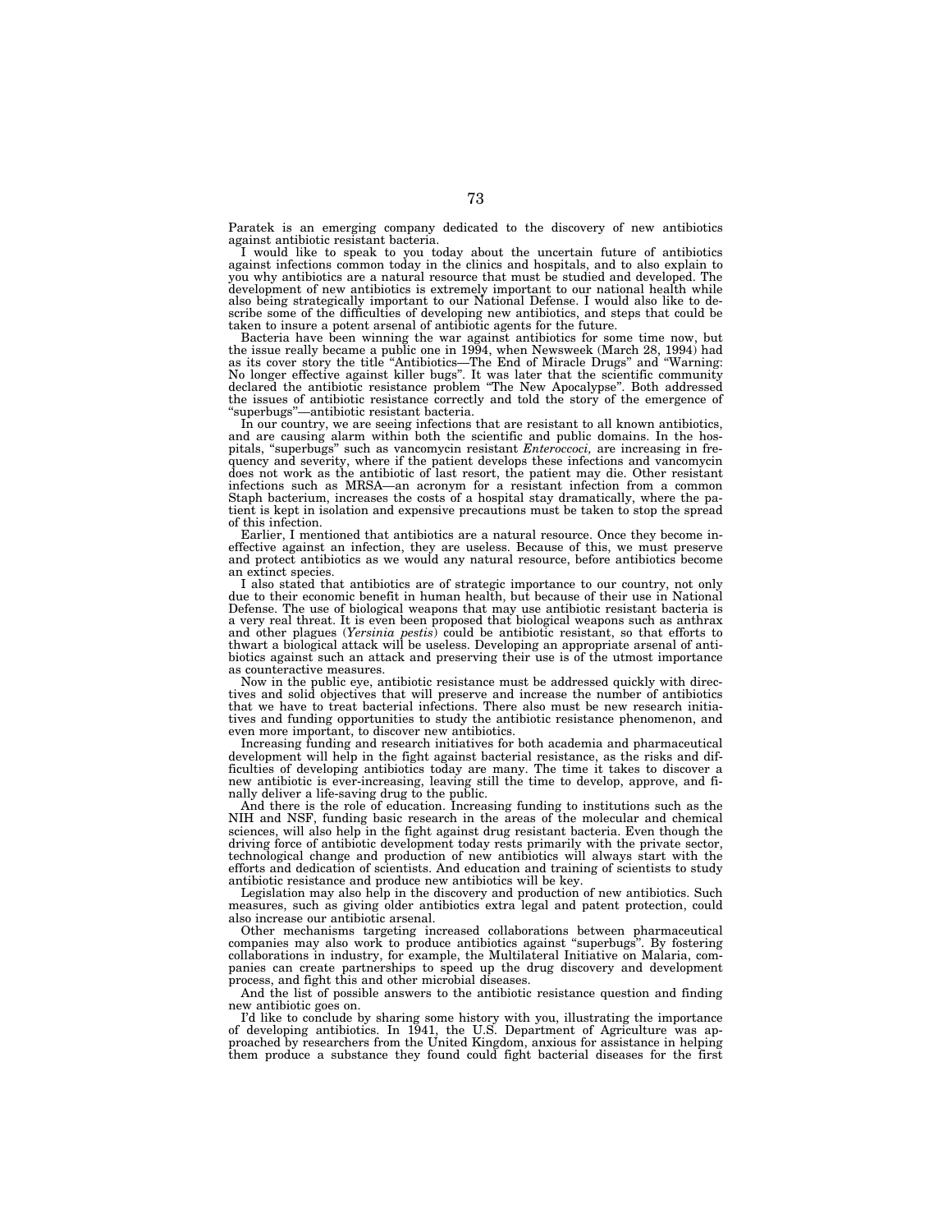Paratek is an emerging company dedicated to the discovery of new antibiotics against antibiotic resistant bacteria.

I would like to speak to you today about the uncertain future of antibiotics against infections common today in the clinics and hospitals, and to also explain to you why antibiotics are a natural resource that must be studied and developed. The development of new antibiotics is extremely important to our national health while also being strategically important to our National Defense. I would also like to describe some of the difficulties of developing new antibiotics, and steps that could be taken to insure a potent arsenal of antibiotic agents for the future.

Bacteria have been winning the war against antibiotics for some time now, but the issue really became a public one in 1994, when Newsweek (March 28, 1994) had as its cover story the title "Antibiotics—The End of Miracle Drugs" and "Warning: No longer effective against killer bugs". It was later that the scientific community declared the antibiotic resistance problem "The New Apocalypse". Both addressed the issues of antibiotic resistance correctly and told the story of the emergence of "superbugs"—antibiotic resistant bacteria.

In our country, we are seeing infections that are resistant to all known antibiotics, and are causing alarm within both the scientific and public domains. In the hospitals, "superbugs" such as vancomycin resistant *Enteroccoci,* are increasing in frequency and severity, where if the patient develops these infections and vancomycin does not work as the antibiotic of last resort, the patient may die. Other resistant infections such as MRSA—an acronym for a resistant infection from a common Staph bacterium, increases the costs of a hospital stay dramatically, where the patient is kept in isolation and expensive precautions must be taken to stop the spread of this infection.

Earlier, I mentioned that antibiotics are a natural resource. Once they become ineffective against an infection, they are useless. Because of this, we must preserve and protect antibiotics as we would any natural resource, before antibiotics become an extinct species.

I also stated that antibiotics are of strategic importance to our country, not only due to their economic benefit in human health, but because of their use in National Defense. The use of biological weapons that may use antibiotic resistant bacteria is a very real threat. It is even been proposed that biological weapons such as anthrax and other plagues (*Yersinia pestis*) could be antibiotic resistant, so that efforts to thwart a biological attack will be useless. Developing an appropriate arsenal of antibiotics against such an attack and preserving their use is of the utmost importance as counteractive measures.

Now in the public eye, antibiotic resistance must be addressed quickly with directives and solid objectives that will preserve and increase the number of antibiotics that we have to treat bacterial infections. There also must be new research initiatives and funding opportunities to study the antibiotic resistance phenomenon, and even more important, to discover new antibiotics.

Increasing funding and research initiatives for both academia and pharmaceutical development will help in the fight against bacterial resistance, as the risks and difficulties of developing antibiotics today are many. The time it takes to discover a new antibiotic is ever-increasing, leaving still the time to develop, approve, and finally deliver a life-saving drug to the public.

And there is the role of education. Increasing funding to institutions such as the NIH and NSF, funding basic research in the areas of the molecular and chemical sciences, will also help in the fight against drug resistant bacteria. Even though the driving force of antibiotic development today rests primarily with the private sector, technological change and production of new antibiotics will always start with the efforts and dedication of scientists. And education and training of scientists to study antibiotic resistance and produce new antibiotics will be key.

Legislation may also help in the discovery and production of new antibiotics. Such measures, such as giving older antibiotics extra legal and patent protection, could also increase our antibiotic arsenal.

Other mechanisms targeting increased collaborations between pharmaceutical companies may also work to produce antibiotics against "superbugs". By fostering collaborations in industry, for example, the Multilateral Initiative on Malaria, companies can create partnerships to speed up the drug discovery and development process, and fight this and other microbial diseases.

And the list of possible answers to the antibiotic resistance question and finding new antibiotic goes on.

I'd like to conclude by sharing some history with you, illustrating the importance of developing antibiotics. In 1941, the U.S. Department of Agriculture was approached by researchers from the United Kingdom, anxious for assistance in helping them produce a substance they found could fight bacterial diseases for the first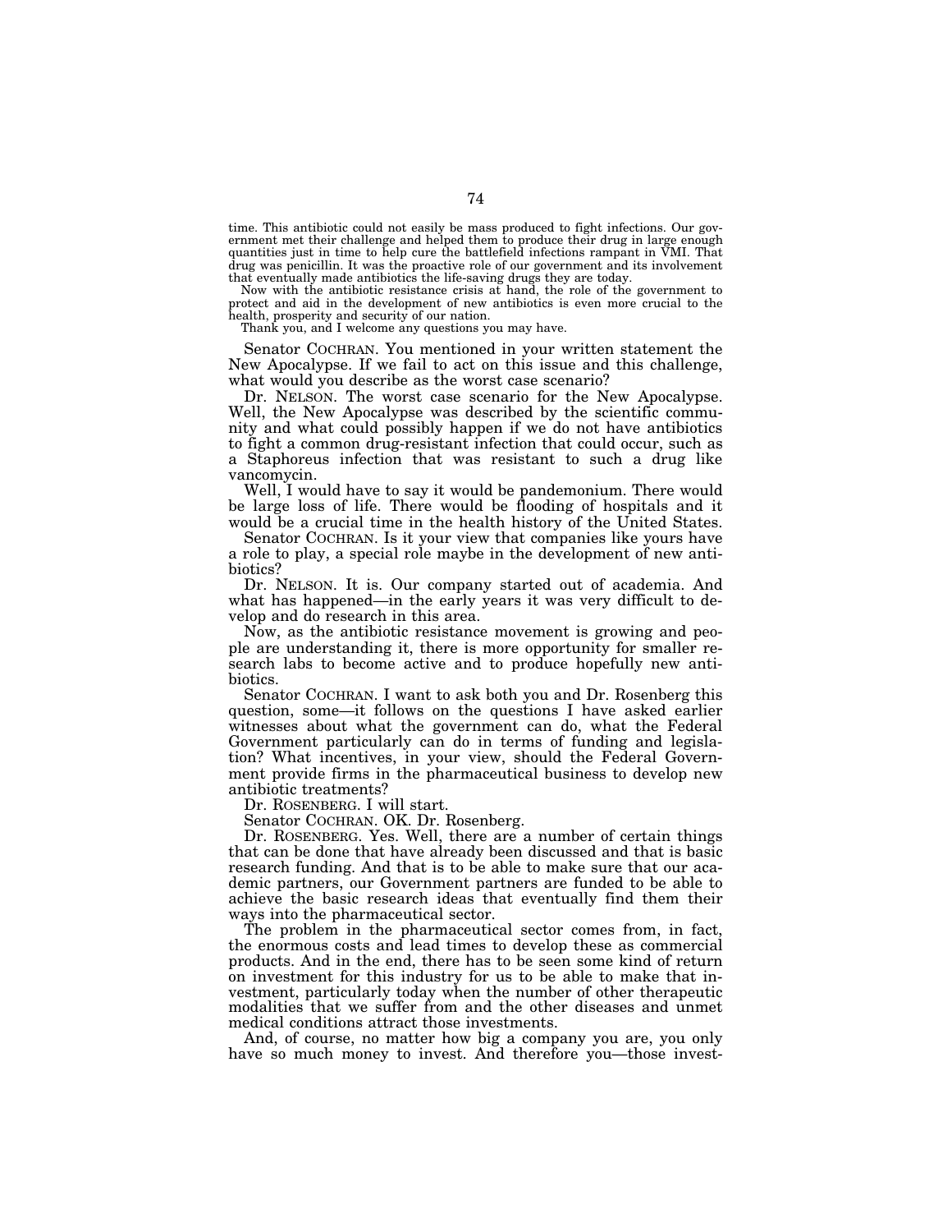time. This antibiotic could not easily be mass produced to fight infections. Our government met their challenge and helped them to produce their drug in large enough quantities just in time to help cure the battlefield infections rampant in WWII. That drug was penicillin. It was the proactive role of our government and its involvement that eventually made antibiotics the life-saving drugs they are today.

Now with the antibiotic resistance crisis at hand, the role of the government to protect and aid in the development of new antibiotics is even more crucial to the health, prosperity and security of our nation.

Thank you, and I welcome any questions you may have.

Senator COCHRAN. You mentioned in your written statement the New Apocalypse. If we fail to act on this issue and this challenge, what would you describe as the worst case scenario?

Dr. NELSON. The worst case scenario for the New Apocalypse. Well, the New Apocalypse was described by the scientific community and what could possibly happen if we do not have antibiotics to fight a common drug-resistant infection that could occur, such as a Staphoreus infection that was resistant to such a drug like vancomycin.

Well, I would have to say it would be pandemonium. There would be large loss of life. There would be flooding of hospitals and it would be a crucial time in the health history of the United States.

Senator COCHRAN. Is it your view that companies like yours have a role to play, a special role maybe in the development of new antibiotics?

Dr. NELSON. It is. Our company started out of academia. And what has happened—in the early years it was very difficult to develop and do research in this area.

Now, as the antibiotic resistance movement is growing and people are understanding it, there is more opportunity for smaller research labs to become active and to produce hopefully new antibiotics.

Senator COCHRAN. I want to ask both you and Dr. Rosenberg this question, some—it follows on the questions I have asked earlier witnesses about what the government can do, what the Federal Government particularly can do in terms of funding and legislation? What incentives, in your view, should the Federal Government provide firms in the pharmaceutical business to develop new antibiotic treatments?

Dr. ROSENBERG. I will start.

Senator COCHRAN. OK. Dr. Rosenberg.

Dr. ROSENBERG. Yes. Well, there are a number of certain things that can be done that have already been discussed and that is basic research funding. And that is to be able to make sure that our academic partners, our Government partners are funded to be able to achieve the basic research ideas that eventually find them their ways into the pharmaceutical sector.

The problem in the pharmaceutical sector comes from, in fact, the enormous costs and lead times to develop these as commercial products. And in the end, there has to be seen some kind of return on investment for this industry for us to be able to make that investment, particularly today when the number of other therapeutic modalities that we suffer from and the other diseases and unmet medical conditions attract those investments.

And, of course, no matter how big a company you are, you only have so much money to invest. And therefore you—those invest-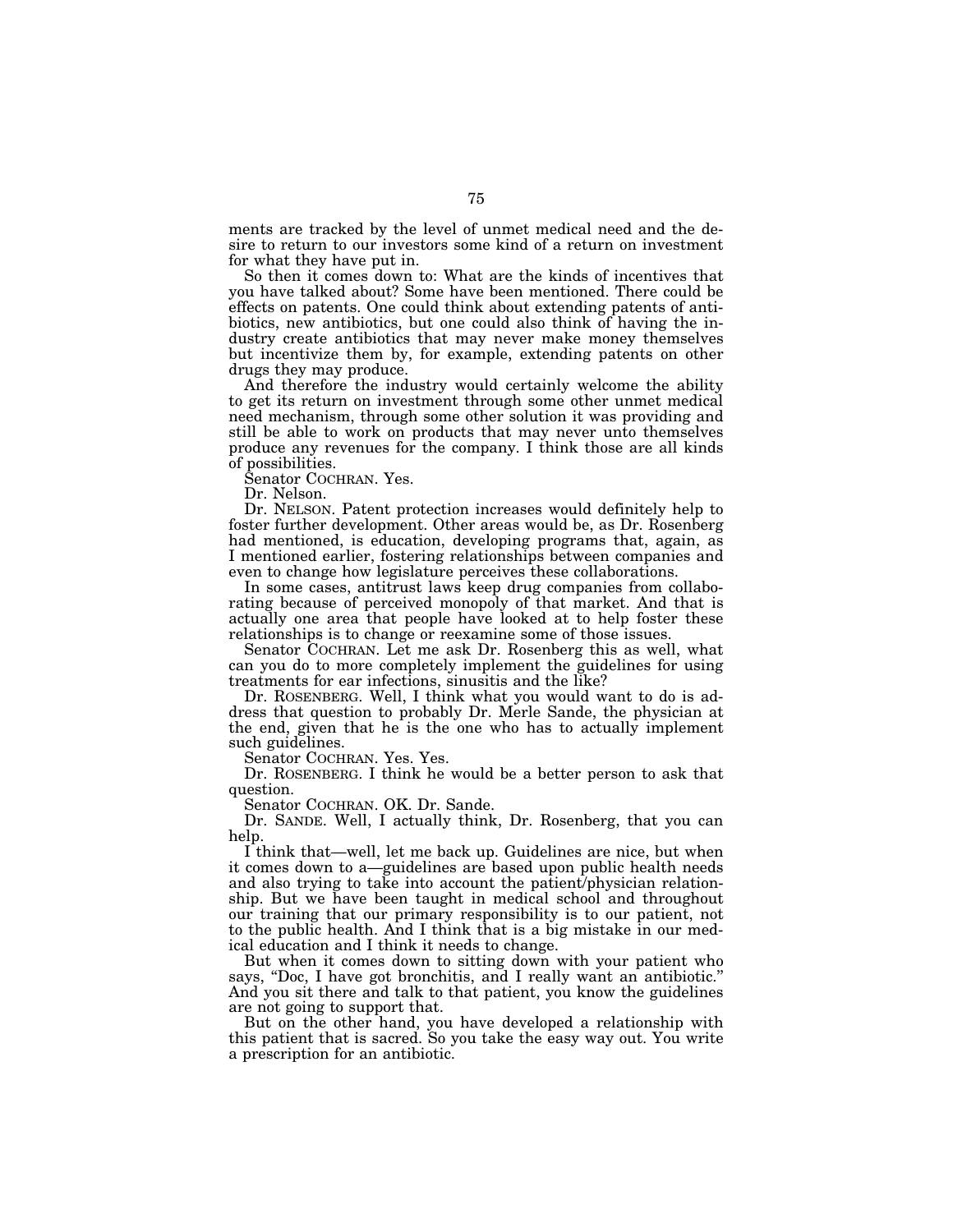ments are tracked by the level of unmet medical need and the desire to return to our investors some kind of a return on investment for what they have put in.

So then it comes down to: What are the kinds of incentives that you have talked about? Some have been mentioned. There could be effects on patents. One could think about extending patents of antibiotics, new antibiotics, but one could also think of having the industry create antibiotics that may never make money themselves but incentivize them by, for example, extending patents on other drugs they may produce.

And therefore the industry would certainly welcome the ability to get its return on investment through some other unmet medical need mechanism, through some other solution it was providing and still be able to work on products that may never unto themselves produce any revenues for the company. I think those are all kinds of possibilities.

Senator COCHRAN. Yes.

Dr. Nelson.

Dr. NELSON. Patent protection increases would definitely help to foster further development. Other areas would be, as Dr. Rosenberg had mentioned, is education, developing programs that, again, as I mentioned earlier, fostering relationships between companies and even to change how legislature perceives these collaborations.

In some cases, antitrust laws keep drug companies from collaborating because of perceived monopoly of that market. And that is actually one area that people have looked at to help foster these relationships is to change or reexamine some of those issues.

Senator COCHRAN. Let me ask Dr. Rosenberg this as well, what can you do to more completely implement the guidelines for using treatments for ear infections, sinusitis and the like?

Dr. ROSENBERG. Well, I think what you would want to do is address that question to probably Dr. Merle Sande, the physician at the end, given that he is the one who has to actually implement such guidelines.

Senator COCHRAN. Yes. Yes.

Dr. ROSENBERG. I think he would be a better person to ask that question.

Senator COCHRAN. OK. Dr. Sande.

Dr. SANDE. Well, I actually think, Dr. Rosenberg, that you can help.

I think that—well, let me back up. Guidelines are nice, but when it comes down to a—guidelines are based upon public health needs and also trying to take into account the patient/physician relationship. But we have been taught in medical school and throughout our training that our primary responsibility is to our patient, not to the public health. And I think that is a big mistake in our medical education and I think it needs to change.

But when it comes down to sitting down with your patient who says, "Doc, I have got bronchitis, and I really want an antibiotic." And you sit there and talk to that patient, you know the guidelines are not going to support that.

But on the other hand, you have developed a relationship with this patient that is sacred. So you take the easy way out. You write a prescription for an antibiotic.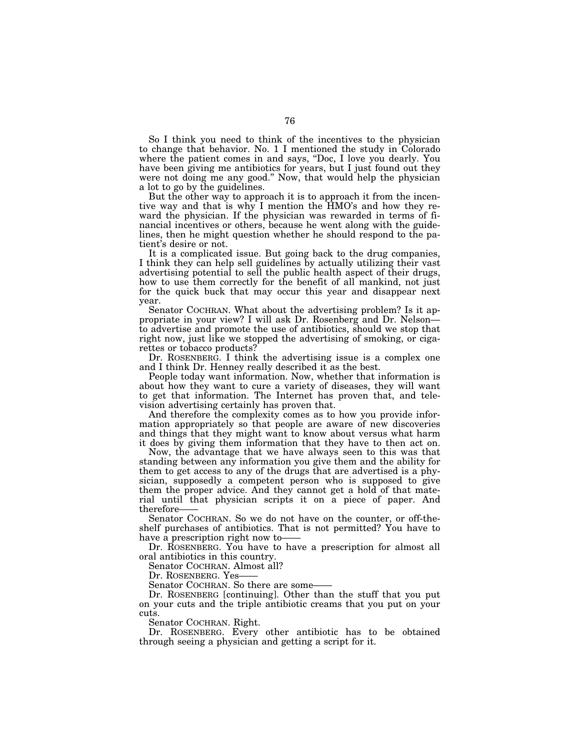So I think you need to think of the incentives to the physician to change that behavior. No. 1 I mentioned the study in Colorado where the patient comes in and says, "Doc, I love you dearly. You have been giving me antibiotics for years, but I just found out they were not doing me any good." Now, that would help the physician a lot to go by the guidelines.

But the other way to approach it is to approach it from the incentive way and that is why I mention the HMO's and how they reward the physician. If the physician was rewarded in terms of financial incentives or others, because he went along with the guidelines, then he might question whether he should respond to the patient's desire or not.

It is a complicated issue. But going back to the drug companies, I think they can help sell guidelines by actually utilizing their vast advertising potential to sell the public health aspect of their drugs, how to use them correctly for the benefit of all mankind, not just for the quick buck that may occur this year and disappear next year.

Senator COCHRAN. What about the advertising problem? Is it appropriate in your view? I will ask Dr. Rosenberg and Dr. Nelson— to advertise and promote the use of antibiotics, should we stop that right now, just like we stopped the advertising of smoking, or cigarettes or tobacco products?

Dr. ROSENBERG. I think the advertising issue is a complex one and I think Dr. Henney really described it as the best.

People today want information. Now, whether that information is about how they want to cure a variety of diseases, they will want to get that information. The Internet has proven that, and television advertising certainly has proven that.

And therefore the complexity comes as to how you provide information appropriately so that people are aware of new discoveries and things that they might want to know about versus what harm it does by giving them information that they have to then act on.

Now, the advantage that we have always seen to this was that standing between any information you give them and the ability for them to get access to any of the drugs that are advertised is a physician, supposedly a competent person who is supposed to give them the proper advice. And they cannot get a hold of that material until that physician scripts it on a piece of paper. And therefore——

Senator COCHRAN. So we do not have on the counter, or off-the-shelf purchases of antibiotics. That is not permitted? You have to have a prescription right now to——

Dr. ROSENBERG. You have to have a prescription for almost all oral antibiotics in this country.

Senator COCHRAN. Almost all?

Dr. ROSENBERG. Yes——

Senator COCHRAN. So there are some——

Dr. ROSENBERG [continuing]. Other than the stuff that you put on your cuts and the triple antibiotic creams that you put on your cuts.

Senator COCHRAN. Right.

Dr. ROSENBERG. Every other antibiotic has to be obtained through seeing a physician and getting a script for it.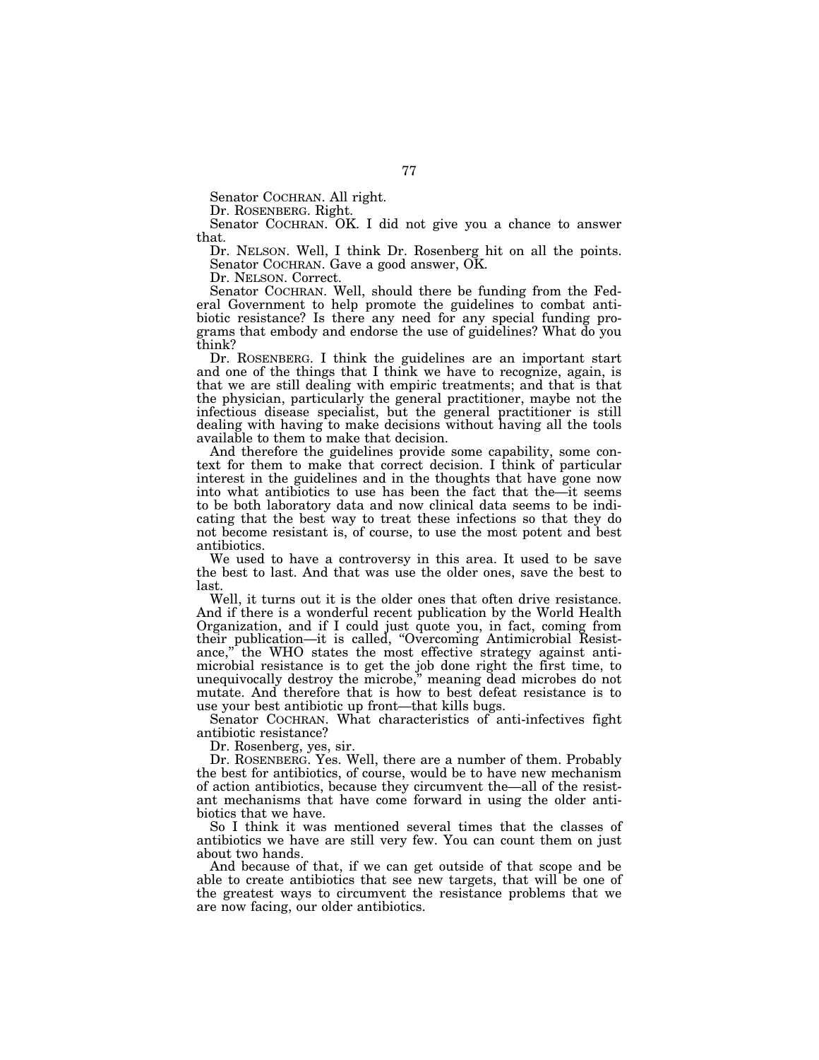Senator COCHRAN. All right.

Dr. ROSENBERG. Right.

Senator COCHRAN. OK. I did not give you a chance to answer that.

Dr. NELSON. Well, I think Dr. Rosenberg hit on all the points.

Senator COCHRAN. Gave a good answer, OK.

Dr. NELSON. Correct.

Senator COCHRAN. Well, should there be funding from the Federal Government to help promote the guidelines to combat antibiotic resistance? Is there any need for any special funding programs that embody and endorse the use of guidelines? What do you think?

Dr. ROSENBERG. I think the guidelines are an important start and one of the things that I think we have to recognize, again, is that we are still dealing with empiric treatments; and that is that the physician, particularly the general practitioner, maybe not the infectious disease specialist, but the general practitioner is still dealing with having to make decisions without having all the tools available to them to make that decision.

And therefore the guidelines provide some capability, some context for them to make that correct decision. I think of particular interest in the guidelines and in the thoughts that have gone now into what antibiotics to use has been the fact that the—it seems to be both laboratory data and now clinical data seems to be indicating that the best way to treat these infections so that they do not become resistant is, of course, to use the most potent and best antibiotics.

We used to have a controversy in this area. It used to be save the best to last. And that was use the older ones, save the best to last.

Well, it turns out it is the older ones that often drive resistance. And if there is a wonderful recent publication by the World Health Organization, and if I could just quote you, in fact, coming from their publication—it is called, "Overcoming Antimicrobial Resistance," the WHO states the most effective strategy against antimicrobial resistance is to get the job done right the first time, to unequivocally destroy the microbe," meaning dead microbes do not mutate. And therefore that is how to best defeat resistance is to use your best antibiotic up front—that kills bugs.

Senator COCHRAN. What characteristics of anti-infectives fight antibiotic resistance?

Dr. Rosenberg, yes, sir.

Dr. ROSENBERG. Yes. Well, there are a number of them. Probably the best for antibiotics, of course, would be to have new mechanism of action antibiotics, because they circumvent the—all of the resistant mechanisms that have come forward in using the older antibiotics that we have.

So I think it was mentioned several times that the classes of antibiotics we have are still very few. You can count them on just about two hands.

And because of that, if we can get outside of that scope and be able to create antibiotics that see new targets, that will be one of the greatest ways to circumvent the resistance problems that we are now facing, our older antibiotics.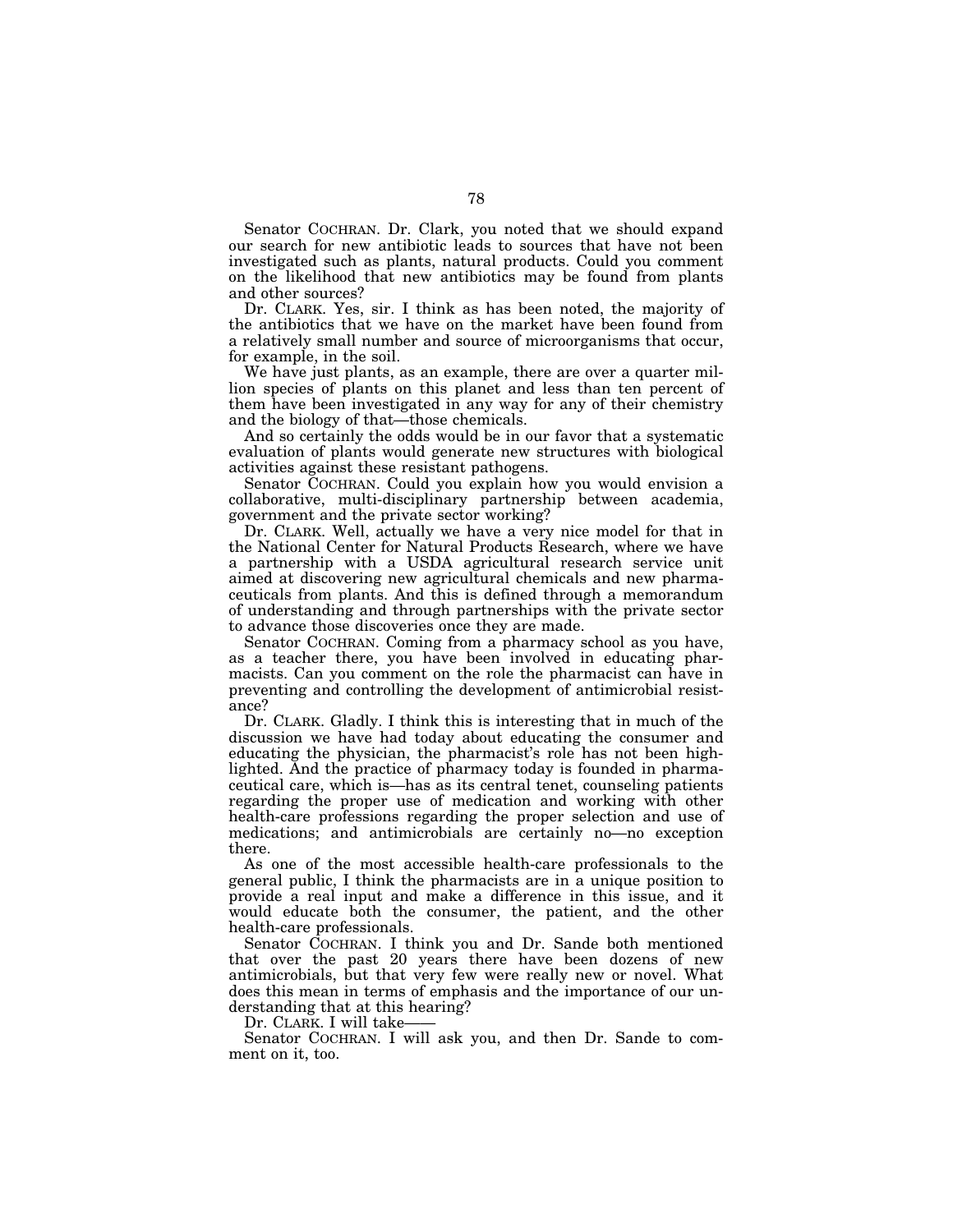Senator COCHRAN. Dr. Clark, you noted that we should expand our search for new antibiotic leads to sources that have not been investigated such as plants, natural products. Could you comment on the likelihood that new antibiotics may be found from plants and other sources?

Dr. CLARK. Yes, sir. I think as has been noted, the majority of the antibiotics that we have on the market have been found from a relatively small number and source of microorganisms that occur, for example, in the soil.

We have just plants, as an example, there are over a quarter million species of plants on this planet and less than ten percent of them have been investigated in any way for any of their chemistry and the biology of that—those chemicals.

And so certainly the odds would be in our favor that a systematic evaluation of plants would generate new structures with biological activities against these resistant pathogens.

Senator COCHRAN. Could you explain how you would envision a collaborative, multi-disciplinary partnership between academia, government and the private sector working?

Dr. CLARK. Well, actually we have a very nice model for that in the National Center for Natural Products Research, where we have a partnership with a USDA agricultural research service unit aimed at discovering new agricultural chemicals and new pharmaceuticals from plants. And this is defined through a memorandum of understanding and through partnerships with the private sector to advance those discoveries once they are made.

Senator COCHRAN. Coming from a pharmacy school as you have, as a teacher there, you have been involved in educating pharmacists. Can you comment on the role the pharmacist can have in preventing and controlling the development of antimicrobial resistance?

Dr. CLARK. Gladly. I think this is interesting that in much of the discussion we have had today about educating the consumer and educating the physician, the pharmacist's role has not been highlighted. And the practice of pharmacy today is founded in pharmaceutical care, which is—has as its central tenet, counseling patients regarding the proper use of medication and working with other health-care professions regarding the proper selection and use of medications; and antimicrobials are certainly no—no exception there.

As one of the most accessible health-care professionals to the general public, I think the pharmacists are in a unique position to provide a real input and make a difference in this issue, and it would educate both the consumer, the patient, and the other health-care professionals.

Senator COCHRAN. I think you and Dr. Sande both mentioned that over the past 20 years there have been dozens of new antimicrobials, but that very few were really new or novel. What does this mean in terms of emphasis and the importance of our understanding that at this hearing?

Dr. CLARK. I will take——

Senator COCHRAN. I will ask you, and then Dr. Sande to comment on it, too.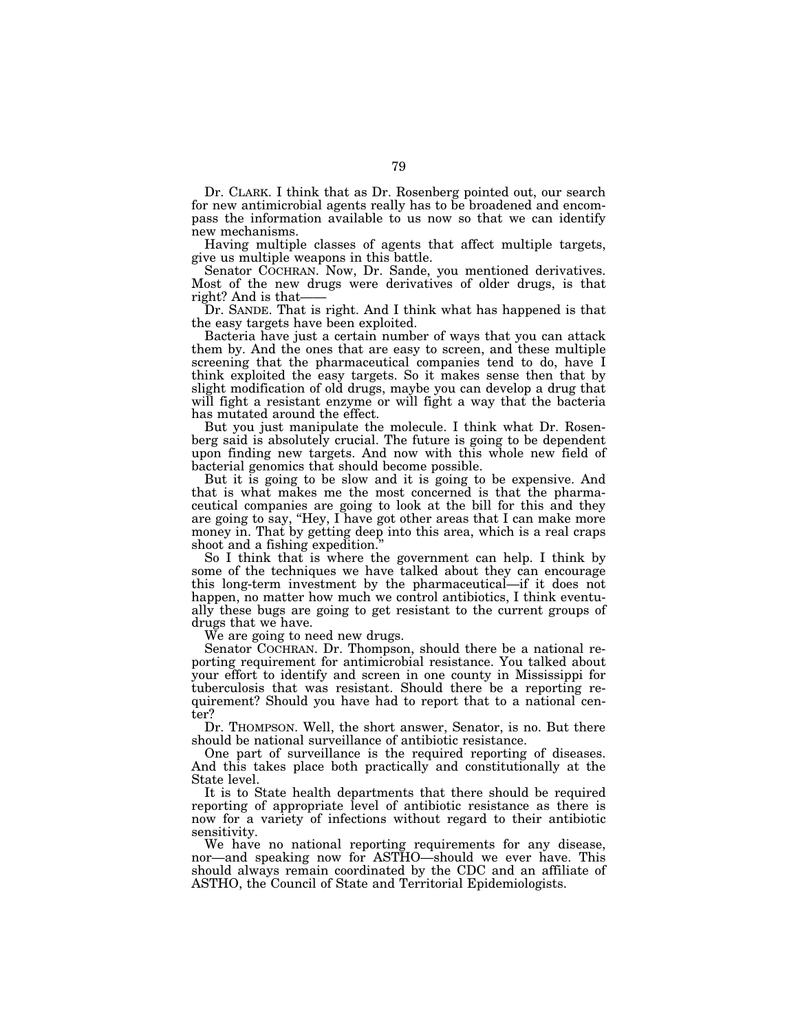Dr. CLARK. I think that as Dr. Rosenberg pointed out, our search for new antimicrobial agents really has to be broadened and encompass the information available to us now so that we can identify new mechanisms.

Having multiple classes of agents that affect multiple targets, give us multiple weapons in this battle.

Senator COCHRAN. Now, Dr. Sande, you mentioned derivatives. Most of the new drugs were derivatives of older drugs, is that right? And is that——

Dr. SANDE. That is right. And I think what has happened is that the easy targets have been exploited.

Bacteria have just a certain number of ways that you can attack them by. And the ones that are easy to screen, and these multiple screening that the pharmaceutical companies tend to do, have I think exploited the easy targets. So it makes sense then that by slight modification of old drugs, maybe you can develop a drug that will fight a resistant enzyme or will fight a way that the bacteria has mutated around the effect.

But you just manipulate the molecule. I think what Dr. Rosenberg said is absolutely crucial. The future is going to be dependent upon finding new targets. And now with this whole new field of bacterial genomics that should become possible.

But it is going to be slow and it is going to be expensive. And that is what makes me the most concerned is that the pharmaceutical companies are going to look at the bill for this and they are going to say, "Hey, I have got other areas that I can make more money in. That by getting deep into this area, which is a real craps shoot and a fishing expedition."

So I think that is where the government can help. I think by some of the techniques we have talked about they can encourage this long-term investment by the pharmaceutical—if it does not happen, no matter how much we control antibiotics, I think eventually these bugs are going to get resistant to the current groups of drugs that we have.

We are going to need new drugs.

Senator COCHRAN. Dr. Thompson, should there be a national reporting requirement for antimicrobial resistance. You talked about your effort to identify and screen in one county in Mississippi for tuberculosis that was resistant. Should there be a reporting requirement? Should you have had to report that to a national center?

Dr. THOMPSON. Well, the short answer, Senator, is no. But there should be national surveillance of antibiotic resistance.

One part of surveillance is the required reporting of diseases. And this takes place both practically and constitutionally at the State level.

It is to State health departments that there should be required reporting of appropriate level of antibiotic resistance as there is now for a variety of infections without regard to their antibiotic sensitivity.

We have no national reporting requirements for any disease, nor—and speaking now for ASTHO—should we ever have. This should always remain coordinated by the CDC and an affiliate of ASTHO, the Council of State and Territorial Epidemiologists.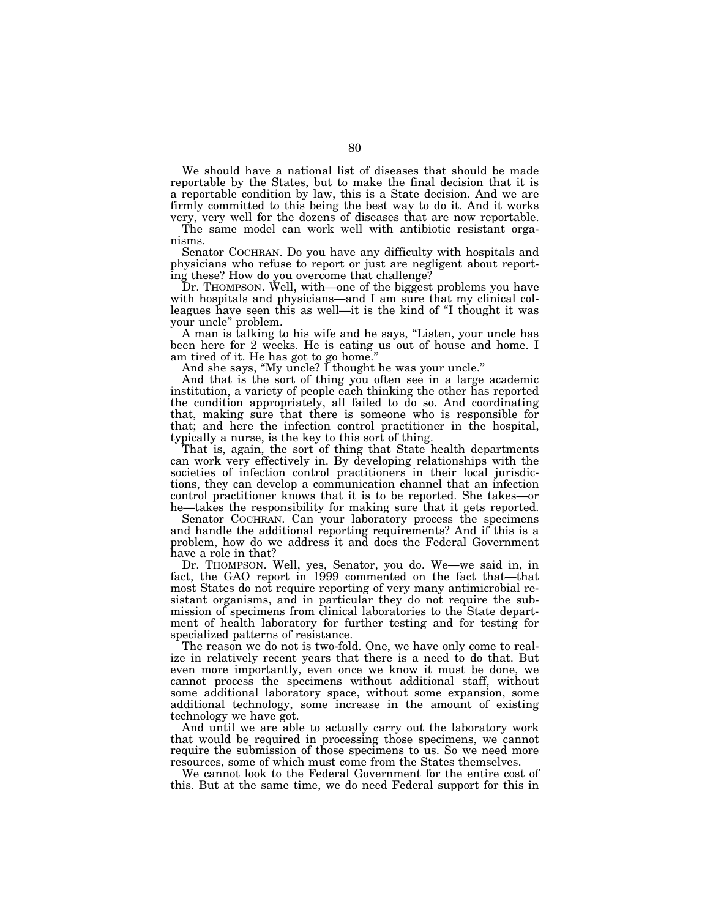We should have a national list of diseases that should be made reportable by the States, but to make the final decision that it is a reportable condition by law, this is a State decision. And we are firmly committed to this being the best way to do it. And it works very, very well for the dozens of diseases that are now reportable.

The same model can work well with antibiotic resistant organisms.

Senator COCHRAN. Do you have any difficulty with hospitals and physicians who refuse to report or just are negligent about reporting these? How do you overcome that challenge?

Dr. THOMPSON. Well, with—one of the biggest problems you have with hospitals and physicians—and I am sure that my clinical colleagues have seen this as well—it is the kind of "I thought it was your uncle" problem.

A man is talking to his wife and he says, "Listen, your uncle has been here for 2 weeks. He is eating us out of house and home. I am tired of it. He has got to go home."

And she says, "My uncle? I thought he was your uncle."

And that is the sort of thing you often see in a large academic institution, a variety of people each thinking the other has reported the condition appropriately, all failed to do so. And coordinating that, making sure that there is someone who is responsible for that; and here the infection control practitioner in the hospital, typically a nurse, is the key to this sort of thing.

That is, again, the sort of thing that State health departments can work very effectively in. By developing relationships with the societies of infection control practitioners in their local jurisdictions, they can develop a communication channel that an infection control practitioner knows that it is to be reported. She takes—or he—takes the responsibility for making sure that it gets reported.

Senator COCHRAN. Can your laboratory process the specimens and handle the additional reporting requirements? And if this is a problem, how do we address it and does the Federal Government have a role in that?

Dr. THOMPSON. Well, yes, Senator, you do. We—we said in, in fact, the GAO report in 1999 commented on the fact that—that most States do not require reporting of very many antimicrobial resistant organisms, and in particular they do not require the submission of specimens from clinical laboratories to the State department of health laboratory for further testing and for testing for specialized patterns of resistance.

The reason we do not is two-fold. One, we have only come to realize in relatively recent years that there is a need to do that. But even more importantly, even once we know it must be done, we cannot process the specimens without additional staff, without some additional laboratory space, without some expansion, some additional technology, some increase in the amount of existing technology we have got.

And until we are able to actually carry out the laboratory work that would be required in processing those specimens, we cannot require the submission of those specimens to us. So we need more resources, some of which must come from the States themselves.

We cannot look to the Federal Government for the entire cost of this. But at the same time, we do need Federal support for this in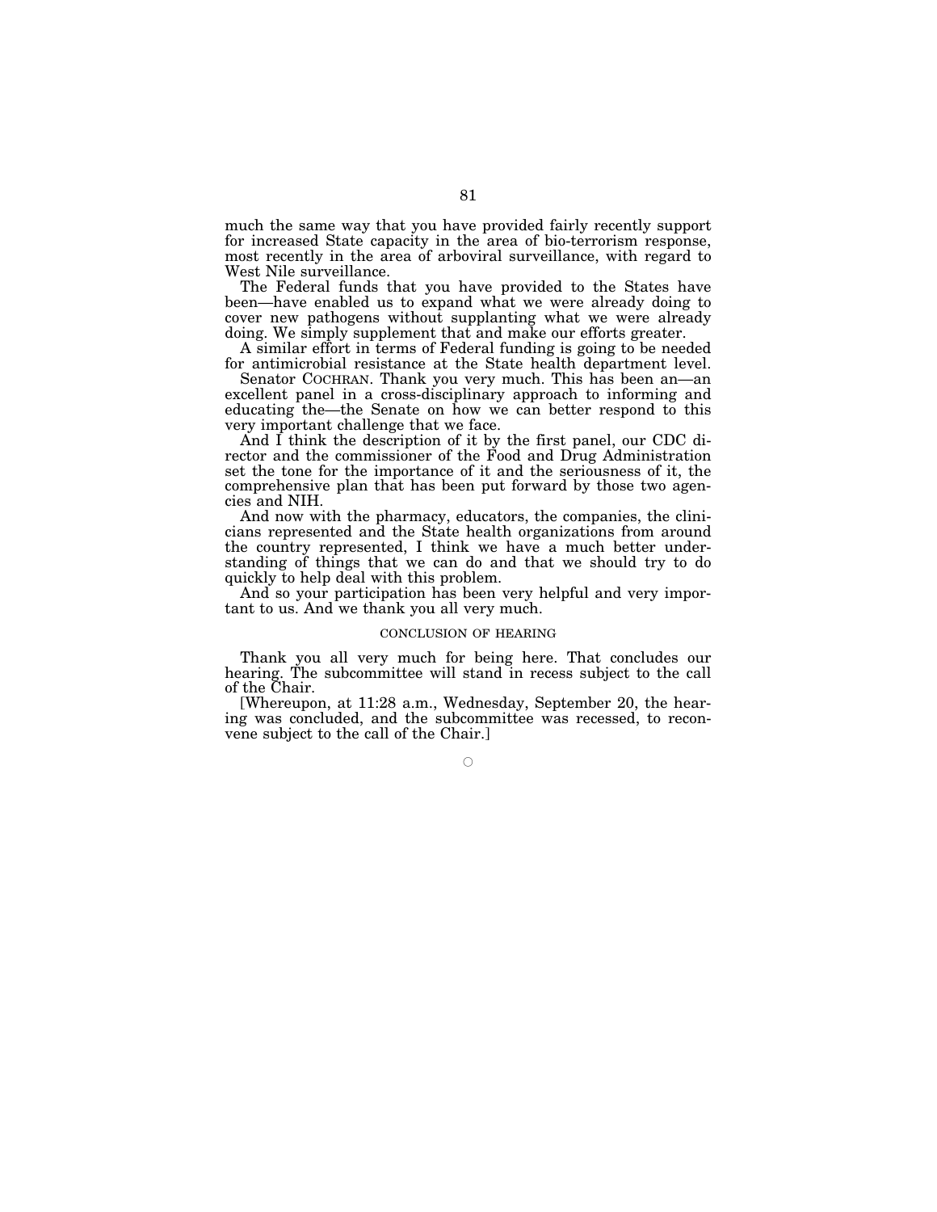much the same way that you have provided fairly recently support for increased State capacity in the area of bio-terrorism response, most recently in the area of arboviral surveillance, with regard to West Nile surveillance.

The Federal funds that you have provided to the States have been—have enabled us to expand what we were already doing to cover new pathogens without supplanting what we were already doing. We simply supplement that and make our efforts greater.

A similar effort in terms of Federal funding is going to be needed for antimicrobial resistance at the State health department level.

Senator COCHRAN. Thank you very much. This has been an—an excellent panel in a cross-disciplinary approach to informing and educating the—the Senate on how we can better respond to this very important challenge that we face.

And I think the description of it by the first panel, our CDC director and the commissioner of the Food and Drug Administration set the tone for the importance of it and the seriousness of it, the comprehensive plan that has been put forward by those two agencies and NIH.

And now with the pharmacy, educators, the companies, the clinicians represented and the State health organizations from around the country represented, I think we have a much better understanding of things that we can do and that we should try to do quickly to help deal with this problem.

And so your participation has been very helpful and very important to us. And we thank you all very much.

## CONCLUSION OF HEARING

Thank you all very much for being here. That concludes our hearing. The subcommittee will stand in recess subject to the call of the Chair.

[Whereupon, at 11:28 a.m., Wednesday, September 20, the hearing was concluded, and the subcommittee was recessed, to reconvene subject to the call of the Chair.]

○